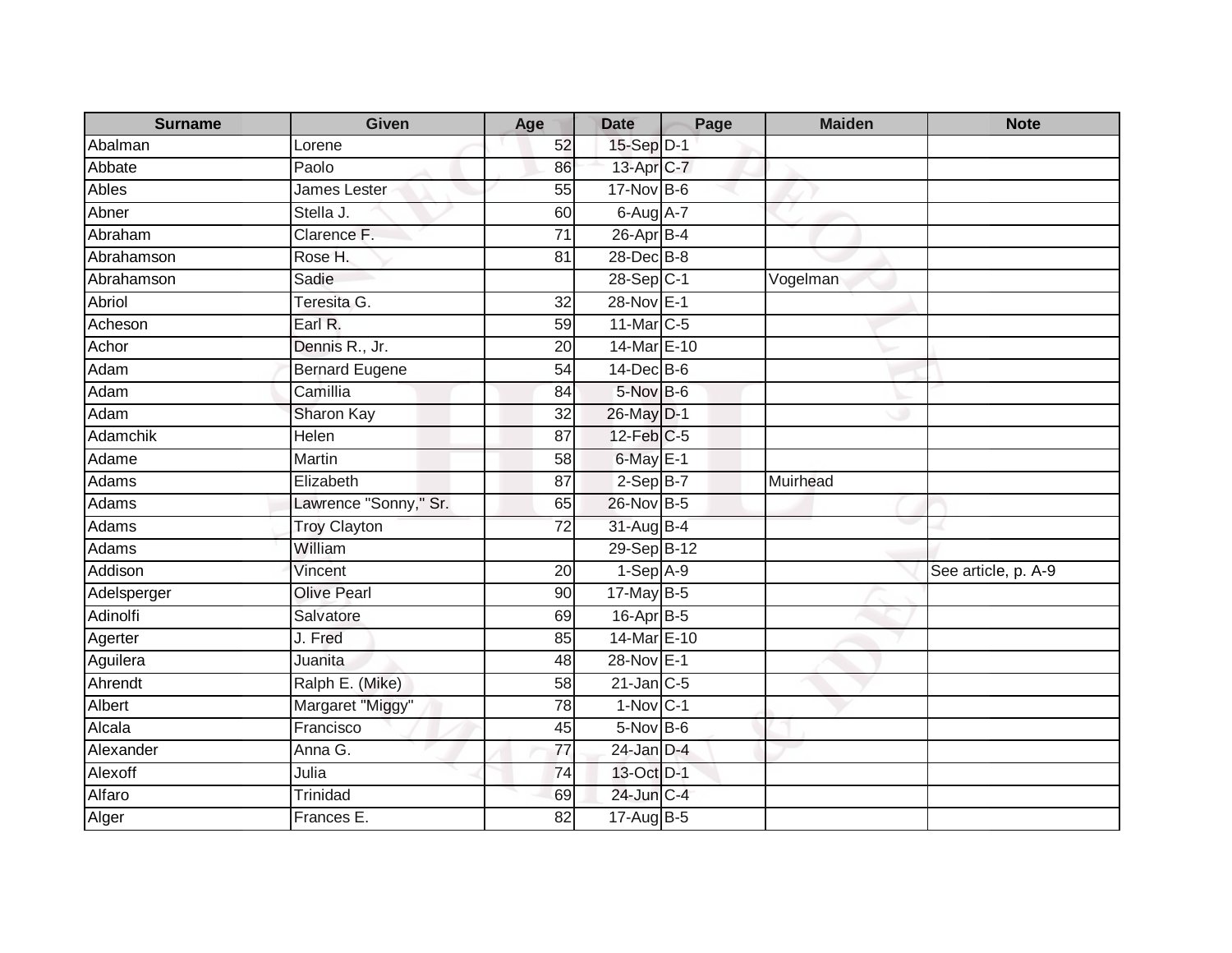| Surname | Given | Age | Date | Page | Maiden | Note |
|---|---|---|---|---|---|---|
| Abalman | Lorene | 52 | 15-Sep | D-1 | | |
| Abbate | Paolo | 86 | 13-Apr | C-7 | | |
| Ables | James Lester | 55 | 17-Nov | B-6 | | |
| Abner | Stella J. | 60 | 6-Aug | A-7 | | |
| Abraham | Clarence F. | 71 | 26-Apr | B-4 | | |
| Abrahamson | Rose H. | 81 | 28-Dec | B-8 | | |
| Abrahamson | Sadie | | 28-Sep | C-1 | Vogelman | |
| Abriol | Teresita G. | 32 | 28-Nov | E-1 | | |
| Acheson | Earl R. | 59 | 11-Mar | C-5 | | |
| Achor | Dennis R., Jr. | 20 | 14-Mar | E-10 | | |
| Adam | Bernard Eugene | 54 | 14-Dec | B-6 | | |
| Adam | Camillia | 84 | 5-Nov | B-6 | | |
| Adam | Sharon Kay | 32 | 26-May | D-1 | | |
| Adamchik | Helen | 87 | 12-Feb | C-5 | | |
| Adame | Martin | 58 | 6-May | E-1 | | |
| Adams | Elizabeth | 87 | 2-Sep | B-7 | Muirhead | |
| Adams | Lawrence "Sonny," Sr. | 65 | 26-Nov | B-5 | | |
| Adams | Troy Clayton | 72 | 31-Aug | B-4 | | |
| Adams | William | | 29-Sep | B-12 | | |
| Addison | Vincent | 20 | 1-Sep | A-9 | | See article, p. A-9 |
| Adelsperger | Olive Pearl | 90 | 17-May | B-5 | | |
| Adinolfi | Salvatore | 69 | 16-Apr | B-5 | | |
| Agerter | J. Fred | 85 | 14-Mar | E-10 | | |
| Aguilera | Juanita | 48 | 28-Nov | E-1 | | |
| Ahrendt | Ralph E. (Mike) | 58 | 21-Jan | C-5 | | |
| Albert | Margaret "Miggy" | 78 | 1-Nov | C-1 | | |
| Alcala | Francisco | 45 | 5-Nov | B-6 | | |
| Alexander | Anna G. | 77 | 24-Jan | D-4 | | |
| Alexoff | Julia | 74 | 13-Oct | D-1 | | |
| Alfaro | Trinidad | 69 | 24-Jun | C-4 | | |
| Alger | Frances E. | 82 | 17-Aug | B-5 | | |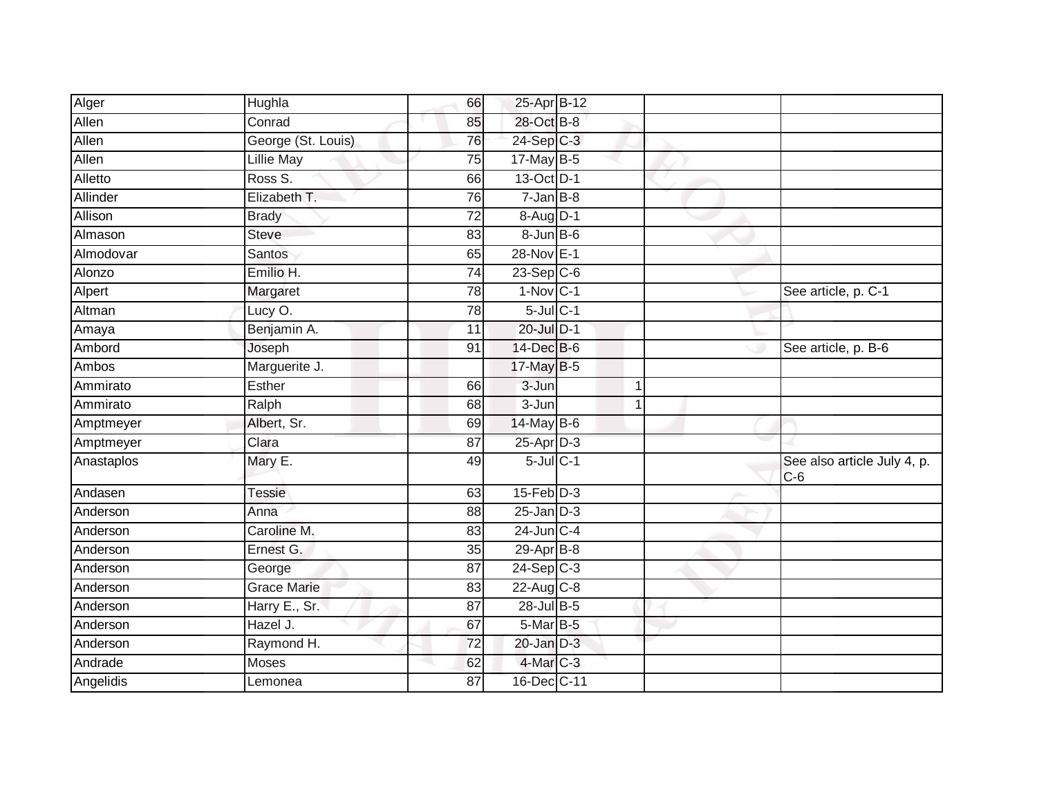| | | | | | | | |
|---|---|---|---|---|---|---|---|
| Alger | Hughla | 66 | 25-Apr | B-12 | | | |
| Allen | Conrad | 85 | 28-Oct | B-8 | | | |
| Allen | George (St. Louis) | 76 | 24-Sep | C-3 | | | |
| Allen | Lillie May | 75 | 17-May | B-5 | | | |
| Alletto | Ross S. | 66 | 13-Oct | D-1 | | | |
| Allinder | Elizabeth T. | 76 | 7-Jan | B-8 | | | |
| Allison | Brady | 72 | 8-Aug | D-1 | | | |
| Almason | Steve | 83 | 8-Jun | B-6 | | | |
| Almodovar | Santos | 65 | 28-Nov | E-1 | | | |
| Alonzo | Emilio H. | 74 | 23-Sep | C-6 | | | |
| Alpert | Margaret | 78 | 1-Nov | C-1 | | | See article, p. C-1 |
| Altman | Lucy O. | 78 | 5-Jul | C-1 | | | |
| Amaya | Benjamin A. | 11 | 20-Jul | D-1 | | | |
| Ambord | Joseph | 91 | 14-Dec | B-6 | | | See article, p. B-6 |
| Ambos | Marguerite J. | | 17-May | B-5 | | | |
| Ammirato | Esther | 66 | 3-Jun | | 1 | | |
| Ammirato | Ralph | 68 | 3-Jun | | 1 | | |
| Amptmeyer | Albert, Sr. | 69 | 14-May | B-6 | | | |
| Amptmeyer | Clara | 87 | 25-Apr | D-3 | | | |
| Anastaplos | Mary E. | 49 | 5-Jul | C-1 | | | See also article July 4, p. C-6 |
| Andasen | Tessie | 63 | 15-Feb | D-3 | | | |
| Anderson | Anna | 88 | 25-Jan | D-3 | | | |
| Anderson | Caroline M. | 83 | 24-Jun | C-4 | | | |
| Anderson | Ernest G. | 35 | 29-Apr | B-8 | | | |
| Anderson | George | 87 | 24-Sep | C-3 | | | |
| Anderson | Grace Marie | 83 | 22-Aug | C-8 | | | |
| Anderson | Harry E., Sr. | 87 | 28-Jul | B-5 | | | |
| Anderson | Hazel J. | 67 | 5-Mar | B-5 | | | |
| Anderson | Raymond H. | 72 | 20-Jan | D-3 | | | |
| Andrade | Moses | 62 | 4-Mar | C-3 | | | |
| Angelidis | Lemonea | 87 | 16-Dec | C-11 | | | |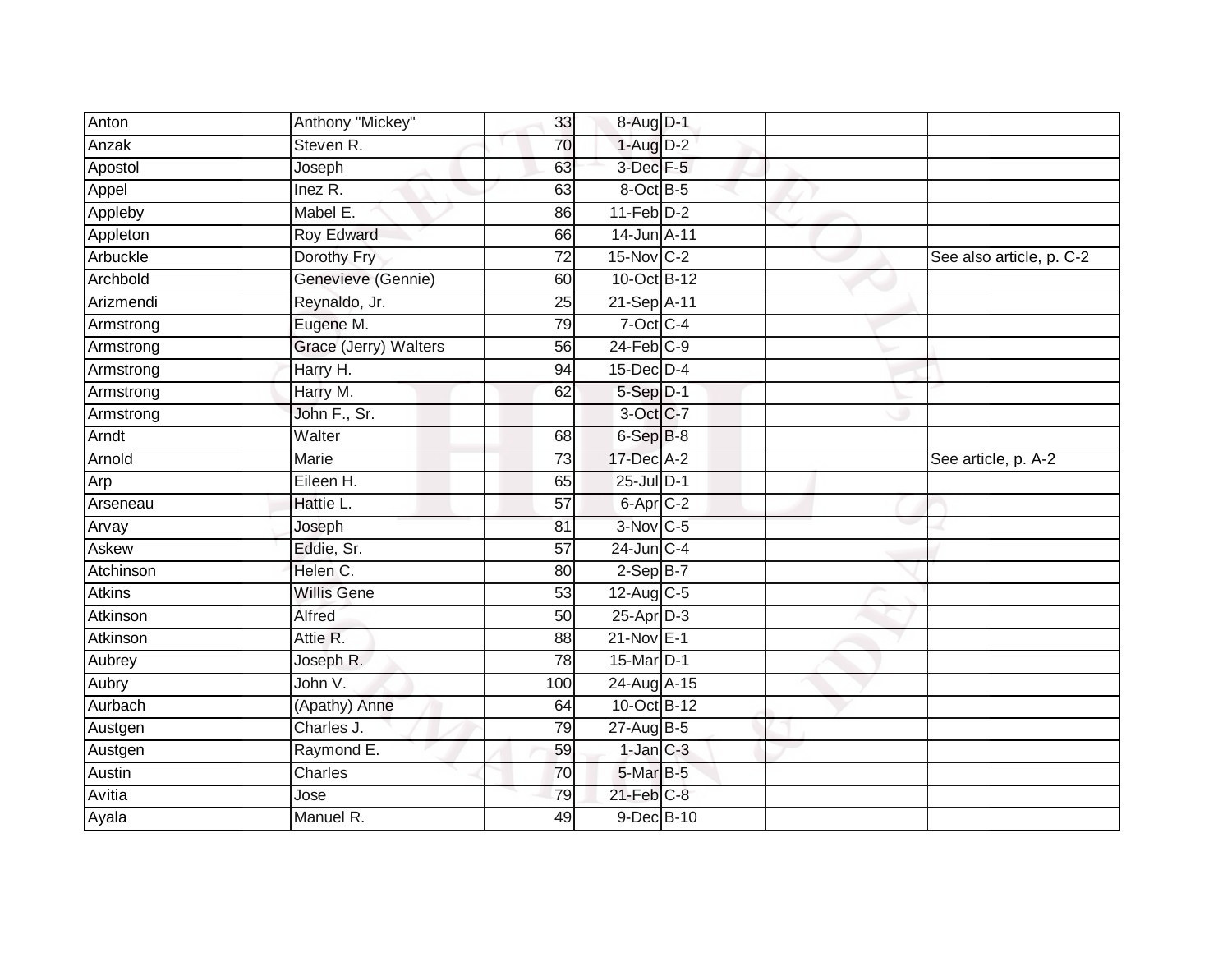| | | | | | | |
|---|---|---|---|---|---|---|
| Anton | Anthony "Mickey" | 33 | 8-Aug | D-1 | | |
| Anzak | Steven R. | 70 | 1-Aug | D-2 | | |
| Apostol | Joseph | 63 | 3-Dec | F-5 | | |
| Appel | Inez R. | 63 | 8-Oct | B-5 | | |
| Appleby | Mabel E. | 86 | 11-Feb | D-2 | | |
| Appleton | Roy Edward | 66 | 14-Jun | A-11 | | |
| Arbuckle | Dorothy Fry | 72 | 15-Nov | C-2 | | See also article, p. C-2 |
| Archbold | Genevieve (Gennie) | 60 | 10-Oct | B-12 | | |
| Arizmendi | Reynaldo, Jr. | 25 | 21-Sep | A-11 | | |
| Armstrong | Eugene M. | 79 | 7-Oct | C-4 | | |
| Armstrong | Grace (Jerry) Walters | 56 | 24-Feb | C-9 | | |
| Armstrong | Harry H. | 94 | 15-Dec | D-4 | | |
| Armstrong | Harry M. | 62 | 5-Sep | D-1 | | |
| Armstrong | John F., Sr. | | 3-Oct | C-7 | | |
| Arndt | Walter | 68 | 6-Sep | B-8 | | |
| Arnold | Marie | 73 | 17-Dec | A-2 | | See article, p. A-2 |
| Arp | Eileen H. | 65 | 25-Jul | D-1 | | |
| Arseneau | Hattie L. | 57 | 6-Apr | C-2 | | |
| Arvay | Joseph | 81 | 3-Nov | C-5 | | |
| Askew | Eddie, Sr. | 57 | 24-Jun | C-4 | | |
| Atchinson | Helen C. | 80 | 2-Sep | B-7 | | |
| Atkins | Willis Gene | 53 | 12-Aug | C-5 | | |
| Atkinson | Alfred | 50 | 25-Apr | D-3 | | |
| Atkinson | Attie R. | 88 | 21-Nov | E-1 | | |
| Aubrey | Joseph R. | 78 | 15-Mar | D-1 | | |
| Aubry | John V. | 100 | 24-Aug | A-15 | | |
| Aurbach | (Apathy) Anne | 64 | 10-Oct | B-12 | | |
| Austgen | Charles J. | 79 | 27-Aug | B-5 | | |
| Austgen | Raymond E. | 59 | 1-Jan | C-3 | | |
| Austin | Charles | 70 | 5-Mar | B-5 | | |
| Avitia | Jose | 79 | 21-Feb | C-8 | | |
| Ayala | Manuel R. | 49 | 9-Dec | B-10 | | |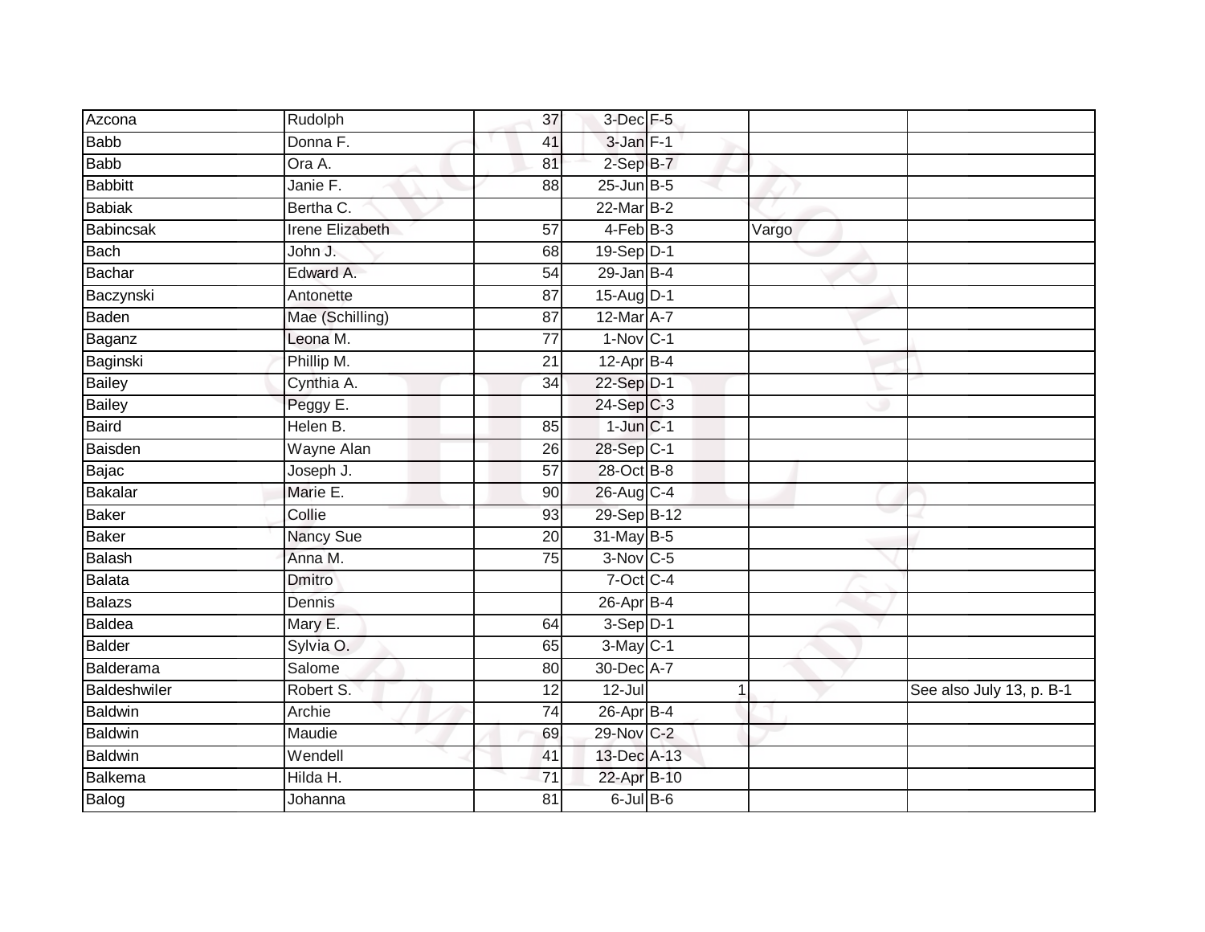| | | | | | | |
|---|---|---|---|---|---|---|
| Azcona | Rudolph | 37 | 3-Dec | F-5 | | |
| Babb | Donna F. | 41 | 3-Jan | F-1 | | |
| Babb | Ora A. | 81 | 2-Sep | B-7 | | |
| Babbitt | Janie F. | 88 | 25-Jun | B-5 | | |
| Babiak | Bertha C. | | 22-Mar | B-2 | | |
| Babincsak | Irene Elizabeth | 57 | 4-Feb | B-3 | Vargo | |
| Bach | John J. | 68 | 19-Sep | D-1 | | |
| Bachar | Edward A. | 54 | 29-Jan | B-4 | | |
| Baczynski | Antonette | 87 | 15-Aug | D-1 | | |
| Baden | Mae (Schilling) | 87 | 12-Mar | A-7 | | |
| Baganz | Leona M. | 77 | 1-Nov | C-1 | | |
| Baginski | Phillip M. | 21 | 12-Apr | B-4 | | |
| Bailey | Cynthia A. | 34 | 22-Sep | D-1 | | |
| Bailey | Peggy E. | | 24-Sep | C-3 | | |
| Baird | Helen B. | 85 | 1-Jun | C-1 | | |
| Baisden | Wayne Alan | 26 | 28-Sep | C-1 | | |
| Bajac | Joseph J. | 57 | 28-Oct | B-8 | | |
| Bakalar | Marie E. | 90 | 26-Aug | C-4 | | |
| Baker | Collie | 93 | 29-Sep | B-12 | | |
| Baker | Nancy Sue | 20 | 31-May | B-5 | | |
| Balash | Anna M. | 75 | 3-Nov | C-5 | | |
| Balata | Dmitro | | 7-Oct | C-4 | | |
| Balazs | Dennis | | 26-Apr | B-4 | | |
| Baldea | Mary E. | 64 | 3-Sep | D-1 | | |
| Balder | Sylvia O. | 65 | 3-May | C-1 | | |
| Balderama | Salome | 80 | 30-Dec | A-7 | | |
| Baldeshwiler | Robert S. | 12 | 12-Jul | 1 | | See also July 13, p. B-1 |
| Baldwin | Archie | 74 | 26-Apr | B-4 | | |
| Baldwin | Maudie | 69 | 29-Nov | C-2 | | |
| Baldwin | Wendell | 41 | 13-Dec | A-13 | | |
| Balkema | Hilda H. | 71 | 22-Apr | B-10 | | |
| Balog | Johanna | 81 | 6-Jul | B-6 | | |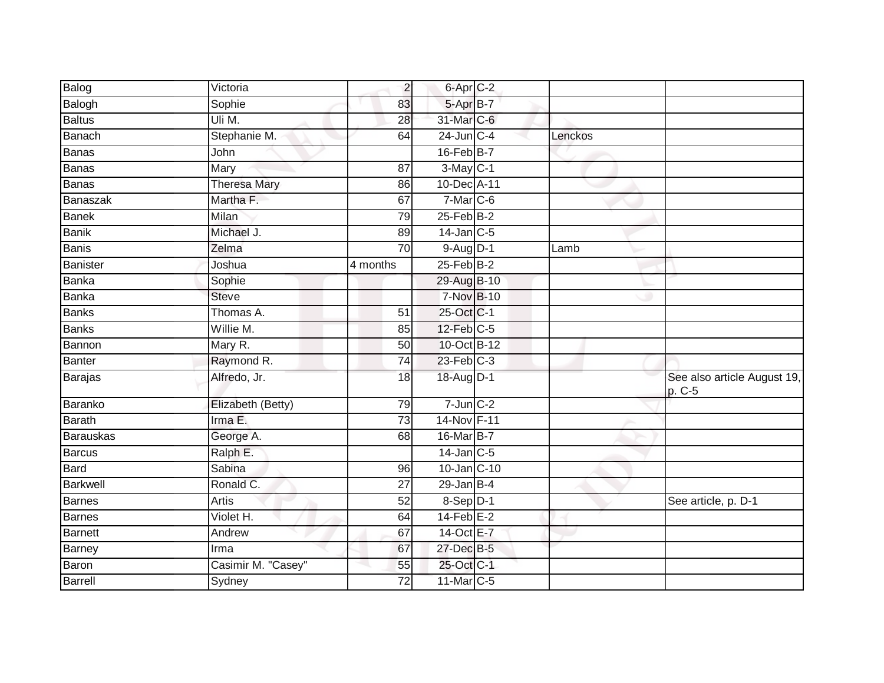| | | | | | | |
|---|---|---|---|---|---|---|
| Balog | Victoria | 2 | 6-Apr | C-2 | | |
| Balogh | Sophie | 83 | 5-Apr | B-7 | | |
| Baltus | Uli M. | 28 | 31-Mar | C-6 | | |
| Banach | Stephanie M. | 64 | 24-Jun | C-4 | Lenckos | |
| Banas | John | | 16-Feb | B-7 | | |
| Banas | Mary | 87 | 3-May | C-1 | | |
| Banas | Theresa Mary | 86 | 10-Dec | A-11 | | |
| Banaszak | Martha F. | 67 | 7-Mar | C-6 | | |
| Banek | Milan | 79 | 25-Feb | B-2 | | |
| Banik | Michael J. | 89 | 14-Jan | C-5 | | |
| Banis | Zelma | 70 | 9-Aug | D-1 | Lamb | |
| Banister | Joshua | 4 months | 25-Feb | B-2 | | |
| Banka | Sophie | | 29-Aug | B-10 | | |
| Banka | Steve | | 7-Nov | B-10 | | |
| Banks | Thomas A. | 51 | 25-Oct | C-1 | | |
| Banks | Willie M. | 85 | 12-Feb | C-5 | | |
| Bannon | Mary R. | 50 | 10-Oct | B-12 | | |
| Banter | Raymond R. | 74 | 23-Feb | C-3 | | |
| Barajas | Alfredo, Jr. | 18 | 18-Aug | D-1 | | See also article August 19, p. C-5 |
| Baranko | Elizabeth (Betty) | 79 | 7-Jun | C-2 | | |
| Barath | Irma E. | 73 | 14-Nov | F-11 | | |
| Barauskas | George A. | 68 | 16-Mar | B-7 | | |
| Barcus | Ralph E. | | 14-Jan | C-5 | | |
| Bard | Sabina | 96 | 10-Jan | C-10 | | |
| Barkwell | Ronald C. | 27 | 29-Jan | B-4 | | |
| Barnes | Artis | 52 | 8-Sep | D-1 | | See article, p. D-1 |
| Barnes | Violet H. | 64 | 14-Feb | E-2 | | |
| Barnett | Andrew | 67 | 14-Oct | E-7 | | |
| Barney | Irma | 67 | 27-Dec | B-5 | | |
| Baron | Casimir M. "Casey" | 55 | 25-Oct | C-1 | | |
| Barrell | Sydney | 72 | 11-Mar | C-5 | | |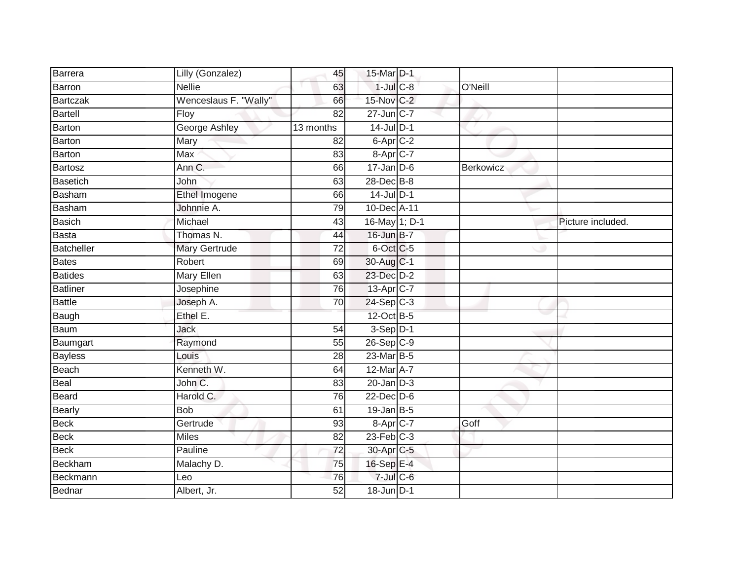| | | | | | | |
|---|---|---|---|---|---|---|
| Barrera | Lilly (Gonzalez) | 45 | 15-Mar | D-1 | | |
| Barron | Nellie | 63 | 1-Jul | C-8 | O'Neill | |
| Bartczak | Wenceslaus F. "Wally" | 66 | 15-Nov | C-2 | | |
| Bartell | Floy | 82 | 27-Jun | C-7 | | |
| Barton | George Ashley | 13 months | 14-Jul | D-1 | | |
| Barton | Mary | 82 | 6-Apr | C-2 | | |
| Barton | Max | 83 | 8-Apr | C-7 | | |
| Bartosz | Ann C. | 66 | 17-Jan | D-6 | Berkowicz | |
| Basetich | John | 63 | 28-Dec | B-8 | | |
| Basham | Ethel Imogene | 66 | 14-Jul | D-1 | | |
| Basham | Johnnie A. | 79 | 10-Dec | A-11 | | |
| Basich | Michael | 43 | 16-May | 1; D-1 | | Picture included. |
| Basta | Thomas N. | 44 | 16-Jun | B-7 | | |
| Batcheller | Mary Gertrude | 72 | 6-Oct | C-5 | | |
| Bates | Robert | 69 | 30-Aug | C-1 | | |
| Batides | Mary Ellen | 63 | 23-Dec | D-2 | | |
| Batliner | Josephine | 76 | 13-Apr | C-7 | | |
| Battle | Joseph A. | 70 | 24-Sep | C-3 | | |
| Baugh | Ethel E. | | 12-Oct | B-5 | | |
| Baum | Jack | 54 | 3-Sep | D-1 | | |
| Baumgart | Raymond | 55 | 26-Sep | C-9 | | |
| Bayless | Louis | 28 | 23-Mar | B-5 | | |
| Beach | Kenneth W. | 64 | 12-Mar | A-7 | | |
| Beal | John C. | 83 | 20-Jan | D-3 | | |
| Beard | Harold C. | 76 | 22-Dec | D-6 | | |
| Bearly | Bob | 61 | 19-Jan | B-5 | | |
| Beck | Gertrude | 93 | 8-Apr | C-7 | Goff | |
| Beck | Miles | 82 | 23-Feb | C-3 | | |
| Beck | Pauline | 72 | 30-Apr | C-5 | | |
| Beckham | Malachy D. | 75 | 16-Sep | E-4 | | |
| Beckmann | Leo | 76 | 7-Jul | C-6 | | |
| Bednar | Albert, Jr. | 52 | 18-Jun | D-1 | | |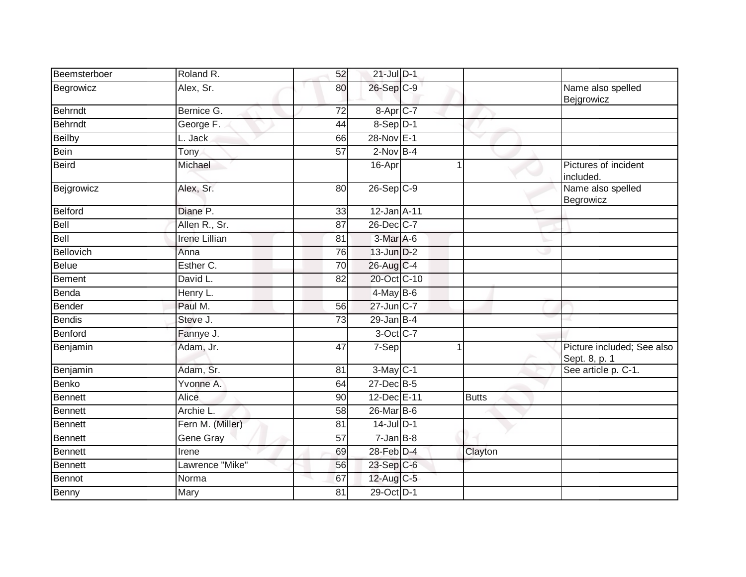| | | | | | | |
|---|---|---|---|---|---|---|
| Beemsterboer | Roland R. | 52 | 21-Jul | D-1 | | |
| Begrowicz | Alex, Sr. | 80 | 26-Sep | C-9 | | Name also spelled Bejgrowicz |
| Behrndt | Bernice G. | 72 | 8-Apr | C-7 | | |
| Behrndt | George F. | 44 | 8-Sep | D-1 | | |
| Beilby | L. Jack | 66 | 28-Nov | E-1 | | |
| Bein | Tony | 57 | 2-Nov | B-4 | | |
| Beird | Michael | | 16-Apr | 1 | | Pictures of incident included. |
| Bejgrowicz | Alex, Sr. | 80 | 26-Sep | C-9 | | Name also spelled Begrowicz |
| Belford | Diane P. | 33 | 12-Jan | A-11 | | |
| Bell | Allen R., Sr. | 87 | 26-Dec | C-7 | | |
| Bell | Irene Lillian | 81 | 3-Mar | A-6 | | |
| Bellovich | Anna | 76 | 13-Jun | D-2 | | |
| Belue | Esther C. | 70 | 26-Aug | C-4 | | |
| Bement | David L. | 82 | 20-Oct | C-10 | | |
| Benda | Henry L. | | 4-May | B-6 | | |
| Bender | Paul M. | 56 | 27-Jun | C-7 | | |
| Bendis | Steve J. | 73 | 29-Jan | B-4 | | |
| Benford | Fannye J. | | 3-Oct | C-7 | | |
| Benjamin | Adam, Jr. | 47 | 7-Sep | 1 | | Picture included; See also Sept. 8, p. 1 |
| Benjamin | Adam, Sr. | 81 | 3-May | C-1 | | See article p. C-1. |
| Benko | Yvonne A. | 64 | 27-Dec | B-5 | | |
| Bennett | Alice | 90 | 12-Dec | E-11 | Butts | |
| Bennett | Archie L. | 58 | 26-Mar | B-6 | | |
| Bennett | Fern M. (Miller) | 81 | 14-Jul | D-1 | | |
| Bennett | Gene Gray | 57 | 7-Jan | B-8 | | |
| Bennett | Irene | 69 | 28-Feb | D-4 | Clayton | |
| Bennett | Lawrence "Mike" | 56 | 23-Sep | C-6 | | |
| Bennot | Norma | 67 | 12-Aug | C-5 | | |
| Benny | Mary | 81 | 29-Oct | D-1 | | |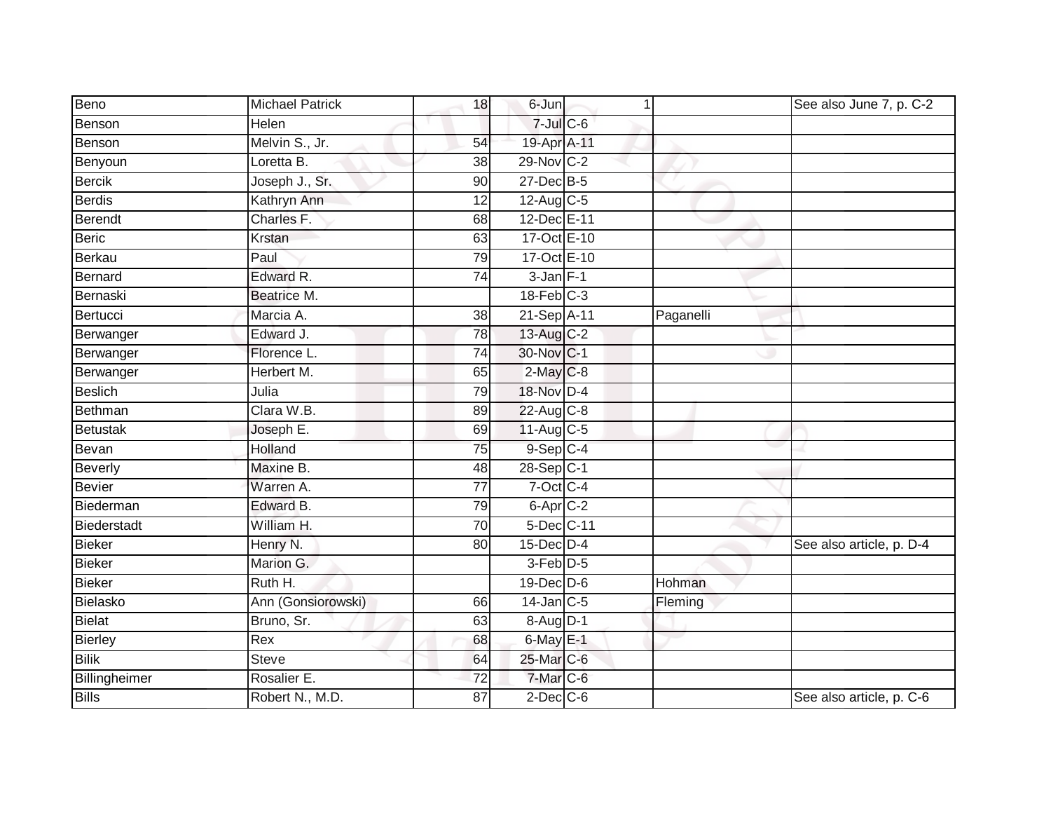| | | | | | | |
|---|---|---|---|---|---|---|
| Beno | Michael Patrick | 18 | 6-Jun | 1 | | See also June 7, p. C-2 |
| Benson | Helen | | 7-Jul | C-6 | | |
| Benson | Melvin S., Jr. | 54 | 19-Apr | A-11 | | |
| Benyoun | Loretta B. | 38 | 29-Nov | C-2 | | |
| Bercik | Joseph J., Sr. | 90 | 27-Dec | B-5 | | |
| Berdis | Kathryn Ann | 12 | 12-Aug | C-5 | | |
| Berendt | Charles F. | 68 | 12-Dec | E-11 | | |
| Beric | Krstan | 63 | 17-Oct | E-10 | | |
| Berkau | Paul | 79 | 17-Oct | E-10 | | |
| Bernard | Edward R. | 74 | 3-Jan | F-1 | | |
| Bernaski | Beatrice M. | | 18-Feb | C-3 | | |
| Bertucci | Marcia A. | 38 | 21-Sep | A-11 | Paganelli | |
| Berwanger | Edward J. | 78 | 13-Aug | C-2 | | |
| Berwanger | Florence L. | 74 | 30-Nov | C-1 | | |
| Berwanger | Herbert M. | 65 | 2-May | C-8 | | |
| Beslich | Julia | 79 | 18-Nov | D-4 | | |
| Bethman | Clara W.B. | 89 | 22-Aug | C-8 | | |
| Betustak | Joseph E. | 69 | 11-Aug | C-5 | | |
| Bevan | Holland | 75 | 9-Sep | C-4 | | |
| Beverly | Maxine B. | 48 | 28-Sep | C-1 | | |
| Bevier | Warren A. | 77 | 7-Oct | C-4 | | |
| Biederman | Edward B. | 79 | 6-Apr | C-2 | | |
| Biederstadt | William H. | 70 | 5-Dec | C-11 | | |
| Bieker | Henry N. | 80 | 15-Dec | D-4 | | See also article, p. D-4 |
| Bieker | Marion G. | | 3-Feb | D-5 | | |
| Bieker | Ruth H. | | 19-Dec | D-6 | Hohman | |
| Bielasko | Ann (Gonsiorowski) | 66 | 14-Jan | C-5 | Fleming | |
| Bielat | Bruno, Sr. | 63 | 8-Aug | D-1 | | |
| Bierley | Rex | 68 | 6-May | E-1 | | |
| Bilik | Steve | 64 | 25-Mar | C-6 | | |
| Billingheimer | Rosalier E. | 72 | 7-Mar | C-6 | | |
| Bills | Robert N., M.D. | 87 | 2-Dec | C-6 | | See also article, p. C-6 |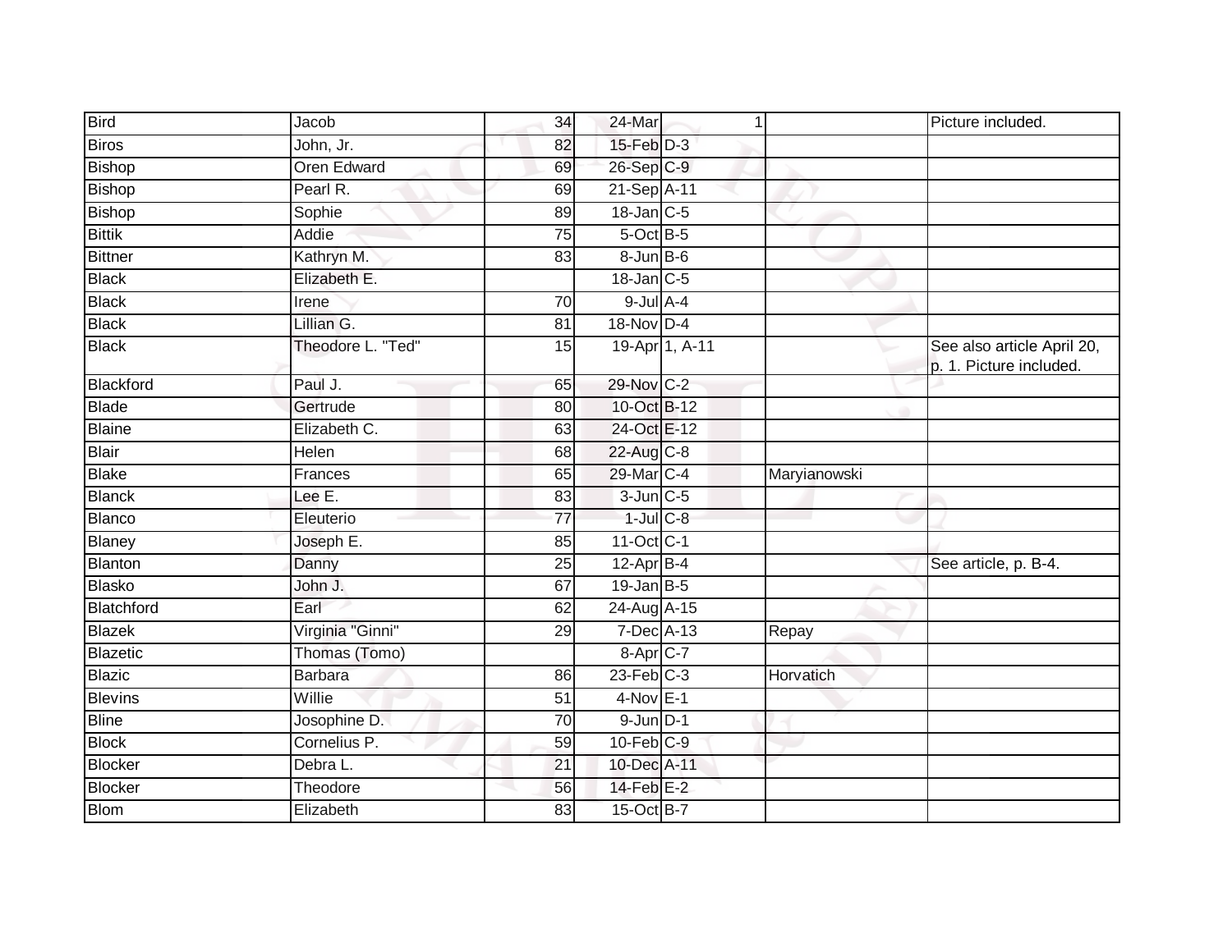| | | | | | | |
|---|---|---|---|---|---|---|
| Bird | Jacob | 34 | 24-Mar | 1 | | Picture included. |
| Biros | John, Jr. | 82 | 15-Feb | D-3 | | |
| Bishop | Oren Edward | 69 | 26-Sep | C-9 | | |
| Bishop | Pearl R. | 69 | 21-Sep | A-11 | | |
| Bishop | Sophie | 89 | 18-Jan | C-5 | | |
| Bittik | Addie | 75 | 5-Oct | B-5 | | |
| Bittner | Kathryn M. | 83 | 8-Jun | B-6 | | |
| Black | Elizabeth E. | | 18-Jan | C-5 | | |
| Black | Irene | 70 | 9-Jul | A-4 | | |
| Black | Lillian G. | 81 | 18-Nov | D-4 | | |
| Black | Theodore L. "Ted" | 15 | 19-Apr | 1, A-11 | | See also article April 20, p. 1. Picture included. |
| Blackford | Paul J. | 65 | 29-Nov | C-2 | | |
| Blade | Gertrude | 80 | 10-Oct | B-12 | | |
| Blaine | Elizabeth C. | 63 | 24-Oct | E-12 | | |
| Blair | Helen | 68 | 22-Aug | C-8 | | |
| Blake | Frances | 65 | 29-Mar | C-4 | Maryianowski | |
| Blanck | Lee E. | 83 | 3-Jun | C-5 | | |
| Blanco | Eleuterio | 77 | 1-Jul | C-8 | | |
| Blaney | Joseph E. | 85 | 11-Oct | C-1 | | |
| Blanton | Danny | 25 | 12-Apr | B-4 | | See article, p. B-4. |
| Blasko | John J. | 67 | 19-Jan | B-5 | | |
| Blatchford | Earl | 62 | 24-Aug | A-15 | | |
| Blazek | Virginia "Ginni" | 29 | 7-Dec | A-13 | Repay | |
| Blazetic | Thomas (Tomo) | | 8-Apr | C-7 | | |
| Blazic | Barbara | 86 | 23-Feb | C-3 | Horvatich | |
| Blevins | Willie | 51 | 4-Nov | E-1 | | |
| Bline | Josophine D. | 70 | 9-Jun | D-1 | | |
| Block | Cornelius P. | 59 | 10-Feb | C-9 | | |
| Blocker | Debra L. | 21 | 10-Dec | A-11 | | |
| Blocker | Theodore | 56 | 14-Feb | E-2 | | |
| Blom | Elizabeth | 83 | 15-Oct | B-7 | | |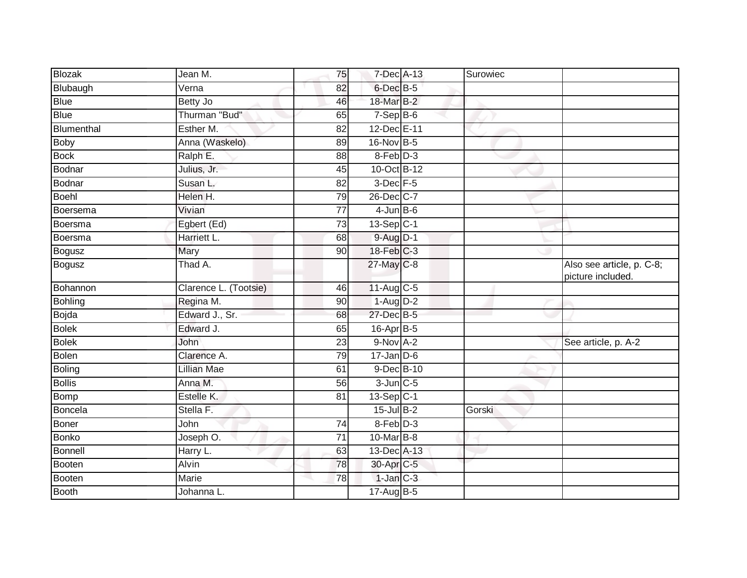| | | | | | | |
|---|---|---|---|---|---|---|
| Blozak | Jean M. | 75 | 7-Dec | A-13 | Surowiec | |
| Blubaugh | Verna | 82 | 6-Dec | B-5 | | |
| Blue | Betty Jo | 46 | 18-Mar | B-2 | | |
| Blue | Thurman "Bud" | 65 | 7-Sep | B-6 | | |
| Blumenthal | Esther M. | 82 | 12-Dec | E-11 | | |
| Boby | Anna (Waskelo) | 89 | 16-Nov | B-5 | | |
| Bock | Ralph E. | 88 | 8-Feb | D-3 | | |
| Bodnar | Julius, Jr. | 45 | 10-Oct | B-12 | | |
| Bodnar | Susan L. | 82 | 3-Dec | F-5 | | |
| Boehl | Helen H. | 79 | 26-Dec | C-7 | | |
| Boersema | Vivian | 77 | 4-Jun | B-6 | | |
| Boersma | Egbert (Ed) | 73 | 13-Sep | C-1 | | |
| Boersma | Harriett L. | 68 | 9-Aug | D-1 | | |
| Bogusz | Mary | 90 | 18-Feb | C-3 | | |
| Bogusz | Thad A. | | 27-May | C-8 | | Also see article, p. C-8; picture included. |
| Bohannon | Clarence L. (Tootsie) | 46 | 11-Aug | C-5 | | |
| Bohling | Regina M. | 90 | 1-Aug | D-2 | | |
| Bojda | Edward J., Sr. | 68 | 27-Dec | B-5 | | |
| Bolek | Edward J. | 65 | 16-Apr | B-5 | | |
| Bolek | John | 23 | 9-Nov | A-2 | | See article, p. A-2 |
| Bolen | Clarence A. | 79 | 17-Jan | D-6 | | |
| Boling | Lillian Mae | 61 | 9-Dec | B-10 | | |
| Bollis | Anna M. | 56 | 3-Jun | C-5 | | |
| Bomp | Estelle K. | 81 | 13-Sep | C-1 | | |
| Boncela | Stella F. | | 15-Jul | B-2 | Gorski | |
| Boner | John | 74 | 8-Feb | D-3 | | |
| Bonko | Joseph O. | 71 | 10-Mar | B-8 | | |
| Bonnell | Harry L. | 63 | 13-Dec | A-13 | | |
| Booten | Alvin | 78 | 30-Apr | C-5 | | |
| Booten | Marie | 78 | 1-Jan | C-3 | | |
| Booth | Johanna L. | | 17-Aug | B-5 | | |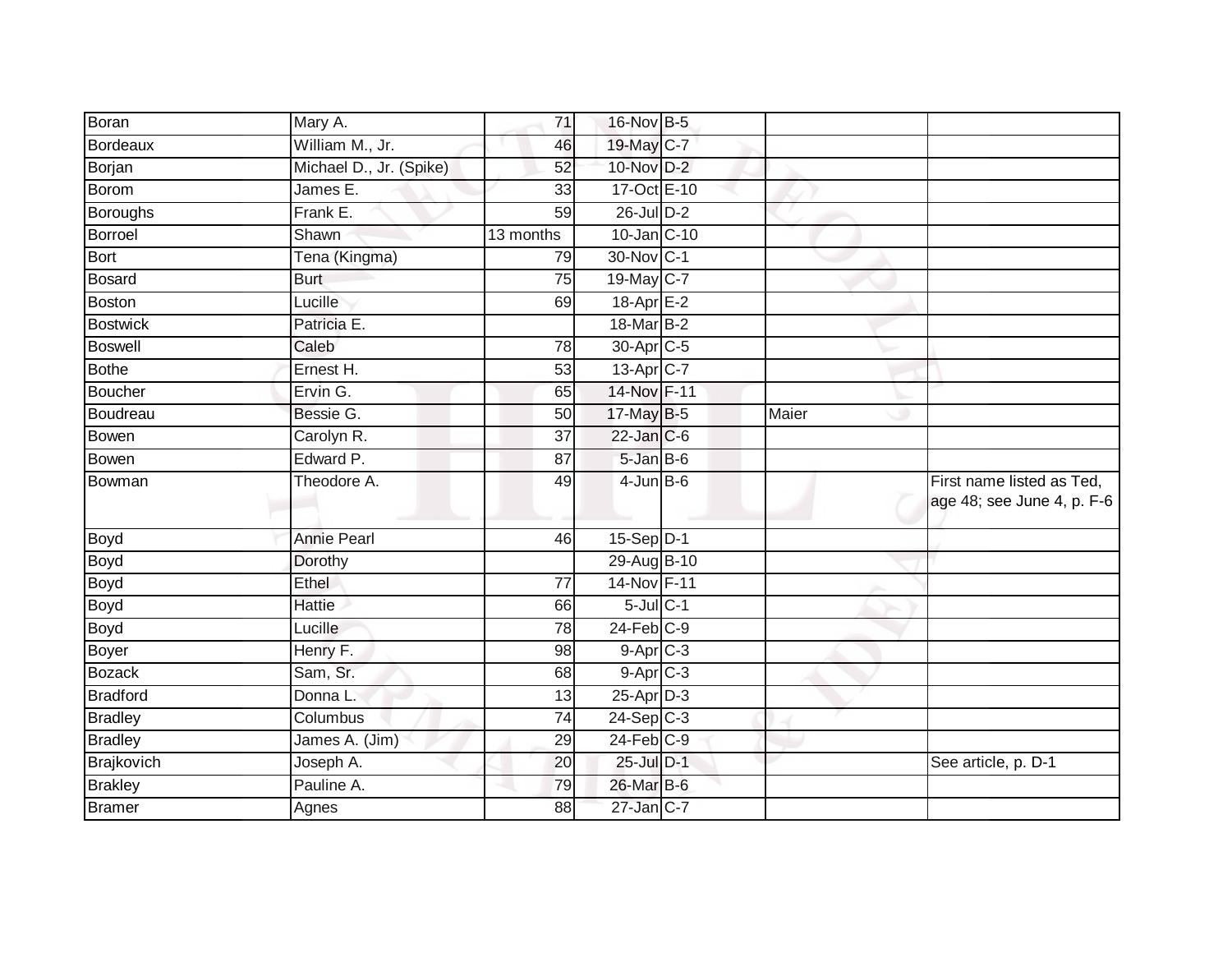| | | | | | | |
|---|---|---|---|---|---|---|
| Boran | Mary A. | 71 | 16-Nov | B-5 | | |
| Bordeaux | William M., Jr. | 46 | 19-May | C-7 | | |
| Borjan | Michael D., Jr. (Spike) | 52 | 10-Nov | D-2 | | |
| Borom | James E. | 33 | 17-Oct | E-10 | | |
| Boroughs | Frank E. | 59 | 26-Jul | D-2 | | |
| Borroel | Shawn | 13 months | 10-Jan | C-10 | | |
| Bort | Tena (Kingma) | 79 | 30-Nov | C-1 | | |
| Bosard | Burt | 75 | 19-May | C-7 | | |
| Boston | Lucille | 69 | 18-Apr | E-2 | | |
| Bostwick | Patricia E. | | 18-Mar | B-2 | | |
| Boswell | Caleb | 78 | 30-Apr | C-5 | | |
| Bothe | Ernest H. | 53 | 13-Apr | C-7 | | |
| Boucher | Ervin G. | 65 | 14-Nov | F-11 | | |
| Boudreau | Bessie G. | 50 | 17-May | B-5 | Maier | |
| Bowen | Carolyn R. | 37 | 22-Jan | C-6 | | |
| Bowen | Edward P. | 87 | 5-Jan | B-6 | | |
| Bowman | Theodore A. | 49 | 4-Jun | B-6 | | First name listed as Ted, age 48; see June 4, p. F-6 |
| Boyd | Annie Pearl | 46 | 15-Sep | D-1 | | |
| Boyd | Dorothy | | 29-Aug | B-10 | | |
| Boyd | Ethel | 77 | 14-Nov | F-11 | | |
| Boyd | Hattie | 66 | 5-Jul | C-1 | | |
| Boyd | Lucille | 78 | 24-Feb | C-9 | | |
| Boyer | Henry F. | 98 | 9-Apr | C-3 | | |
| Bozack | Sam, Sr. | 68 | 9-Apr | C-3 | | |
| Bradford | Donna L. | 13 | 25-Apr | D-3 | | |
| Bradley | Columbus | 74 | 24-Sep | C-3 | | |
| Bradley | James A. (Jim) | 29 | 24-Feb | C-9 | | |
| Brajkovich | Joseph A. | 20 | 25-Jul | D-1 | | See article, p. D-1 |
| Brakley | Pauline A. | 79 | 26-Mar | B-6 | | |
| Bramer | Agnes | 88 | 27-Jan | C-7 | | |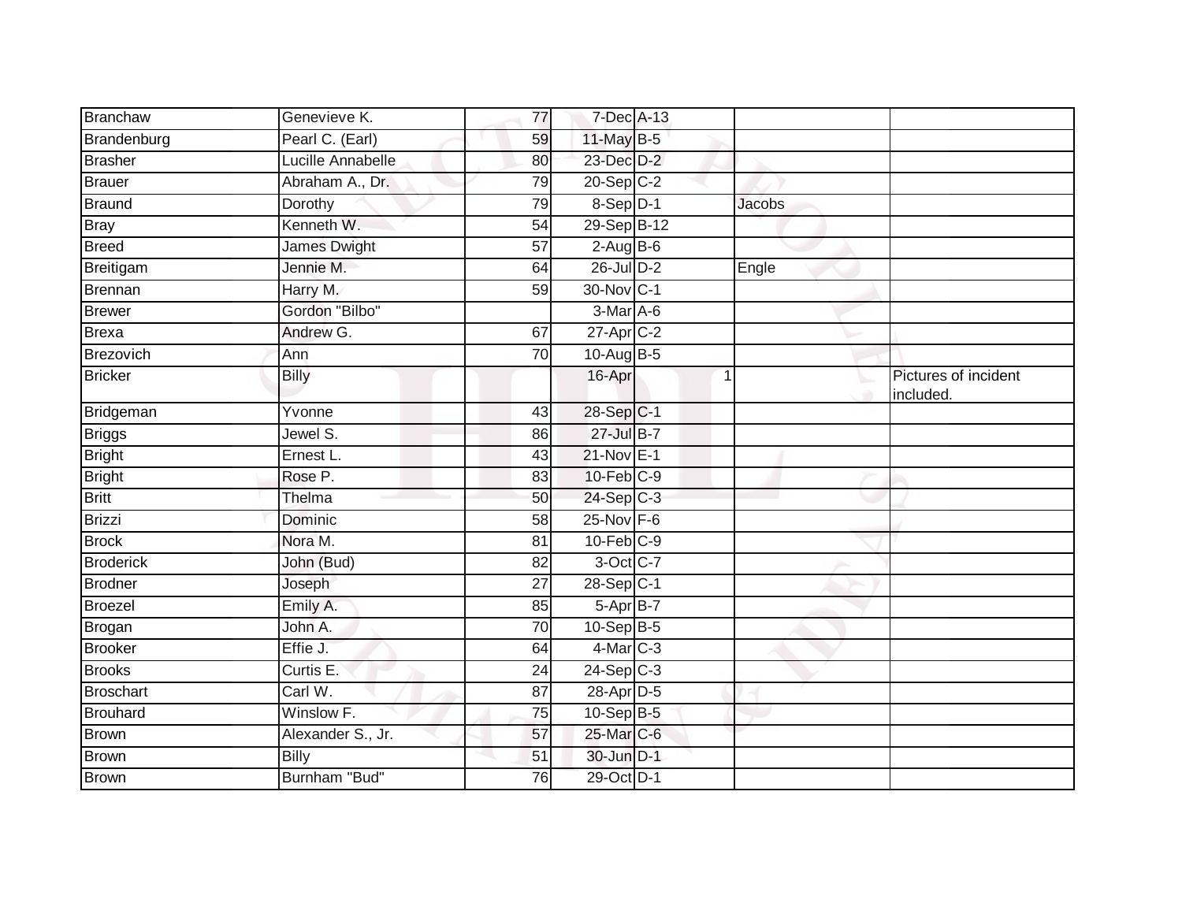| | | | | | | |
|---|---|---|---|---|---|---|
| Branchaw | Genevieve K. | 77 | 7-Dec | A-13 | | |
| Brandenburg | Pearl C. (Earl) | 59 | 11-May | B-5 | | |
| Brasher | Lucille Annabelle | 80 | 23-Dec | D-2 | | |
| Brauer | Abraham A., Dr. | 79 | 20-Sep | C-2 | | |
| Braund | Dorothy | 79 | 8-Sep | D-1 | Jacobs | |
| Bray | Kenneth W. | 54 | 29-Sep | B-12 | | |
| Breed | James Dwight | 57 | 2-Aug | B-6 | | |
| Breitigam | Jennie M. | 64 | 26-Jul | D-2 | Engle | |
| Brennan | Harry M. | 59 | 30-Nov | C-1 | | |
| Brewer | Gordon "Bilbo" | | 3-Mar | A-6 | | |
| Brexa | Andrew G. | 67 | 27-Apr | C-2 | | |
| Brezovich | Ann | 70 | 10-Aug | B-5 | | |
| Bricker | Billy | | 16-Apr | 1 | | Pictures of incident included. |
| Bridgeman | Yvonne | 43 | 28-Sep | C-1 | | |
| Briggs | Jewel S. | 86 | 27-Jul | B-7 | | |
| Bright | Ernest L. | 43 | 21-Nov | E-1 | | |
| Bright | Rose P. | 83 | 10-Feb | C-9 | | |
| Britt | Thelma | 50 | 24-Sep | C-3 | | |
| Brizzi | Dominic | 58 | 25-Nov | F-6 | | |
| Brock | Nora M. | 81 | 10-Feb | C-9 | | |
| Broderick | John (Bud) | 82 | 3-Oct | C-7 | | |
| Brodner | Joseph | 27 | 28-Sep | C-1 | | |
| Broezel | Emily A. | 85 | 5-Apr | B-7 | | |
| Brogan | John A. | 70 | 10-Sep | B-5 | | |
| Brooker | Effie J. | 64 | 4-Mar | C-3 | | |
| Brooks | Curtis E. | 24 | 24-Sep | C-3 | | |
| Broschart | Carl W. | 87 | 28-Apr | D-5 | | |
| Brouhard | Winslow F. | 75 | 10-Sep | B-5 | | |
| Brown | Alexander S., Jr. | 57 | 25-Mar | C-6 | | |
| Brown | Billy | 51 | 30-Jun | D-1 | | |
| Brown | Burnham "Bud" | 76 | 29-Oct | D-1 | | |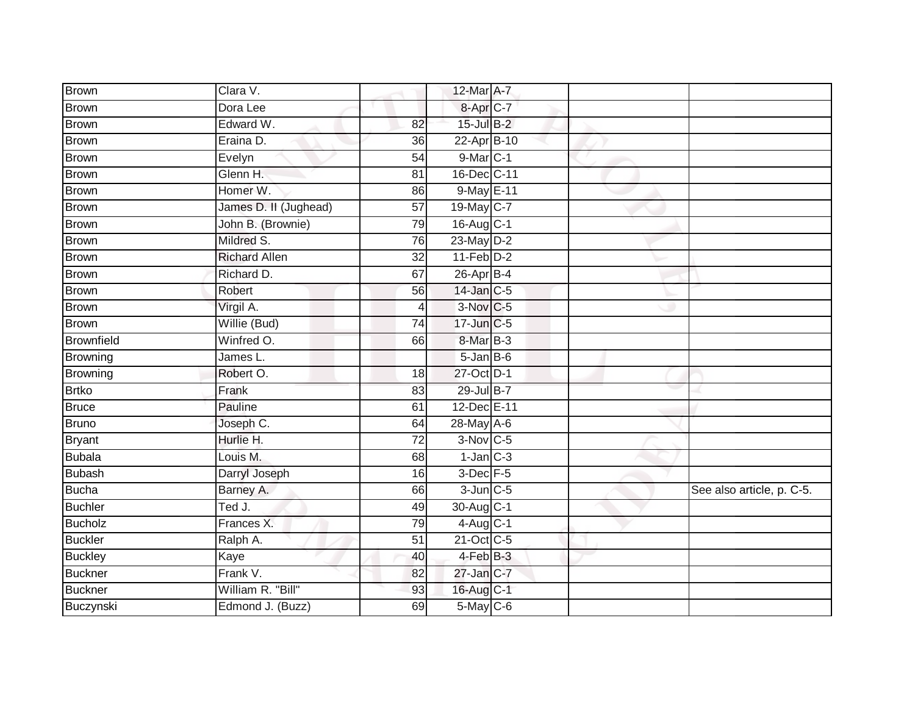| | | | | | | |
|---|---|---|---|---|---|---|
| Brown | Clara V. | | 12-Mar | A-7 | | |
| Brown | Dora Lee | | 8-Apr | C-7 | | |
| Brown | Edward W. | 82 | 15-Jul | B-2 | | |
| Brown | Eraina D. | 36 | 22-Apr | B-10 | | |
| Brown | Evelyn | 54 | 9-Mar | C-1 | | |
| Brown | Glenn H. | 81 | 16-Dec | C-11 | | |
| Brown | Homer W. | 86 | 9-May | E-11 | | |
| Brown | James D. II (Jughead) | 57 | 19-May | C-7 | | |
| Brown | John B. (Brownie) | 79 | 16-Aug | C-1 | | |
| Brown | Mildred S. | 76 | 23-May | D-2 | | |
| Brown | Richard Allen | 32 | 11-Feb | D-2 | | |
| Brown | Richard D. | 67 | 26-Apr | B-4 | | |
| Brown | Robert | 56 | 14-Jan | C-5 | | |
| Brown | Virgil A. | 4 | 3-Nov | C-5 | | |
| Brown | Willie (Bud) | 74 | 17-Jun | C-5 | | |
| Brownfield | Winfred O. | 66 | 8-Mar | B-3 | | |
| Browning | James L. | | 5-Jan | B-6 | | |
| Browning | Robert O. | 18 | 27-Oct | D-1 | | |
| Brtko | Frank | 83 | 29-Jul | B-7 | | |
| Bruce | Pauline | 61 | 12-Dec | E-11 | | |
| Bruno | Joseph C. | 64 | 28-May | A-6 | | |
| Bryant | Hurlie H. | 72 | 3-Nov | C-5 | | |
| Bubala | Louis M. | 68 | 1-Jan | C-3 | | |
| Bubash | Darryl Joseph | 16 | 3-Dec | F-5 | | |
| Bucha | Barney A. | 66 | 3-Jun | C-5 | | See also article, p. C-5. |
| Buchler | Ted J. | 49 | 30-Aug | C-1 | | |
| Bucholz | Frances X. | 79 | 4-Aug | C-1 | | |
| Buckler | Ralph A. | 51 | 21-Oct | C-5 | | |
| Buckley | Kaye | 40 | 4-Feb | B-3 | | |
| Buckner | Frank V. | 82 | 27-Jan | C-7 | | |
| Buckner | William R. "Bill" | 93 | 16-Aug | C-1 | | |
| Buczynski | Edmond J. (Buzz) | 69 | 5-May | C-6 | | |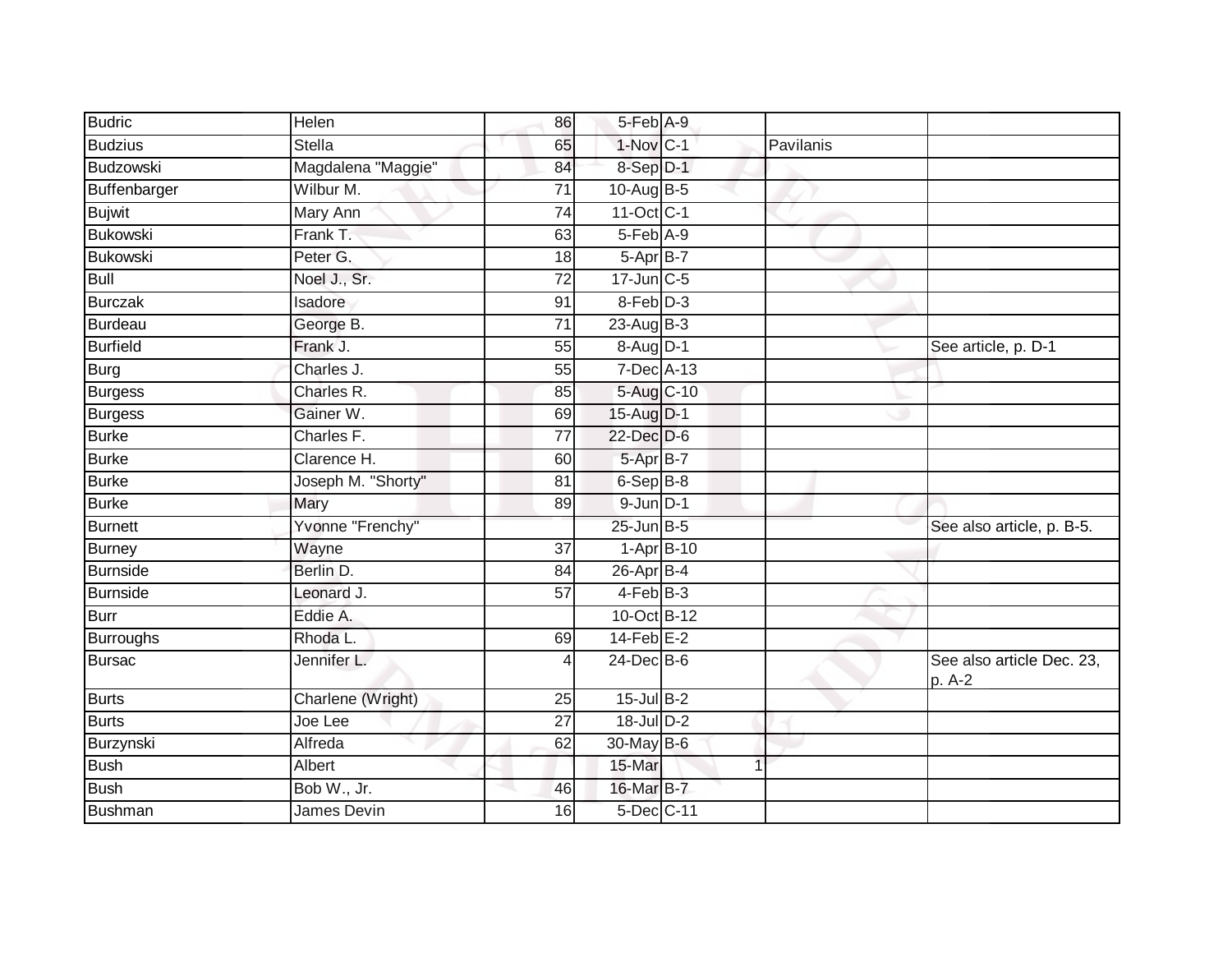| | | | | | | |
|---|---|---|---|---|---|---|
| Budric | Helen | 86 | 5-Feb | A-9 | | |
| Budzius | Stella | 65 | 1-Nov | C-1 | Pavilanis | |
| Budzowski | Magdalena "Maggie" | 84 | 8-Sep | D-1 | | |
| Buffenbarger | Wilbur M. | 71 | 10-Aug | B-5 | | |
| Bujwit | Mary Ann | 74 | 11-Oct | C-1 | | |
| Bukowski | Frank T. | 63 | 5-Feb | A-9 | | |
| Bukowski | Peter G. | 18 | 5-Apr | B-7 | | |
| Bull | Noel J., Sr. | 72 | 17-Jun | C-5 | | |
| Burczak | Isadore | 91 | 8-Feb | D-3 | | |
| Burdeau | George B. | 71 | 23-Aug | B-3 | | |
| Burfield | Frank J. | 55 | 8-Aug | D-1 | | See article, p. D-1 |
| Burg | Charles J. | 55 | 7-Dec | A-13 | | |
| Burgess | Charles R. | 85 | 5-Aug | C-10 | | |
| Burgess | Gainer W. | 69 | 15-Aug | D-1 | | |
| Burke | Charles F. | 77 | 22-Dec | D-6 | | |
| Burke | Clarence H. | 60 | 5-Apr | B-7 | | |
| Burke | Joseph M. "Shorty" | 81 | 6-Sep | B-8 | | |
| Burke | Mary | 89 | 9-Jun | D-1 | | |
| Burnett | Yvonne "Frenchy" | | 25-Jun | B-5 | | See also article, p. B-5. |
| Burney | Wayne | 37 | 1-Apr | B-10 | | |
| Burnside | Berlin D. | 84 | 26-Apr | B-4 | | |
| Burnside | Leonard J. | 57 | 4-Feb | B-3 | | |
| Burr | Eddie A. | | 10-Oct | B-12 | | |
| Burroughs | Rhoda L. | 69 | 14-Feb | E-2 | | |
| Bursac | Jennifer L. | 4 | 24-Dec | B-6 | | See also article Dec. 23, p. A-2 |
| Burts | Charlene (Wright) | 25 | 15-Jul | B-2 | | |
| Burts | Joe Lee | 27 | 18-Jul | D-2 | | |
| Burzynski | Alfreda | 62 | 30-May | B-6 | | |
| Bush | Albert | | 15-Mar | 1 | | |
| Bush | Bob W., Jr. | 46 | 16-Mar | B-7 | | |
| Bushman | James Devin | 16 | 5-Dec | C-11 | | |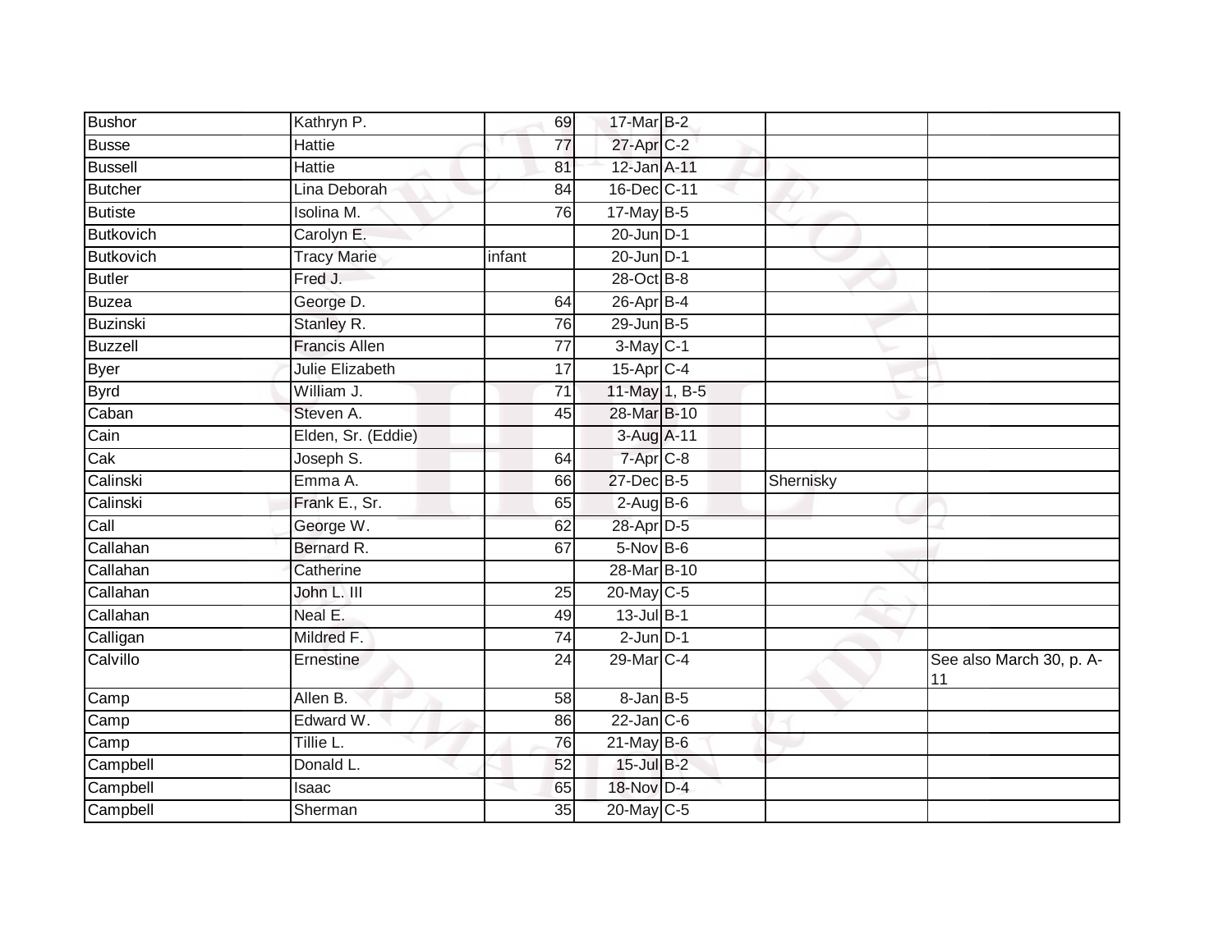| | | | | | | |
|---|---|---|---|---|---|---|
| Bushor | Kathryn P. | 69 | 17-Mar | B-2 | | |
| Busse | Hattie | 77 | 27-Apr | C-2 | | |
| Bussell | Hattie | 81 | 12-Jan | A-11 | | |
| Butcher | Lina Deborah | 84 | 16-Dec | C-11 | | |
| Butiste | Isolina M. | 76 | 17-May | B-5 | | |
| Butkovich | Carolyn E. | | 20-Jun | D-1 | | |
| Butkovich | Tracy Marie | infant | 20-Jun | D-1 | | |
| Butler | Fred J. | | 28-Oct | B-8 | | |
| Buzea | George D. | 64 | 26-Apr | B-4 | | |
| Buzinski | Stanley R. | 76 | 29-Jun | B-5 | | |
| Buzzell | Francis Allen | 77 | 3-May | C-1 | | |
| Byer | Julie Elizabeth | 17 | 15-Apr | C-4 | | |
| Byrd | William J. | 71 | 11-May | 1, B-5 | | |
| Caban | Steven A. | 45 | 28-Mar | B-10 | | |
| Cain | Elden, Sr. (Eddie) | | 3-Aug | A-11 | | |
| Cak | Joseph S. | 64 | 7-Apr | C-8 | | |
| Calinski | Emma A. | 66 | 27-Dec | B-5 | Shernisky | |
| Calinski | Frank E., Sr. | 65 | 2-Aug | B-6 | | |
| Call | George W. | 62 | 28-Apr | D-5 | | |
| Callahan | Bernard R. | 67 | 5-Nov | B-6 | | |
| Callahan | Catherine | | 28-Mar | B-10 | | |
| Callahan | John L. III | 25 | 20-May | C-5 | | |
| Callahan | Neal E. | 49 | 13-Jul | B-1 | | |
| Calligan | Mildred F. | 74 | 2-Jun | D-1 | | |
| Calvillo | Ernestine | 24 | 29-Mar | C-4 | | See also March 30, p. A-11 |
| Camp | Allen B. | 58 | 8-Jan | B-5 | | |
| Camp | Edward W. | 86 | 22-Jan | C-6 | | |
| Camp | Tillie L. | 76 | 21-May | B-6 | | |
| Campbell | Donald L. | 52 | 15-Jul | B-2 | | |
| Campbell | Isaac | 65 | 18-Nov | D-4 | | |
| Campbell | Sherman | 35 | 20-May | C-5 | | |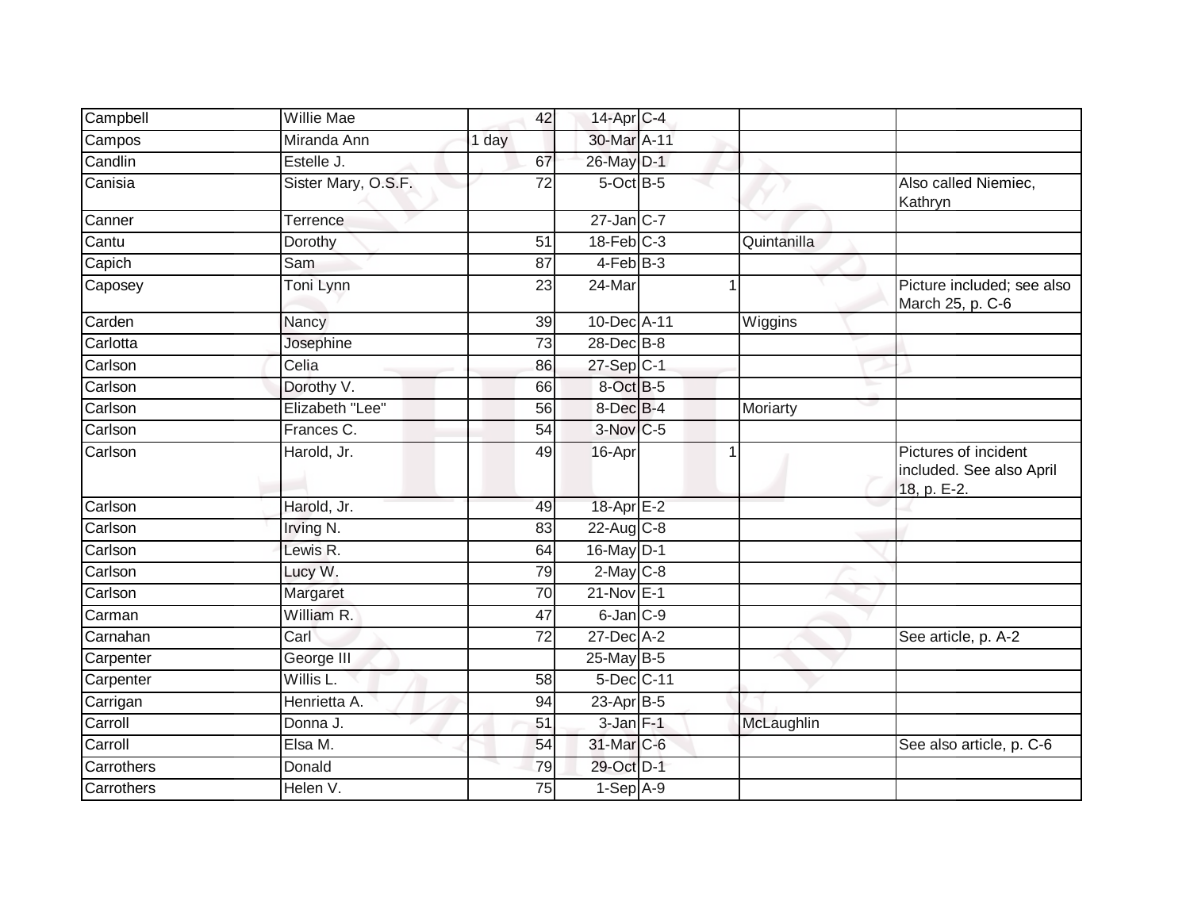| | | | | | | |
|---|---|---|---|---|---|---|
| Campbell | Willie Mae | 42 | 14-Apr | C-4 | | |
| Campos | Miranda Ann | 1 day | 30-Mar | A-11 | | |
| Candlin | Estelle J. | 67 | 26-May | D-1 | | |
| Canisia | Sister Mary, O.S.F. | 72 | 5-Oct | B-5 | | Also called Niemiec, Kathryn |
| Canner | Terrence | | 27-Jan | C-7 | | |
| Cantu | Dorothy | 51 | 18-Feb | C-3 | Quintanilla | |
| Capich | Sam | 87 | 4-Feb | B-3 | | |
| Caposey | Toni Lynn | 23 | 24-Mar | 1 | | Picture included; see also March 25, p. C-6 |
| Carden | Nancy | 39 | 10-Dec | A-11 | Wiggins | |
| Carlotta | Josephine | 73 | 28-Dec | B-8 | | |
| Carlson | Celia | 86 | 27-Sep | C-1 | | |
| Carlson | Dorothy V. | 66 | 8-Oct | B-5 | | |
| Carlson | Elizabeth "Lee" | 56 | 8-Dec | B-4 | Moriarty | |
| Carlson | Frances C. | 54 | 3-Nov | C-5 | | |
| Carlson | Harold, Jr. | 49 | 16-Apr | 1 | | Pictures of incident included. See also April 18, p. E-2. |
| Carlson | Harold, Jr. | 49 | 18-Apr | E-2 | | |
| Carlson | Irving N. | 83 | 22-Aug | C-8 | | |
| Carlson | Lewis R. | 64 | 16-May | D-1 | | |
| Carlson | Lucy W. | 79 | 2-May | C-8 | | |
| Carlson | Margaret | 70 | 21-Nov | E-1 | | |
| Carman | William R. | 47 | 6-Jan | C-9 | | |
| Carnahan | Carl | 72 | 27-Dec | A-2 | | See article, p. A-2 |
| Carpenter | George III | | 25-May | B-5 | | |
| Carpenter | Willis L. | 58 | 5-Dec | C-11 | | |
| Carrigan | Henrietta A. | 94 | 23-Apr | B-5 | | |
| Carroll | Donna J. | 51 | 3-Jan | F-1 | McLaughlin | |
| Carroll | Elsa M. | 54 | 31-Mar | C-6 | | See also article, p. C-6 |
| Carrothers | Donald | 79 | 29-Oct | D-1 | | |
| Carrothers | Helen V. | 75 | 1-Sep | A-9 | | |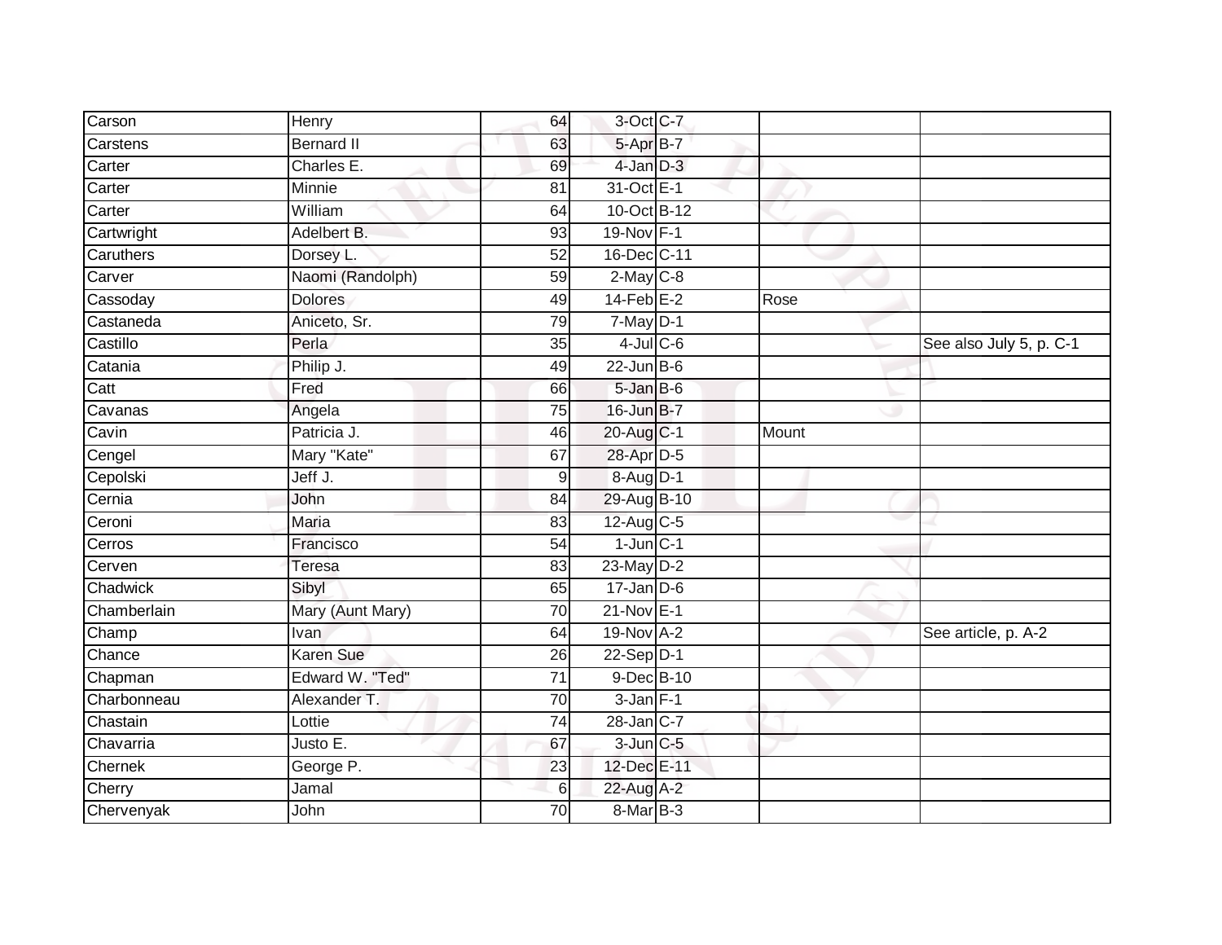| Carson | Henry | 64 | 3-Oct | C-7 | | |
|---|---|---|---|---|---|---|
| Carstens | Bernard II | 63 | 5-Apr | B-7 | | |
| Carter | Charles E. | 69 | 4-Jan | D-3 | | |
| Carter | Minnie | 81 | 31-Oct | E-1 | | |
| Carter | William | 64 | 10-Oct | B-12 | | |
| Cartwright | Adelbert B. | 93 | 19-Nov | F-1 | | |
| Caruthers | Dorsey L. | 52 | 16-Dec | C-11 | | |
| Carver | Naomi (Randolph) | 59 | 2-May | C-8 | | |
| Cassoday | Dolores | 49 | 14-Feb | E-2 | Rose | |
| Castaneda | Aniceto, Sr. | 79 | 7-May | D-1 | | |
| Castillo | Perla | 35 | 4-Jul | C-6 | | See also July 5, p. C-1 |
| Catania | Philip J. | 49 | 22-Jun | B-6 | | |
| Catt | Fred | 66 | 5-Jan | B-6 | | |
| Cavanas | Angela | 75 | 16-Jun | B-7 | | |
| Cavin | Patricia J. | 46 | 20-Aug | C-1 | Mount | |
| Cengel | Mary "Kate" | 67 | 28-Apr | D-5 | | |
| Cepolski | Jeff J. | 9 | 8-Aug | D-1 | | |
| Cernia | John | 84 | 29-Aug | B-10 | | |
| Ceroni | Maria | 83 | 12-Aug | C-5 | | |
| Cerros | Francisco | 54 | 1-Jun | C-1 | | |
| Cerven | Teresa | 83 | 23-May | D-2 | | |
| Chadwick | Sibyl | 65 | 17-Jan | D-6 | | |
| Chamberlain | Mary (Aunt Mary) | 70 | 21-Nov | E-1 | | |
| Champ | Ivan | 64 | 19-Nov | A-2 | | See article, p. A-2 |
| Chance | Karen Sue | 26 | 22-Sep | D-1 | | |
| Chapman | Edward W. "Ted" | 71 | 9-Dec | B-10 | | |
| Charbonneau | Alexander T. | 70 | 3-Jan | F-1 | | |
| Chastain | Lottie | 74 | 28-Jan | C-7 | | |
| Chavarria | Justo E. | 67 | 3-Jun | C-5 | | |
| Chernek | George P. | 23 | 12-Dec | E-11 | | |
| Cherry | Jamal | 6 | 22-Aug | A-2 | | |
| Chervenyak | John | 70 | 8-Mar | B-3 | | |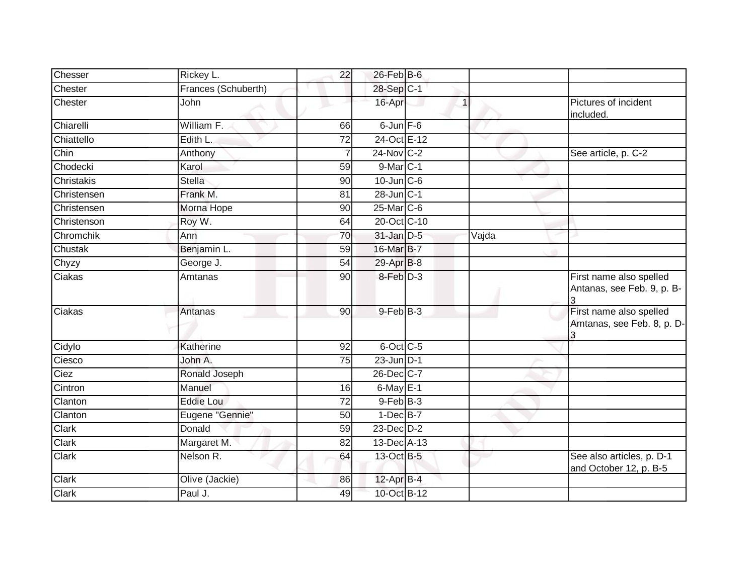| | | | | | | | |
|---|---|---|---|---|---|---|---|
| Chesser | Rickey L. | 22 | 26-Feb | B-6 | | | |
| Chester | Frances (Schuberth) | | 28-Sep | C-1 | | | |
| Chester | John | | 16-Apr | | 1 | | Pictures of incident included. |
| Chiarelli | William F. | 66 | 6-Jun | F-6 | | | |
| Chiattello | Edith L. | 72 | 24-Oct | E-12 | | | |
| Chin | Anthony | 7 | 24-Nov | C-2 | | | See article, p. C-2 |
| Chodecki | Karol | 59 | 9-Mar | C-1 | | | |
| Christakis | Stella | 90 | 10-Jun | C-6 | | | |
| Christensen | Frank M. | 81 | 28-Jun | C-1 | | | |
| Christensen | Morna Hope | 90 | 25-Mar | C-6 | | | |
| Christenson | Roy W. | 64 | 20-Oct | C-10 | | | |
| Chromchik | Ann | 70 | 31-Jan | D-5 | | Vajda | |
| Chustak | Benjamin L. | 59 | 16-Mar | B-7 | | | |
| Chyzy | George J. | 54 | 29-Apr | B-8 | | | |
| Ciakas | Amtanas | 90 | 8-Feb | D-3 | | | First name also spelled Antanas, see Feb. 9, p. B-3 |
| Ciakas | Antanas | 90 | 9-Feb | B-3 | | | First name also spelled Amtanas, see Feb. 8, p. D-3 |
| Cidylo | Katherine | 92 | 6-Oct | C-5 | | | |
| Ciesco | John A. | 75 | 23-Jun | D-1 | | | |
| Ciez | Ronald Joseph | | 26-Dec | C-7 | | | |
| Cintron | Manuel | 16 | 6-May | E-1 | | | |
| Clanton | Eddie Lou | 72 | 9-Feb | B-3 | | | |
| Clanton | Eugene "Gennie" | 50 | 1-Dec | B-7 | | | |
| Clark | Donald | 59 | 23-Dec | D-2 | | | |
| Clark | Margaret M. | 82 | 13-Dec | A-13 | | | |
| Clark | Nelson R. | 64 | 13-Oct | B-5 | | | See also articles, p. D-1 and October 12, p. B-5 |
| Clark | Olive (Jackie) | 86 | 12-Apr | B-4 | | | |
| Clark | Paul J. | 49 | 10-Oct | B-12 | | | |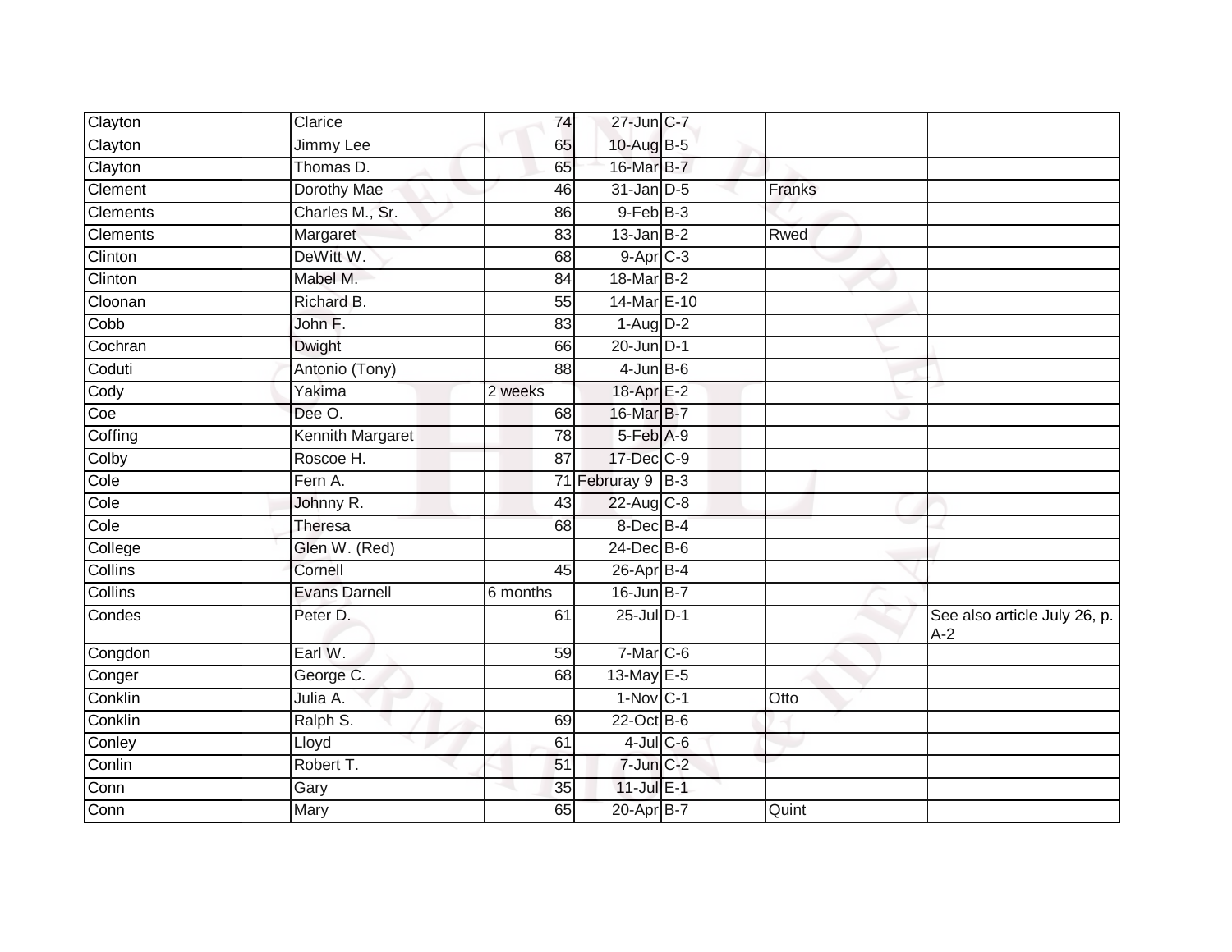| | | | | | | |
|---|---|---|---|---|---|---|
| Clayton | Clarice | 74 | 27-Jun | C-7 | | |
| Clayton | Jimmy Lee | 65 | 10-Aug | B-5 | | |
| Clayton | Thomas D. | 65 | 16-Mar | B-7 | | |
| Clement | Dorothy Mae | 46 | 31-Jan | D-5 | Franks | |
| Clements | Charles M., Sr. | 86 | 9-Feb | B-3 | | |
| Clements | Margaret | 83 | 13-Jan | B-2 | Rwed | |
| Clinton | DeWitt W. | 68 | 9-Apr | C-3 | | |
| Clinton | Mabel M. | 84 | 18-Mar | B-2 | | |
| Cloonan | Richard B. | 55 | 14-Mar | E-10 | | |
| Cobb | John F. | 83 | 1-Aug | D-2 | | |
| Cochran | Dwight | 66 | 20-Jun | D-1 | | |
| Coduti | Antonio (Tony) | 88 | 4-Jun | B-6 | | |
| Cody | Yakima | 2 weeks | 18-Apr | E-2 | | |
| Coe | Dee O. | 68 | 16-Mar | B-7 | | |
| Coffing | Kennith Margaret | 78 | 5-Feb | A-9 | | |
| Colby | Roscoe H. | 87 | 17-Dec | C-9 | | |
| Cole | Fern A. | 71 | Februray 9 | B-3 | | |
| Cole | Johnny R. | 43 | 22-Aug | C-8 | | |
| Cole | Theresa | 68 | 8-Dec | B-4 | | |
| College | Glen W. (Red) | | 24-Dec | B-6 | | |
| Collins | Cornell | 45 | 26-Apr | B-4 | | |
| Collins | Evans Darnell | 6 months | 16-Jun | B-7 | | |
| Condes | Peter D. | 61 | 25-Jul | D-1 | | See also article July 26, p. A-2 |
| Congdon | Earl W. | 59 | 7-Mar | C-6 | | |
| Conger | George C. | 68 | 13-May | E-5 | | |
| Conklin | Julia A. | | 1-Nov | C-1 | Otto | |
| Conklin | Ralph S. | 69 | 22-Oct | B-6 | | |
| Conley | Lloyd | 61 | 4-Jul | C-6 | | |
| Conlin | Robert T. | 51 | 7-Jun | C-2 | | |
| Conn | Gary | 35 | 11-Jul | E-1 | | |
| Conn | Mary | 65 | 20-Apr | B-7 | Quint | |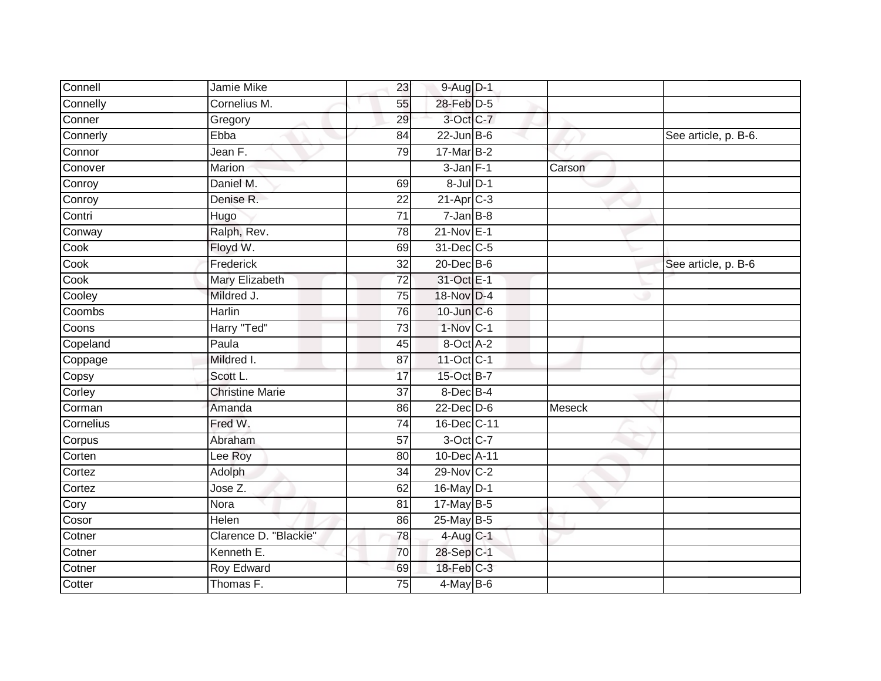| Connell | Jamie Mike | 23 | 9-Aug | D-1 | | |
|---|---|---|---|---|---|---|
| Connelly | Cornelius M. | 55 | 28-Feb | D-5 | | |
| Conner | Gregory | 29 | 3-Oct | C-7 | | |
| Connerly | Ebba | 84 | 22-Jun | B-6 | | See article, p. B-6. |
| Connor | Jean F. | 79 | 17-Mar | B-2 | | |
| Conover | Marion | | 3-Jan | F-1 | Carson | |
| Conroy | Daniel M. | 69 | 8-Jul | D-1 | | |
| Conroy | Denise R. | 22 | 21-Apr | C-3 | | |
| Contri | Hugo | 71 | 7-Jan | B-8 | | |
| Conway | Ralph, Rev. | 78 | 21-Nov | E-1 | | |
| Cook | Floyd W. | 69 | 31-Dec | C-5 | | |
| Cook | Frederick | 32 | 20-Dec | B-6 | | See article, p. B-6 |
| Cook | Mary Elizabeth | 72 | 31-Oct | E-1 | | |
| Cooley | Mildred J. | 75 | 18-Nov | D-4 | | |
| Coombs | Harlin | 76 | 10-Jun | C-6 | | |
| Coons | Harry "Ted" | 73 | 1-Nov | C-1 | | |
| Copeland | Paula | 45 | 8-Oct | A-2 | | |
| Coppage | Mildred I. | 87 | 11-Oct | C-1 | | |
| Copsy | Scott L. | 17 | 15-Oct | B-7 | | |
| Corley | Christine Marie | 37 | 8-Dec | B-4 | | |
| Corman | Amanda | 86 | 22-Dec | D-6 | Meseck | |
| Cornelius | Fred W. | 74 | 16-Dec | C-11 | | |
| Corpus | Abraham | 57 | 3-Oct | C-7 | | |
| Corten | Lee Roy | 80 | 10-Dec | A-11 | | |
| Cortez | Adolph | 34 | 29-Nov | C-2 | | |
| Cortez | Jose Z. | 62 | 16-May | D-1 | | |
| Cory | Nora | 81 | 17-May | B-5 | | |
| Cosor | Helen | 86 | 25-May | B-5 | | |
| Cotner | Clarence D. "Blackie" | 78 | 4-Aug | C-1 | | |
| Cotner | Kenneth E. | 70 | 28-Sep | C-1 | | |
| Cotner | Roy Edward | 69 | 18-Feb | C-3 | | |
| Cotter | Thomas F. | 75 | 4-May | B-6 | | |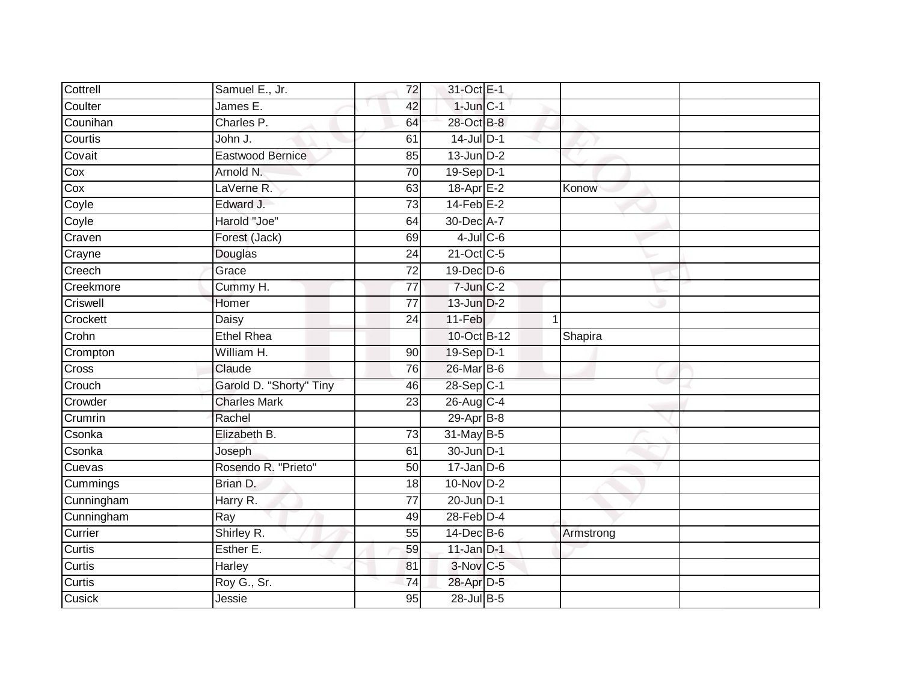| | | | | | | | |
|---|---|---|---|---|---|---|---|
| Cottrell | Samuel E., Jr. | 72 | 31-Oct | E-1 | | | |
| Coulter | James E. | 42 | 1-Jun | C-1 | | | |
| Counihan | Charles P. | 64 | 28-Oct | B-8 | | | |
| Courtis | John J. | 61 | 14-Jul | D-1 | | | |
| Covait | Eastwood Bernice | 85 | 13-Jun | D-2 | | | |
| Cox | Arnold N. | 70 | 19-Sep | D-1 | | | |
| Cox | LaVerne R. | 63 | 18-Apr | E-2 | | Konow | |
| Coyle | Edward J. | 73 | 14-Feb | E-2 | | | |
| Coyle | Harold "Joe" | 64 | 30-Dec | A-7 | | | |
| Craven | Forest (Jack) | 69 | 4-Jul | C-6 | | | |
| Crayne | Douglas | 24 | 21-Oct | C-5 | | | |
| Creech | Grace | 72 | 19-Dec | D-6 | | | |
| Creekmore | Cummy H. | 77 | 7-Jun | C-2 | | | |
| Criswell | Homer | 77 | 13-Jun | D-2 | | | |
| Crockett | Daisy | 24 | 11-Feb | | 1 | | |
| Crohn | Ethel Rhea | | 10-Oct | B-12 | | Shapira | |
| Crompton | William H. | 90 | 19-Sep | D-1 | | | |
| Cross | Claude | 76 | 26-Mar | B-6 | | | |
| Crouch | Garold D. "Shorty" Tiny | 46 | 28-Sep | C-1 | | | |
| Crowder | Charles Mark | 23 | 26-Aug | C-4 | | | |
| Crumrin | Rachel | | 29-Apr | B-8 | | | |
| Csonka | Elizabeth B. | 73 | 31-May | B-5 | | | |
| Csonka | Joseph | 61 | 30-Jun | D-1 | | | |
| Cuevas | Rosendo R. "Prieto" | 50 | 17-Jan | D-6 | | | |
| Cummings | Brian D. | 18 | 10-Nov | D-2 | | | |
| Cunningham | Harry R. | 77 | 20-Jun | D-1 | | | |
| Cunningham | Ray | 49 | 28-Feb | D-4 | | | |
| Currier | Shirley R. | 55 | 14-Dec | B-6 | | Armstrong | |
| Curtis | Esther E. | 59 | 11-Jan | D-1 | | | |
| Curtis | Harley | 81 | 3-Nov | C-5 | | | |
| Curtis | Roy G., Sr. | 74 | 28-Apr | D-5 | | | |
| Cusick | Jessie | 95 | 28-Jul | B-5 | | | |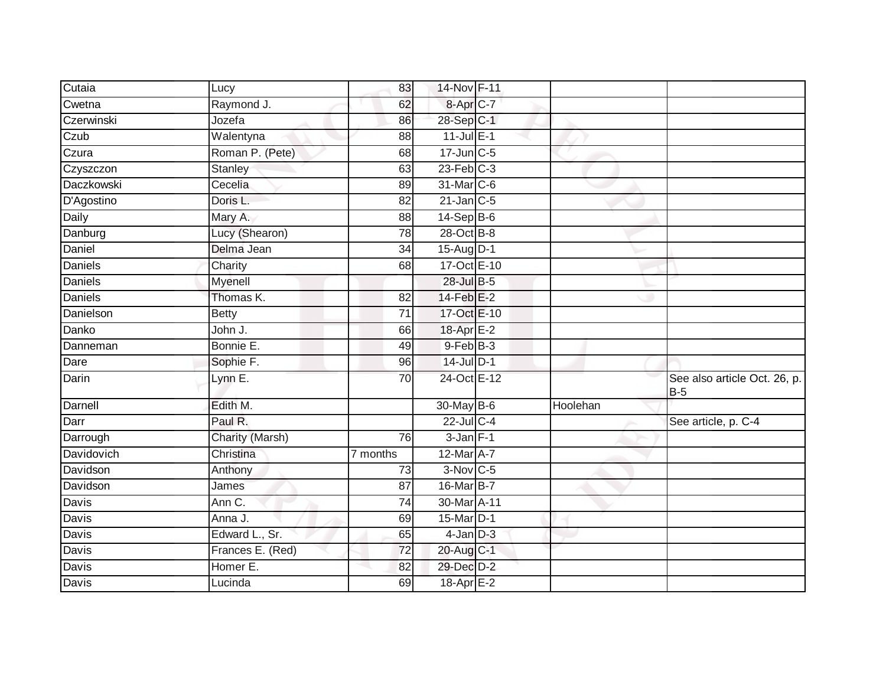| | | | | | | |
|---|---|---|---|---|---|---|
| Cutaia | Lucy | 83 | 14-Nov | F-11 | | |
| Cwetna | Raymond J. | 62 | 8-Apr | C-7 | | |
| Czerwinski | Jozefa | 86 | 28-Sep | C-1 | | |
| Czub | Walentyna | 88 | 11-Jul | E-1 | | |
| Czura | Roman P. (Pete) | 68 | 17-Jun | C-5 | | |
| Czyszczon | Stanley | 63 | 23-Feb | C-3 | | |
| Daczkowski | Cecelia | 89 | 31-Mar | C-6 | | |
| D'Agostino | Doris L. | 82 | 21-Jan | C-5 | | |
| Daily | Mary A. | 88 | 14-Sep | B-6 | | |
| Danburg | Lucy (Shearon) | 78 | 28-Oct | B-8 | | |
| Daniel | Delma Jean | 34 | 15-Aug | D-1 | | |
| Daniels | Charity | 68 | 17-Oct | E-10 | | |
| Daniels | Myenell | | 28-Jul | B-5 | | |
| Daniels | Thomas K. | 82 | 14-Feb | E-2 | | |
| Danielson | Betty | 71 | 17-Oct | E-10 | | |
| Danko | John J. | 66 | 18-Apr | E-2 | | |
| Danneman | Bonnie E. | 49 | 9-Feb | B-3 | | |
| Dare | Sophie F. | 96 | 14-Jul | D-1 | | |
| Darin | Lynn E. | 70 | 24-Oct | E-12 | | See also article Oct. 26, p. B-5 |
| Darnell | Edith M. | | 30-May | B-6 | Hoolehan | |
| Darr | Paul R. | | 22-Jul | C-4 | | See article, p. C-4 |
| Darrough | Charity (Marsh) | 76 | 3-Jan | F-1 | | |
| Davidovich | Christina | 7 months | 12-Mar | A-7 | | |
| Davidson | Anthony | 73 | 3-Nov | C-5 | | |
| Davidson | James | 87 | 16-Mar | B-7 | | |
| Davis | Ann C. | 74 | 30-Mar | A-11 | | |
| Davis | Anna J. | 69 | 15-Mar | D-1 | | |
| Davis | Edward L., Sr. | 65 | 4-Jan | D-3 | | |
| Davis | Frances E. (Red) | 72 | 20-Aug | C-1 | | |
| Davis | Homer E. | 82 | 29-Dec | D-2 | | |
| Davis | Lucinda | 69 | 18-Apr | E-2 | | |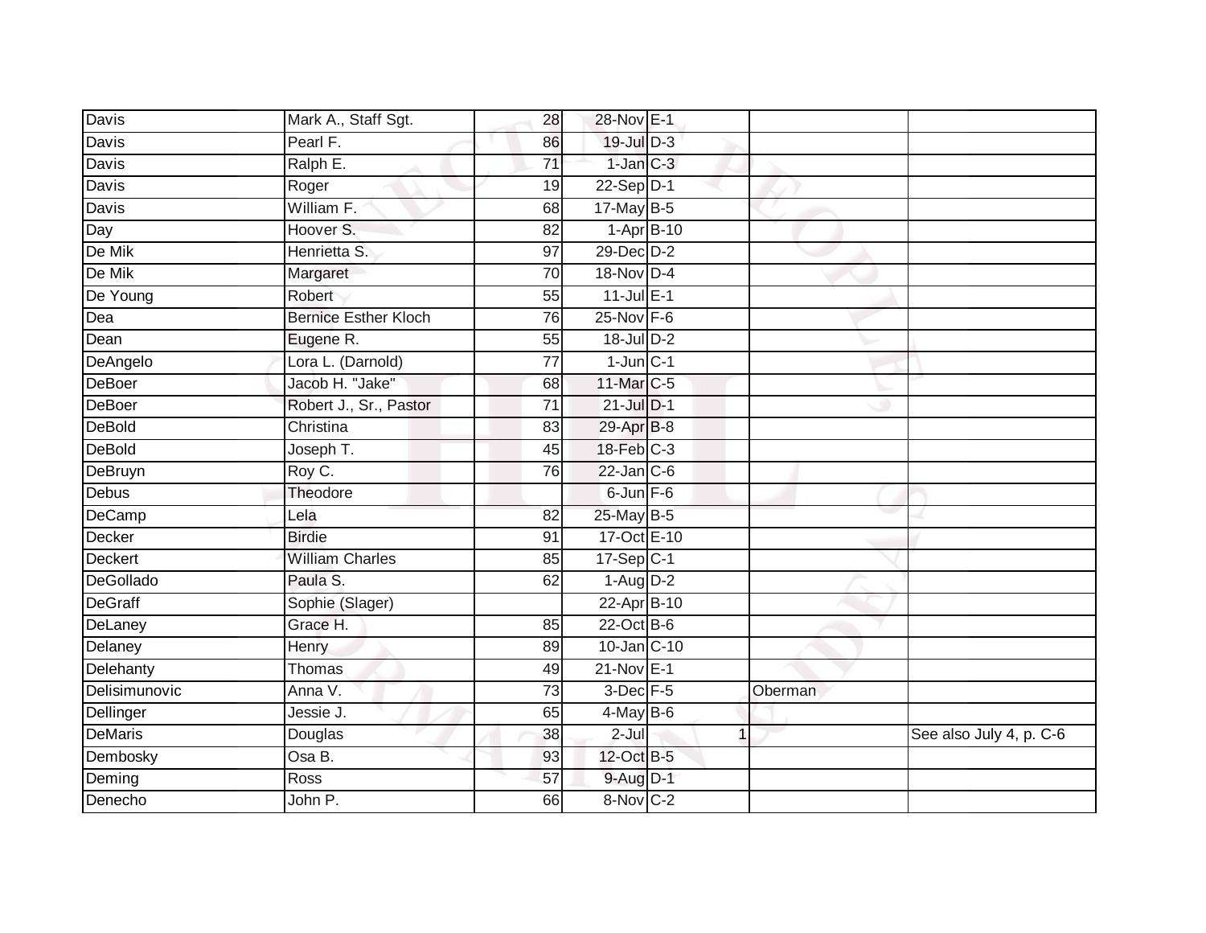| | | | | | | | |
|---|---|---|---|---|---|---|---|
| Davis | Mark A., Staff Sgt. | 28 | 28-Nov | E-1 | | | |
| Davis | Pearl F. | 86 | 19-Jul | D-3 | | | |
| Davis | Ralph E. | 71 | 1-Jan | C-3 | | | |
| Davis | Roger | 19 | 22-Sep | D-1 | | | |
| Davis | William F. | 68 | 17-May | B-5 | | | |
| Day | Hoover S. | 82 | 1-Apr | B-10 | | | |
| De Mik | Henrietta S. | 97 | 29-Dec | D-2 | | | |
| De Mik | Margaret | 70 | 18-Nov | D-4 | | | |
| De Young | Robert | 55 | 11-Jul | E-1 | | | |
| Dea | Bernice Esther Kloch | 76 | 25-Nov | F-6 | | | |
| Dean | Eugene R. | 55 | 18-Jul | D-2 | | | |
| DeAngelo | Lora L. (Darnold) | 77 | 1-Jun | C-1 | | | |
| DeBoer | Jacob H. "Jake" | 68 | 11-Mar | C-5 | | | |
| DeBoer | Robert J., Sr., Pastor | 71 | 21-Jul | D-1 | | | |
| DeBold | Christina | 83 | 29-Apr | B-8 | | | |
| DeBold | Joseph T. | 45 | 18-Feb | C-3 | | | |
| DeBruyn | Roy C. | 76 | 22-Jan | C-6 | | | |
| Debus | Theodore | | 6-Jun | F-6 | | | |
| DeCamp | Lela | 82 | 25-May | B-5 | | | |
| Decker | Birdie | 91 | 17-Oct | E-10 | | | |
| Deckert | William Charles | 85 | 17-Sep | C-1 | | | |
| DeGollado | Paula S. | 62 | 1-Aug | D-2 | | | |
| DeGraff | Sophie (Slager) | | 22-Apr | B-10 | | | |
| DeLaney | Grace H. | 85 | 22-Oct | B-6 | | | |
| Delaney | Henry | 89 | 10-Jan | C-10 | | | |
| Delehanty | Thomas | 49 | 21-Nov | E-1 | | | |
| Delisimunovic | Anna V. | 73 | 3-Dec | F-5 | | Oberman | |
| Dellinger | Jessie J. | 65 | 4-May | B-6 | | | |
| DeMaris | Douglas | 38 | 2-Jul | | 1 | | See also July 4, p. C-6 |
| Dembosky | Osa B. | 93 | 12-Oct | B-5 | | | |
| Deming | Ross | 57 | 9-Aug | D-1 | | | |
| Denecho | John P. | 66 | 8-Nov | C-2 | | | |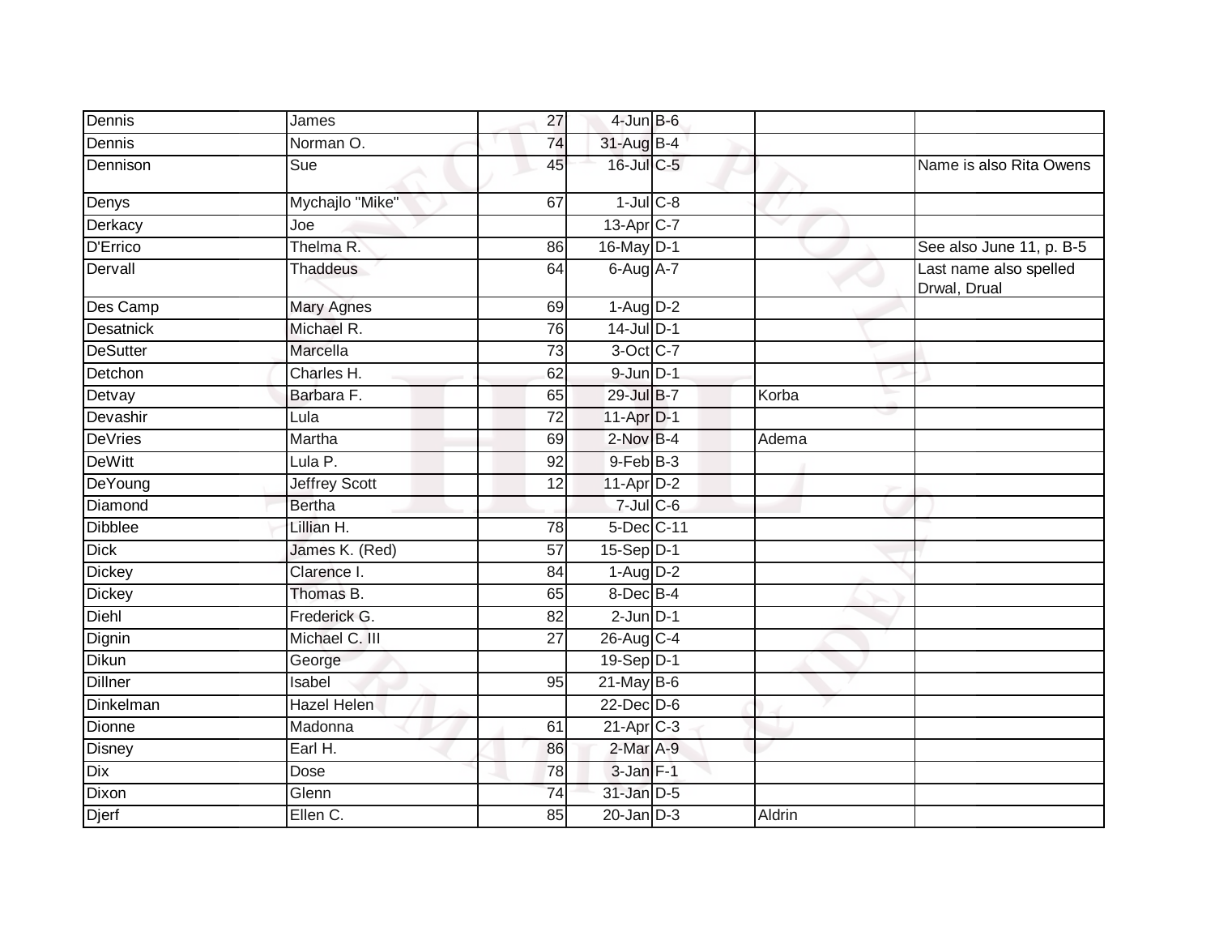| | | | | | | |
|---|---|---|---|---|---|---|
| Dennis | James | 27 | 4-Jun | B-6 | | |
| Dennis | Norman O. | 74 | 31-Aug | B-4 | | |
| Dennison | Sue | 45 | 16-Jul | C-5 | | Name is also Rita Owens |
| Denys | Mychajlo "Mike" | 67 | 1-Jul | C-8 | | |
| Derkacy | Joe | | 13-Apr | C-7 | | |
| D'Errico | Thelma R. | 86 | 16-May | D-1 | | See also June 11, p. B-5 |
| Dervall | Thaddeus | 64 | 6-Aug | A-7 | | Last name also spelled Drwal, Drual |
| Des Camp | Mary Agnes | 69 | 1-Aug | D-2 | | |
| Desatnick | Michael R. | 76 | 14-Jul | D-1 | | |
| DeSutter | Marcella | 73 | 3-Oct | C-7 | | |
| Detchon | Charles H. | 62 | 9-Jun | D-1 | | |
| Detvay | Barbara F. | 65 | 29-Jul | B-7 | Korba | |
| Devashir | Lula | 72 | 11-Apr | D-1 | | |
| DeVries | Martha | 69 | 2-Nov | B-4 | Adema | |
| DeWitt | Lula P. | 92 | 9-Feb | B-3 | | |
| DeYoung | Jeffrey Scott | 12 | 11-Apr | D-2 | | |
| Diamond | Bertha | | 7-Jul | C-6 | | |
| Dibblee | Lillian H. | 78 | 5-Dec | C-11 | | |
| Dick | James K. (Red) | 57 | 15-Sep | D-1 | | |
| Dickey | Clarence I. | 84 | 1-Aug | D-2 | | |
| Dickey | Thomas B. | 65 | 8-Dec | B-4 | | |
| Diehl | Frederick G. | 82 | 2-Jun | D-1 | | |
| Dignin | Michael C. III | 27 | 26-Aug | C-4 | | |
| Dikun | George | | 19-Sep | D-1 | | |
| Dillner | Isabel | 95 | 21-May | B-6 | | |
| Dinkelman | Hazel Helen | | 22-Dec | D-6 | | |
| Dionne | Madonna | 61 | 21-Apr | C-3 | | |
| Disney | Earl H. | 86 | 2-Mar | A-9 | | |
| Dix | Dose | 78 | 3-Jan | F-1 | | |
| Dixon | Glenn | 74 | 31-Jan | D-5 | | |
| Djerf | Ellen C. | 85 | 20-Jan | D-3 | Aldrin | |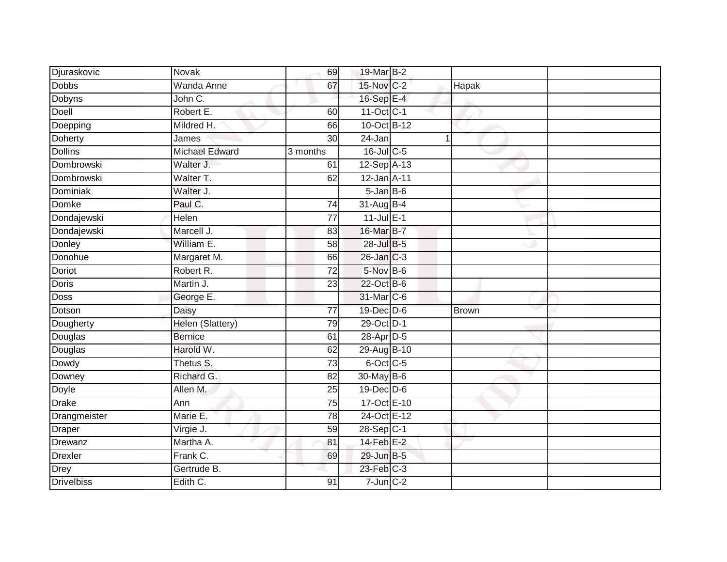| | | | | | | | |
|---|---|---|---|---|---|---|---|
| Djuraskovic | Novak | 69 | 19-Mar | B-2 | | | |
| Dobbs | Wanda Anne | 67 | 15-Nov | C-2 | | Hapak | |
| Dobyns | John C. | | 16-Sep | E-4 | | | |
| Doell | Robert E. | 60 | 11-Oct | C-1 | | | |
| Doepping | Mildred H. | 66 | 10-Oct | B-12 | | | |
| Doherty | James | 30 | 24-Jan | | 1 | | |
| Dollins | Michael Edward | 3 months | 16-Jul | C-5 | | | |
| Dombrowski | Walter J. | 61 | 12-Sep | A-13 | | | |
| Dombrowski | Walter T. | 62 | 12-Jan | A-11 | | | |
| Dominiak | Walter J. | | 5-Jan | B-6 | | | |
| Domke | Paul C. | 74 | 31-Aug | B-4 | | | |
| Dondajewski | Helen | 77 | 11-Jul | E-1 | | | |
| Dondajewski | Marcell J. | 83 | 16-Mar | B-7 | | | |
| Donley | William E. | 58 | 28-Jul | B-5 | | | |
| Donohue | Margaret M. | 66 | 26-Jan | C-3 | | | |
| Doriot | Robert R. | 72 | 5-Nov | B-6 | | | |
| Doris | Martin J. | 23 | 22-Oct | B-6 | | | |
| Doss | George E. | | 31-Mar | C-6 | | | |
| Dotson | Daisy | 77 | 19-Dec | D-6 | | Brown | |
| Dougherty | Helen (Slattery) | 79 | 29-Oct | D-1 | | | |
| Douglas | Bernice | 61 | 28-Apr | D-5 | | | |
| Douglas | Harold W. | 62 | 29-Aug | B-10 | | | |
| Dowdy | Thetus S. | 73 | 6-Oct | C-5 | | | |
| Downey | Richard G. | 82 | 30-May | B-6 | | | |
| Doyle | Allen M. | 25 | 19-Dec | D-6 | | | |
| Drake | Ann | 75 | 17-Oct | E-10 | | | |
| Drangmeister | Marie E. | 78 | 24-Oct | E-12 | | | |
| Draper | Virgie J. | 59 | 28-Sep | C-1 | | | |
| Drewanz | Martha A. | 81 | 14-Feb | E-2 | | | |
| Drexler | Frank C. | 69 | 29-Jun | B-5 | | | |
| Drey | Gertrude B. | | 23-Feb | C-3 | | | |
| Drivelbiss | Edith C. | 91 | 7-Jun | C-2 | | | |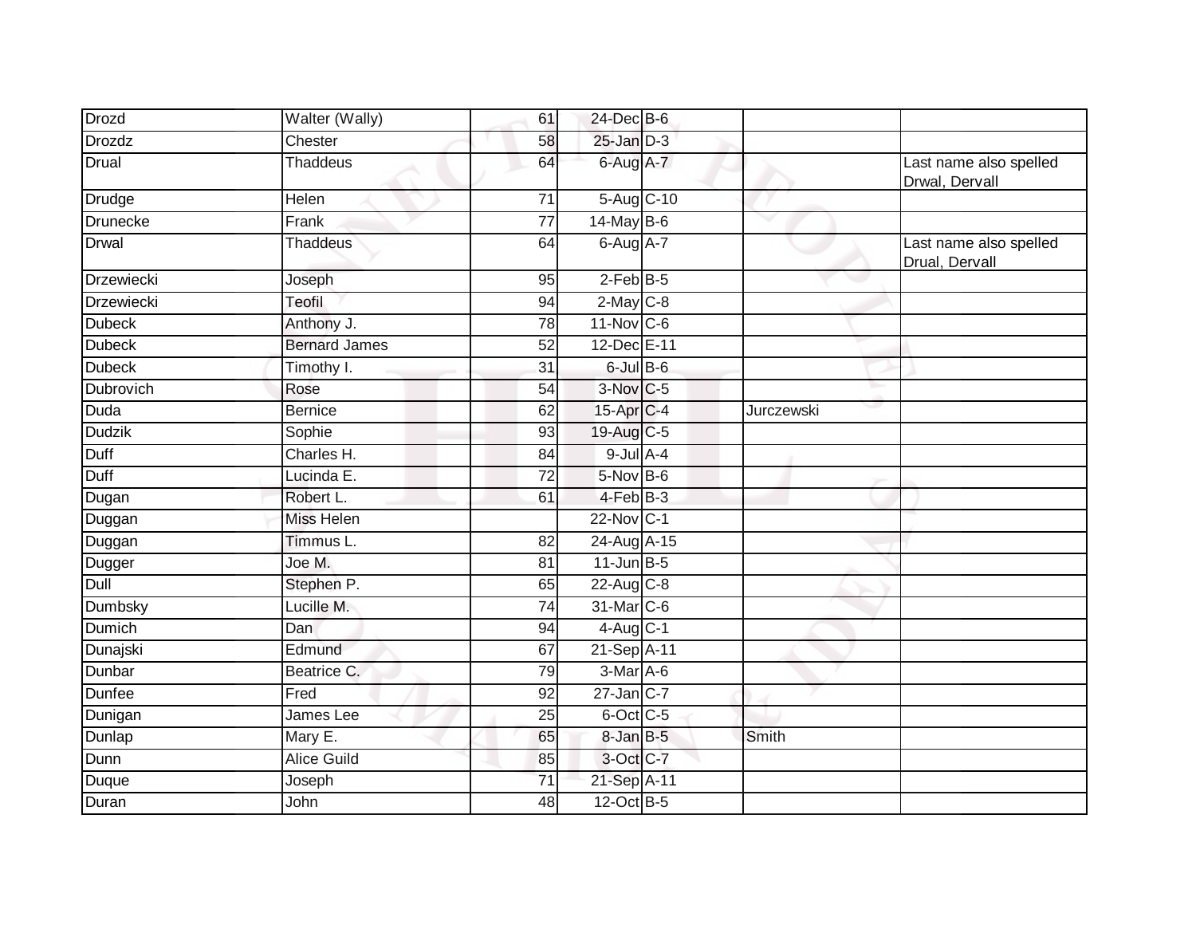| | | | | | | |
|---|---|---|---|---|---|---|
| Drozd | Walter (Wally) | 61 | 24-Dec | B-6 | | |
| Drozdz | Chester | 58 | 25-Jan | D-3 | | |
| Drual | Thaddeus | 64 | 6-Aug | A-7 | | Last name also spelled Drwal, Dervall |
| Drudge | Helen | 71 | 5-Aug | C-10 | | |
| Drunecke | Frank | 77 | 14-May | B-6 | | |
| Drwal | Thaddeus | 64 | 6-Aug | A-7 | | Last name also spelled Drual, Dervall |
| Drzewiecki | Joseph | 95 | 2-Feb | B-5 | | |
| Drzewiecki | Teofil | 94 | 2-May | C-8 | | |
| Dubeck | Anthony J. | 78 | 11-Nov | C-6 | | |
| Dubeck | Bernard James | 52 | 12-Dec | E-11 | | |
| Dubeck | Timothy I. | 31 | 6-Jul | B-6 | | |
| Dubrovich | Rose | 54 | 3-Nov | C-5 | | |
| Duda | Bernice | 62 | 15-Apr | C-4 | Jurczewski | |
| Dudzik | Sophie | 93 | 19-Aug | C-5 | | |
| Duff | Charles H. | 84 | 9-Jul | A-4 | | |
| Duff | Lucinda E. | 72 | 5-Nov | B-6 | | |
| Dugan | Robert L. | 61 | 4-Feb | B-3 | | |
| Duggan | Miss Helen | | 22-Nov | C-1 | | |
| Duggan | Timmus L. | 82 | 24-Aug | A-15 | | |
| Dugger | Joe M. | 81 | 11-Jun | B-5 | | |
| Dull | Stephen P. | 65 | 22-Aug | C-8 | | |
| Dumbsky | Lucille M. | 74 | 31-Mar | C-6 | | |
| Dumich | Dan | 94 | 4-Aug | C-1 | | |
| Dunajski | Edmund | 67 | 21-Sep | A-11 | | |
| Dunbar | Beatrice C. | 79 | 3-Mar | A-6 | | |
| Dunfee | Fred | 92 | 27-Jan | C-7 | | |
| Dunigan | James Lee | 25 | 6-Oct | C-5 | | |
| Dunlap | Mary E. | 65 | 8-Jan | B-5 | Smith | |
| Dunn | Alice Guild | 85 | 3-Oct | C-7 | | |
| Duque | Joseph | 71 | 21-Sep | A-11 | | |
| Duran | John | 48 | 12-Oct | B-5 | | |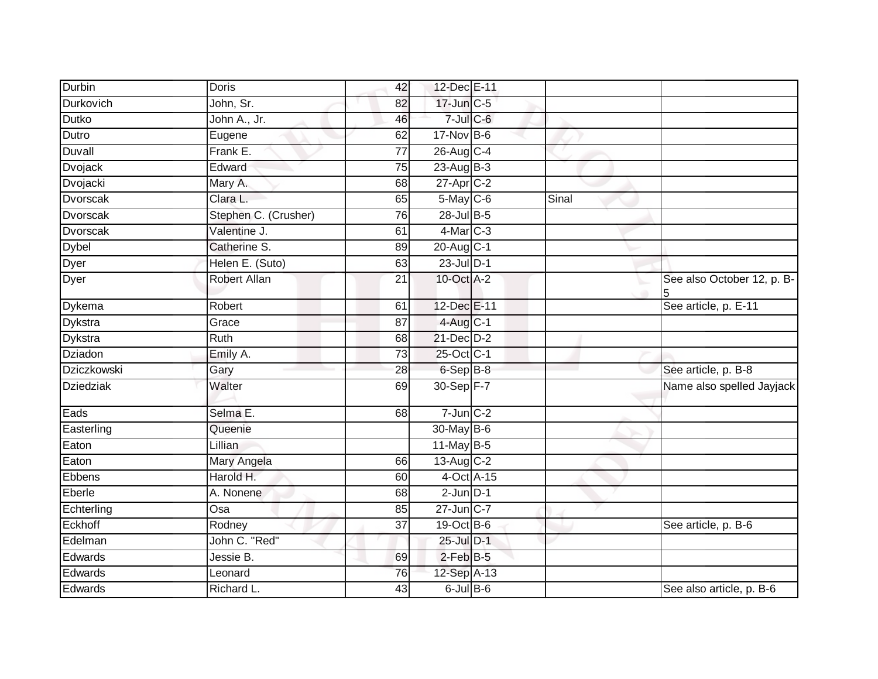| Durbin | Doris | 42 | 12-Dec | E-11 | | |
|---|---|---|---|---|---|---|
| Durkovich | John, Sr. | 82 | 17-Jun | C-5 | | |
| Dutko | John A., Jr. | 46 | 7-Jul | C-6 | | |
| Dutro | Eugene | 62 | 17-Nov | B-6 | | |
| Duvall | Frank E. | 77 | 26-Aug | C-4 | | |
| Dvojack | Edward | 75 | 23-Aug | B-3 | | |
| Dvojacki | Mary A. | 68 | 27-Apr | C-2 | | |
| Dvorscak | Clara L. | 65 | 5-May | C-6 | Sinal | |
| Dvorscak | Stephen C. (Crusher) | 76 | 28-Jul | B-5 | | |
| Dvorscak | Valentine J. | 61 | 4-Mar | C-3 | | |
| Dybel | Catherine S. | 89 | 20-Aug | C-1 | | |
| Dyer | Helen E. (Suto) | 63 | 23-Jul | D-1 | | |
| Dyer | Robert Allan | 21 | 10-Oct | A-2 | | See also October 12, p. B-5 |
| Dykema | Robert | 61 | 12-Dec | E-11 | | See article, p. E-11 |
| Dykstra | Grace | 87 | 4-Aug | C-1 | | |
| Dykstra | Ruth | 68 | 21-Dec | D-2 | | |
| Dziadon | Emily A. | 73 | 25-Oct | C-1 | | |
| Dziczkowski | Gary | 28 | 6-Sep | B-8 | | See article, p. B-8 |
| Dziedziak | Walter | 69 | 30-Sep | F-7 | | Name also spelled Jayjack |
| Eads | Selma E. | 68 | 7-Jun | C-2 | | |
| Easterling | Queenie | | 30-May | B-6 | | |
| Eaton | Lillian | | 11-May | B-5 | | |
| Eaton | Mary Angela | 66 | 13-Aug | C-2 | | |
| Ebbens | Harold H. | 60 | 4-Oct | A-15 | | |
| Eberle | A. Nonene | 68 | 2-Jun | D-1 | | |
| Echterling | Osa | 85 | 27-Jun | C-7 | | |
| Eckhoff | Rodney | 37 | 19-Oct | B-6 | | See article, p. B-6 |
| Edelman | John C. "Red" | | 25-Jul | D-1 | | |
| Edwards | Jessie B. | 69 | 2-Feb | B-5 | | |
| Edwards | Leonard | 76 | 12-Sep | A-13 | | |
| Edwards | Richard L. | 43 | 6-Jul | B-6 | | See also article, p. B-6 |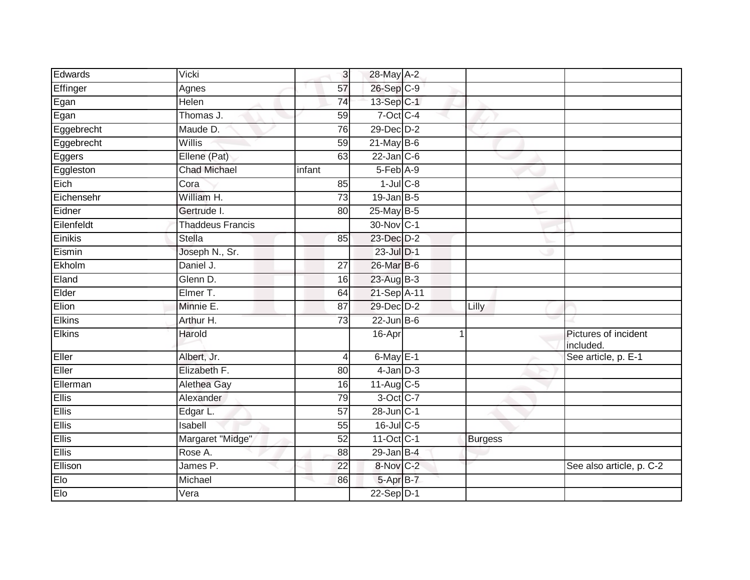| | | | | | | |
|---|---|---|---|---|---|---|
| Edwards | Vicki | 3 | 28-May | A-2 | | |
| Effinger | Agnes | 57 | 26-Sep | C-9 | | |
| Egan | Helen | 74 | 13-Sep | C-1 | | |
| Egan | Thomas J. | 59 | 7-Oct | C-4 | | |
| Eggebrecht | Maude D. | 76 | 29-Dec | D-2 | | |
| Eggebrecht | Willis | 59 | 21-May | B-6 | | |
| Eggers | Ellene (Pat) | 63 | 22-Jan | C-6 | | |
| Eggleston | Chad Michael | infant | 5-Feb | A-9 | | |
| Eich | Cora | 85 | 1-Jul | C-8 | | |
| Eichensehr | William H. | 73 | 19-Jan | B-5 | | |
| Eidner | Gertrude I. | 80 | 25-May | B-5 | | |
| Eilenfeldt | Thaddeus Francis | | 30-Nov | C-1 | | |
| Einikis | Stella | 85 | 23-Dec | D-2 | | |
| Eismin | Joseph N., Sr. | | 23-Jul | D-1 | | |
| Ekholm | Daniel J. | 27 | 26-Mar | B-6 | | |
| Eland | Glenn D. | 16 | 23-Aug | B-3 | | |
| Elder | Elmer T. | 64 | 21-Sep | A-11 | | |
| Elion | Minnie E. | 87 | 29-Dec | D-2 | Lilly | |
| Elkins | Arthur H. | 73 | 22-Jun | B-6 | | |
| Elkins | Harold | | 16-Apr | 1 | | Pictures of incident included. |
| Eller | Albert, Jr. | 4 | 6-May | E-1 | | See article, p. E-1 |
| Eller | Elizabeth F. | 80 | 4-Jan | D-3 | | |
| Ellerman | Alethea Gay | 16 | 11-Aug | C-5 | | |
| Ellis | Alexander | 79 | 3-Oct | C-7 | | |
| Ellis | Edgar L. | 57 | 28-Jun | C-1 | | |
| Ellis | Isabell | 55 | 16-Jul | C-5 | | |
| Ellis | Margaret "Midge" | 52 | 11-Oct | C-1 | Burgess | |
| Ellis | Rose A. | 88 | 29-Jan | B-4 | | |
| Ellison | James P. | 22 | 8-Nov | C-2 | | See also article, p. C-2 |
| Elo | Michael | 86 | 5-Apr | B-7 | | |
| Elo | Vera | | 22-Sep | D-1 | | |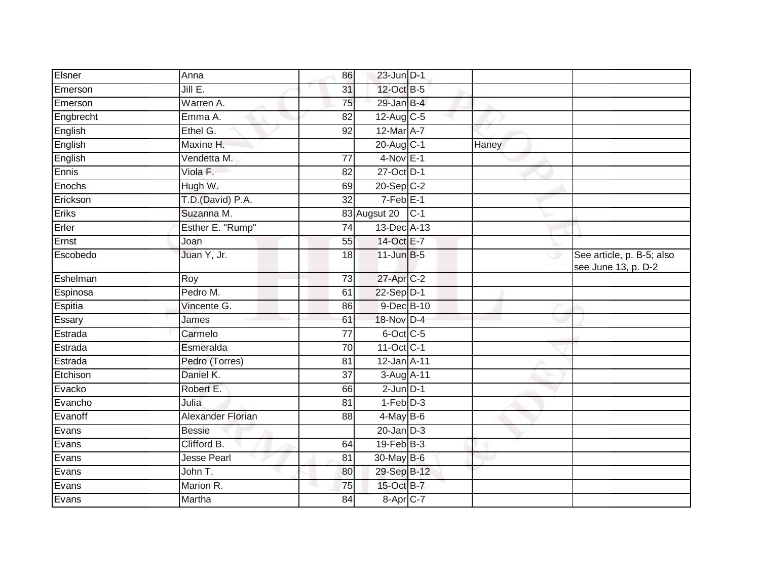| | | | | | | |
|---|---|---|---|---|---|---|
| Elsner | Anna | 86 | 23-Jun | D-1 | | |
| Emerson | Jill E. | 31 | 12-Oct | B-5 | | |
| Emerson | Warren A. | 75 | 29-Jan | B-4 | | |
| Engbrecht | Emma A. | 82 | 12-Aug | C-5 | | |
| English | Ethel G. | 92 | 12-Mar | A-7 | | |
| English | Maxine H. | | 20-Aug | C-1 | Haney | |
| English | Vendetta M. | 77 | 4-Nov | E-1 | | |
| Ennis | Viola F. | 82 | 27-Oct | D-1 | | |
| Enochs | Hugh W. | 69 | 20-Sep | C-2 | | |
| Erickson | T.D.(David) P.A. | 32 | 7-Feb | E-1 | | |
| Eriks | Suzanna M. | 83 | Augsut 20 | C-1 | | |
| Erler | Esther E. "Rump" | 74 | 13-Dec | A-13 | | |
| Ernst | Joan | 55 | 14-Oct | E-7 | | |
| Escobedo | Juan Y, Jr. | 18 | 11-Jun | B-5 | | See article, p. B-5; also see June 13, p. D-2 |
| Eshelman | Roy | 73 | 27-Apr | C-2 | | |
| Espinosa | Pedro M. | 61 | 22-Sep | D-1 | | |
| Espitia | Vincente G. | 86 | 9-Dec | B-10 | | |
| Essary | James | 61 | 18-Nov | D-4 | | |
| Estrada | Carmelo | 77 | 6-Oct | C-5 | | |
| Estrada | Esmeralda | 70 | 11-Oct | C-1 | | |
| Estrada | Pedro (Torres) | 81 | 12-Jan | A-11 | | |
| Etchison | Daniel K. | 37 | 3-Aug | A-11 | | |
| Evacko | Robert E. | 66 | 2-Jun | D-1 | | |
| Evancho | Julia | 81 | 1-Feb | D-3 | | |
| Evanoff | Alexander Florian | 88 | 4-May | B-6 | | |
| Evans | Bessie | | 20-Jan | D-3 | | |
| Evans | Clifford B. | 64 | 19-Feb | B-3 | | |
| Evans | Jesse Pearl | 81 | 30-May | B-6 | | |
| Evans | John T. | 80 | 29-Sep | B-12 | | |
| Evans | Marion R. | 75 | 15-Oct | B-7 | | |
| Evans | Martha | 84 | 8-Apr | C-7 | | |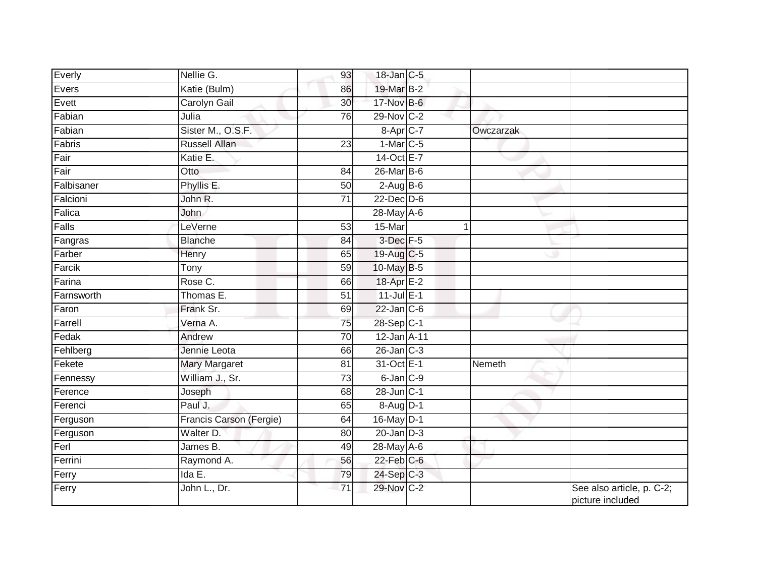| | | | | | | |
|---|---|---|---|---|---|---|
| Everly | Nellie G. | 93 | 18-Jan | C-5 | | |
| Evers | Katie (Bulm) | 86 | 19-Mar | B-2 | | |
| Evett | Carolyn Gail | 30 | 17-Nov | B-6 | | |
| Fabian | Julia | 76 | 29-Nov | C-2 | | |
| Fabian | Sister M., O.S.F. | | 8-Apr | C-7 | Owczarzak | |
| Fabris | Russell Allan | 23 | 1-Mar | C-5 | | |
| Fair | Katie E. | | 14-Oct | E-7 | | |
| Fair | Otto | 84 | 26-Mar | B-6 | | |
| Falbisaner | Phyllis E. | 50 | 2-Aug | B-6 | | |
| Falcioni | John R. | 71 | 22-Dec | D-6 | | |
| Falica | John | | 28-May | A-6 | | |
| Falls | LeVerne | 53 | 15-Mar | 1 | | |
| Fangras | Blanche | 84 | 3-Dec | F-5 | | |
| Farber | Henry | 65 | 19-Aug | C-5 | | |
| Farcik | Tony | 59 | 10-May | B-5 | | |
| Farina | Rose C. | 66 | 18-Apr | E-2 | | |
| Farnsworth | Thomas E. | 51 | 11-Jul | E-1 | | |
| Faron | Frank Sr. | 69 | 22-Jan | C-6 | | |
| Farrell | Verna A. | 75 | 28-Sep | C-1 | | |
| Fedak | Andrew | 70 | 12-Jan | A-11 | | |
| Fehlberg | Jennie Leota | 66 | 26-Jan | C-3 | | |
| Fekete | Mary Margaret | 81 | 31-Oct | E-1 | Nemeth | |
| Fennessy | William J., Sr. | 73 | 6-Jan | C-9 | | |
| Ference | Joseph | 68 | 28-Jun | C-1 | | |
| Ferenci | Paul J. | 65 | 8-Aug | D-1 | | |
| Ferguson | Francis Carson (Fergie) | 64 | 16-May | D-1 | | |
| Ferguson | Walter D. | 80 | 20-Jan | D-3 | | |
| Ferl | James B. | 49 | 28-May | A-6 | | |
| Ferrini | Raymond A. | 56 | 22-Feb | C-6 | | |
| Ferry | Ida E. | 79 | 24-Sep | C-3 | | |
| Ferry | John L., Dr. | 71 | 29-Nov | C-2 | | See also article, p. C-2; picture included |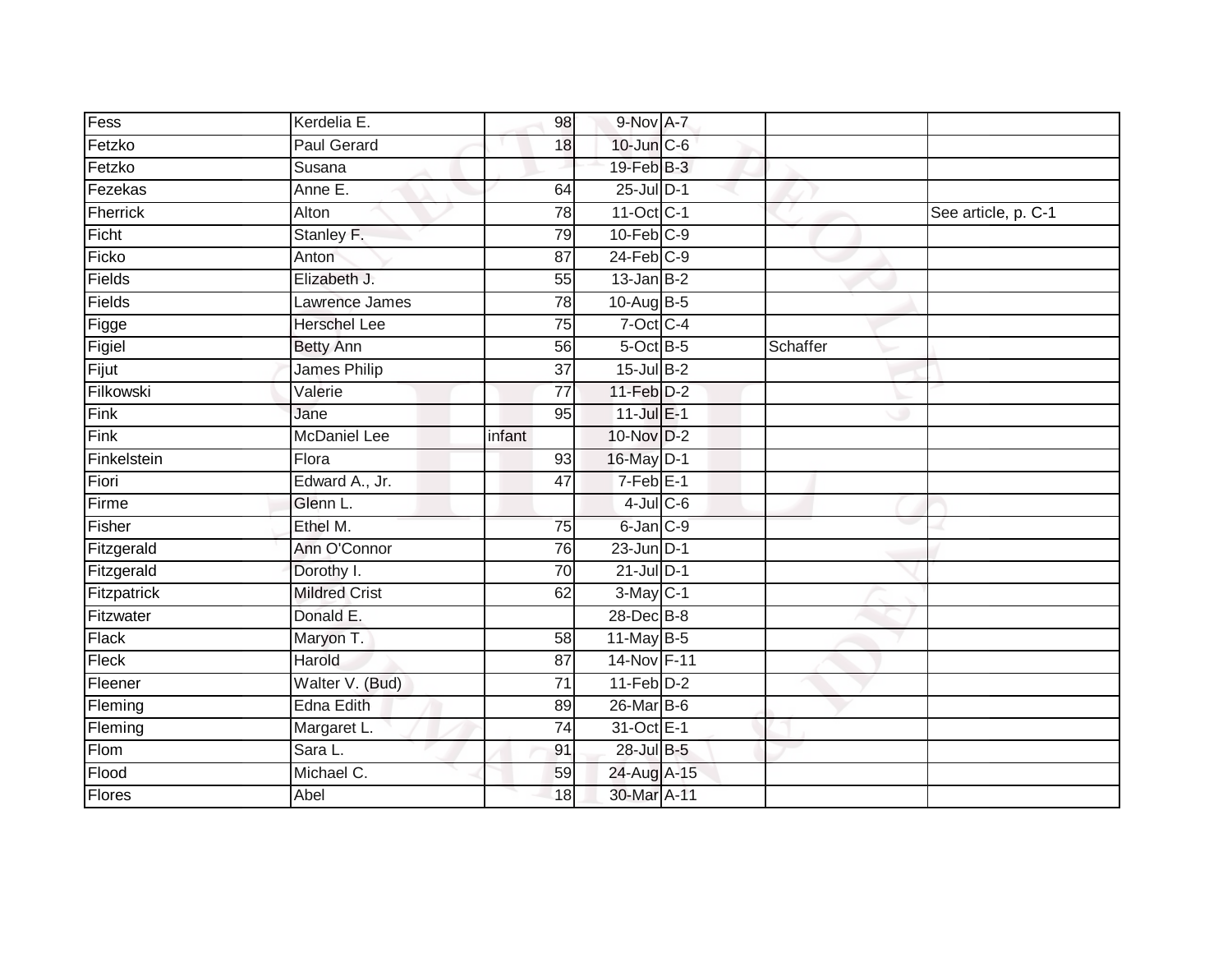| | | | | | | |
|---|---|---|---|---|---|---|
| Fess | Kerdelia E. | 98 | 9-Nov | A-7 | | |
| Fetzko | Paul Gerard | 18 | 10-Jun | C-6 | | |
| Fetzko | Susana | | 19-Feb | B-3 | | |
| Fezekas | Anne E. | 64 | 25-Jul | D-1 | | |
| Fherrick | Alton | 78 | 11-Oct | C-1 | | See article, p. C-1 |
| Ficht | Stanley F. | 79 | 10-Feb | C-9 | | |
| Ficko | Anton | 87 | 24-Feb | C-9 | | |
| Fields | Elizabeth J. | 55 | 13-Jan | B-2 | | |
| Fields | Lawrence James | 78 | 10-Aug | B-5 | | |
| Figge | Herschel Lee | 75 | 7-Oct | C-4 | | |
| Figiel | Betty Ann | 56 | 5-Oct | B-5 | Schaffer | |
| Fijut | James Philip | 37 | 15-Jul | B-2 | | |
| Filkowski | Valerie | 77 | 11-Feb | D-2 | | |
| Fink | Jane | 95 | 11-Jul | E-1 | | |
| Fink | McDaniel Lee | infant | 10-Nov | D-2 | | |
| Finkelstein | Flora | 93 | 16-May | D-1 | | |
| Fiori | Edward A., Jr. | 47 | 7-Feb | E-1 | | |
| Firme | Glenn L. | | 4-Jul | C-6 | | |
| Fisher | Ethel M. | 75 | 6-Jan | C-9 | | |
| Fitzgerald | Ann O'Connor | 76 | 23-Jun | D-1 | | |
| Fitzgerald | Dorothy I. | 70 | 21-Jul | D-1 | | |
| Fitzpatrick | Mildred Crist | 62 | 3-May | C-1 | | |
| Fitzwater | Donald E. | | 28-Dec | B-8 | | |
| Flack | Maryon T. | 58 | 11-May | B-5 | | |
| Fleck | Harold | 87 | 14-Nov | F-11 | | |
| Fleener | Walter V. (Bud) | 71 | 11-Feb | D-2 | | |
| Fleming | Edna Edith | 89 | 26-Mar | B-6 | | |
| Fleming | Margaret L. | 74 | 31-Oct | E-1 | | |
| Flom | Sara L. | 91 | 28-Jul | B-5 | | |
| Flood | Michael C. | 59 | 24-Aug | A-15 | | |
| Flores | Abel | 18 | 30-Mar | A-11 | | |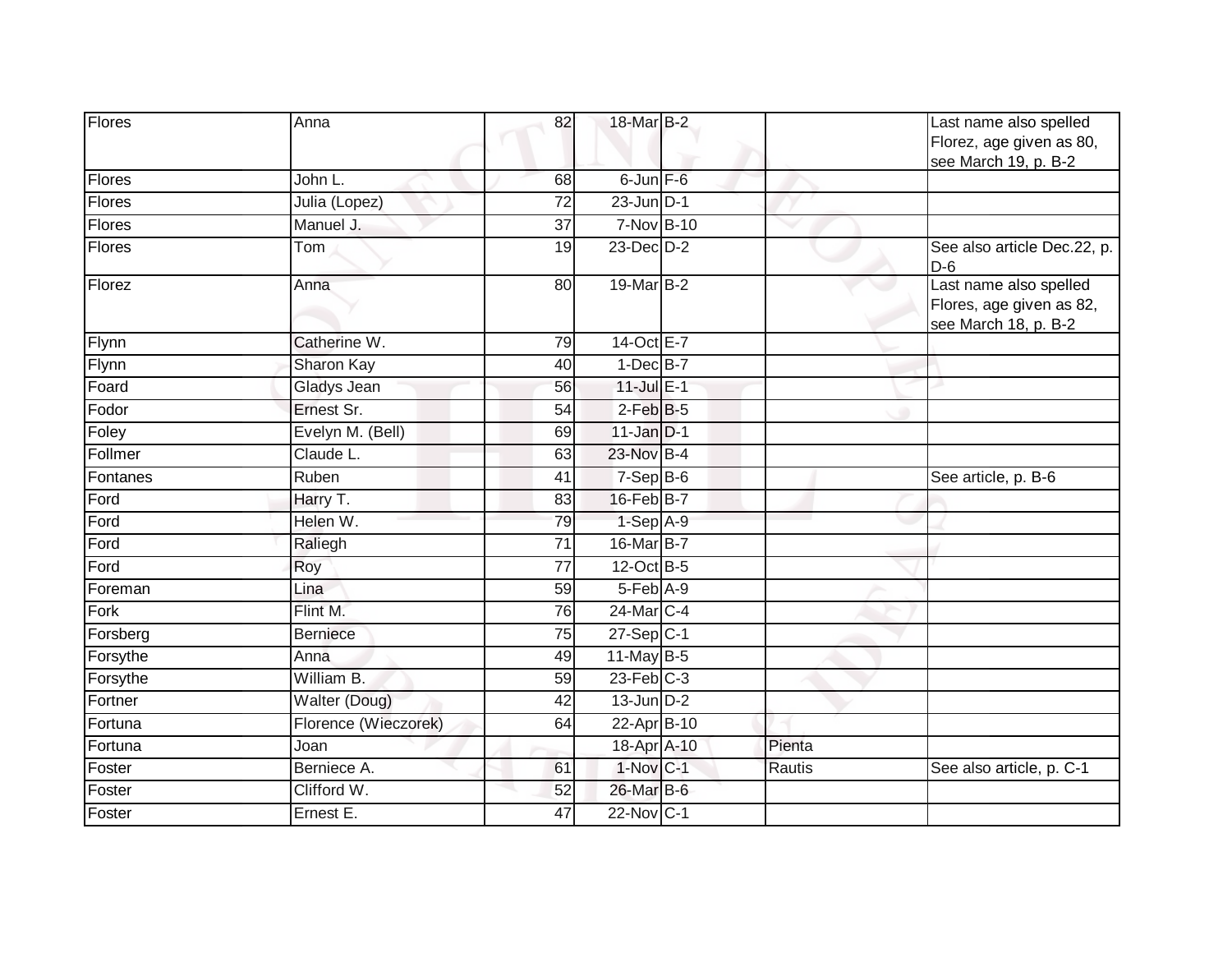| Flores | Anna | 82 | 18-Mar | B-2 | | Last name also spelled Florez, age given as 80, see March 19, p. B-2 |
|---|---|---|---|---|---|---|
| Flores | John L. | 68 | 6-Jun | F-6 | | |
| Flores | Julia (Lopez) | 72 | 23-Jun | D-1 | | |
| Flores | Manuel J. | 37 | 7-Nov | B-10 | | |
| Flores | Tom | 19 | 23-Dec | D-2 | | See also article Dec.22, p. D-6 |
| Florez | Anna | 80 | 19-Mar | B-2 | | Last name also spelled Flores, age given as 82, see March 18, p. B-2 |
| Flynn | Catherine W. | 79 | 14-Oct | E-7 | | |
| Flynn | Sharon Kay | 40 | 1-Dec | B-7 | | |
| Foard | Gladys Jean | 56 | 11-Jul | E-1 | | |
| Fodor | Ernest Sr. | 54 | 2-Feb | B-5 | | |
| Foley | Evelyn M. (Bell) | 69 | 11-Jan | D-1 | | |
| Follmer | Claude L. | 63 | 23-Nov | B-4 | | |
| Fontanes | Ruben | 41 | 7-Sep | B-6 | | See article, p. B-6 |
| Ford | Harry T. | 83 | 16-Feb | B-7 | | |
| Ford | Helen W. | 79 | 1-Sep | A-9 | | |
| Ford | Raliegh | 71 | 16-Mar | B-7 | | |
| Ford | Roy | 77 | 12-Oct | B-5 | | |
| Foreman | Lina | 59 | 5-Feb | A-9 | | |
| Fork | Flint M. | 76 | 24-Mar | C-4 | | |
| Forsberg | Berniece | 75 | 27-Sep | C-1 | | |
| Forsythe | Anna | 49 | 11-May | B-5 | | |
| Forsythe | William B. | 59 | 23-Feb | C-3 | | |
| Fortner | Walter (Doug) | 42 | 13-Jun | D-2 | | |
| Fortuna | Florence (Wieczorek) | 64 | 22-Apr | B-10 | | |
| Fortuna | Joan | | 18-Apr | A-10 | Pienta | |
| Foster | Berniece A. | 61 | 1-Nov | C-1 | Rautis | See also article, p. C-1 |
| Foster | Clifford W. | 52 | 26-Mar | B-6 | | |
| Foster | Ernest E. | 47 | 22-Nov | C-1 | | |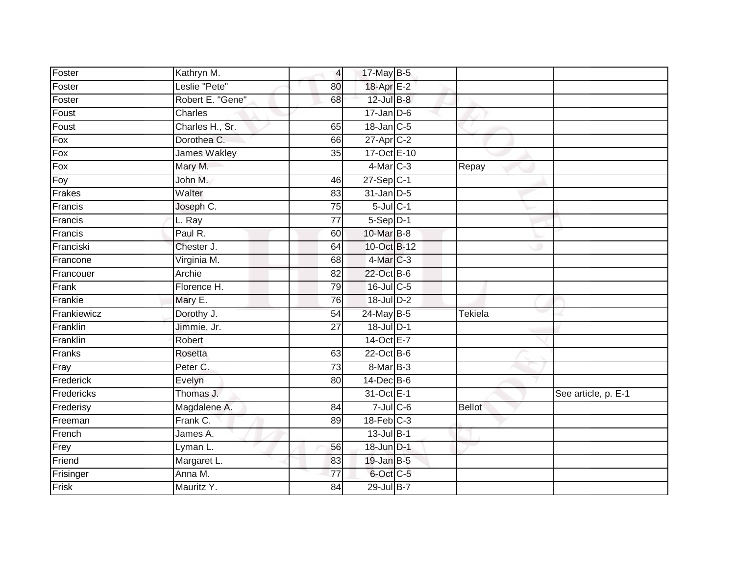| | | | | | | |
|---|---|---|---|---|---|---|
| Foster | Kathryn M. | 4 | 17-May | B-5 | | |
| Foster | Leslie "Pete" | 80 | 18-Apr | E-2 | | |
| Foster | Robert E. "Gene" | 68 | 12-Jul | B-8 | | |
| Foust | Charles | | 17-Jan | D-6 | | |
| Foust | Charles H., Sr. | 65 | 18-Jan | C-5 | | |
| Fox | Dorothea C. | 66 | 27-Apr | C-2 | | |
| Fox | James Wakley | 35 | 17-Oct | E-10 | | |
| Fox | Mary M. | | 4-Mar | C-3 | Repay | |
| Foy | John M. | 46 | 27-Sep | C-1 | | |
| Frakes | Walter | 83 | 31-Jan | D-5 | | |
| Francis | Joseph C. | 75 | 5-Jul | C-1 | | |
| Francis | L. Ray | 77 | 5-Sep | D-1 | | |
| Francis | Paul R. | 60 | 10-Mar | B-8 | | |
| Franciski | Chester J. | 64 | 10-Oct | B-12 | | |
| Francone | Virginia M. | 68 | 4-Mar | C-3 | | |
| Francouer | Archie | 82 | 22-Oct | B-6 | | |
| Frank | Florence H. | 79 | 16-Jul | C-5 | | |
| Frankie | Mary E. | 76 | 18-Jul | D-2 | | |
| Frankiewicz | Dorothy J. | 54 | 24-May | B-5 | Tekiela | |
| Franklin | Jimmie, Jr. | 27 | 18-Jul | D-1 | | |
| Franklin | Robert | | 14-Oct | E-7 | | |
| Franks | Rosetta | 63 | 22-Oct | B-6 | | |
| Fray | Peter C. | 73 | 8-Mar | B-3 | | |
| Frederick | Evelyn | 80 | 14-Dec | B-6 | | |
| Fredericks | Thomas J. | | 31-Oct | E-1 | | See article, p. E-1 |
| Frederisy | Magdalene A. | 84 | 7-Jul | C-6 | Bellot | |
| Freeman | Frank C. | 89 | 18-Feb | C-3 | | |
| French | James A. | | 13-Jul | B-1 | | |
| Frey | Lyman L. | 56 | 18-Jun | D-1 | | |
| Friend | Margaret L. | 83 | 19-Jan | B-5 | | |
| Frisinger | Anna M. | 77 | 6-Oct | C-5 | | |
| Frisk | Mauritz Y. | 84 | 29-Jul | B-7 | | |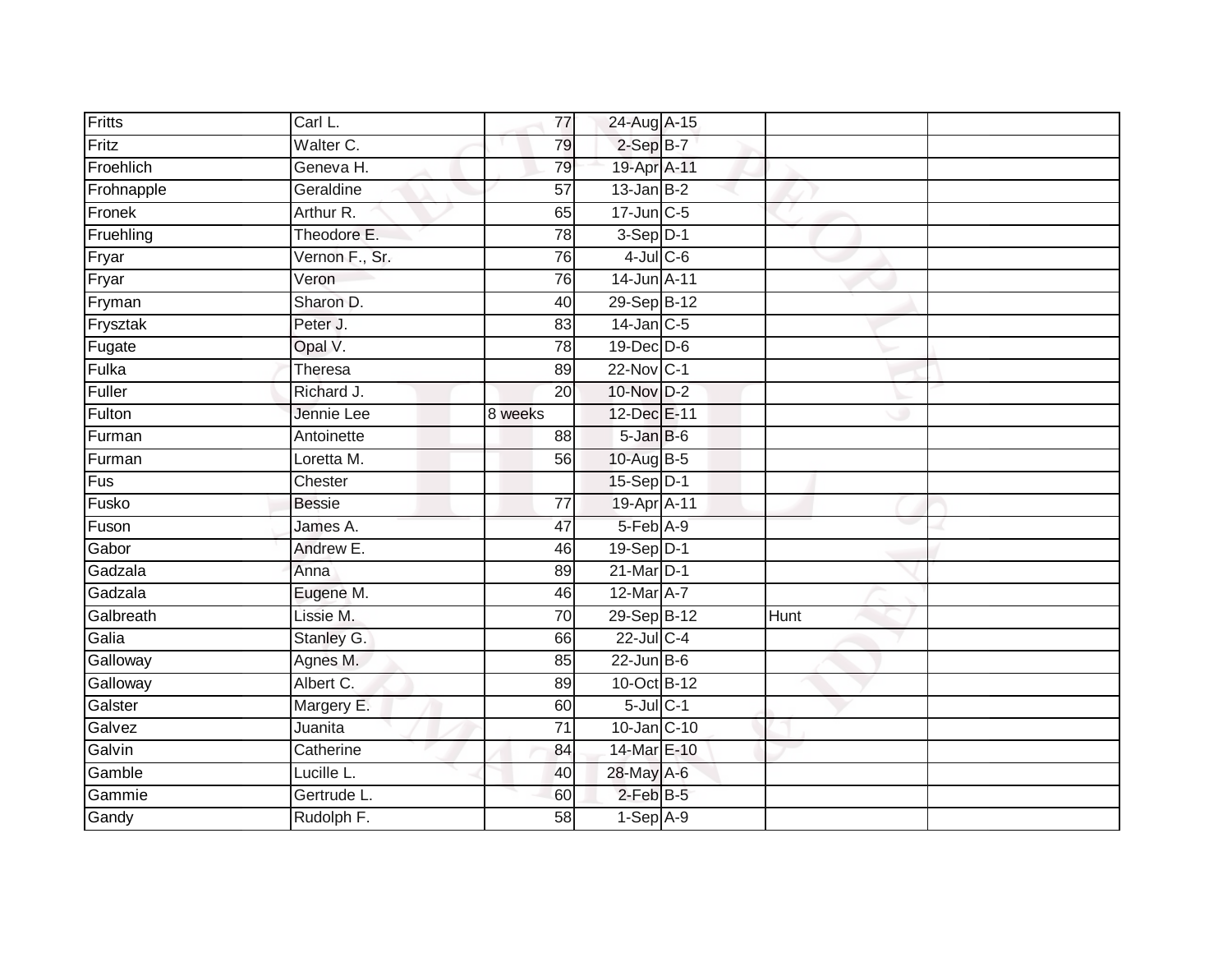| Fritts | Carl L. | 77 | 24-Aug | A-15 | | |
|---|---|---|---|---|---|---|
| Fritz | Walter C. | 79 | 2-Sep | B-7 | | |
| Froehlich | Geneva H. | 79 | 19-Apr | A-11 | | |
| Frohnapple | Geraldine | 57 | 13-Jan | B-2 | | |
| Fronek | Arthur R. | 65 | 17-Jun | C-5 | | |
| Fruehling | Theodore E. | 78 | 3-Sep | D-1 | | |
| Fryar | Vernon F., Sr. | 76 | 4-Jul | C-6 | | |
| Fryar | Veron | 76 | 14-Jun | A-11 | | |
| Fryman | Sharon D. | 40 | 29-Sep | B-12 | | |
| Frysztak | Peter J. | 83 | 14-Jan | C-5 | | |
| Fugate | Opal V. | 78 | 19-Dec | D-6 | | |
| Fulka | Theresa | 89 | 22-Nov | C-1 | | |
| Fuller | Richard J. | 20 | 10-Nov | D-2 | | |
| Fulton | Jennie Lee | 8 weeks | 12-Dec | E-11 | | |
| Furman | Antoinette | 88 | 5-Jan | B-6 | | |
| Furman | Loretta M. | 56 | 10-Aug | B-5 | | |
| Fus | Chester | | 15-Sep | D-1 | | |
| Fusko | Bessie | 77 | 19-Apr | A-11 | | |
| Fuson | James A. | 47 | 5-Feb | A-9 | | |
| Gabor | Andrew E. | 46 | 19-Sep | D-1 | | |
| Gadzala | Anna | 89 | 21-Mar | D-1 | | |
| Gadzala | Eugene M. | 46 | 12-Mar | A-7 | | |
| Galbreath | Lissie M. | 70 | 29-Sep | B-12 | Hunt | |
| Galia | Stanley G. | 66 | 22-Jul | C-4 | | |
| Galloway | Agnes M. | 85 | 22-Jun | B-6 | | |
| Galloway | Albert C. | 89 | 10-Oct | B-12 | | |
| Galster | Margery E. | 60 | 5-Jul | C-1 | | |
| Galvez | Juanita | 71 | 10-Jan | C-10 | | |
| Galvin | Catherine | 84 | 14-Mar | E-10 | | |
| Gamble | Lucille L. | 40 | 28-May | A-6 | | |
| Gammie | Gertrude L. | 60 | 2-Feb | B-5 | | |
| Gandy | Rudolph F. | 58 | 1-Sep | A-9 | | |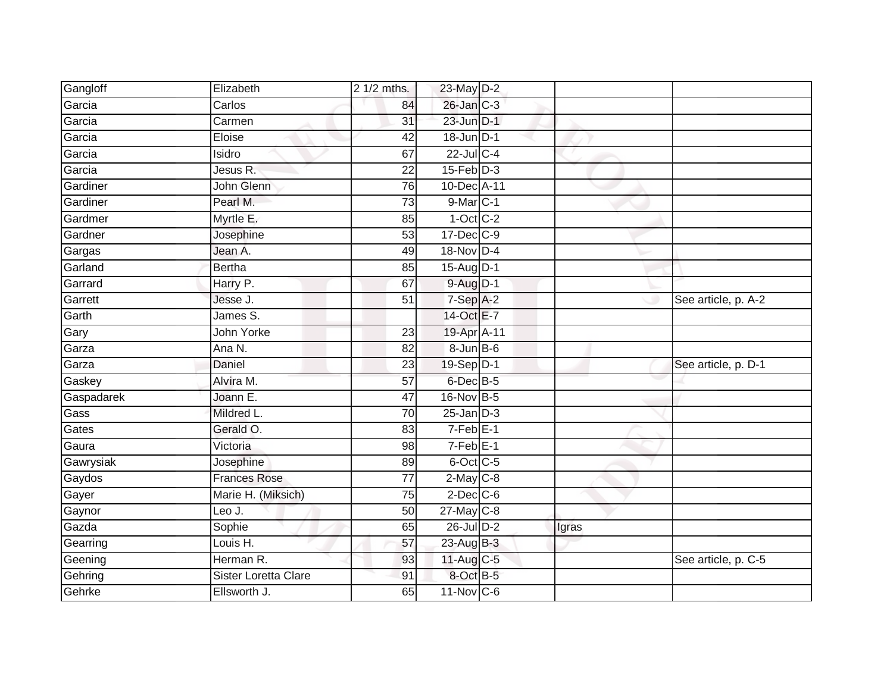| | | | | | | |
|---|---|---|---|---|---|---|
| Gangloff | Elizabeth | 2 1/2 mths. | 23-May | D-2 | | |
| Garcia | Carlos | 84 | 26-Jan | C-3 | | |
| Garcia | Carmen | 31 | 23-Jun | D-1 | | |
| Garcia | Eloise | 42 | 18-Jun | D-1 | | |
| Garcia | Isidro | 67 | 22-Jul | C-4 | | |
| Garcia | Jesus R. | 22 | 15-Feb | D-3 | | |
| Gardiner | John Glenn | 76 | 10-Dec | A-11 | | |
| Gardiner | Pearl M. | 73 | 9-Mar | C-1 | | |
| Gardmer | Myrtle E. | 85 | 1-Oct | C-2 | | |
| Gardner | Josephine | 53 | 17-Dec | C-9 | | |
| Gargas | Jean A. | 49 | 18-Nov | D-4 | | |
| Garland | Bertha | 85 | 15-Aug | D-1 | | |
| Garrard | Harry P. | 67 | 9-Aug | D-1 | | |
| Garrett | Jesse J. | 51 | 7-Sep | A-2 | | See article, p. A-2 |
| Garth | James S. | | 14-Oct | E-7 | | |
| Gary | John Yorke | 23 | 19-Apr | A-11 | | |
| Garza | Ana N. | 82 | 8-Jun | B-6 | | |
| Garza | Daniel | 23 | 19-Sep | D-1 | | See article, p. D-1 |
| Gaskey | Alvira M. | 57 | 6-Dec | B-5 | | |
| Gaspadarek | Joann E. | 47 | 16-Nov | B-5 | | |
| Gass | Mildred L. | 70 | 25-Jan | D-3 | | |
| Gates | Gerald O. | 83 | 7-Feb | E-1 | | |
| Gaura | Victoria | 98 | 7-Feb | E-1 | | |
| Gawrysiak | Josephine | 89 | 6-Oct | C-5 | | |
| Gaydos | Frances Rose | 77 | 2-May | C-8 | | |
| Gayer | Marie H. (Miksich) | 75 | 2-Dec | C-6 | | |
| Gaynor | Leo J. | 50 | 27-May | C-8 | | |
| Gazda | Sophie | 65 | 26-Jul | D-2 | Igras | |
| Gearring | Louis H. | 57 | 23-Aug | B-3 | | |
| Geening | Herman R. | 93 | 11-Aug | C-5 | | See article, p. C-5 |
| Gehring | Sister Loretta Clare | 91 | 8-Oct | B-5 | | |
| Gehrke | Ellsworth J. | 65 | 11-Nov | C-6 | | |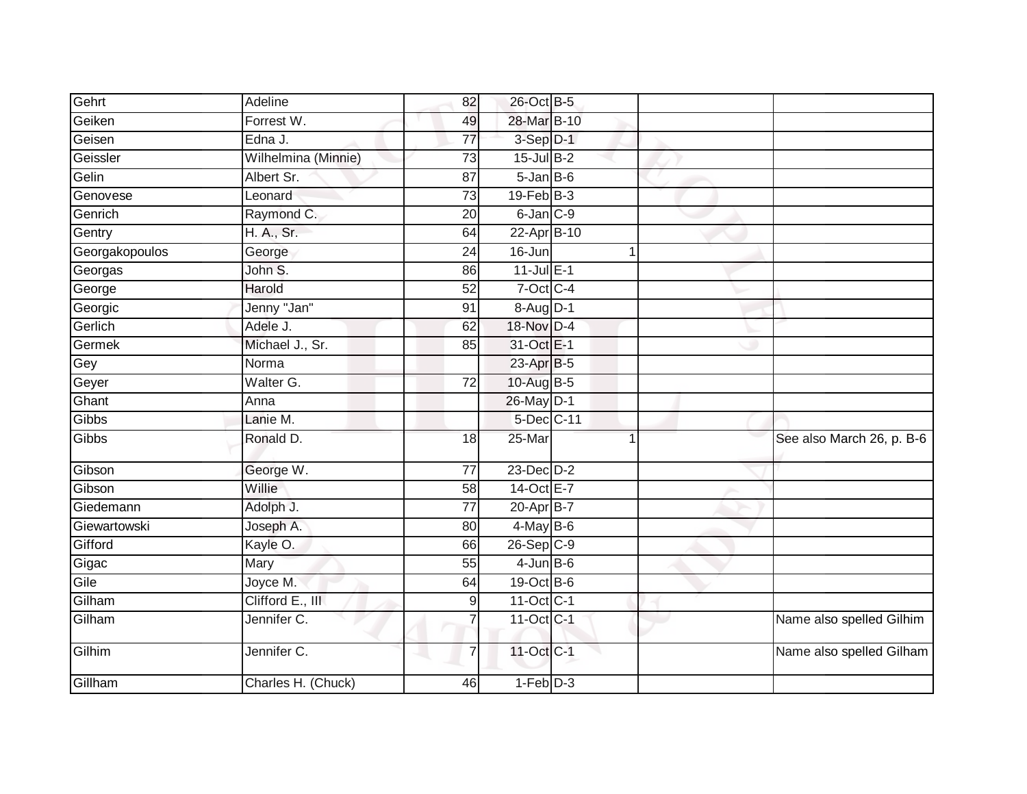| Gehrt | Adeline | 82 | 26-Oct | B-5 | | |
|---|---|---|---|---|---|---|
| Geiken | Forrest W. | 49 | 28-Mar | B-10 | | |
| Geisen | Edna J. | 77 | 3-Sep | D-1 | | |
| Geissler | Wilhelmina (Minnie) | 73 | 15-Jul | B-2 | | |
| Gelin | Albert Sr. | 87 | 5-Jan | B-6 | | |
| Genovese | Leonard | 73 | 19-Feb | B-3 | | |
| Genrich | Raymond C. | 20 | 6-Jan | C-9 | | |
| Gentry | H. A., Sr. | 64 | 22-Apr | B-10 | | |
| Georgakopoulos | George | 24 | 16-Jun | 1 | | |
| Georgas | John S. | 86 | 11-Jul | E-1 | | |
| George | Harold | 52 | 7-Oct | C-4 | | |
| Georgic | Jenny "Jan" | 91 | 8-Aug | D-1 | | |
| Gerlich | Adele J. | 62 | 18-Nov | D-4 | | |
| Germek | Michael J., Sr. | 85 | 31-Oct | E-1 | | |
| Gey | Norma | | 23-Apr | B-5 | | |
| Geyer | Walter G. | 72 | 10-Aug | B-5 | | |
| Ghant | Anna | | 26-May | D-1 | | |
| Gibbs | Lanie M. | | 5-Dec | C-11 | | |
| Gibbs | Ronald D. | 18 | 25-Mar | 1 | | See also March 26, p. B-6 |
| Gibson | George W. | 77 | 23-Dec | D-2 | | |
| Gibson | Willie | 58 | 14-Oct | E-7 | | |
| Giedemann | Adolph J. | 77 | 20-Apr | B-7 | | |
| Giewartowski | Joseph A. | 80 | 4-May | B-6 | | |
| Gifford | Kayle O. | 66 | 26-Sep | C-9 | | |
| Gigac | Mary | 55 | 4-Jun | B-6 | | |
| Gile | Joyce M. | 64 | 19-Oct | B-6 | | |
| Gilham | Clifford E., III | 9 | 11-Oct | C-1 | | |
| Gilham | Jennifer C. | 7 | 11-Oct | C-1 | | Name also spelled Gilhim |
| Gilhim | Jennifer C. | 7 | 11-Oct | C-1 | | Name also spelled Gilham |
| Gillham | Charles H. (Chuck) | 46 | 1-Feb | D-3 | | |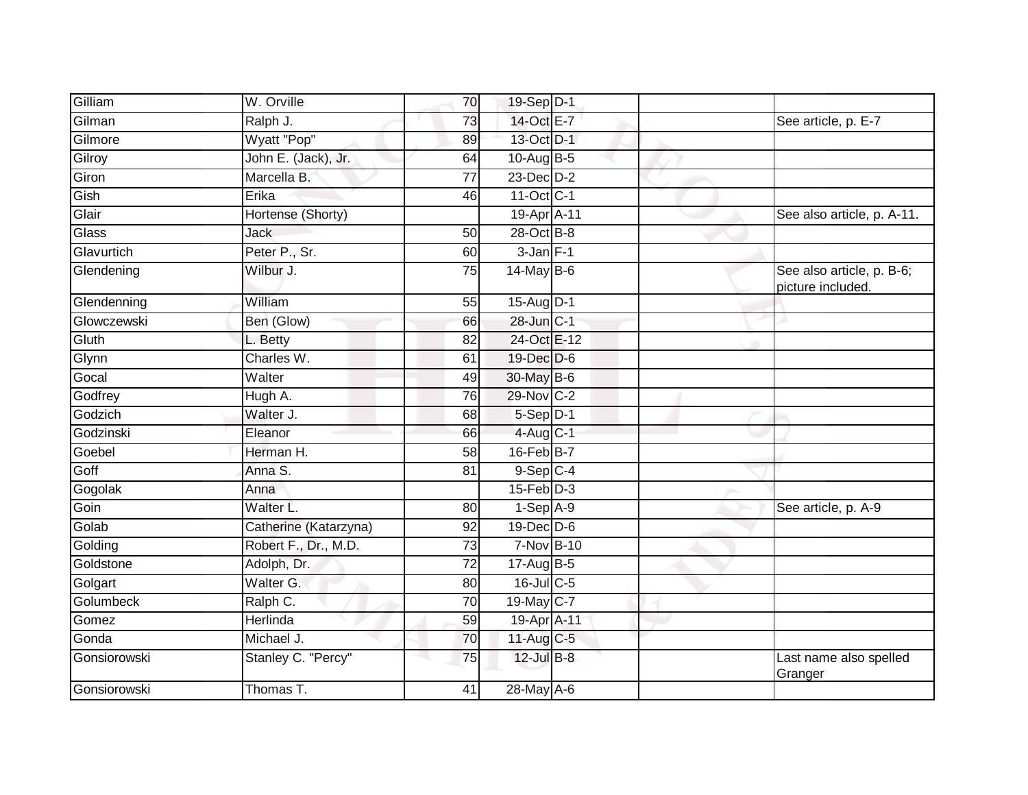| | | | | | | |
|---|---|---|---|---|---|---|
| Gilliam | W. Orville | 70 | 19-Sep | D-1 | | |
| Gilman | Ralph J. | 73 | 14-Oct | E-7 | | See article, p. E-7 |
| Gilmore | Wyatt "Pop" | 89 | 13-Oct | D-1 | | |
| Gilroy | John E. (Jack), Jr. | 64 | 10-Aug | B-5 | | |
| Giron | Marcella B. | 77 | 23-Dec | D-2 | | |
| Gish | Erika | 46 | 11-Oct | C-1 | | |
| Glair | Hortense (Shorty) | | 19-Apr | A-11 | | See also article, p. A-11. |
| Glass | Jack | 50 | 28-Oct | B-8 | | |
| Glavurtich | Peter P., Sr. | 60 | 3-Jan | F-1 | | |
| Glendening | Wilbur J. | 75 | 14-May | B-6 | | See also article, p. B-6; picture included. |
| Glendenning | William | 55 | 15-Aug | D-1 | | |
| Glowczewski | Ben (Glow) | 66 | 28-Jun | C-1 | | |
| Gluth | L. Betty | 82 | 24-Oct | E-12 | | |
| Glynn | Charles W. | 61 | 19-Dec | D-6 | | |
| Gocal | Walter | 49 | 30-May | B-6 | | |
| Godfrey | Hugh A. | 76 | 29-Nov | C-2 | | |
| Godzich | Walter J. | 68 | 5-Sep | D-1 | | |
| Godzinski | Eleanor | 66 | 4-Aug | C-1 | | |
| Goebel | Herman H. | 58 | 16-Feb | B-7 | | |
| Goff | Anna S. | 81 | 9-Sep | C-4 | | |
| Gogolak | Anna | | 15-Feb | D-3 | | |
| Goin | Walter L. | 80 | 1-Sep | A-9 | | See article, p. A-9 |
| Golab | Catherine (Katarzyna) | 92 | 19-Dec | D-6 | | |
| Golding | Robert F., Dr., M.D. | 73 | 7-Nov | B-10 | | |
| Goldstone | Adolph, Dr. | 72 | 17-Aug | B-5 | | |
| Golgart | Walter G. | 80 | 16-Jul | C-5 | | |
| Golumbeck | Ralph C. | 70 | 19-May | C-7 | | |
| Gomez | Herlinda | 59 | 19-Apr | A-11 | | |
| Gonda | Michael J. | 70 | 11-Aug | C-5 | | |
| Gonsiorowski | Stanley C. "Percy" | 75 | 12-Jul | B-8 | | Last name also spelled Granger |
| Gonsiorowski | Thomas T. | 41 | 28-May | A-6 | | |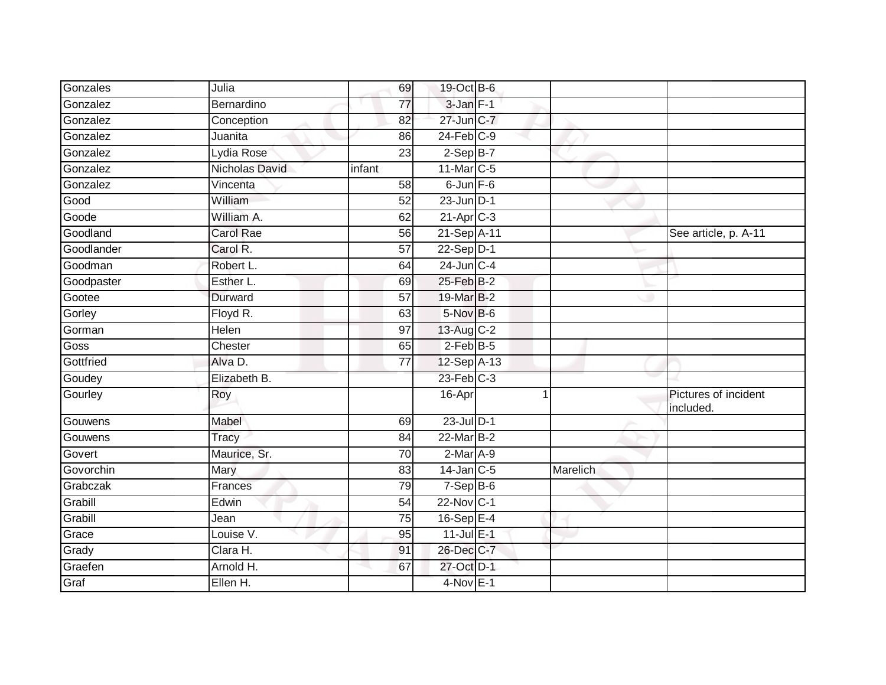| | | | | | | |
|---|---|---|---|---|---|---|
| Gonzales | Julia | 69 | 19-Oct | B-6 | | |
| Gonzalez | Bernardino | 77 | 3-Jan | F-1 | | |
| Gonzalez | Conception | 82 | 27-Jun | C-7 | | |
| Gonzalez | Juanita | 86 | 24-Feb | C-9 | | |
| Gonzalez | Lydia Rose | 23 | 2-Sep | B-7 | | |
| Gonzalez | Nicholas David | infant | 11-Mar | C-5 | | |
| Gonzalez | Vincenta | 58 | 6-Jun | F-6 | | |
| Good | William | 52 | 23-Jun | D-1 | | |
| Goode | William A. | 62 | 21-Apr | C-3 | | |
| Goodland | Carol Rae | 56 | 21-Sep | A-11 | | See article, p. A-11 |
| Goodlander | Carol R. | 57 | 22-Sep | D-1 | | |
| Goodman | Robert L. | 64 | 24-Jun | C-4 | | |
| Goodpaster | Esther L. | 69 | 25-Feb | B-2 | | |
| Gootee | Durward | 57 | 19-Mar | B-2 | | |
| Gorley | Floyd R. | 63 | 5-Nov | B-6 | | |
| Gorman | Helen | 97 | 13-Aug | C-2 | | |
| Goss | Chester | 65 | 2-Feb | B-5 | | |
| Gottfried | Alva D. | 77 | 12-Sep | A-13 | | |
| Goudey | Elizabeth B. | | 23-Feb | C-3 | | |
| Gourley | Roy | | 16-Apr | 1 | | Pictures of incident included. |
| Gouwens | Mabel | 69 | 23-Jul | D-1 | | |
| Gouwens | Tracy | 84 | 22-Mar | B-2 | | |
| Govert | Maurice, Sr. | 70 | 2-Mar | A-9 | | |
| Govorchin | Mary | 83 | 14-Jan | C-5 | Marelich | |
| Grabczak | Frances | 79 | 7-Sep | B-6 | | |
| Grabill | Edwin | 54 | 22-Nov | C-1 | | |
| Grabill | Jean | 75 | 16-Sep | E-4 | | |
| Grace | Louise V. | 95 | 11-Jul | E-1 | | |
| Grady | Clara H. | 91 | 26-Dec | C-7 | | |
| Graefen | Arnold H. | 67 | 27-Oct | D-1 | | |
| Graf | Ellen H. | | 4-Nov | E-1 | | |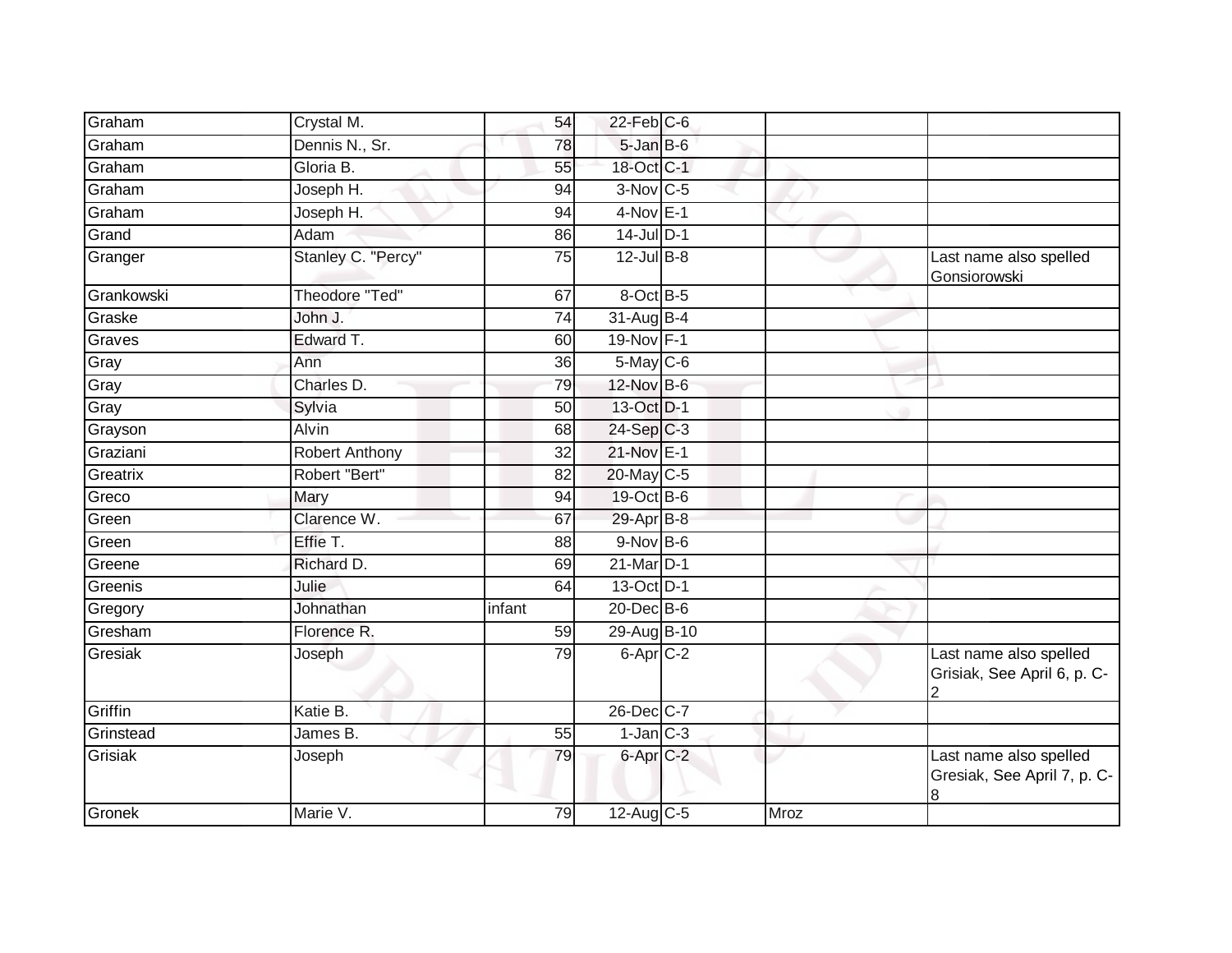| Graham | Crystal M. | 54 | 22-Feb | C-6 | | |
|---|---|---|---|---|---|---|
| Graham | Dennis N., Sr. | 78 | 5-Jan | B-6 | | |
| Graham | Gloria B. | 55 | 18-Oct | C-1 | | |
| Graham | Joseph H. | 94 | 3-Nov | C-5 | | |
| Graham | Joseph H. | 94 | 4-Nov | E-1 | | |
| Grand | Adam | 86 | 14-Jul | D-1 | | |
| Granger | Stanley C. "Percy" | 75 | 12-Jul | B-8 | | Last name also spelled Gonsiorowski |
| Grankowski | Theodore "Ted" | 67 | 8-Oct | B-5 | | |
| Graske | John J. | 74 | 31-Aug | B-4 | | |
| Graves | Edward T. | 60 | 19-Nov | F-1 | | |
| Gray | Ann | 36 | 5-May | C-6 | | |
| Gray | Charles D. | 79 | 12-Nov | B-6 | | |
| Gray | Sylvia | 50 | 13-Oct | D-1 | | |
| Grayson | Alvin | 68 | 24-Sep | C-3 | | |
| Graziani | Robert Anthony | 32 | 21-Nov | E-1 | | |
| Greatrix | Robert "Bert" | 82 | 20-May | C-5 | | |
| Greco | Mary | 94 | 19-Oct | B-6 | | |
| Green | Clarence W. | 67 | 29-Apr | B-8 | | |
| Green | Effie T. | 88 | 9-Nov | B-6 | | |
| Greene | Richard D. | 69 | 21-Mar | D-1 | | |
| Greenis | Julie | 64 | 13-Oct | D-1 | | |
| Gregory | Johnathan | infant | 20-Dec | B-6 | | |
| Gresham | Florence R. | 59 | 29-Aug | B-10 | | |
| Gresiak | Joseph | 79 | 6-Apr | C-2 | | Last name also spelled Grisiak, See April 6, p. C-2 |
| Griffin | Katie B. | | 26-Dec | C-7 | | |
| Grinstead | James B. | 55 | 1-Jan | C-3 | | |
| Grisiak | Joseph | 79 | 6-Apr | C-2 | | Last name also spelled Gresiak, See April 7, p. C-8 |
| Gronek | Marie V. | 79 | 12-Aug | C-5 | Mroz | |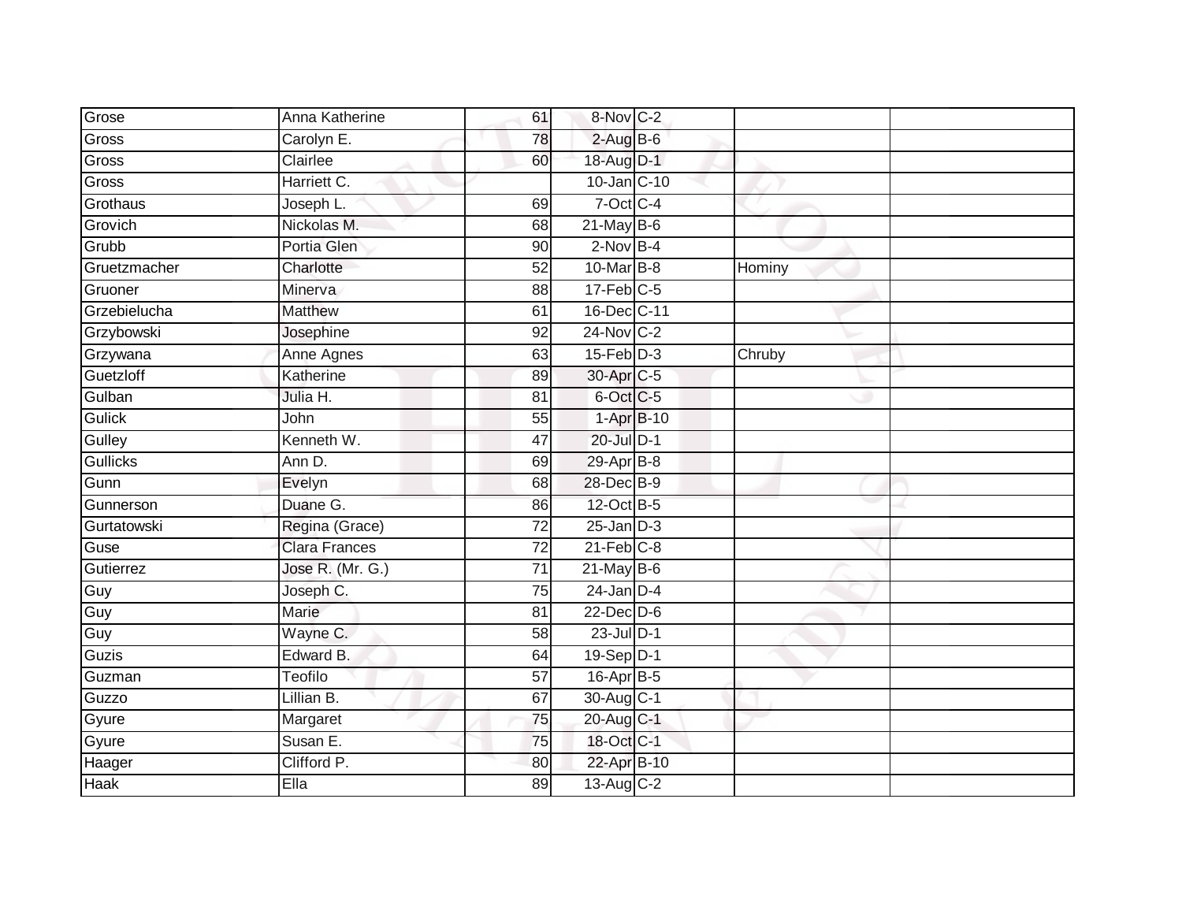| Grose | Anna Katherine | 61 | 8-Nov | C-2 | | |
|---|---|---|---|---|---|---|
| Gross | Carolyn E. | 78 | 2-Aug | B-6 | | |
| Gross | Clairlee | 60 | 18-Aug | D-1 | | |
| Gross | Harriett C. | | 10-Jan | C-10 | | |
| Grothaus | Joseph L. | 69 | 7-Oct | C-4 | | |
| Grovich | Nickolas M. | 68 | 21-May | B-6 | | |
| Grubb | Portia Glen | 90 | 2-Nov | B-4 | | |
| Gruetzmacher | Charlotte | 52 | 10-Mar | B-8 | Hominy | |
| Gruoner | Minerva | 88 | 17-Feb | C-5 | | |
| Grzebielucha | Matthew | 61 | 16-Dec | C-11 | | |
| Grzybowski | Josephine | 92 | 24-Nov | C-2 | | |
| Grzywana | Anne Agnes | 63 | 15-Feb | D-3 | Chruby | |
| Guetzloff | Katherine | 89 | 30-Apr | C-5 | | |
| Gulban | Julia H. | 81 | 6-Oct | C-5 | | |
| Gulick | John | 55 | 1-Apr | B-10 | | |
| Gulley | Kenneth W. | 47 | 20-Jul | D-1 | | |
| Gullicks | Ann D. | 69 | 29-Apr | B-8 | | |
| Gunn | Evelyn | 68 | 28-Dec | B-9 | | |
| Gunnerson | Duane G. | 86 | 12-Oct | B-5 | | |
| Gurtatowski | Regina (Grace) | 72 | 25-Jan | D-3 | | |
| Guse | Clara Frances | 72 | 21-Feb | C-8 | | |
| Gutierrez | Jose R. (Mr. G.) | 71 | 21-May | B-6 | | |
| Guy | Joseph C. | 75 | 24-Jan | D-4 | | |
| Guy | Marie | 81 | 22-Dec | D-6 | | |
| Guy | Wayne C. | 58 | 23-Jul | D-1 | | |
| Guzis | Edward B. | 64 | 19-Sep | D-1 | | |
| Guzman | Teofilo | 57 | 16-Apr | B-5 | | |
| Guzzo | Lillian B. | 67 | 30-Aug | C-1 | | |
| Gyure | Margaret | 75 | 20-Aug | C-1 | | |
| Gyure | Susan E. | 75 | 18-Oct | C-1 | | |
| Haager | Clifford P. | 80 | 22-Apr | B-10 | | |
| Haak | Ella | 89 | 13-Aug | C-2 | | |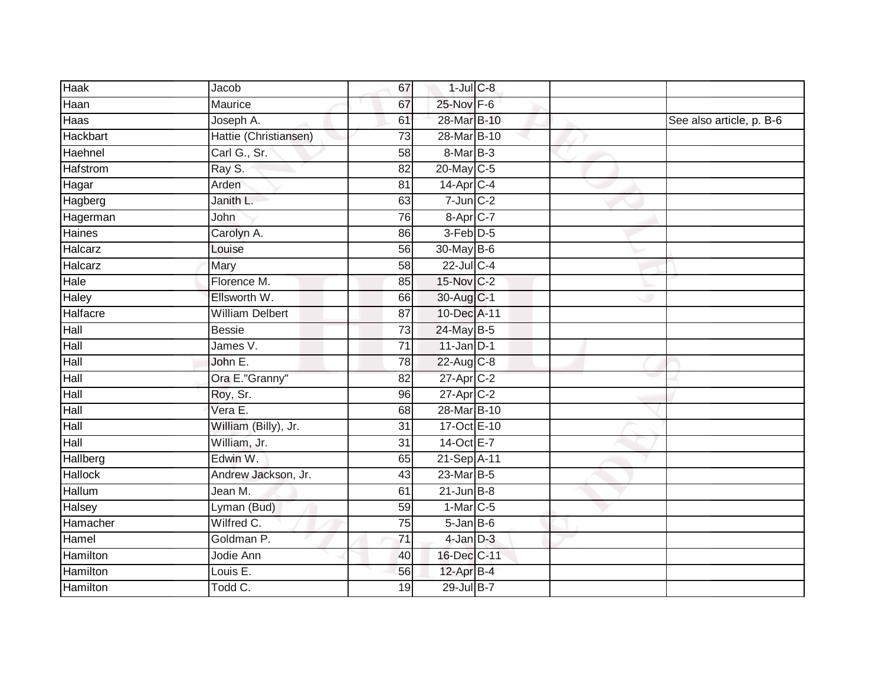| | | | | | | |
|---|---|---|---|---|---|---|
| Haak | Jacob | 67 | 1-Jul | C-8 | | |
| Haan | Maurice | 67 | 25-Nov | F-6 | | |
| Haas | Joseph A. | 61 | 28-Mar | B-10 | | See also article, p. B-6 |
| Hackbart | Hattie (Christiansen) | 73 | 28-Mar | B-10 | | |
| Haehnel | Carl G., Sr. | 58 | 8-Mar | B-3 | | |
| Hafstrom | Ray S. | 82 | 20-May | C-5 | | |
| Hagar | Arden | 81 | 14-Apr | C-4 | | |
| Hagberg | Janith L. | 63 | 7-Jun | C-2 | | |
| Hagerman | John | 76 | 8-Apr | C-7 | | |
| Haines | Carolyn A. | 86 | 3-Feb | D-5 | | |
| Halcarz | Louise | 56 | 30-May | B-6 | | |
| Halcarz | Mary | 58 | 22-Jul | C-4 | | |
| Hale | Florence M. | 85 | 15-Nov | C-2 | | |
| Haley | Ellsworth W. | 66 | 30-Aug | C-1 | | |
| Halfacre | William Delbert | 87 | 10-Dec | A-11 | | |
| Hall | Bessie | 73 | 24-May | B-5 | | |
| Hall | James V. | 71 | 11-Jan | D-1 | | |
| Hall | John E. | 78 | 22-Aug | C-8 | | |
| Hall | Ora E."Granny" | 82 | 27-Apr | C-2 | | |
| Hall | Roy, Sr. | 96 | 27-Apr | C-2 | | |
| Hall | Vera E. | 68 | 28-Mar | B-10 | | |
| Hall | William (Billy), Jr. | 31 | 17-Oct | E-10 | | |
| Hall | William, Jr. | 31 | 14-Oct | E-7 | | |
| Hallberg | Edwin W. | 65 | 21-Sep | A-11 | | |
| Hallock | Andrew Jackson, Jr. | 43 | 23-Mar | B-5 | | |
| Hallum | Jean M. | 61 | 21-Jun | B-8 | | |
| Halsey | Lyman (Bud) | 59 | 1-Mar | C-5 | | |
| Hamacher | Wilfred C. | 75 | 5-Jan | B-6 | | |
| Hamel | Goldman P. | 71 | 4-Jan | D-3 | | |
| Hamilton | Jodie Ann | 40 | 16-Dec | C-11 | | |
| Hamilton | Louis E. | 56 | 12-Apr | B-4 | | |
| Hamilton | Todd C. | 19 | 29-Jul | B-7 | | |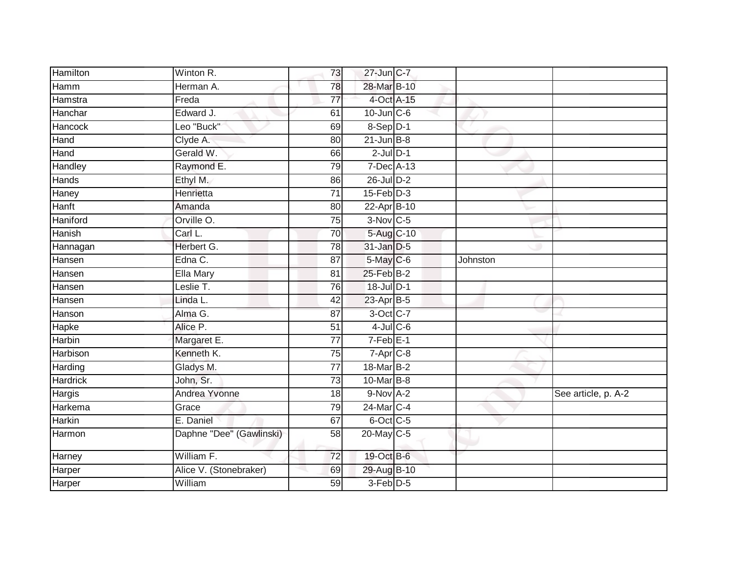| | | | | | | |
|---|---|---|---|---|---|---|
| Hamilton | Winton R. | 73 | 27-Jun | C-7 | | |
| Hamm | Herman A. | 78 | 28-Mar | B-10 | | |
| Hamstra | Freda | 77 | 4-Oct | A-15 | | |
| Hanchar | Edward J. | 61 | 10-Jun | C-6 | | |
| Hancock | Leo "Buck" | 69 | 8-Sep | D-1 | | |
| Hand | Clyde A. | 80 | 21-Jun | B-8 | | |
| Hand | Gerald W. | 66 | 2-Jul | D-1 | | |
| Handley | Raymond E. | 79 | 7-Dec | A-13 | | |
| Hands | Ethyl M. | 86 | 26-Jul | D-2 | | |
| Haney | Henrietta | 71 | 15-Feb | D-3 | | |
| Hanft | Amanda | 80 | 22-Apr | B-10 | | |
| Haniford | Orville O. | 75 | 3-Nov | C-5 | | |
| Hanish | Carl L. | 70 | 5-Aug | C-10 | | |
| Hannagan | Herbert G. | 78 | 31-Jan | D-5 | | |
| Hansen | Edna C. | 87 | 5-May | C-6 | Johnston | |
| Hansen | Ella Mary | 81 | 25-Feb | B-2 | | |
| Hansen | Leslie T. | 76 | 18-Jul | D-1 | | |
| Hansen | Linda L. | 42 | 23-Apr | B-5 | | |
| Hanson | Alma G. | 87 | 3-Oct | C-7 | | |
| Hapke | Alice P. | 51 | 4-Jul | C-6 | | |
| Harbin | Margaret E. | 77 | 7-Feb | E-1 | | |
| Harbison | Kenneth K. | 75 | 7-Apr | C-8 | | |
| Harding | Gladys M. | 77 | 18-Mar | B-2 | | |
| Hardrick | John, Sr. | 73 | 10-Mar | B-8 | | |
| Hargis | Andrea Yvonne | 18 | 9-Nov | A-2 | | See article, p. A-2 |
| Harkema | Grace | 79 | 24-Mar | C-4 | | |
| Harkin | E. Daniel | 67 | 6-Oct | C-5 | | |
| Harmon | Daphne "Dee" (Gawlinski) | 58 | 20-May | C-5 | | |
| Harney | William F. | 72 | 19-Oct | B-6 | | |
| Harper | Alice V. (Stonebraker) | 69 | 29-Aug | B-10 | | |
| Harper | William | 59 | 3-Feb | D-5 | | |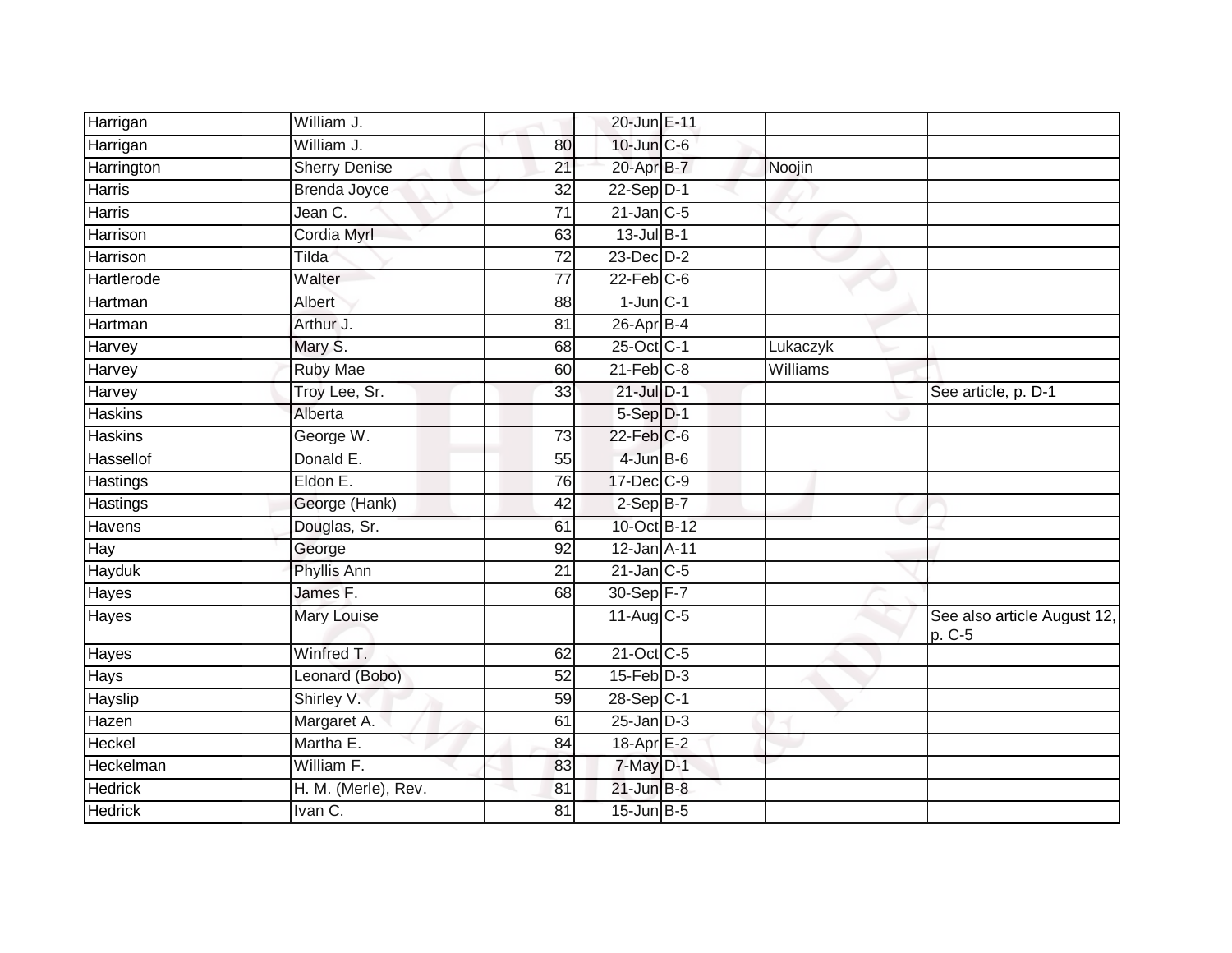| | | | | | | |
|---|---|---|---|---|---|---|
| Harrigan | William J. | | 20-Jun | E-11 | | |
| Harrigan | William J. | 80 | 10-Jun | C-6 | | |
| Harrington | Sherry Denise | 21 | 20-Apr | B-7 | Noojin | |
| Harris | Brenda Joyce | 32 | 22-Sep | D-1 | | |
| Harris | Jean C. | 71 | 21-Jan | C-5 | | |
| Harrison | Cordia Myrl | 63 | 13-Jul | B-1 | | |
| Harrison | Tilda | 72 | 23-Dec | D-2 | | |
| Hartlerode | Walter | 77 | 22-Feb | C-6 | | |
| Hartman | Albert | 88 | 1-Jun | C-1 | | |
| Hartman | Arthur J. | 81 | 26-Apr | B-4 | | |
| Harvey | Mary S. | 68 | 25-Oct | C-1 | Lukaczyk | |
| Harvey | Ruby Mae | 60 | 21-Feb | C-8 | Williams | |
| Harvey | Troy Lee, Sr. | 33 | 21-Jul | D-1 | | See article, p. D-1 |
| Haskins | Alberta | | 5-Sep | D-1 | | |
| Haskins | George W. | 73 | 22-Feb | C-6 | | |
| Hassellof | Donald E. | 55 | 4-Jun | B-6 | | |
| Hastings | Eldon E. | 76 | 17-Dec | C-9 | | |
| Hastings | George (Hank) | 42 | 2-Sep | B-7 | | |
| Havens | Douglas, Sr. | 61 | 10-Oct | B-12 | | |
| Hay | George | 92 | 12-Jan | A-11 | | |
| Hayduk | Phyllis Ann | 21 | 21-Jan | C-5 | | |
| Hayes | James F. | 68 | 30-Sep | F-7 | | |
| Hayes | Mary Louise | | 11-Aug | C-5 | | See also article August 12, p. C-5 |
| Hayes | Winfred T. | 62 | 21-Oct | C-5 | | |
| Hays | Leonard (Bobo) | 52 | 15-Feb | D-3 | | |
| Hayslip | Shirley V. | 59 | 28-Sep | C-1 | | |
| Hazen | Margaret A. | 61 | 25-Jan | D-3 | | |
| Heckel | Martha E. | 84 | 18-Apr | E-2 | | |
| Heckelman | William F. | 83 | 7-May | D-1 | | |
| Hedrick | H. M. (Merle), Rev. | 81 | 21-Jun | B-8 | | |
| Hedrick | Ivan C. | 81 | 15-Jun | B-5 | | |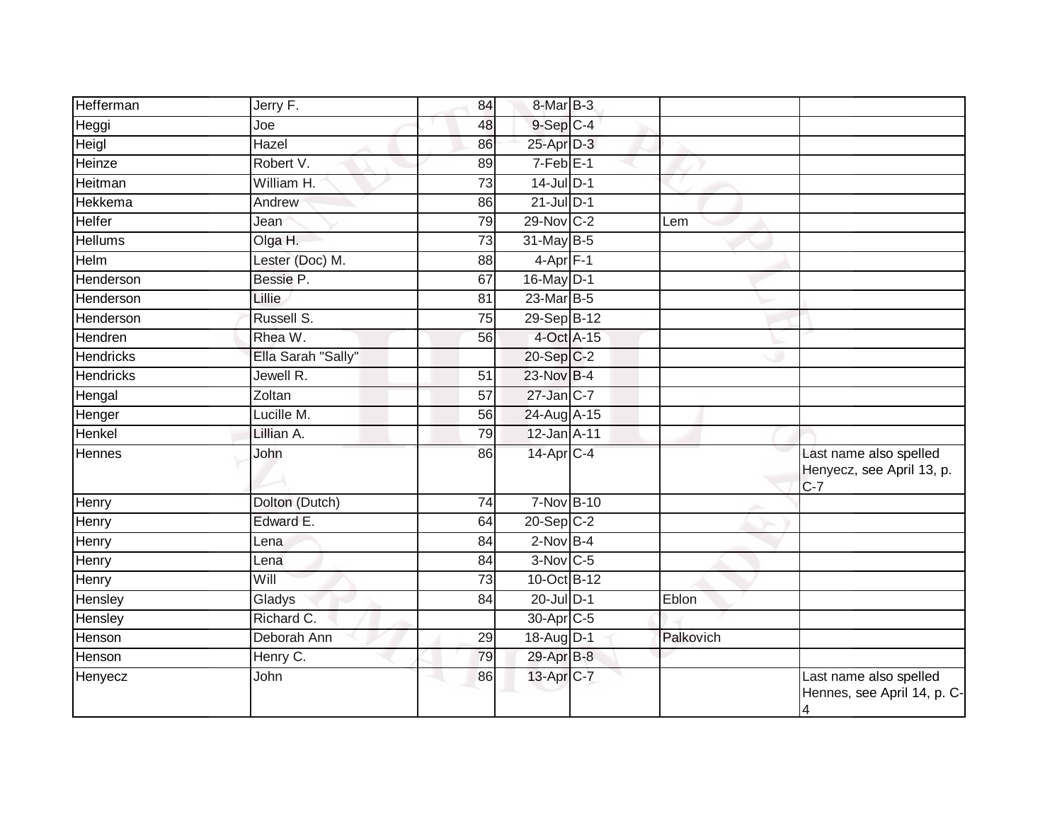| | | | | | | |
|---|---|---|---|---|---|---|
| Hefferman | Jerry F. | 84 | 8-Mar | B-3 | | |
| Heggi | Joe | 48 | 9-Sep | C-4 | | |
| Heigl | Hazel | 86 | 25-Apr | D-3 | | |
| Heinze | Robert V. | 89 | 7-Feb | E-1 | | |
| Heitman | William H. | 73 | 14-Jul | D-1 | | |
| Hekkema | Andrew | 86 | 21-Jul | D-1 | | |
| Helfer | Jean | 79 | 29-Nov | C-2 | Lem | |
| Hellums | Olga H. | 73 | 31-May | B-5 | | |
| Helm | Lester (Doc) M. | 88 | 4-Apr | F-1 | | |
| Henderson | Bessie P. | 67 | 16-May | D-1 | | |
| Henderson | Lillie | 81 | 23-Mar | B-5 | | |
| Henderson | Russell S. | 75 | 29-Sep | B-12 | | |
| Hendren | Rhea W. | 56 | 4-Oct | A-15 | | |
| Hendricks | Ella Sarah "Sally" | | 20-Sep | C-2 | | |
| Hendricks | Jewell R. | 51 | 23-Nov | B-4 | | |
| Hengal | Zoltan | 57 | 27-Jan | C-7 | | |
| Henger | Lucille M. | 56 | 24-Aug | A-15 | | |
| Henkel | Lillian A. | 79 | 12-Jan | A-11 | | |
| Hennes | John | 86 | 14-Apr | C-4 | | Last name also spelled Henyecz, see April 13, p. C-7 |
| Henry | Dolton (Dutch) | 74 | 7-Nov | B-10 | | |
| Henry | Edward E. | 64 | 20-Sep | C-2 | | |
| Henry | Lena | 84 | 2-Nov | B-4 | | |
| Henry | Lena | 84 | 3-Nov | C-5 | | |
| Henry | Will | 73 | 10-Oct | B-12 | | |
| Hensley | Gladys | 84 | 20-Jul | D-1 | Eblon | |
| Hensley | Richard C. | | 30-Apr | C-5 | | |
| Henson | Deborah Ann | 29 | 18-Aug | D-1 | Palkovich | |
| Henson | Henry C. | 79 | 29-Apr | B-8 | | |
| Henyecz | John | 86 | 13-Apr | C-7 | | Last name also spelled Hennes, see April 14, p. C-4 |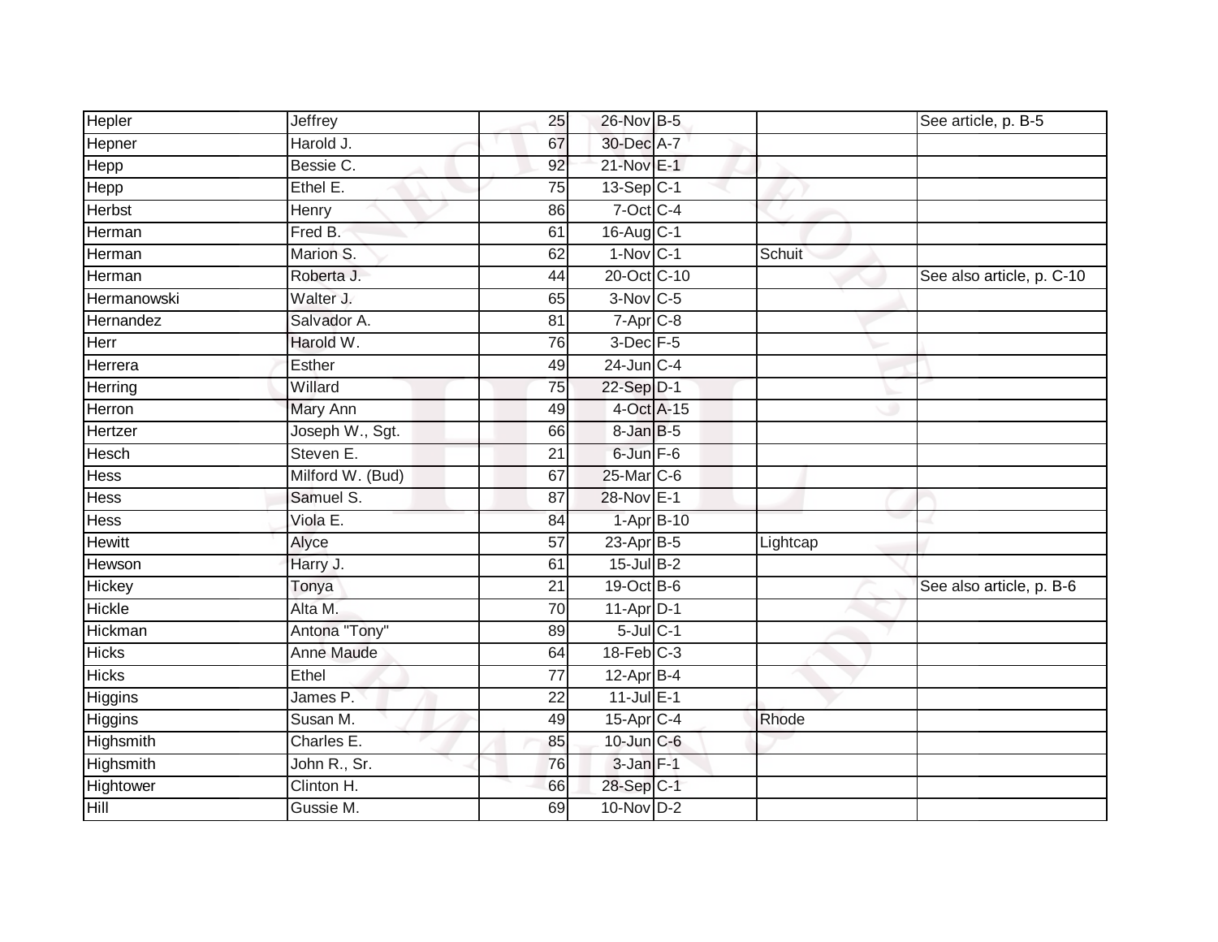| | | | | | | |
|---|---|---|---|---|---|---|
| Hepler | Jeffrey | 25 | 26-Nov | B-5 | | See article, p. B-5 |
| Hepner | Harold J. | 67 | 30-Dec | A-7 | | |
| Hepp | Bessie C. | 92 | 21-Nov | E-1 | | |
| Hepp | Ethel E. | 75 | 13-Sep | C-1 | | |
| Herbst | Henry | 86 | 7-Oct | C-4 | | |
| Herman | Fred B. | 61 | 16-Aug | C-1 | | |
| Herman | Marion S. | 62 | 1-Nov | C-1 | Schuit | |
| Herman | Roberta J. | 44 | 20-Oct | C-10 | | See also article, p. C-10 |
| Hermanowski | Walter J. | 65 | 3-Nov | C-5 | | |
| Hernandez | Salvador A. | 81 | 7-Apr | C-8 | | |
| Herr | Harold W. | 76 | 3-Dec | F-5 | | |
| Herrera | Esther | 49 | 24-Jun | C-4 | | |
| Herring | Willard | 75 | 22-Sep | D-1 | | |
| Herron | Mary Ann | 49 | 4-Oct | A-15 | | |
| Hertzer | Joseph W., Sgt. | 66 | 8-Jan | B-5 | | |
| Hesch | Steven E. | 21 | 6-Jun | F-6 | | |
| Hess | Milford W. (Bud) | 67 | 25-Mar | C-6 | | |
| Hess | Samuel S. | 87 | 28-Nov | E-1 | | |
| Hess | Viola E. | 84 | 1-Apr | B-10 | | |
| Hewitt | Alyce | 57 | 23-Apr | B-5 | Lightcap | |
| Hewson | Harry J. | 61 | 15-Jul | B-2 | | |
| Hickey | Tonya | 21 | 19-Oct | B-6 | | See also article, p. B-6 |
| Hickle | Alta M. | 70 | 11-Apr | D-1 | | |
| Hickman | Antona "Tony" | 89 | 5-Jul | C-1 | | |
| Hicks | Anne Maude | 64 | 18-Feb | C-3 | | |
| Hicks | Ethel | 77 | 12-Apr | B-4 | | |
| Higgins | James P. | 22 | 11-Jul | E-1 | | |
| Higgins | Susan M. | 49 | 15-Apr | C-4 | Rhode | |
| Highsmith | Charles E. | 85 | 10-Jun | C-6 | | |
| Highsmith | John R., Sr. | 76 | 3-Jan | F-1 | | |
| Hightower | Clinton H. | 66 | 28-Sep | C-1 | | |
| Hill | Gussie M. | 69 | 10-Nov | D-2 | | |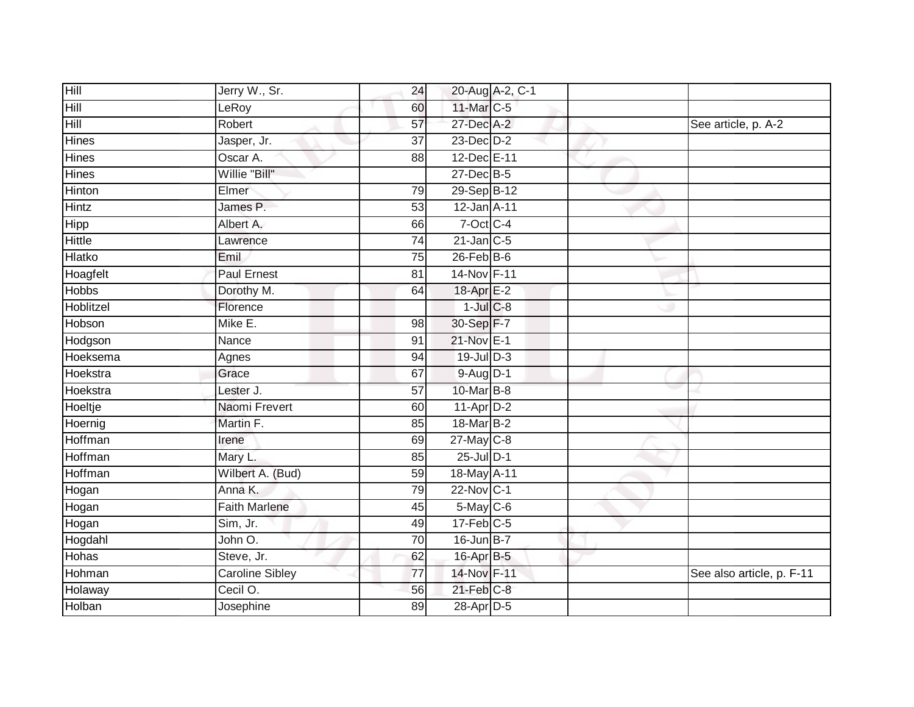| | | | | | | |
|---|---|---|---|---|---|---|
| Hill | Jerry W., Sr. | 24 | 20-Aug | A-2, C-1 | | |
| Hill | LeRoy | 60 | 11-Mar | C-5 | | |
| Hill | Robert | 57 | 27-Dec | A-2 | | See article, p. A-2 |
| Hines | Jasper, Jr. | 37 | 23-Dec | D-2 | | |
| Hines | Oscar A. | 88 | 12-Dec | E-11 | | |
| Hines | Willie "Bill" | | 27-Dec | B-5 | | |
| Hinton | Elmer | 79 | 29-Sep | B-12 | | |
| Hintz | James P. | 53 | 12-Jan | A-11 | | |
| Hipp | Albert A. | 66 | 7-Oct | C-4 | | |
| Hittle | Lawrence | 74 | 21-Jan | C-5 | | |
| Hlatko | Emil | 75 | 26-Feb | B-6 | | |
| Hoagfelt | Paul Ernest | 81 | 14-Nov | F-11 | | |
| Hobbs | Dorothy M. | 64 | 18-Apr | E-2 | | |
| Hoblitzel | Florence | | 1-Jul | C-8 | | |
| Hobson | Mike E. | 98 | 30-Sep | F-7 | | |
| Hodgson | Nance | 91 | 21-Nov | E-1 | | |
| Hoeksema | Agnes | 94 | 19-Jul | D-3 | | |
| Hoekstra | Grace | 67 | 9-Aug | D-1 | | |
| Hoekstra | Lester J. | 57 | 10-Mar | B-8 | | |
| Hoeltje | Naomi Frevert | 60 | 11-Apr | D-2 | | |
| Hoernig | Martin F. | 85 | 18-Mar | B-2 | | |
| Hoffman | Irene | 69 | 27-May | C-8 | | |
| Hoffman | Mary L. | 85 | 25-Jul | D-1 | | |
| Hoffman | Wilbert A. (Bud) | 59 | 18-May | A-11 | | |
| Hogan | Anna K. | 79 | 22-Nov | C-1 | | |
| Hogan | Faith Marlene | 45 | 5-May | C-6 | | |
| Hogan | Sim, Jr. | 49 | 17-Feb | C-5 | | |
| Hogdahl | John O. | 70 | 16-Jun | B-7 | | |
| Hohas | Steve, Jr. | 62 | 16-Apr | B-5 | | |
| Hohman | Caroline Sibley | 77 | 14-Nov | F-11 | | See also article, p. F-11 |
| Holaway | Cecil O. | 56 | 21-Feb | C-8 | | |
| Holban | Josephine | 89 | 28-Apr | D-5 | | |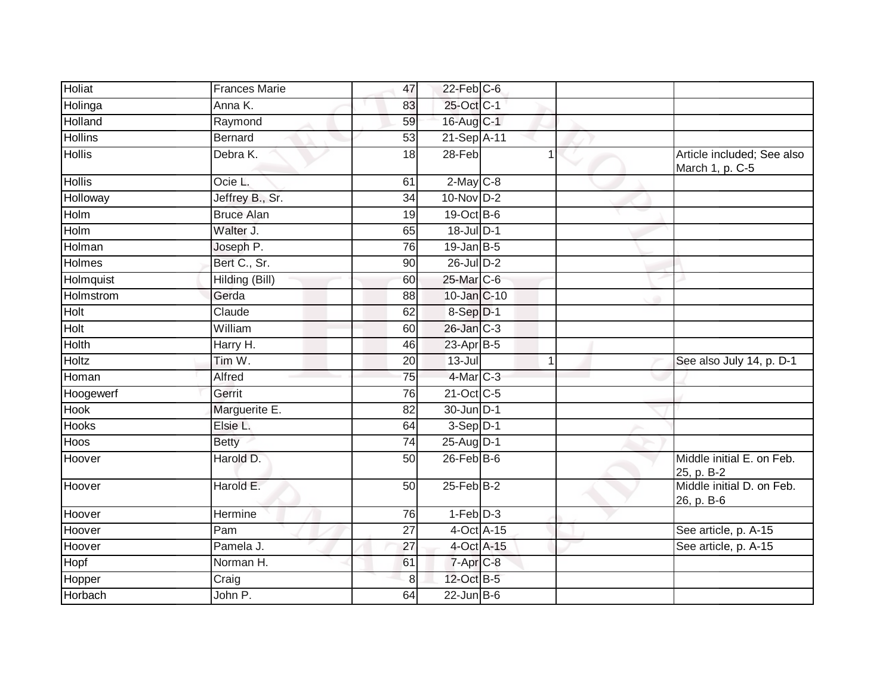| | | | | | | |
|---|---|---|---|---|---|---|
| Holiat | Frances Marie | 47 | 22-Feb | C-6 | | |
| Holinga | Anna K. | 83 | 25-Oct | C-1 | | |
| Holland | Raymond | 59 | 16-Aug | C-1 | | |
| Hollins | Bernard | 53 | 21-Sep | A-11 | | |
| Hollis | Debra K. | 18 | 28-Feb | 1 | | Article included; See also March 1, p. C-5 |
| Hollis | Ocie L. | 61 | 2-May | C-8 | | |
| Holloway | Jeffrey B., Sr. | 34 | 10-Nov | D-2 | | |
| Holm | Bruce Alan | 19 | 19-Oct | B-6 | | |
| Holm | Walter J. | 65 | 18-Jul | D-1 | | |
| Holman | Joseph P. | 76 | 19-Jan | B-5 | | |
| Holmes | Bert C., Sr. | 90 | 26-Jul | D-2 | | |
| Holmquist | Hilding (Bill) | 60 | 25-Mar | C-6 | | |
| Holmstrom | Gerda | 88 | 10-Jan | C-10 | | |
| Holt | Claude | 62 | 8-Sep | D-1 | | |
| Holt | William | 60 | 26-Jan | C-3 | | |
| Holth | Harry H. | 46 | 23-Apr | B-5 | | |
| Holtz | Tim W. | 20 | 13-Jul | 1 | | See also July 14, p. D-1 |
| Homan | Alfred | 75 | 4-Mar | C-3 | | |
| Hoogewerf | Gerrit | 76 | 21-Oct | C-5 | | |
| Hook | Marguerite E. | 82 | 30-Jun | D-1 | | |
| Hooks | Elsie L. | 64 | 3-Sep | D-1 | | |
| Hoos | Betty | 74 | 25-Aug | D-1 | | |
| Hoover | Harold D. | 50 | 26-Feb | B-6 | | Middle initial E. on Feb. 25, p. B-2 |
| Hoover | Harold E. | 50 | 25-Feb | B-2 | | Middle initial D. on Feb. 26, p. B-6 |
| Hoover | Hermine | 76 | 1-Feb | D-3 | | |
| Hoover | Pam | 27 | 4-Oct | A-15 | | See article, p. A-15 |
| Hoover | Pamela J. | 27 | 4-Oct | A-15 | | See article, p. A-15 |
| Hopf | Norman H. | 61 | 7-Apr | C-8 | | |
| Hopper | Craig | 8 | 12-Oct | B-5 | | |
| Horbach | John P. | 64 | 22-Jun | B-6 | | |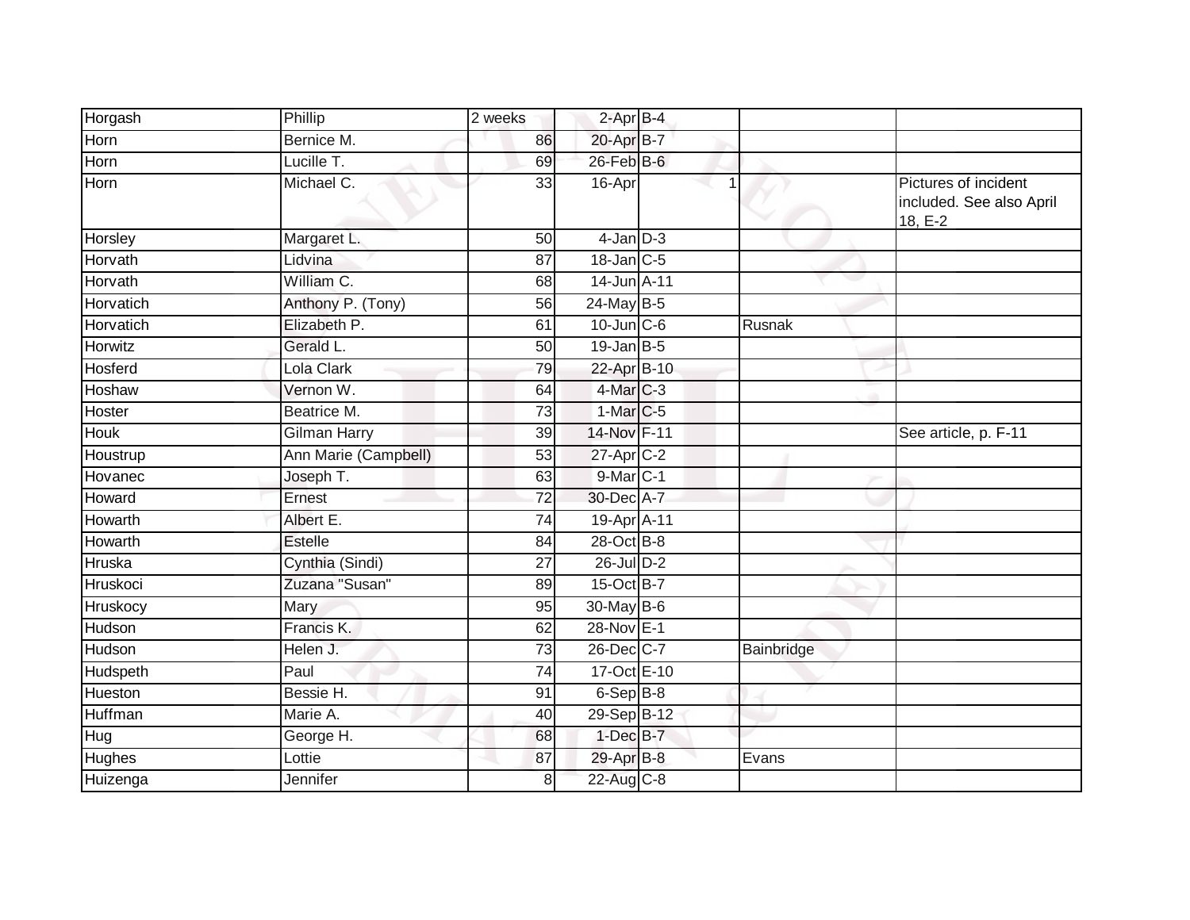| | | | | | | |
|---|---|---|---|---|---|---|
| Horgash | Phillip | 2 weeks | 2-Apr | B-4 | | |
| Horn | Bernice M. | 86 | 20-Apr | B-7 | | |
| Horn | Lucille T. | 69 | 26-Feb | B-6 | | |
| Horn | Michael C. | 33 | 16-Apr | 1 | | Pictures of incident included. See also April 18, E-2 |
| Horsley | Margaret L. | 50 | 4-Jan | D-3 | | |
| Horvath | Lidvina | 87 | 18-Jan | C-5 | | |
| Horvath | William C. | 68 | 14-Jun | A-11 | | |
| Horvatich | Anthony P. (Tony) | 56 | 24-May | B-5 | | |
| Horvatich | Elizabeth P. | 61 | 10-Jun | C-6 | Rusnak | |
| Horwitz | Gerald L. | 50 | 19-Jan | B-5 | | |
| Hosferd | Lola Clark | 79 | 22-Apr | B-10 | | |
| Hoshaw | Vernon W. | 64 | 4-Mar | C-3 | | |
| Hoster | Beatrice M. | 73 | 1-Mar | C-5 | | |
| Houk | Gilman Harry | 39 | 14-Nov | F-11 | | See article, p. F-11 |
| Houstrup | Ann Marie (Campbell) | 53 | 27-Apr | C-2 | | |
| Hovanec | Joseph T. | 63 | 9-Mar | C-1 | | |
| Howard | Ernest | 72 | 30-Dec | A-7 | | |
| Howarth | Albert E. | 74 | 19-Apr | A-11 | | |
| Howarth | Estelle | 84 | 28-Oct | B-8 | | |
| Hruska | Cynthia (Sindi) | 27 | 26-Jul | D-2 | | |
| Hruskoci | Zuzana "Susan" | 89 | 15-Oct | B-7 | | |
| Hruskocy | Mary | 95 | 30-May | B-6 | | |
| Hudson | Francis K. | 62 | 28-Nov | E-1 | | |
| Hudson | Helen J. | 73 | 26-Dec | C-7 | Bainbridge | |
| Hudspeth | Paul | 74 | 17-Oct | E-10 | | |
| Hueston | Bessie H. | 91 | 6-Sep | B-8 | | |
| Huffman | Marie A. | 40 | 29-Sep | B-12 | | |
| Hug | George H. | 68 | 1-Dec | B-7 | | |
| Hughes | Lottie | 87 | 29-Apr | B-8 | Evans | |
| Huizenga | Jennifer | 8 | 22-Aug | C-8 | | |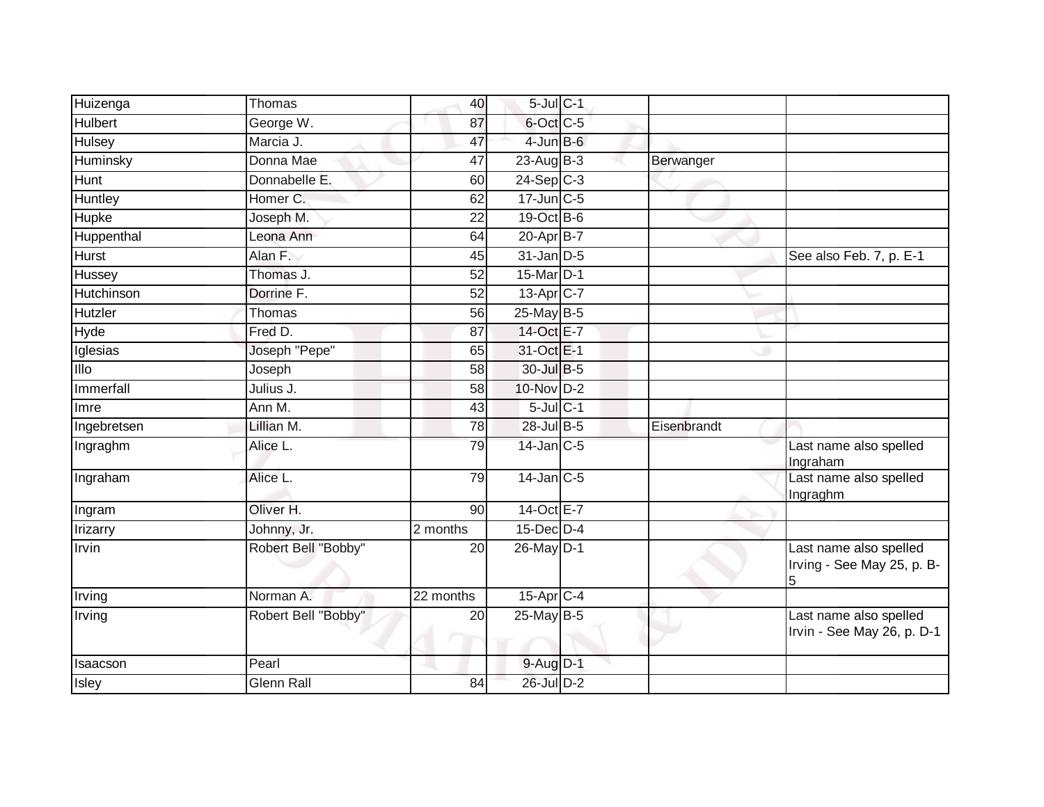| | | | | | | |
|---|---|---|---|---|---|---|
| Huizenga | Thomas | 40 | 5-Jul | C-1 | | |
| Hulbert | George W. | 87 | 6-Oct | C-5 | | |
| Hulsey | Marcia J. | 47 | 4-Jun | B-6 | | |
| Huminsky | Donna Mae | 47 | 23-Aug | B-3 | Berwanger | |
| Hunt | Donnabelle E. | 60 | 24-Sep | C-3 | | |
| Huntley | Homer C. | 62 | 17-Jun | C-5 | | |
| Hupke | Joseph M. | 22 | 19-Oct | B-6 | | |
| Huppenthal | Leona Ann | 64 | 20-Apr | B-7 | | |
| Hurst | Alan F. | 45 | 31-Jan | D-5 | | See also Feb. 7, p. E-1 |
| Hussey | Thomas J. | 52 | 15-Mar | D-1 | | |
| Hutchinson | Dorrine F. | 52 | 13-Apr | C-7 | | |
| Hutzler | Thomas | 56 | 25-May | B-5 | | |
| Hyde | Fred D. | 87 | 14-Oct | E-7 | | |
| Iglesias | Joseph "Pepe" | 65 | 31-Oct | E-1 | | |
| Illo | Joseph | 58 | 30-Jul | B-5 | | |
| Immerfall | Julius J. | 58 | 10-Nov | D-2 | | |
| Imre | Ann M. | 43 | 5-Jul | C-1 | | |
| Ingebretsen | Lillian M. | 78 | 28-Jul | B-5 | Eisenbrandt | |
| Ingraghm | Alice L. | 79 | 14-Jan | C-5 | | Last name also spelled Ingraham |
| Ingraham | Alice L. | 79 | 14-Jan | C-5 | | Last name also spelled Ingraghm |
| Ingram | Oliver H. | 90 | 14-Oct | E-7 | | |
| Irizarry | Johnny, Jr. | 2 months | 15-Dec | D-4 | | |
| Irvin | Robert Bell "Bobby" | 20 | 26-May | D-1 | | Last name also spelled Irving - See May 25, p. B-5 |
| Irving | Norman A. | 22 months | 15-Apr | C-4 | | |
| Irving | Robert Bell "Bobby" | 20 | 25-May | B-5 | | Last name also spelled Irvin - See May 26, p. D-1 |
| Isaacson | Pearl | | 9-Aug | D-1 | | |
| Isley | Glenn Rall | 84 | 26-Jul | D-2 | | |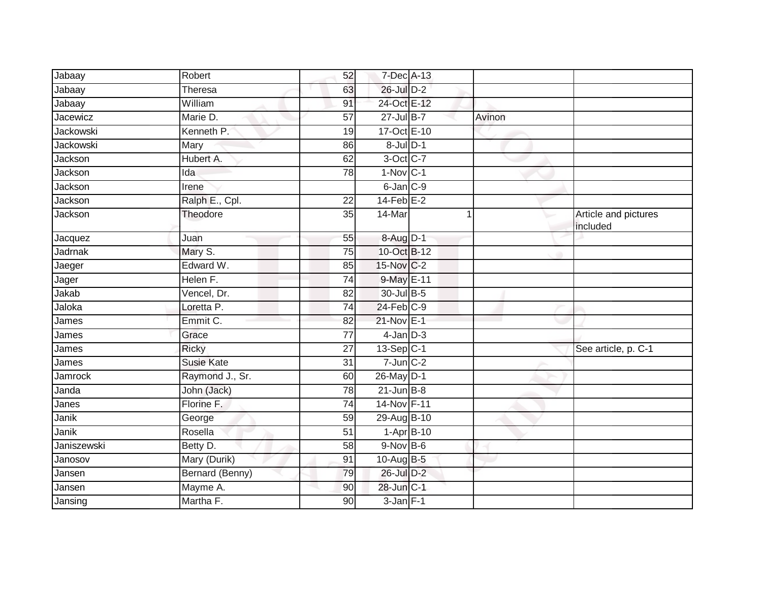| | | | | | | |
|---|---|---|---|---|---|---|
| Jabaay | Robert | 52 | 7-Dec | A-13 | | |
| Jabaay | Theresa | 63 | 26-Jul | D-2 | | |
| Jabaay | William | 91 | 24-Oct | E-12 | | |
| Jacewicz | Marie D. | 57 | 27-Jul | B-7 | Avinon | |
| Jackowski | Kenneth P. | 19 | 17-Oct | E-10 | | |
| Jackowski | Mary | 86 | 8-Jul | D-1 | | |
| Jackson | Hubert A. | 62 | 3-Oct | C-7 | | |
| Jackson | Ida | 78 | 1-Nov | C-1 | | |
| Jackson | Irene | | 6-Jan | C-9 | | |
| Jackson | Ralph E., Cpl. | 22 | 14-Feb | E-2 | | |
| Jackson | Theodore | 35 | 14-Mar | 1 | | Article and pictures included |
| Jacquez | Juan | 55 | 8-Aug | D-1 | | |
| Jadrnak | Mary S. | 75 | 10-Oct | B-12 | | |
| Jaeger | Edward W. | 85 | 15-Nov | C-2 | | |
| Jager | Helen F. | 74 | 9-May | E-11 | | |
| Jakab | Vencel, Dr. | 82 | 30-Jul | B-5 | | |
| Jaloka | Loretta P. | 74 | 24-Feb | C-9 | | |
| James | Emmit C. | 82 | 21-Nov | E-1 | | |
| James | Grace | 77 | 4-Jan | D-3 | | |
| James | Ricky | 27 | 13-Sep | C-1 | | See article, p. C-1 |
| James | Susie Kate | 31 | 7-Jun | C-2 | | |
| Jamrock | Raymond J., Sr. | 60 | 26-May | D-1 | | |
| Janda | John (Jack) | 78 | 21-Jun | B-8 | | |
| Janes | Florine F. | 74 | 14-Nov | F-11 | | |
| Janik | George | 59 | 29-Aug | B-10 | | |
| Janik | Rosella | 51 | 1-Apr | B-10 | | |
| Janiszewski | Betty D. | 58 | 9-Nov | B-6 | | |
| Janosov | Mary (Durik) | 91 | 10-Aug | B-5 | | |
| Jansen | Bernard (Benny) | 79 | 26-Jul | D-2 | | |
| Jansen | Mayme A. | 90 | 28-Jun | C-1 | | |
| Jansing | Martha F. | 90 | 3-Jan | F-1 | | |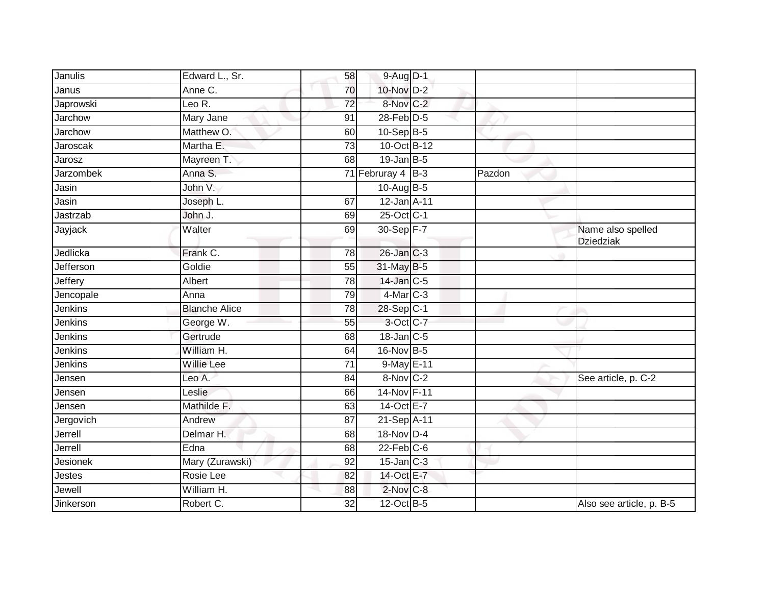| | | | | | | |
|---|---|---|---|---|---|---|
| Janulis | Edward L., Sr. | 58 | 9-Aug | D-1 | | |
| Janus | Anne C. | 70 | 10-Nov | D-2 | | |
| Japrowski | Leo R. | 72 | 8-Nov | C-2 | | |
| Jarchow | Mary Jane | 91 | 28-Feb | D-5 | | |
| Jarchow | Matthew O. | 60 | 10-Sep | B-5 | | |
| Jaroscak | Martha E. | 73 | 10-Oct | B-12 | | |
| Jarosz | Mayreen T. | 68 | 19-Jan | B-5 | | |
| Jarzombek | Anna S. | 71 | Februray 4 | B-3 | Pazdon | |
| Jasin | John V. | | 10-Aug | B-5 | | |
| Jasin | Joseph L. | 67 | 12-Jan | A-11 | | |
| Jastrzab | John J. | 69 | 25-Oct | C-1 | | |
| Jayjack | Walter | 69 | 30-Sep | F-7 | | Name also spelled Dziedziak |
| Jedlicka | Frank C. | 78 | 26-Jan | C-3 | | |
| Jefferson | Goldie | 55 | 31-May | B-5 | | |
| Jeffery | Albert | 78 | 14-Jan | C-5 | | |
| Jencopale | Anna | 79 | 4-Mar | C-3 | | |
| Jenkins | Blanche Alice | 78 | 28-Sep | C-1 | | |
| Jenkins | George W. | 55 | 3-Oct | C-7 | | |
| Jenkins | Gertrude | 68 | 18-Jan | C-5 | | |
| Jenkins | William H. | 64 | 16-Nov | B-5 | | |
| Jenkins | Willie Lee | 71 | 9-May | E-11 | | |
| Jensen | Leo A. | 84 | 8-Nov | C-2 | | See article, p. C-2 |
| Jensen | Leslie | 66 | 14-Nov | F-11 | | |
| Jensen | Mathilde F. | 63 | 14-Oct | E-7 | | |
| Jergovich | Andrew | 87 | 21-Sep | A-11 | | |
| Jerrell | Delmar H. | 68 | 18-Nov | D-4 | | |
| Jerrell | Edna | 68 | 22-Feb | C-6 | | |
| Jesionek | Mary (Zurawski) | 92 | 15-Jan | C-3 | | |
| Jestes | Rosie Lee | 82 | 14-Oct | E-7 | | |
| Jewell | William H. | 88 | 2-Nov | C-8 | | |
| Jinkerson | Robert C. | 32 | 12-Oct | B-5 | | Also see article, p. B-5 |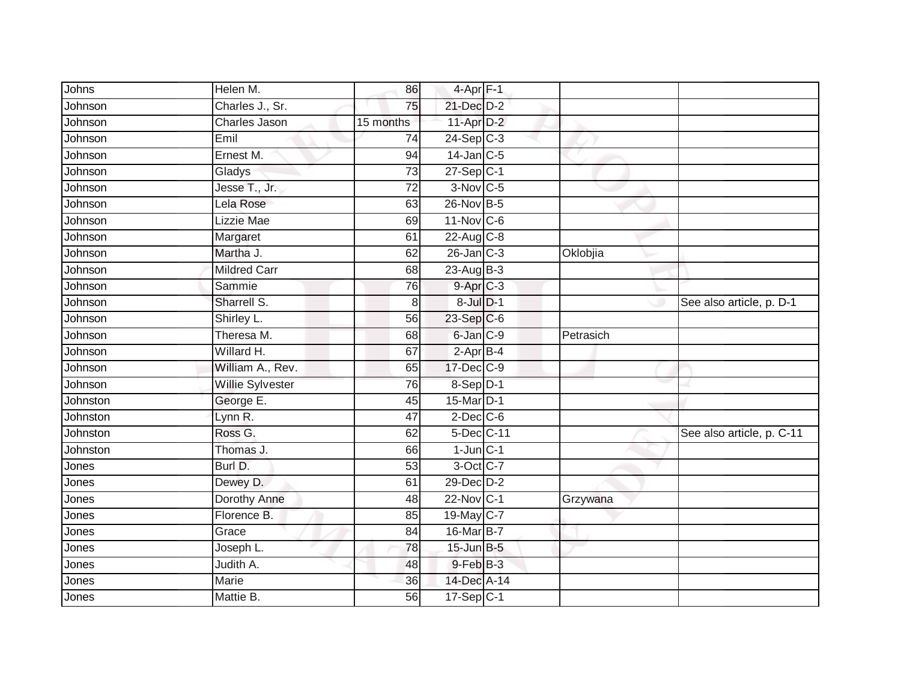| Johns | Helen M. | 86 | 4-Apr | F-1 | | |
|---|---|---|---|---|---|---|
| Johnson | Charles J., Sr. | 75 | 21-Dec | D-2 | | |
| Johnson | Charles Jason | 15 months | 11-Apr | D-2 | | |
| Johnson | Emil | 74 | 24-Sep | C-3 | | |
| Johnson | Ernest M. | 94 | 14-Jan | C-5 | | |
| Johnson | Gladys | 73 | 27-Sep | C-1 | | |
| Johnson | Jesse T., Jr. | 72 | 3-Nov | C-5 | | |
| Johnson | Lela Rose | 63 | 26-Nov | B-5 | | |
| Johnson | Lizzie Mae | 69 | 11-Nov | C-6 | | |
| Johnson | Margaret | 61 | 22-Aug | C-8 | | |
| Johnson | Martha J. | 62 | 26-Jan | C-3 | Oklobjia | |
| Johnson | Mildred Carr | 68 | 23-Aug | B-3 | | |
| Johnson | Sammie | 76 | 9-Apr | C-3 | | |
| Johnson | Sharrell S. | 8 | 8-Jul | D-1 | | See also article, p. D-1 |
| Johnson | Shirley L. | 56 | 23-Sep | C-6 | | |
| Johnson | Theresa M. | 68 | 6-Jan | C-9 | Petrasich | |
| Johnson | Willard H. | 67 | 2-Apr | B-4 | | |
| Johnson | William A., Rev. | 65 | 17-Dec | C-9 | | |
| Johnson | Willie Sylvester | 76 | 8-Sep | D-1 | | |
| Johnston | George E. | 45 | 15-Mar | D-1 | | |
| Johnston | Lynn R. | 47 | 2-Dec | C-6 | | |
| Johnston | Ross G. | 62 | 5-Dec | C-11 | | See also article, p. C-11 |
| Johnston | Thomas J. | 66 | 1-Jun | C-1 | | |
| Jones | Burl D. | 53 | 3-Oct | C-7 | | |
| Jones | Dewey D. | 61 | 29-Dec | D-2 | | |
| Jones | Dorothy Anne | 48 | 22-Nov | C-1 | Grzywana | |
| Jones | Florence B. | 85 | 19-May | C-7 | | |
| Jones | Grace | 84 | 16-Mar | B-7 | | |
| Jones | Joseph L. | 78 | 15-Jun | B-5 | | |
| Jones | Judith A. | 48 | 9-Feb | B-3 | | |
| Jones | Marie | 36 | 14-Dec | A-14 | | |
| Jones | Mattie B. | 56 | 17-Sep | C-1 | | |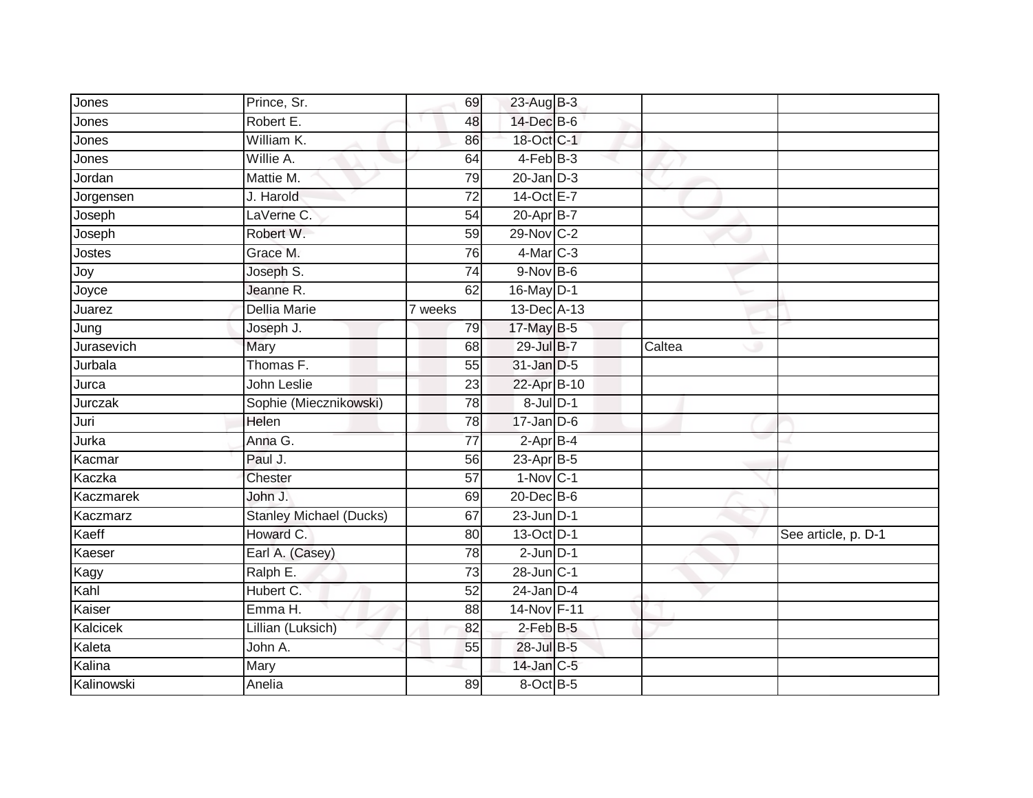| | | | | | | |
|---|---|---|---|---|---|---|
| Jones | Prince, Sr. | 69 | 23-Aug | B-3 | | |
| Jones | Robert E. | 48 | 14-Dec | B-6 | | |
| Jones | William K. | 86 | 18-Oct | C-1 | | |
| Jones | Willie A. | 64 | 4-Feb | B-3 | | |
| Jordan | Mattie M. | 79 | 20-Jan | D-3 | | |
| Jorgensen | J. Harold | 72 | 14-Oct | E-7 | | |
| Joseph | LaVerne C. | 54 | 20-Apr | B-7 | | |
| Joseph | Robert W. | 59 | 29-Nov | C-2 | | |
| Jostes | Grace M. | 76 | 4-Mar | C-3 | | |
| Joy | Joseph S. | 74 | 9-Nov | B-6 | | |
| Joyce | Jeanne R. | 62 | 16-May | D-1 | | |
| Juarez | Dellia Marie | 7 weeks | 13-Dec | A-13 | | |
| Jung | Joseph J. | 79 | 17-May | B-5 | | |
| Jurasevich | Mary | 68 | 29-Jul | B-7 | Caltea | |
| Jurbala | Thomas F. | 55 | 31-Jan | D-5 | | |
| Jurca | John Leslie | 23 | 22-Apr | B-10 | | |
| Jurczak | Sophie (Miecznikowski) | 78 | 8-Jul | D-1 | | |
| Juri | Helen | 78 | 17-Jan | D-6 | | |
| Jurka | Anna G. | 77 | 2-Apr | B-4 | | |
| Kacmar | Paul J. | 56 | 23-Apr | B-5 | | |
| Kaczka | Chester | 57 | 1-Nov | C-1 | | |
| Kaczmarek | John J. | 69 | 20-Dec | B-6 | | |
| Kaczmarz | Stanley Michael (Ducks) | 67 | 23-Jun | D-1 | | |
| Kaeff | Howard C. | 80 | 13-Oct | D-1 | | See article, p. D-1 |
| Kaeser | Earl A. (Casey) | 78 | 2-Jun | D-1 | | |
| Kagy | Ralph E. | 73 | 28-Jun | C-1 | | |
| Kahl | Hubert C. | 52 | 24-Jan | D-4 | | |
| Kaiser | Emma H. | 88 | 14-Nov | F-11 | | |
| Kalcicek | Lillian (Luksich) | 82 | 2-Feb | B-5 | | |
| Kaleta | John A. | 55 | 28-Jul | B-5 | | |
| Kalina | Mary | | 14-Jan | C-5 | | |
| Kalinowski | Anelia | 89 | 8-Oct | B-5 | | |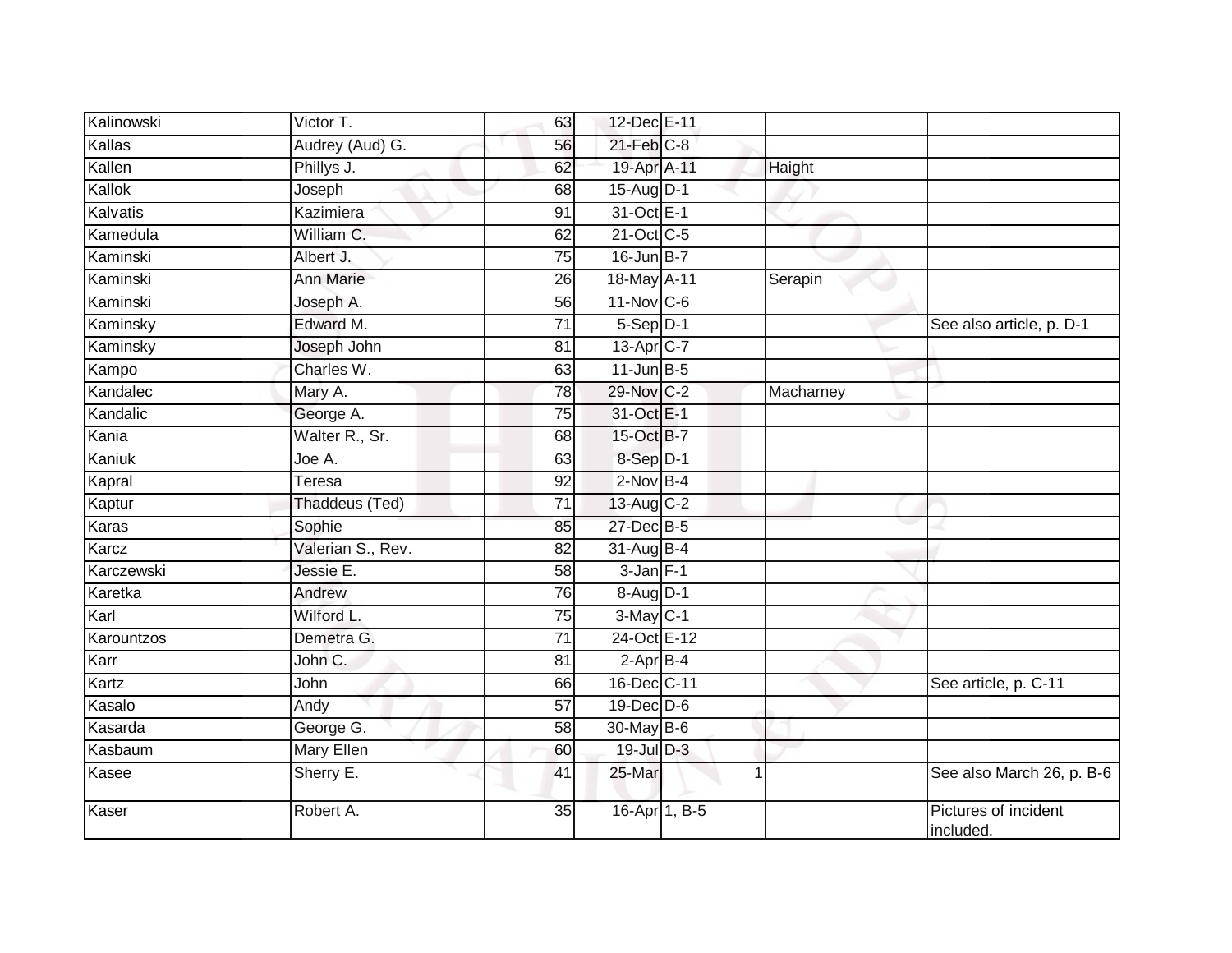| | | | | | | |
|---|---|---|---|---|---|---|
| Kalinowski | Victor T. | 63 | 12-Dec | E-11 | | |
| Kallas | Audrey (Aud) G. | 56 | 21-Feb | C-8 | | |
| Kallen | Phillys J. | 62 | 19-Apr | A-11 | Haight | |
| Kallok | Joseph | 68 | 15-Aug | D-1 | | |
| Kalvatis | Kazimiera | 91 | 31-Oct | E-1 | | |
| Kamedula | William C. | 62 | 21-Oct | C-5 | | |
| Kaminski | Albert J. | 75 | 16-Jun | B-7 | | |
| Kaminski | Ann Marie | 26 | 18-May | A-11 | Serapin | |
| Kaminski | Joseph A. | 56 | 11-Nov | C-6 | | |
| Kaminsky | Edward M. | 71 | 5-Sep | D-1 | | See also article, p. D-1 |
| Kaminsky | Joseph John | 81 | 13-Apr | C-7 | | |
| Kampo | Charles W. | 63 | 11-Jun | B-5 | | |
| Kandalec | Mary A. | 78 | 29-Nov | C-2 | Macharney | |
| Kandalic | George A. | 75 | 31-Oct | E-1 | | |
| Kania | Walter R., Sr. | 68 | 15-Oct | B-7 | | |
| Kaniuk | Joe A. | 63 | 8-Sep | D-1 | | |
| Kapral | Teresa | 92 | 2-Nov | B-4 | | |
| Kaptur | Thaddeus (Ted) | 71 | 13-Aug | C-2 | | |
| Karas | Sophie | 85 | 27-Dec | B-5 | | |
| Karcz | Valerian S., Rev. | 82 | 31-Aug | B-4 | | |
| Karczewski | Jessie E. | 58 | 3-Jan | F-1 | | |
| Karetka | Andrew | 76 | 8-Aug | D-1 | | |
| Karl | Wilford L. | 75 | 3-May | C-1 | | |
| Karountzos | Demetra G. | 71 | 24-Oct | E-12 | | |
| Karr | John C. | 81 | 2-Apr | B-4 | | |
| Kartz | John | 66 | 16-Dec | C-11 | | See article, p. C-11 |
| Kasalo | Andy | 57 | 19-Dec | D-6 | | |
| Kasarda | George G. | 58 | 30-May | B-6 | | |
| Kasbaum | Mary Ellen | 60 | 19-Jul | D-3 | | |
| Kasee | Sherry E. | 41 | 25-Mar | 1 | | See also March 26, p. B-6 |
| Kaser | Robert A. | 35 | 16-Apr | 1, B-5 | | Pictures of incident included. |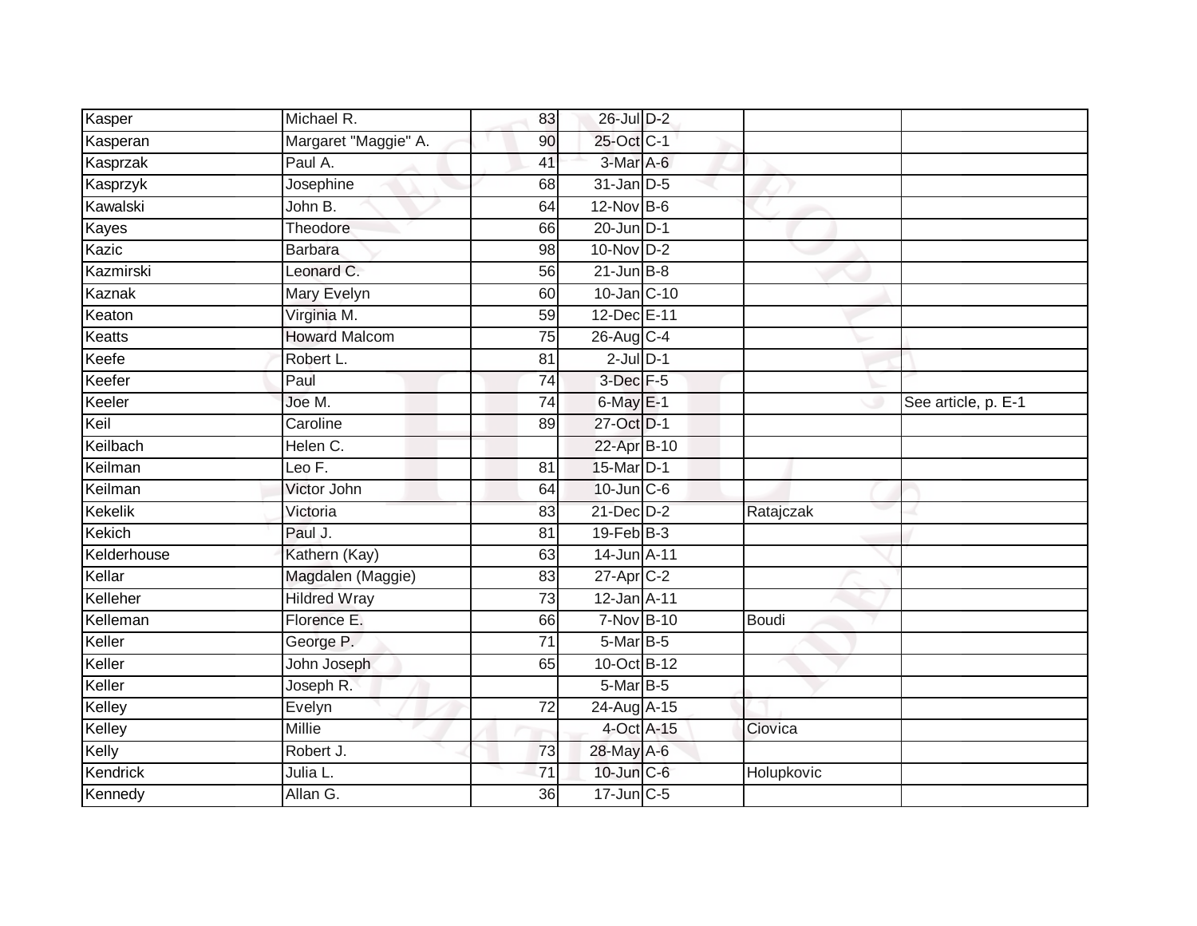| | | | | | | |
|---|---|---|---|---|---|---|
| Kasper | Michael R. | 83 | 26-Jul | D-2 | | |
| Kasperan | Margaret "Maggie" A. | 90 | 25-Oct | C-1 | | |
| Kasprzak | Paul A. | 41 | 3-Mar | A-6 | | |
| Kasprzyk | Josephine | 68 | 31-Jan | D-5 | | |
| Kawalski | John B. | 64 | 12-Nov | B-6 | | |
| Kayes | Theodore | 66 | 20-Jun | D-1 | | |
| Kazic | Barbara | 98 | 10-Nov | D-2 | | |
| Kazmirski | Leonard C. | 56 | 21-Jun | B-8 | | |
| Kaznak | Mary Evelyn | 60 | 10-Jan | C-10 | | |
| Keaton | Virginia M. | 59 | 12-Dec | E-11 | | |
| Keatts | Howard Malcom | 75 | 26-Aug | C-4 | | |
| Keefe | Robert L. | 81 | 2-Jul | D-1 | | |
| Keefer | Paul | 74 | 3-Dec | F-5 | | |
| Keeler | Joe M. | 74 | 6-May | E-1 | | See article, p. E-1 |
| Keil | Caroline | 89 | 27-Oct | D-1 | | |
| Keilbach | Helen C. | | 22-Apr | B-10 | | |
| Keilman | Leo F. | 81 | 15-Mar | D-1 | | |
| Keilman | Victor John | 64 | 10-Jun | C-6 | | |
| Kekelik | Victoria | 83 | 21-Dec | D-2 | Ratajczak | |
| Kekich | Paul J. | 81 | 19-Feb | B-3 | | |
| Kelderhouse | Kathern (Kay) | 63 | 14-Jun | A-11 | | |
| Kellar | Magdalen (Maggie) | 83 | 27-Apr | C-2 | | |
| Kelleher | Hildred Wray | 73 | 12-Jan | A-11 | | |
| Kelleman | Florence E. | 66 | 7-Nov | B-10 | Boudi | |
| Keller | George P. | 71 | 5-Mar | B-5 | | |
| Keller | John Joseph | 65 | 10-Oct | B-12 | | |
| Keller | Joseph R. | | 5-Mar | B-5 | | |
| Kelley | Evelyn | 72 | 24-Aug | A-15 | | |
| Kelley | Millie | | 4-Oct | A-15 | Ciovica | |
| Kelly | Robert J. | 73 | 28-May | A-6 | | |
| Kendrick | Julia L. | 71 | 10-Jun | C-6 | Holupkovic | |
| Kennedy | Allan G. | 36 | 17-Jun | C-5 | | |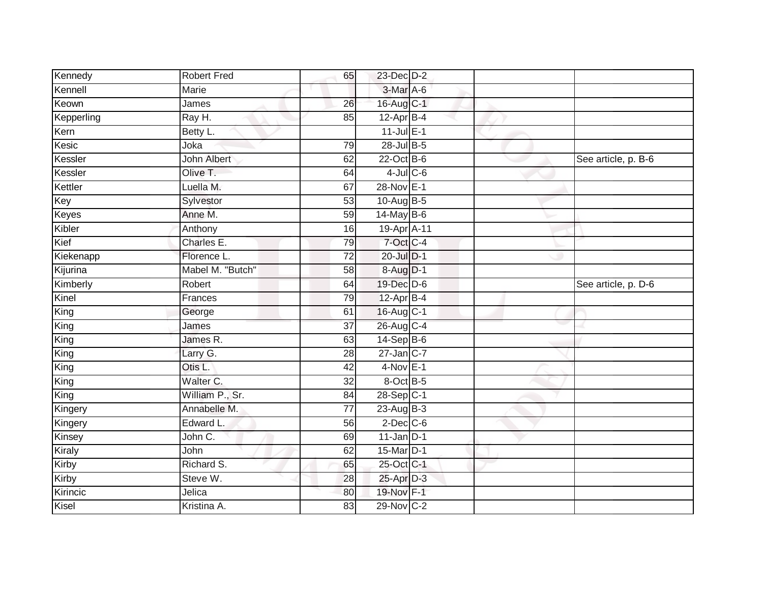| | | | | | | |
|---|---|---|---|---|---|---|
| Kennedy | Robert Fred | 65 | 23-Dec | D-2 | | |
| Kennell | Marie | | 3-Mar | A-6 | | |
| Keown | James | 26 | 16-Aug | C-1 | | |
| Kepperling | Ray H. | 85 | 12-Apr | B-4 | | |
| Kern | Betty L. | | 11-Jul | E-1 | | |
| Kesic | Joka | 79 | 28-Jul | B-5 | | |
| Kessler | John Albert | 62 | 22-Oct | B-6 | | See article, p. B-6 |
| Kessler | Olive T. | 64 | 4-Jul | C-6 | | |
| Kettler | Luella M. | 67 | 28-Nov | E-1 | | |
| Key | Sylvestor | 53 | 10-Aug | B-5 | | |
| Keyes | Anne M. | 59 | 14-May | B-6 | | |
| Kibler | Anthony | 16 | 19-Apr | A-11 | | |
| Kief | Charles E. | 79 | 7-Oct | C-4 | | |
| Kiekenapp | Florence L. | 72 | 20-Jul | D-1 | | |
| Kijurina | Mabel M. "Butch" | 58 | 8-Aug | D-1 | | |
| Kimberly | Robert | 64 | 19-Dec | D-6 | | See article, p. D-6 |
| Kinel | Frances | 79 | 12-Apr | B-4 | | |
| King | George | 61 | 16-Aug | C-1 | | |
| King | James | 37 | 26-Aug | C-4 | | |
| King | James R. | 63 | 14-Sep | B-6 | | |
| King | Larry G. | 28 | 27-Jan | C-7 | | |
| King | Otis L. | 42 | 4-Nov | E-1 | | |
| King | Walter C. | 32 | 8-Oct | B-5 | | |
| King | William P., Sr. | 84 | 28-Sep | C-1 | | |
| Kingery | Annabelle M. | 77 | 23-Aug | B-3 | | |
| Kingery | Edward L. | 56 | 2-Dec | C-6 | | |
| Kinsey | John C. | 69 | 11-Jan | D-1 | | |
| Kiraly | John | 62 | 15-Mar | D-1 | | |
| Kirby | Richard S. | 65 | 25-Oct | C-1 | | |
| Kirby | Steve W. | 28 | 25-Apr | D-3 | | |
| Kirincic | Jelica | 80 | 19-Nov | F-1 | | |
| Kisel | Kristina A. | 83 | 29-Nov | C-2 | | |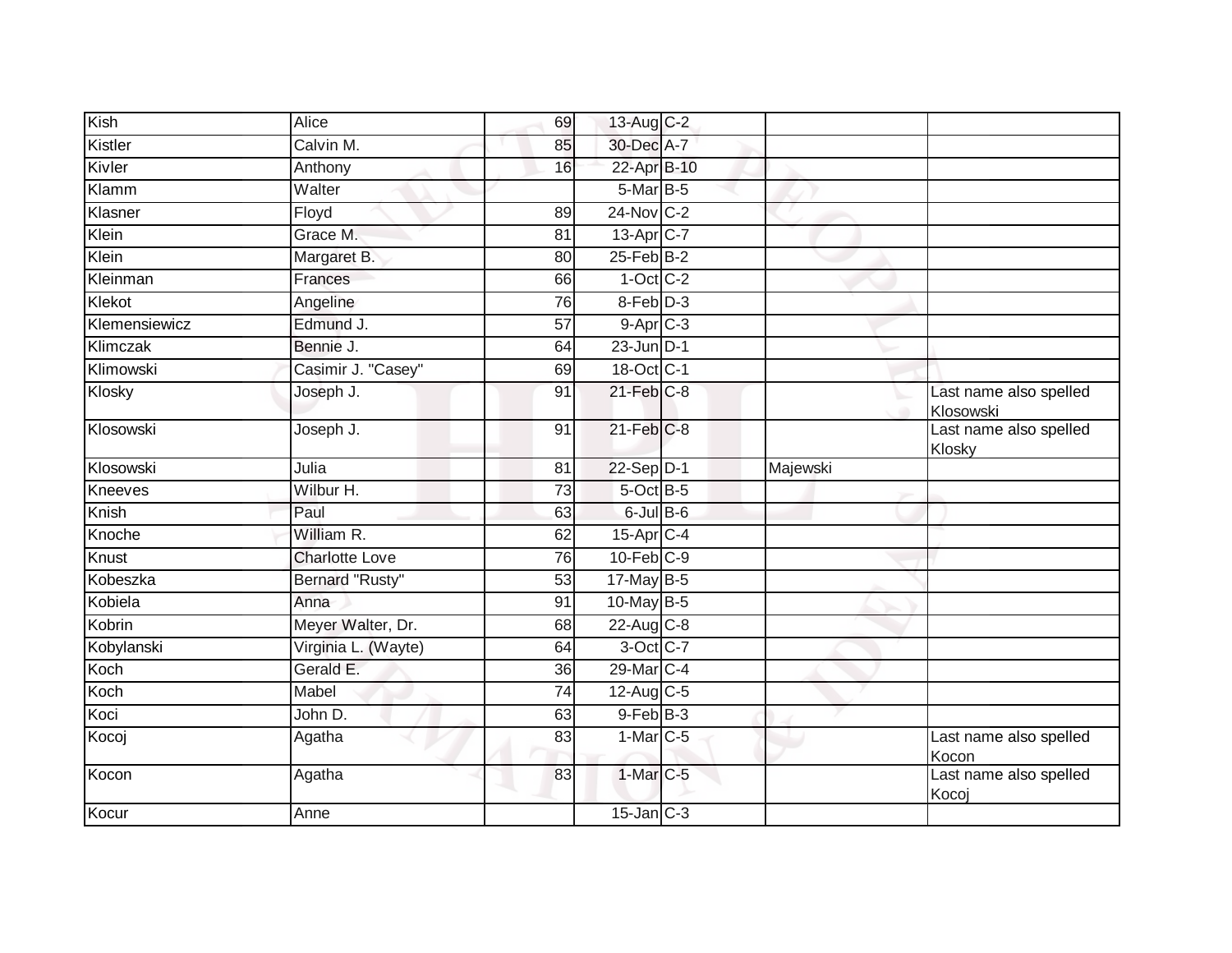| | | | | | | |
|---|---|---|---|---|---|---|
| Kish | Alice | 69 | 13-Aug | C-2 | | |
| Kistler | Calvin M. | 85 | 30-Dec | A-7 | | |
| Kivler | Anthony | 16 | 22-Apr | B-10 | | |
| Klamm | Walter | | 5-Mar | B-5 | | |
| Klasner | Floyd | 89 | 24-Nov | C-2 | | |
| Klein | Grace M. | 81 | 13-Apr | C-7 | | |
| Klein | Margaret B. | 80 | 25-Feb | B-2 | | |
| Kleinman | Frances | 66 | 1-Oct | C-2 | | |
| Klekot | Angeline | 76 | 8-Feb | D-3 | | |
| Klemensiewicz | Edmund J. | 57 | 9-Apr | C-3 | | |
| Klimczak | Bennie J. | 64 | 23-Jun | D-1 | | |
| Klimowski | Casimir J. "Casey" | 69 | 18-Oct | C-1 | | |
| Klosky | Joseph J. | 91 | 21-Feb | C-8 | | Last name also spelled Klosowski |
| Klosowski | Joseph J. | 91 | 21-Feb | C-8 | | Last name also spelled Klosky |
| Klosowski | Julia | 81 | 22-Sep | D-1 | Majewski | |
| Kneeves | Wilbur H. | 73 | 5-Oct | B-5 | | |
| Knish | Paul | 63 | 6-Jul | B-6 | | |
| Knoche | William R. | 62 | 15-Apr | C-4 | | |
| Knust | Charlotte Love | 76 | 10-Feb | C-9 | | |
| Kobeszka | Bernard "Rusty" | 53 | 17-May | B-5 | | |
| Kobiela | Anna | 91 | 10-May | B-5 | | |
| Kobrin | Meyer Walter, Dr. | 68 | 22-Aug | C-8 | | |
| Kobylanski | Virginia L. (Wayte) | 64 | 3-Oct | C-7 | | |
| Koch | Gerald E. | 36 | 29-Mar | C-4 | | |
| Koch | Mabel | 74 | 12-Aug | C-5 | | |
| Koci | John D. | 63 | 9-Feb | B-3 | | |
| Kocoj | Agatha | 83 | 1-Mar | C-5 | | Last name also spelled Kocon |
| Kocon | Agatha | 83 | 1-Mar | C-5 | | Last name also spelled Kocoj |
| Kocur | Anne | | 15-Jan | C-3 | | |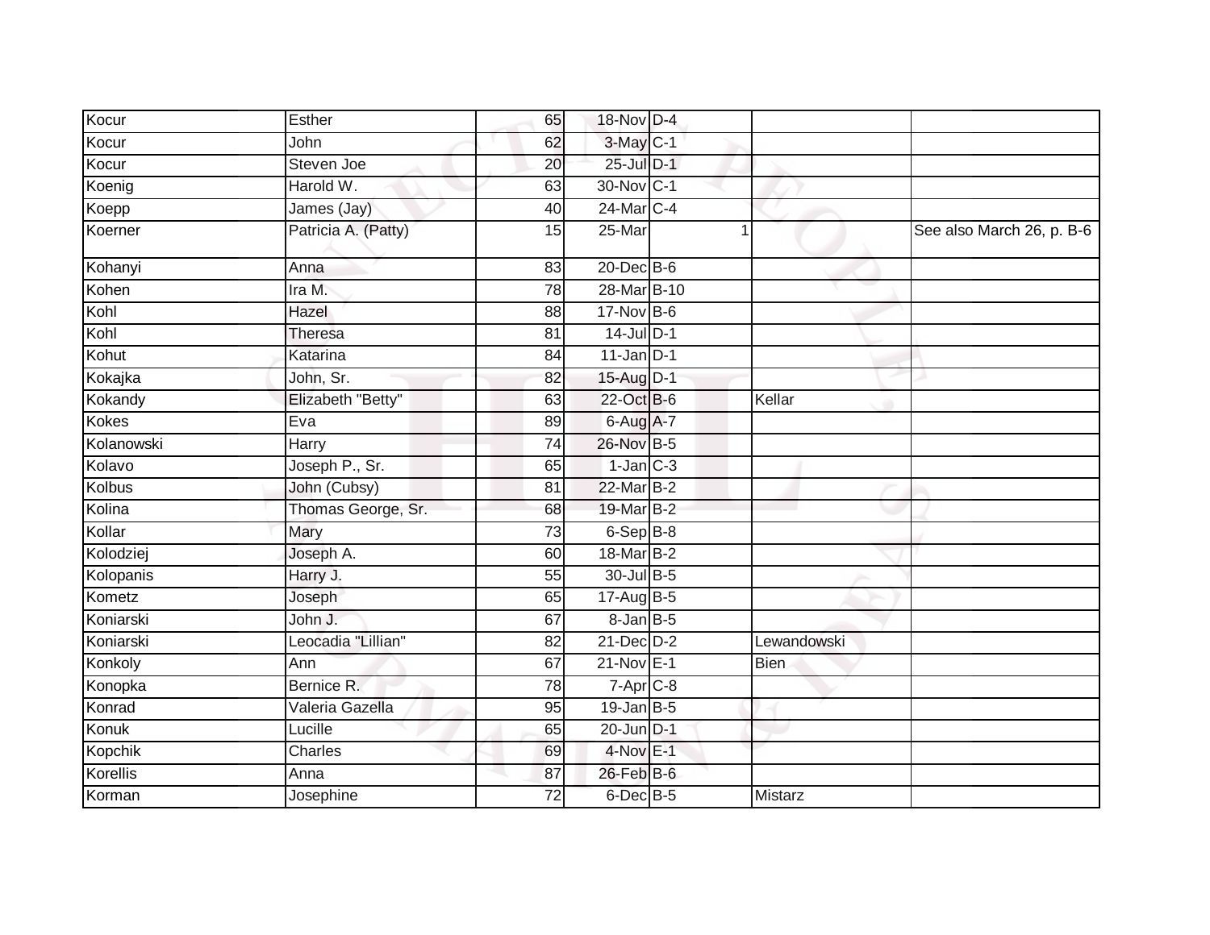| | | | | | | |
|---|---|---|---|---|---|---|
| Kocur | Esther | 65 | 18-Nov | D-4 | | |
| Kocur | John | 62 | 3-May | C-1 | | |
| Kocur | Steven Joe | 20 | 25-Jul | D-1 | | |
| Koenig | Harold W. | 63 | 30-Nov | C-1 | | |
| Koepp | James (Jay) | 40 | 24-Mar | C-4 | | |
| Koerner | Patricia A. (Patty) | 15 | 25-Mar | 1 | | See also March 26, p. B-6 |
| Kohanyi | Anna | 83 | 20-Dec | B-6 | | |
| Kohen | Ira M. | 78 | 28-Mar | B-10 | | |
| Kohl | Hazel | 88 | 17-Nov | B-6 | | |
| Kohl | Theresa | 81 | 14-Jul | D-1 | | |
| Kohut | Katarina | 84 | 11-Jan | D-1 | | |
| Kokajka | John, Sr. | 82 | 15-Aug | D-1 | | |
| Kokandy | Elizabeth "Betty" | 63 | 22-Oct | B-6 | Kellar | |
| Kokes | Eva | 89 | 6-Aug | A-7 | | |
| Kolanowski | Harry | 74 | 26-Nov | B-5 | | |
| Kolavo | Joseph P., Sr. | 65 | 1-Jan | C-3 | | |
| Kolbus | John (Cubsy) | 81 | 22-Mar | B-2 | | |
| Kolina | Thomas George, Sr. | 68 | 19-Mar | B-2 | | |
| Kollar | Mary | 73 | 6-Sep | B-8 | | |
| Kolodziej | Joseph A. | 60 | 18-Mar | B-2 | | |
| Kolopanis | Harry J. | 55 | 30-Jul | B-5 | | |
| Kometz | Joseph | 65 | 17-Aug | B-5 | | |
| Koniarski | John J. | 67 | 8-Jan | B-5 | | |
| Koniarski | Leocadia "Lillian" | 82 | 21-Dec | D-2 | Lewandowski | |
| Konkoly | Ann | 67 | 21-Nov | E-1 | Bien | |
| Konopka | Bernice R. | 78 | 7-Apr | C-8 | | |
| Konrad | Valeria Gazella | 95 | 19-Jan | B-5 | | |
| Konuk | Lucille | 65 | 20-Jun | D-1 | | |
| Kopchik | Charles | 69 | 4-Nov | E-1 | | |
| Korellis | Anna | 87 | 26-Feb | B-6 | | |
| Korman | Josephine | 72 | 6-Dec | B-5 | Mistarz | |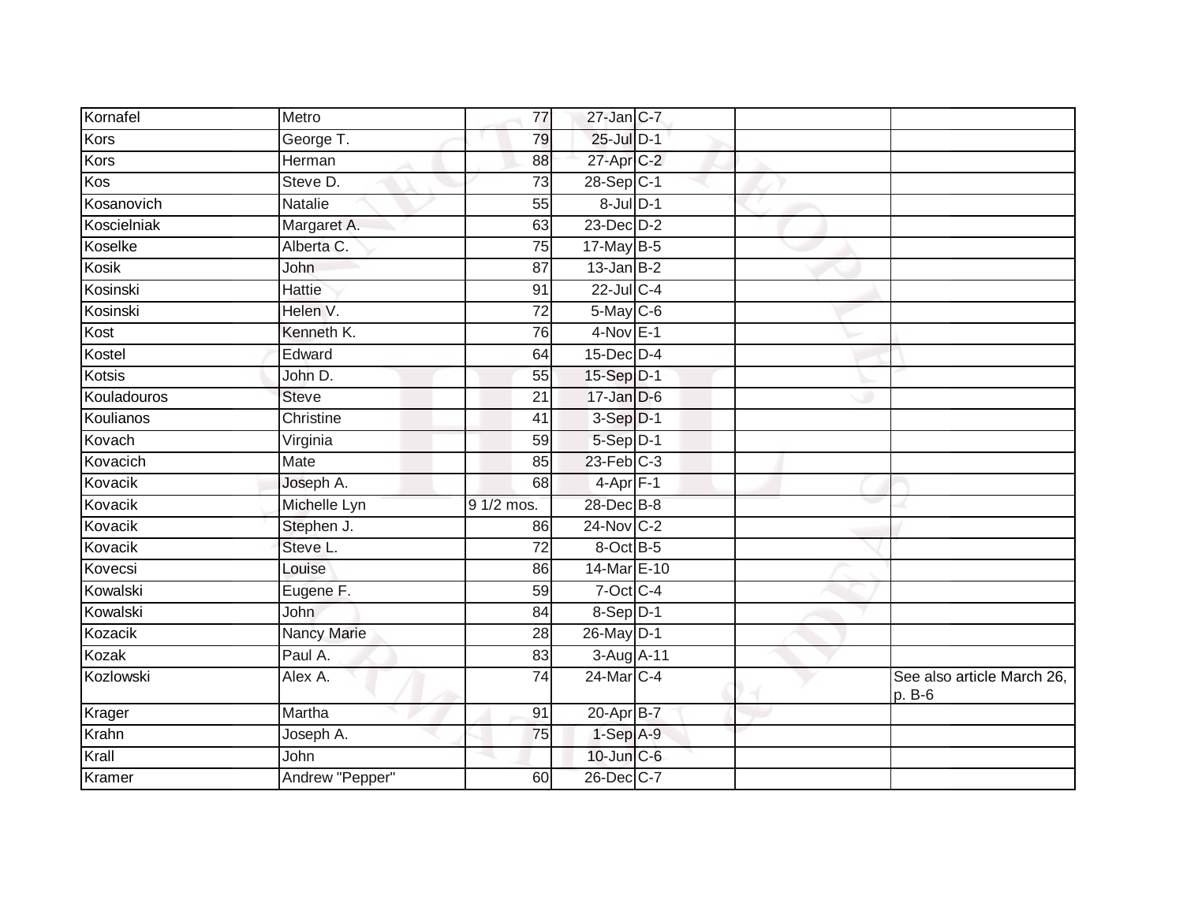| | | | | | | |
|---|---|---|---|---|---|---|
| Kornafel | Metro | 77 | 27-Jan | C-7 | | |
| Kors | George T. | 79 | 25-Jul | D-1 | | |
| Kors | Herman | 88 | 27-Apr | C-2 | | |
| Kos | Steve D. | 73 | 28-Sep | C-1 | | |
| Kosanovich | Natalie | 55 | 8-Jul | D-1 | | |
| Koscielniak | Margaret A. | 63 | 23-Dec | D-2 | | |
| Koselke | Alberta C. | 75 | 17-May | B-5 | | |
| Kosik | John | 87 | 13-Jan | B-2 | | |
| Kosinski | Hattie | 91 | 22-Jul | C-4 | | |
| Kosinski | Helen V. | 72 | 5-May | C-6 | | |
| Kost | Kenneth K. | 76 | 4-Nov | E-1 | | |
| Kostel | Edward | 64 | 15-Dec | D-4 | | |
| Kotsis | John D. | 55 | 15-Sep | D-1 | | |
| Kouladouros | Steve | 21 | 17-Jan | D-6 | | |
| Koulianos | Christine | 41 | 3-Sep | D-1 | | |
| Kovach | Virginia | 59 | 5-Sep | D-1 | | |
| Kovacich | Mate | 85 | 23-Feb | C-3 | | |
| Kovacik | Joseph A. | 68 | 4-Apr | F-1 | | |
| Kovacik | Michelle Lyn | 9 1/2 mos. | 28-Dec | B-8 | | |
| Kovacik | Stephen J. | 86 | 24-Nov | C-2 | | |
| Kovacik | Steve L. | 72 | 8-Oct | B-5 | | |
| Kovecsi | Louise | 86 | 14-Mar | E-10 | | |
| Kowalski | Eugene F. | 59 | 7-Oct | C-4 | | |
| Kowalski | John | 84 | 8-Sep | D-1 | | |
| Kozacik | Nancy Marie | 28 | 26-May | D-1 | | |
| Kozak | Paul A. | 83 | 3-Aug | A-11 | | |
| Kozlowski | Alex A. | 74 | 24-Mar | C-4 | | See also article March 26, p. B-6 |
| Krager | Martha | 91 | 20-Apr | B-7 | | |
| Krahn | Joseph A. | 75 | 1-Sep | A-9 | | |
| Krall | John | | 10-Jun | C-6 | | |
| Kramer | Andrew "Pepper" | 60 | 26-Dec | C-7 | | |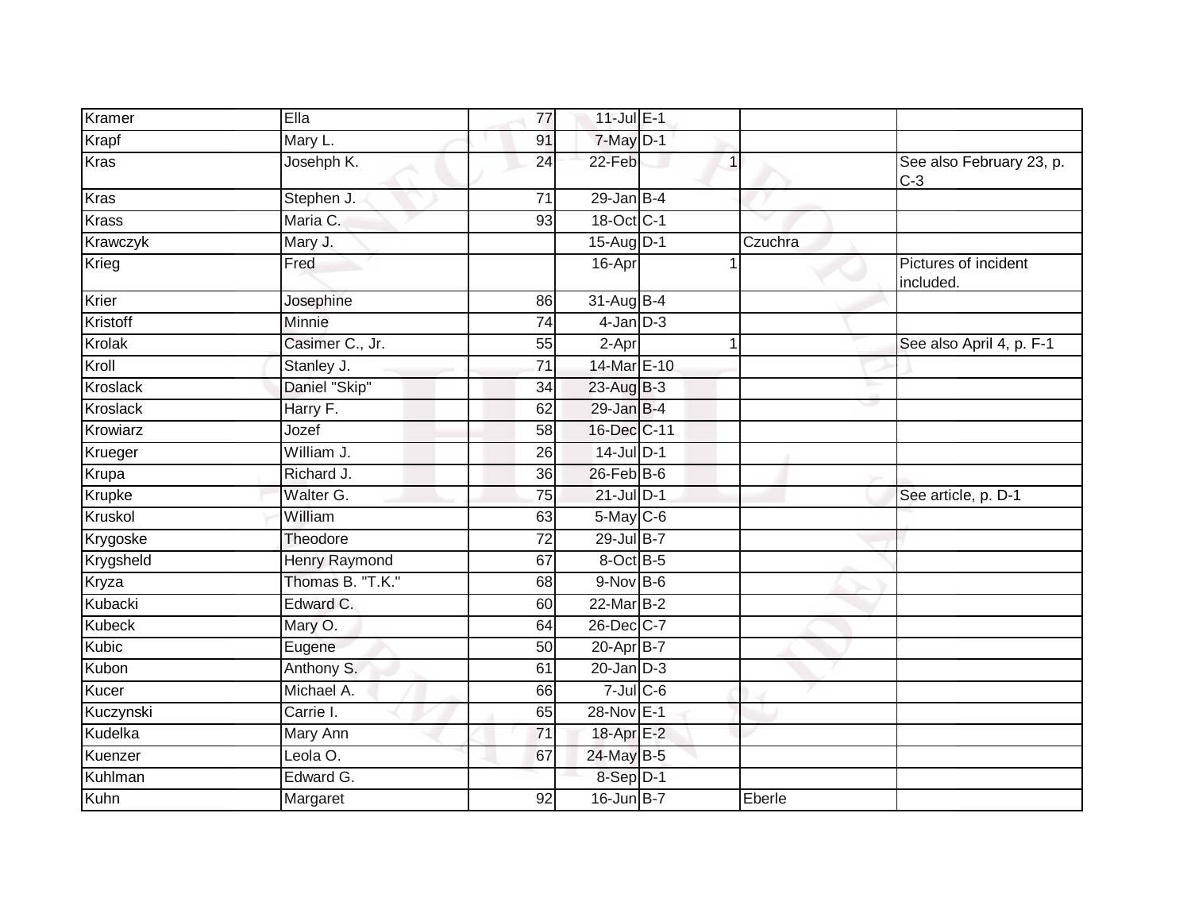| | | | | | | | |
|---|---|---|---|---|---|---|---|
| Kramer | Ella | 77 | 11-Jul | E-1 | | | |
| Krapf | Mary L. | 91 | 7-May | D-1 | | | |
| Kras | Josehph K. | 24 | 22-Feb | | 1 | | See also February 23, p. C-3 |
| Kras | Stephen J. | 71 | 29-Jan | B-4 | | | |
| Krass | Maria C. | 93 | 18-Oct | C-1 | | | |
| Krawczyk | Mary J. | | 15-Aug | D-1 | | Czuchra | |
| Krieg | Fred | | 16-Apr | | 1 | | Pictures of incident included. |
| Krier | Josephine | 86 | 31-Aug | B-4 | | | |
| Kristoff | Minnie | 74 | 4-Jan | D-3 | | | |
| Krolak | Casimer C., Jr. | 55 | 2-Apr | | 1 | | See also April 4, p. F-1 |
| Kroll | Stanley J. | 71 | 14-Mar | E-10 | | | |
| Kroslack | Daniel "Skip" | 34 | 23-Aug | B-3 | | | |
| Kroslack | Harry F. | 62 | 29-Jan | B-4 | | | |
| Krowiarz | Jozef | 58 | 16-Dec | C-11 | | | |
| Krueger | William J. | 26 | 14-Jul | D-1 | | | |
| Krupa | Richard J. | 36 | 26-Feb | B-6 | | | |
| Krupke | Walter G. | 75 | 21-Jul | D-1 | | | See article, p. D-1 |
| Kruskol | William | 63 | 5-May | C-6 | | | |
| Krygoske | Theodore | 72 | 29-Jul | B-7 | | | |
| Krygsheld | Henry Raymond | 67 | 8-Oct | B-5 | | | |
| Kryza | Thomas B. "T.K." | 68 | 9-Nov | B-6 | | | |
| Kubacki | Edward C. | 60 | 22-Mar | B-2 | | | |
| Kubeck | Mary O. | 64 | 26-Dec | C-7 | | | |
| Kubic | Eugene | 50 | 20-Apr | B-7 | | | |
| Kubon | Anthony S. | 61 | 20-Jan | D-3 | | | |
| Kucer | Michael A. | 66 | 7-Jul | C-6 | | | |
| Kuczynski | Carrie I. | 65 | 28-Nov | E-1 | | | |
| Kudelka | Mary Ann | 71 | 18-Apr | E-2 | | | |
| Kuenzer | Leola O. | 67 | 24-May | B-5 | | | |
| Kuhlman | Edward G. | | 8-Sep | D-1 | | | |
| Kuhn | Margaret | 92 | 16-Jun | B-7 | | Eberle | |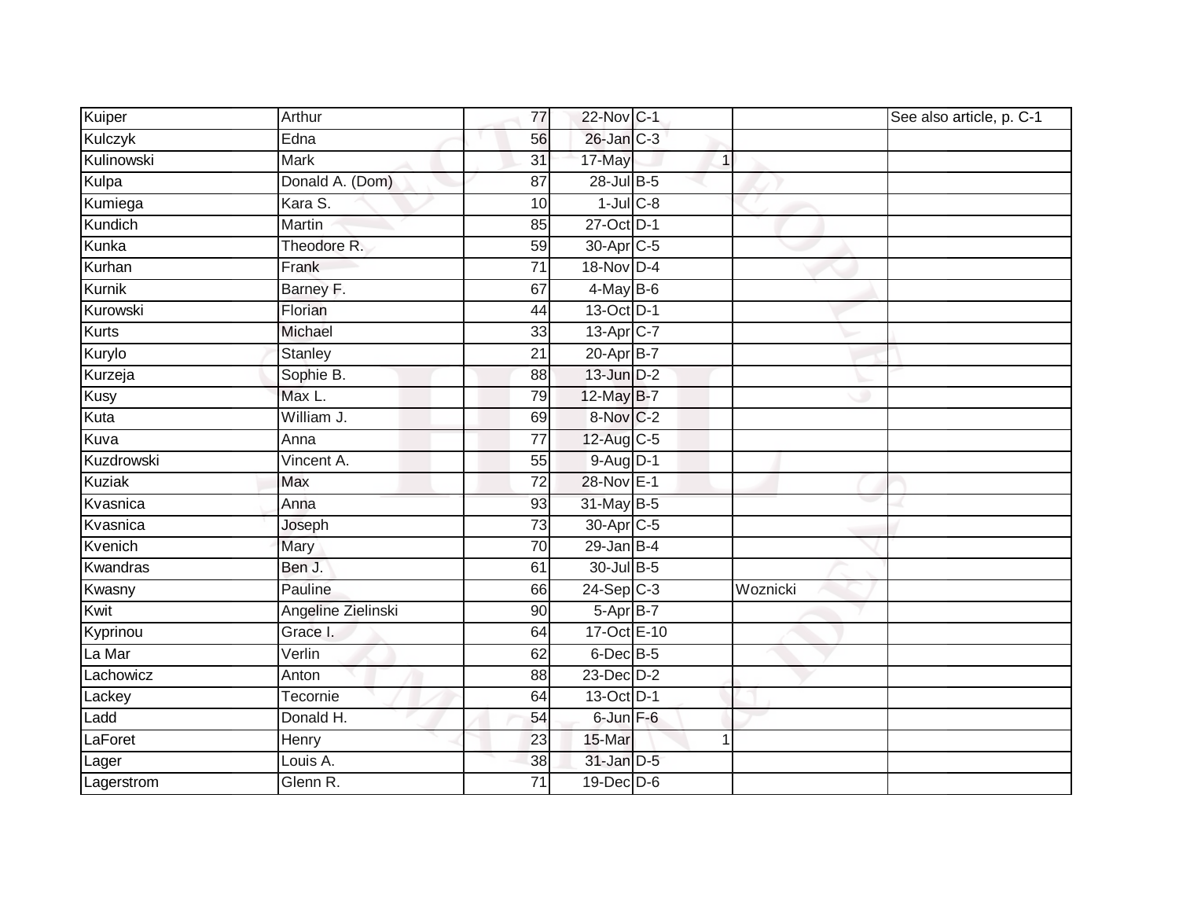| | | | | | | | |
|---|---|---|---|---|---|---|---|
| Kuiper | Arthur | 77 | 22-Nov | C-1 | | | See also article, p. C-1 |
| Kulczyk | Edna | 56 | 26-Jan | C-3 | | | |
| Kulinowski | Mark | 31 | 17-May | | 1 | | |
| Kulpa | Donald A. (Dom) | 87 | 28-Jul | B-5 | | | |
| Kumiega | Kara S. | 10 | 1-Jul | C-8 | | | |
| Kundich | Martin | 85 | 27-Oct | D-1 | | | |
| Kunka | Theodore R. | 59 | 30-Apr | C-5 | | | |
| Kurhan | Frank | 71 | 18-Nov | D-4 | | | |
| Kurnik | Barney F. | 67 | 4-May | B-6 | | | |
| Kurowski | Florian | 44 | 13-Oct | D-1 | | | |
| Kurts | Michael | 33 | 13-Apr | C-7 | | | |
| Kurylo | Stanley | 21 | 20-Apr | B-7 | | | |
| Kurzeja | Sophie B. | 88 | 13-Jun | D-2 | | | |
| Kusy | Max L. | 79 | 12-May | B-7 | | | |
| Kuta | William J. | 69 | 8-Nov | C-2 | | | |
| Kuva | Anna | 77 | 12-Aug | C-5 | | | |
| Kuzdrowski | Vincent A. | 55 | 9-Aug | D-1 | | | |
| Kuziak | Max | 72 | 28-Nov | E-1 | | | |
| Kvasnica | Anna | 93 | 31-May | B-5 | | | |
| Kvasnica | Joseph | 73 | 30-Apr | C-5 | | | |
| Kvenich | Mary | 70 | 29-Jan | B-4 | | | |
| Kwandras | Ben J. | 61 | 30-Jul | B-5 | | | |
| Kwasny | Pauline | 66 | 24-Sep | C-3 | | Woznicki | |
| Kwit | Angeline Zielinski | 90 | 5-Apr | B-7 | | | |
| Kyprinou | Grace I. | 64 | 17-Oct | E-10 | | | |
| La Mar | Verlin | 62 | 6-Dec | B-5 | | | |
| Lachowicz | Anton | 88 | 23-Dec | D-2 | | | |
| Lackey | Tecornie | 64 | 13-Oct | D-1 | | | |
| Ladd | Donald H. | 54 | 6-Jun | F-6 | | | |
| LaForet | Henry | 23 | 15-Mar | | 1 | | |
| Lager | Louis A. | 38 | 31-Jan | D-5 | | | |
| Lagerstrom | Glenn R. | 71 | 19-Dec | D-6 | | | |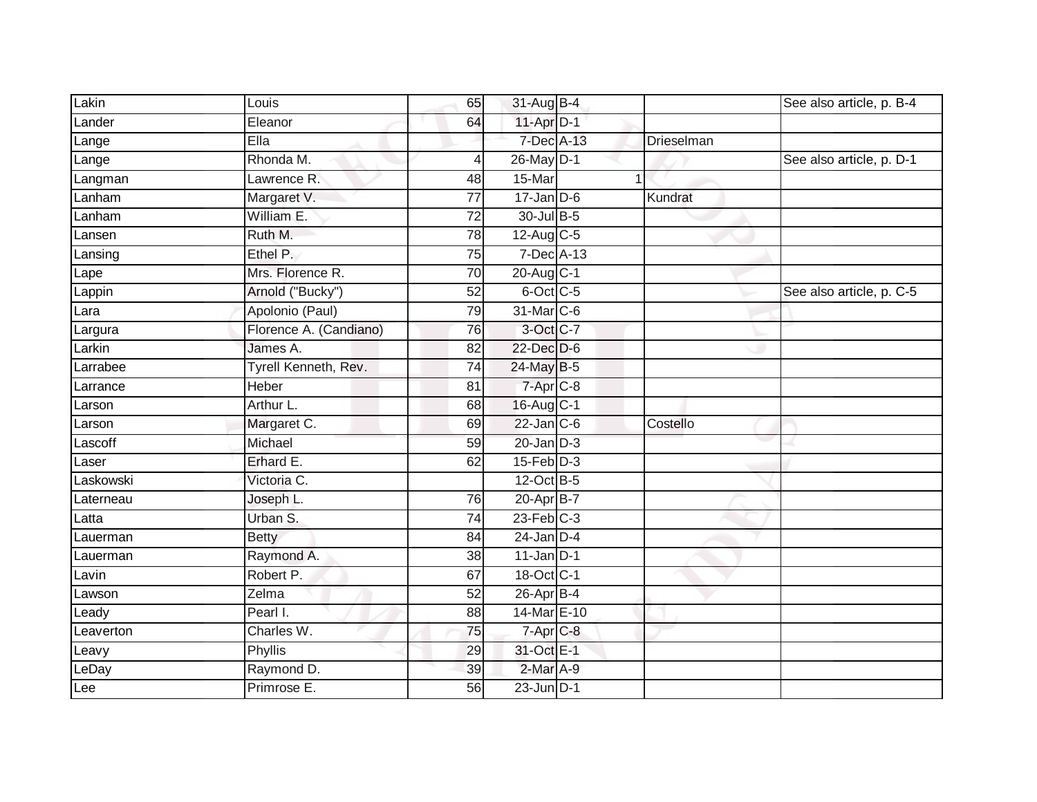| Lakin | Louis | 65 | 31-Aug | B-4 | | | See also article, p. B-4 |
|---|---|---|---|---|---|---|---|
| Lander | Eleanor | 64 | 11-Apr | D-1 | | | |
| Lange | Ella | | 7-Dec | A-13 | | Drieselman | |
| Lange | Rhonda M. | 4 | 26-May | D-1 | | | See also article, p. D-1 |
| Langman | Lawrence R. | 48 | 15-Mar | | 1 | | |
| Lanham | Margaret V. | 77 | 17-Jan | D-6 | | Kundrat | |
| Lanham | William E. | 72 | 30-Jul | B-5 | | | |
| Lansen | Ruth M. | 78 | 12-Aug | C-5 | | | |
| Lansing | Ethel P. | 75 | 7-Dec | A-13 | | | |
| Lape | Mrs. Florence R. | 70 | 20-Aug | C-1 | | | |
| Lappin | Arnold ("Bucky") | 52 | 6-Oct | C-5 | | | See also article, p. C-5 |
| Lara | Apolonio (Paul) | 79 | 31-Mar | C-6 | | | |
| Largura | Florence A. (Candiano) | 76 | 3-Oct | C-7 | | | |
| Larkin | James A. | 82 | 22-Dec | D-6 | | | |
| Larrabee | Tyrell Kenneth, Rev. | 74 | 24-May | B-5 | | | |
| Larrance | Heber | 81 | 7-Apr | C-8 | | | |
| Larson | Arthur L. | 68 | 16-Aug | C-1 | | | |
| Larson | Margaret C. | 69 | 22-Jan | C-6 | | Costello | |
| Lascoff | Michael | 59 | 20-Jan | D-3 | | | |
| Laser | Erhard E. | 62 | 15-Feb | D-3 | | | |
| Laskowski | Victoria C. | | 12-Oct | B-5 | | | |
| Laterneau | Joseph L. | 76 | 20-Apr | B-7 | | | |
| Latta | Urban S. | 74 | 23-Feb | C-3 | | | |
| Lauerman | Betty | 84 | 24-Jan | D-4 | | | |
| Lauerman | Raymond A. | 38 | 11-Jan | D-1 | | | |
| Lavin | Robert P. | 67 | 18-Oct | C-1 | | | |
| Lawson | Zelma | 52 | 26-Apr | B-4 | | | |
| Leady | Pearl I. | 88 | 14-Mar | E-10 | | | |
| Leaverton | Charles W. | 75 | 7-Apr | C-8 | | | |
| Leavy | Phyllis | 29 | 31-Oct | E-1 | | | |
| LeDay | Raymond D. | 39 | 2-Mar | A-9 | | | |
| Lee | Primrose E. | 56 | 23-Jun | D-1 | | | |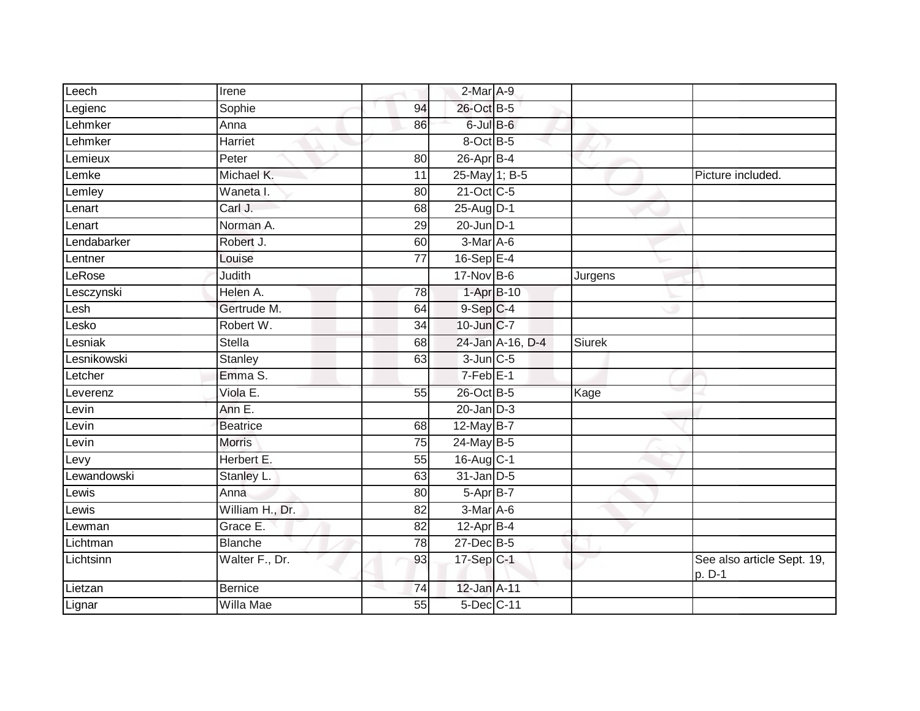| | | | | | | |
|---|---|---|---|---|---|---|
| Leech | Irene | | 2-Mar | A-9 | | |
| Legienc | Sophie | 94 | 26-Oct | B-5 | | |
| Lehmker | Anna | 86 | 6-Jul | B-6 | | |
| Lehmker | Harriet | | 8-Oct | B-5 | | |
| Lemieux | Peter | 80 | 26-Apr | B-4 | | |
| Lemke | Michael K. | 11 | 25-May | 1; B-5 | | Picture included. |
| Lemley | Waneta I. | 80 | 21-Oct | C-5 | | |
| Lenart | Carl J. | 68 | 25-Aug | D-1 | | |
| Lenart | Norman A. | 29 | 20-Jun | D-1 | | |
| Lendabarker | Robert J. | 60 | 3-Mar | A-6 | | |
| Lentner | Louise | 77 | 16-Sep | E-4 | | |
| LeRose | Judith | | 17-Nov | B-6 | Jurgens | |
| Lesczynski | Helen A. | 78 | 1-Apr | B-10 | | |
| Lesh | Gertrude M. | 64 | 9-Sep | C-4 | | |
| Lesko | Robert W. | 34 | 10-Jun | C-7 | | |
| Lesniak | Stella | 68 | 24-Jan | A-16, D-4 | Siurek | |
| Lesnikowski | Stanley | 63 | 3-Jun | C-5 | | |
| Letcher | Emma S. | | 7-Feb | E-1 | | |
| Leverenz | Viola E. | 55 | 26-Oct | B-5 | Kage | |
| Levin | Ann E. | | 20-Jan | D-3 | | |
| Levin | Beatrice | 68 | 12-May | B-7 | | |
| Levin | Morris | 75 | 24-May | B-5 | | |
| Levy | Herbert E. | 55 | 16-Aug | C-1 | | |
| Lewandowski | Stanley L. | 63 | 31-Jan | D-5 | | |
| Lewis | Anna | 80 | 5-Apr | B-7 | | |
| Lewis | William H., Dr. | 82 | 3-Mar | A-6 | | |
| Lewman | Grace E. | 82 | 12-Apr | B-4 | | |
| Lichtman | Blanche | 78 | 27-Dec | B-5 | | |
| Lichtsinn | Walter F., Dr. | 93 | 17-Sep | C-1 | | See also article Sept. 19, p. D-1 |
| Lietzan | Bernice | 74 | 12-Jan | A-11 | | |
| Lignar | Willa Mae | 55 | 5-Dec | C-11 | | |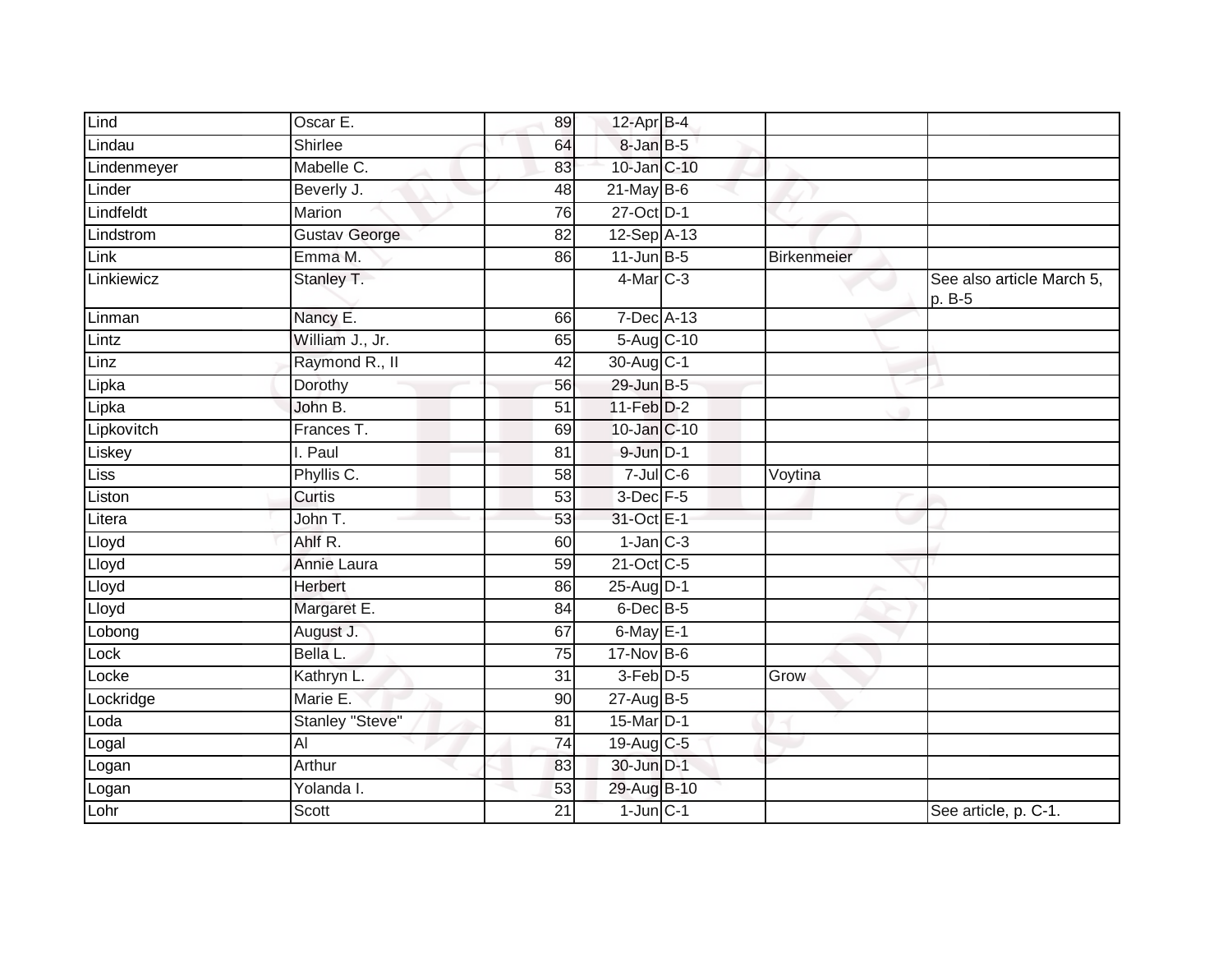| | | | | | | |
|---|---|---|---|---|---|---|
| Lind | Oscar E. | 89 | 12-Apr | B-4 | | |
| Lindau | Shirlee | 64 | 8-Jan | B-5 | | |
| Lindenmeyer | Mabelle C. | 83 | 10-Jan | C-10 | | |
| Linder | Beverly J. | 48 | 21-May | B-6 | | |
| Lindfeldt | Marion | 76 | 27-Oct | D-1 | | |
| Lindstrom | Gustav George | 82 | 12-Sep | A-13 | | |
| Link | Emma M. | 86 | 11-Jun | B-5 | Birkenmeier | |
| Linkiewicz | Stanley T. | | 4-Mar | C-3 | | See also article March 5, p. B-5 |
| Linman | Nancy E. | 66 | 7-Dec | A-13 | | |
| Lintz | William J., Jr. | 65 | 5-Aug | C-10 | | |
| Linz | Raymond R., II | 42 | 30-Aug | C-1 | | |
| Lipka | Dorothy | 56 | 29-Jun | B-5 | | |
| Lipka | John B. | 51 | 11-Feb | D-2 | | |
| Lipkovitch | Frances T. | 69 | 10-Jan | C-10 | | |
| Liskey | I. Paul | 81 | 9-Jun | D-1 | | |
| Liss | Phyllis C. | 58 | 7-Jul | C-6 | Voytina | |
| Liston | Curtis | 53 | 3-Dec | F-5 | | |
| Litera | John T. | 53 | 31-Oct | E-1 | | |
| Lloyd | Ahlf R. | 60 | 1-Jan | C-3 | | |
| Lloyd | Annie Laura | 59 | 21-Oct | C-5 | | |
| Lloyd | Herbert | 86 | 25-Aug | D-1 | | |
| Lloyd | Margaret E. | 84 | 6-Dec | B-5 | | |
| Lobong | August J. | 67 | 6-May | E-1 | | |
| Lock | Bella L. | 75 | 17-Nov | B-6 | | |
| Locke | Kathryn L. | 31 | 3-Feb | D-5 | Grow | |
| Lockridge | Marie E. | 90 | 27-Aug | B-5 | | |
| Loda | Stanley "Steve" | 81 | 15-Mar | D-1 | | |
| Logal | Al | 74 | 19-Aug | C-5 | | |
| Logan | Arthur | 83 | 30-Jun | D-1 | | |
| Logan | Yolanda I. | 53 | 29-Aug | B-10 | | |
| Lohr | Scott | 21 | 1-Jun | C-1 | | See article, p. C-1. |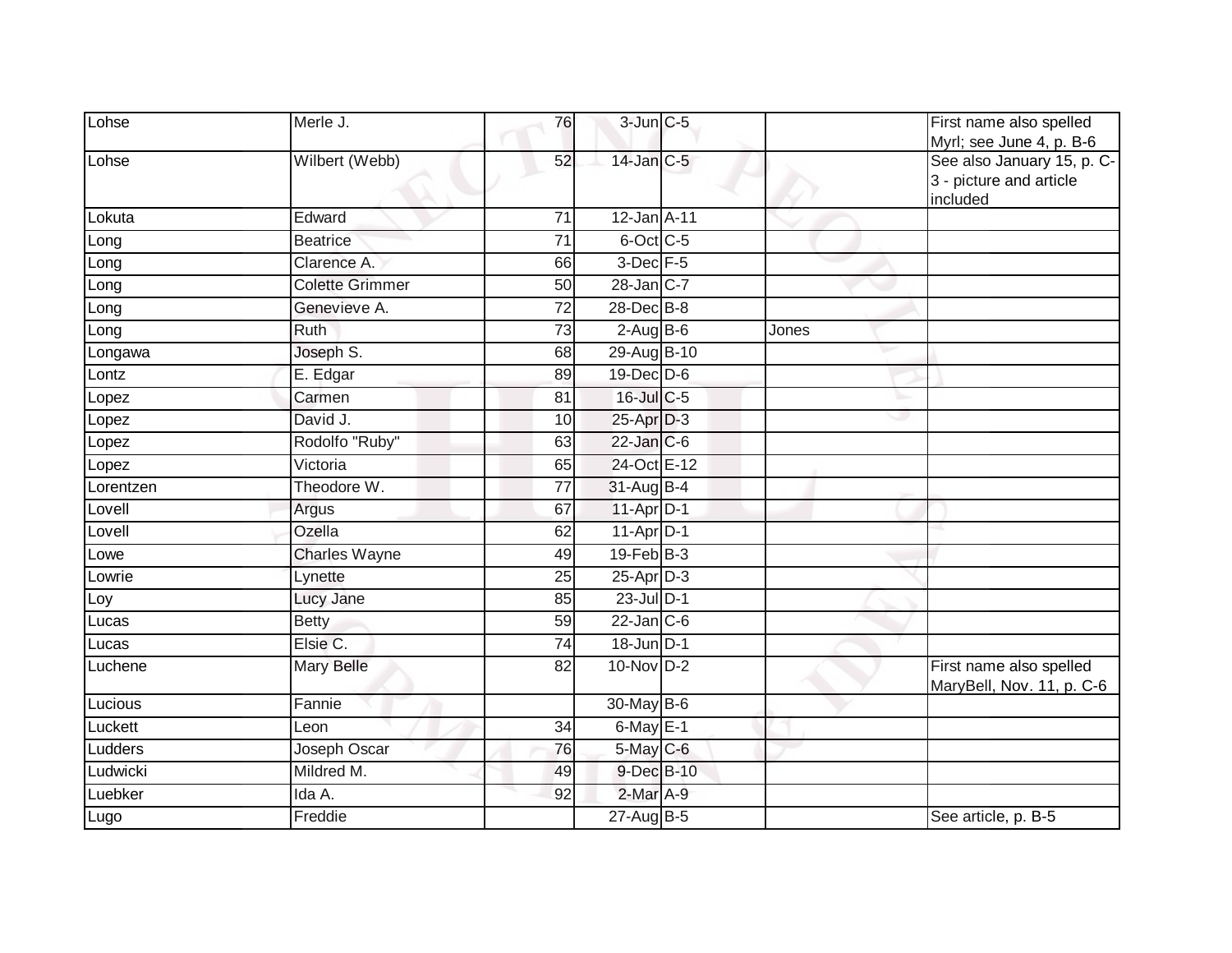| Lohse | Merle J. | 76 | 3-Jun | C-5 | | First name also spelled Myrl; see June 4, p. B-6 |
|---|---|---|---|---|---|---|
| Lohse | Wilbert (Webb) | 52 | 14-Jan | C-5 | | See also January 15, p. C-3 - picture and article included |
| Lokuta | Edward | 71 | 12-Jan | A-11 | | |
| Long | Beatrice | 71 | 6-Oct | C-5 | | |
| Long | Clarence A. | 66 | 3-Dec | F-5 | | |
| Long | Colette Grimmer | 50 | 28-Jan | C-7 | | |
| Long | Genevieve A. | 72 | 28-Dec | B-8 | | |
| Long | Ruth | 73 | 2-Aug | B-6 | Jones | |
| Longawa | Joseph S. | 68 | 29-Aug | B-10 | | |
| Lontz | E. Edgar | 89 | 19-Dec | D-6 | | |
| Lopez | Carmen | 81 | 16-Jul | C-5 | | |
| Lopez | David J. | 10 | 25-Apr | D-3 | | |
| Lopez | Rodolfo "Ruby" | 63 | 22-Jan | C-6 | | |
| Lopez | Victoria | 65 | 24-Oct | E-12 | | |
| Lorentzen | Theodore W. | 77 | 31-Aug | B-4 | | |
| Lovell | Argus | 67 | 11-Apr | D-1 | | |
| Lovell | Ozella | 62 | 11-Apr | D-1 | | |
| Lowe | Charles Wayne | 49 | 19-Feb | B-3 | | |
| Lowrie | Lynette | 25 | 25-Apr | D-3 | | |
| Loy | Lucy Jane | 85 | 23-Jul | D-1 | | |
| Lucas | Betty | 59 | 22-Jan | C-6 | | |
| Lucas | Elsie C. | 74 | 18-Jun | D-1 | | |
| Luchene | Mary Belle | 82 | 10-Nov | D-2 | | First name also spelled MaryBell, Nov. 11, p. C-6 |
| Lucious | Fannie | | 30-May | B-6 | | |
| Luckett | Leon | 34 | 6-May | E-1 | | |
| Ludders | Joseph Oscar | 76 | 5-May | C-6 | | |
| Ludwicki | Mildred M. | 49 | 9-Dec | B-10 | | |
| Luebker | Ida A. | 92 | 2-Mar | A-9 | | |
| Lugo | Freddie | | 27-Aug | B-5 | | See article, p. B-5 |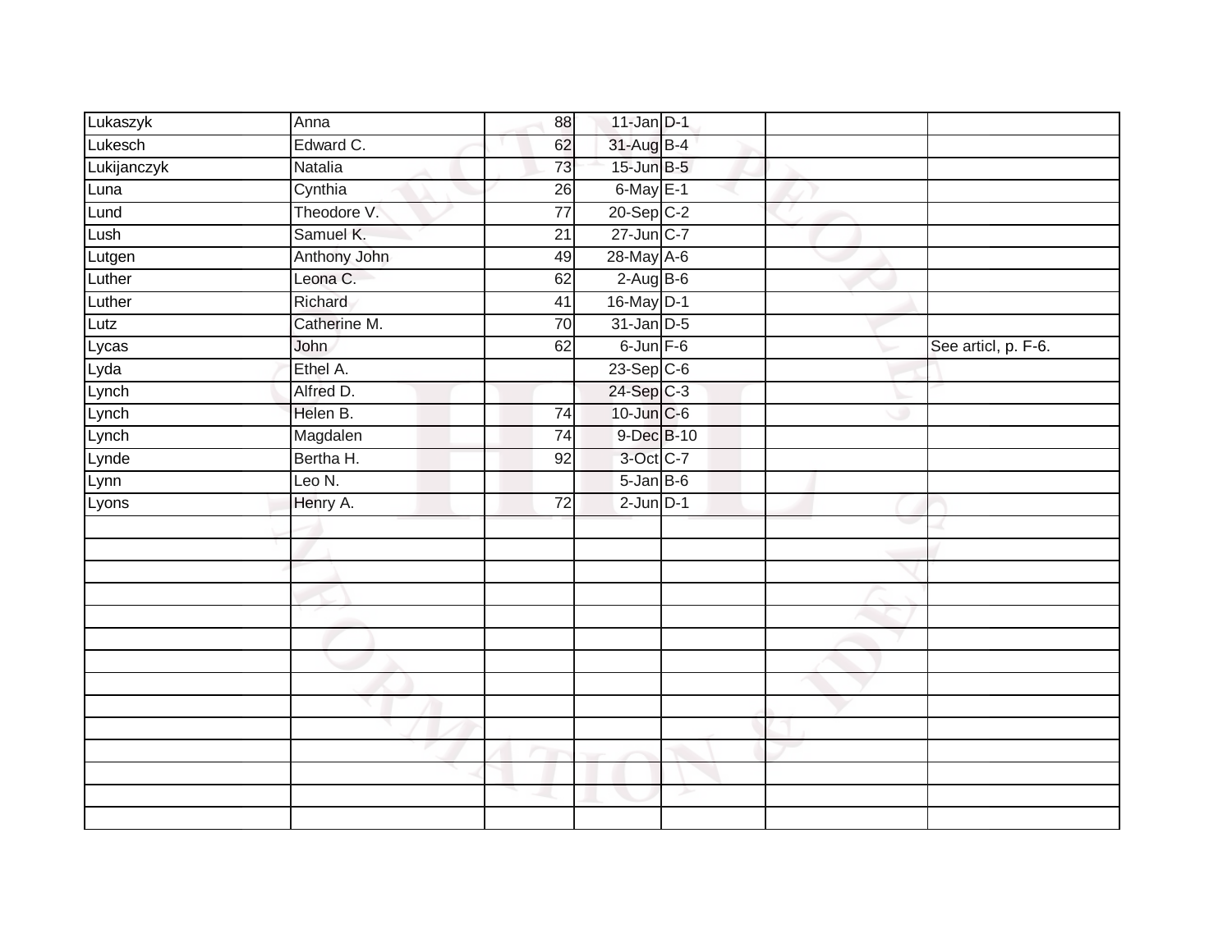| | | | | | | |
|---|---|---|---|---|---|---|
| Lukaszyk | Anna | 88 | 11-Jan | D-1 | | |
| Lukesch | Edward C. | 62 | 31-Aug | B-4 | | |
| Lukijanczyk | Natalia | 73 | 15-Jun | B-5 | | |
| Luna | Cynthia | 26 | 6-May | E-1 | | |
| Lund | Theodore V. | 77 | 20-Sep | C-2 | | |
| Lush | Samuel K. | 21 | 27-Jun | C-7 | | |
| Lutgen | Anthony John | 49 | 28-May | A-6 | | |
| Luther | Leona C. | 62 | 2-Aug | B-6 | | |
| Luther | Richard | 41 | 16-May | D-1 | | |
| Lutz | Catherine M. | 70 | 31-Jan | D-5 | | |
| Lycas | John | 62 | 6-Jun | F-6 | | See articl, p. F-6. |
| Lyda | Ethel A. | | 23-Sep | C-6 | | |
| Lynch | Alfred D. | | 24-Sep | C-3 | | |
| Lynch | Helen B. | 74 | 10-Jun | C-6 | | |
| Lynch | Magdalen | 74 | 9-Dec | B-10 | | |
| Lynde | Bertha H. | 92 | 3-Oct | C-7 | | |
| Lynn | Leo N. | | 5-Jan | B-6 | | |
| Lyons | Henry A. | 72 | 2-Jun | D-1 | | |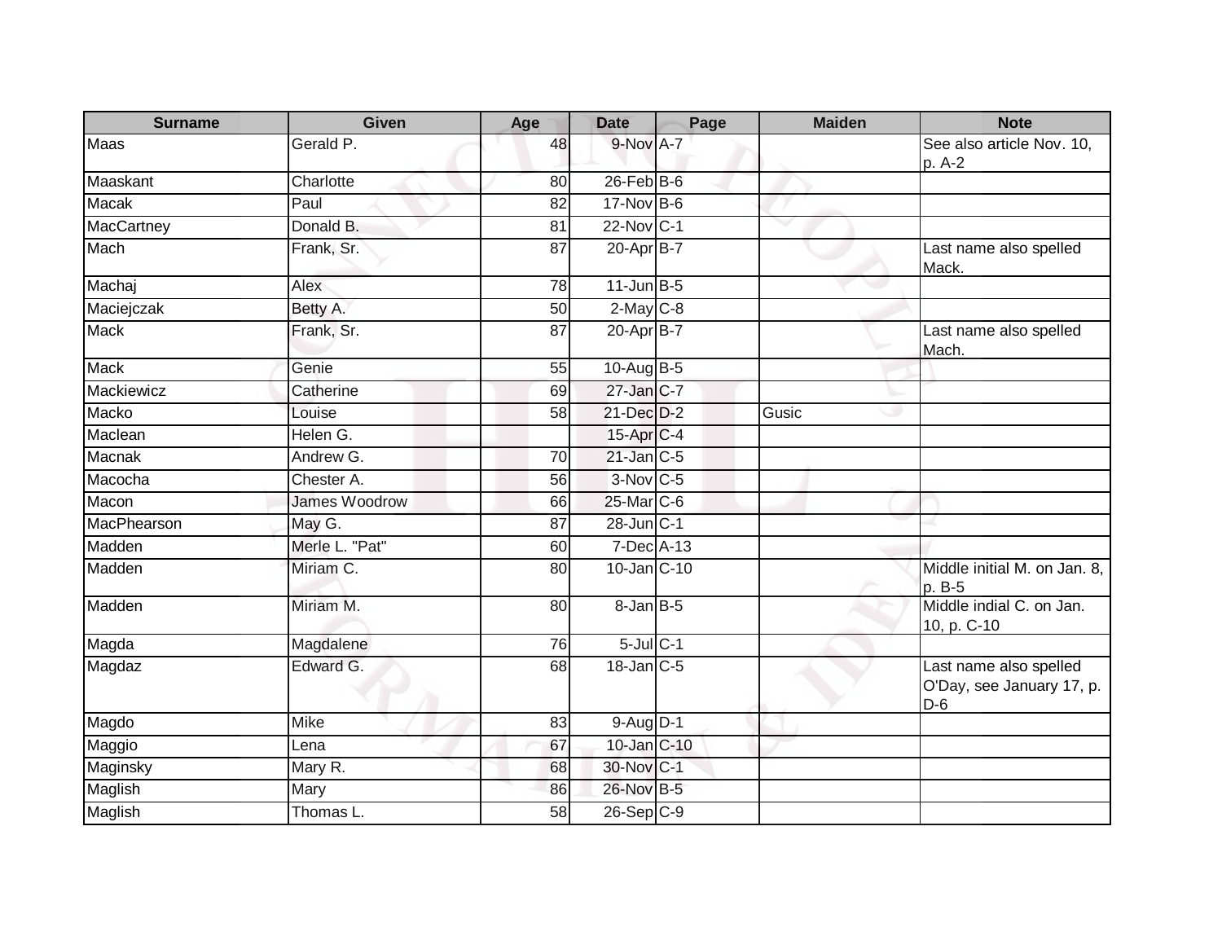| Surname | Given | Age | Date | Page | Maiden | Note |
|---|---|---|---|---|---|---|
| Maas | Gerald P. | 48 | 9-Nov | A-7 | | See also article Nov. 10, p. A-2 |
| Maaskant | Charlotte | 80 | 26-Feb | B-6 | | |
| Macak | Paul | 82 | 17-Nov | B-6 | | |
| MacCartney | Donald B. | 81 | 22-Nov | C-1 | | |
| Mach | Frank, Sr. | 87 | 20-Apr | B-7 | | Last name also spelled Mack. |
| Machaj | Alex | 78 | 11-Jun | B-5 | | |
| Maciejczak | Betty A. | 50 | 2-May | C-8 | | |
| Mack | Frank, Sr. | 87 | 20-Apr | B-7 | | Last name also spelled Mach. |
| Mack | Genie | 55 | 10-Aug | B-5 | | |
| Mackiewicz | Catherine | 69 | 27-Jan | C-7 | | |
| Macko | Louise | 58 | 21-Dec | D-2 | Gusic | |
| Maclean | Helen G. | | 15-Apr | C-4 | | |
| Macnak | Andrew G. | 70 | 21-Jan | C-5 | | |
| Macocha | Chester A. | 56 | 3-Nov | C-5 | | |
| Macon | James Woodrow | 66 | 25-Mar | C-6 | | |
| MacPhearson | May G. | 87 | 28-Jun | C-1 | | |
| Madden | Merle L. "Pat" | 60 | 7-Dec | A-13 | | |
| Madden | Miriam C. | 80 | 10-Jan | C-10 | | Middle initial M. on Jan. 8, p. B-5 |
| Madden | Miriam M. | 80 | 8-Jan | B-5 | | Middle indial C. on Jan. 10, p. C-10 |
| Magda | Magdalene | 76 | 5-Jul | C-1 | | |
| Magdaz | Edward G. | 68 | 18-Jan | C-5 | | Last name also spelled O'Day, see January 17, p. D-6 |
| Magdo | Mike | 83 | 9-Aug | D-1 | | |
| Maggio | Lena | 67 | 10-Jan | C-10 | | |
| Maginsky | Mary R. | 68 | 30-Nov | C-1 | | |
| Maglish | Mary | 86 | 26-Nov | B-5 | | |
| Maglish | Thomas L. | 58 | 26-Sep | C-9 | | |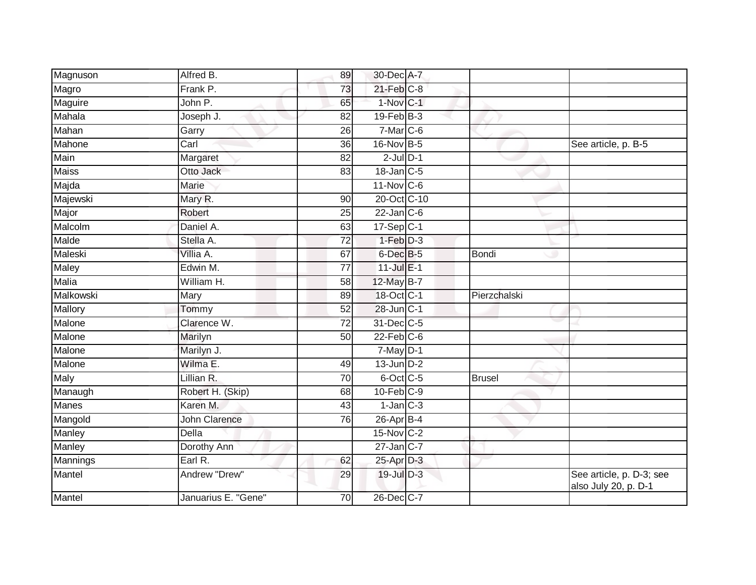| Magnuson | Alfred B. | 89 | 30-Dec | A-7 | | |
|---|---|---|---|---|---|---|
| Magro | Frank P. | 73 | 21-Feb | C-8 | | |
| Maguire | John P. | 65 | 1-Nov | C-1 | | |
| Mahala | Joseph J. | 82 | 19-Feb | B-3 | | |
| Mahan | Garry | 26 | 7-Mar | C-6 | | |
| Mahone | Carl | 36 | 16-Nov | B-5 | | See article, p. B-5 |
| Main | Margaret | 82 | 2-Jul | D-1 | | |
| Maiss | Otto Jack | 83 | 18-Jan | C-5 | | |
| Majda | Marie | | 11-Nov | C-6 | | |
| Majewski | Mary R. | 90 | 20-Oct | C-10 | | |
| Major | Robert | 25 | 22-Jan | C-6 | | |
| Malcolm | Daniel A. | 63 | 17-Sep | C-1 | | |
| Malde | Stella A. | 72 | 1-Feb | D-3 | | |
| Maleski | Villia A. | 67 | 6-Dec | B-5 | Bondi | |
| Maley | Edwin M. | 77 | 11-Jul | E-1 | | |
| Malia | William H. | 58 | 12-May | B-7 | | |
| Malkowski | Mary | 89 | 18-Oct | C-1 | Pierzchalski | |
| Mallory | Tommy | 52 | 28-Jun | C-1 | | |
| Malone | Clarence W. | 72 | 31-Dec | C-5 | | |
| Malone | Marilyn | 50 | 22-Feb | C-6 | | |
| Malone | Marilyn J. | | 7-May | D-1 | | |
| Malone | Wilma E. | 49 | 13-Jun | D-2 | | |
| Maly | Lillian R. | 70 | 6-Oct | C-5 | Brusel | |
| Manaugh | Robert H. (Skip) | 68 | 10-Feb | C-9 | | |
| Manes | Karen M. | 43 | 1-Jan | C-3 | | |
| Mangold | John Clarence | 76 | 26-Apr | B-4 | | |
| Manley | Della | | 15-Nov | C-2 | | |
| Manley | Dorothy Ann | | 27-Jan | C-7 | | |
| Mannings | Earl R. | 62 | 25-Apr | D-3 | | |
| Mantel | Andrew "Drew" | 29 | 19-Jul | D-3 | | See article, p. D-3; see also July 20, p. D-1 |
| Mantel | Januarius E. "Gene" | 70 | 26-Dec | C-7 | | |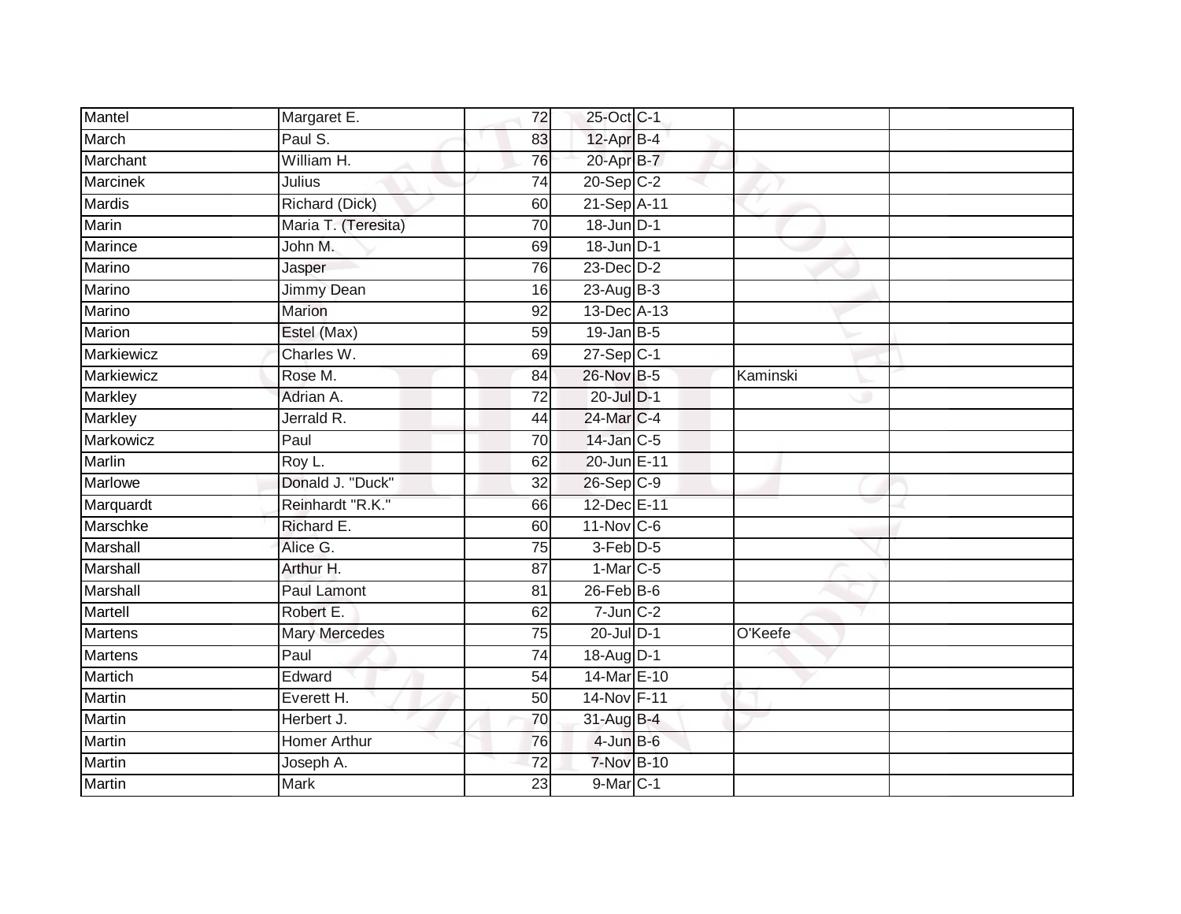| | | | | | | |
|---|---|---|---|---|---|---|
| Mantel | Margaret E. | 72 | 25-Oct | C-1 | | |
| March | Paul S. | 83 | 12-Apr | B-4 | | |
| Marchant | William H. | 76 | 20-Apr | B-7 | | |
| Marcinek | Julius | 74 | 20-Sep | C-2 | | |
| Mardis | Richard (Dick) | 60 | 21-Sep | A-11 | | |
| Marin | Maria T. (Teresita) | 70 | 18-Jun | D-1 | | |
| Marince | John M. | 69 | 18-Jun | D-1 | | |
| Marino | Jasper | 76 | 23-Dec | D-2 | | |
| Marino | Jimmy Dean | 16 | 23-Aug | B-3 | | |
| Marino | Marion | 92 | 13-Dec | A-13 | | |
| Marion | Estel (Max) | 59 | 19-Jan | B-5 | | |
| Markiewicz | Charles W. | 69 | 27-Sep | C-1 | | |
| Markiewicz | Rose M. | 84 | 26-Nov | B-5 | Kaminski | |
| Markley | Adrian A. | 72 | 20-Jul | D-1 | | |
| Markley | Jerrald R. | 44 | 24-Mar | C-4 | | |
| Markowicz | Paul | 70 | 14-Jan | C-5 | | |
| Marlin | Roy L. | 62 | 20-Jun | E-11 | | |
| Marlowe | Donald J. "Duck" | 32 | 26-Sep | C-9 | | |
| Marquardt | Reinhardt "R.K." | 66 | 12-Dec | E-11 | | |
| Marschke | Richard E. | 60 | 11-Nov | C-6 | | |
| Marshall | Alice G. | 75 | 3-Feb | D-5 | | |
| Marshall | Arthur H. | 87 | 1-Mar | C-5 | | |
| Marshall | Paul Lamont | 81 | 26-Feb | B-6 | | |
| Martell | Robert E. | 62 | 7-Jun | C-2 | | |
| Martens | Mary Mercedes | 75 | 20-Jul | D-1 | O'Keefe | |
| Martens | Paul | 74 | 18-Aug | D-1 | | |
| Martich | Edward | 54 | 14-Mar | E-10 | | |
| Martin | Everett H. | 50 | 14-Nov | F-11 | | |
| Martin | Herbert J. | 70 | 31-Aug | B-4 | | |
| Martin | Homer Arthur | 76 | 4-Jun | B-6 | | |
| Martin | Joseph A. | 72 | 7-Nov | B-10 | | |
| Martin | Mark | 23 | 9-Mar | C-1 | | |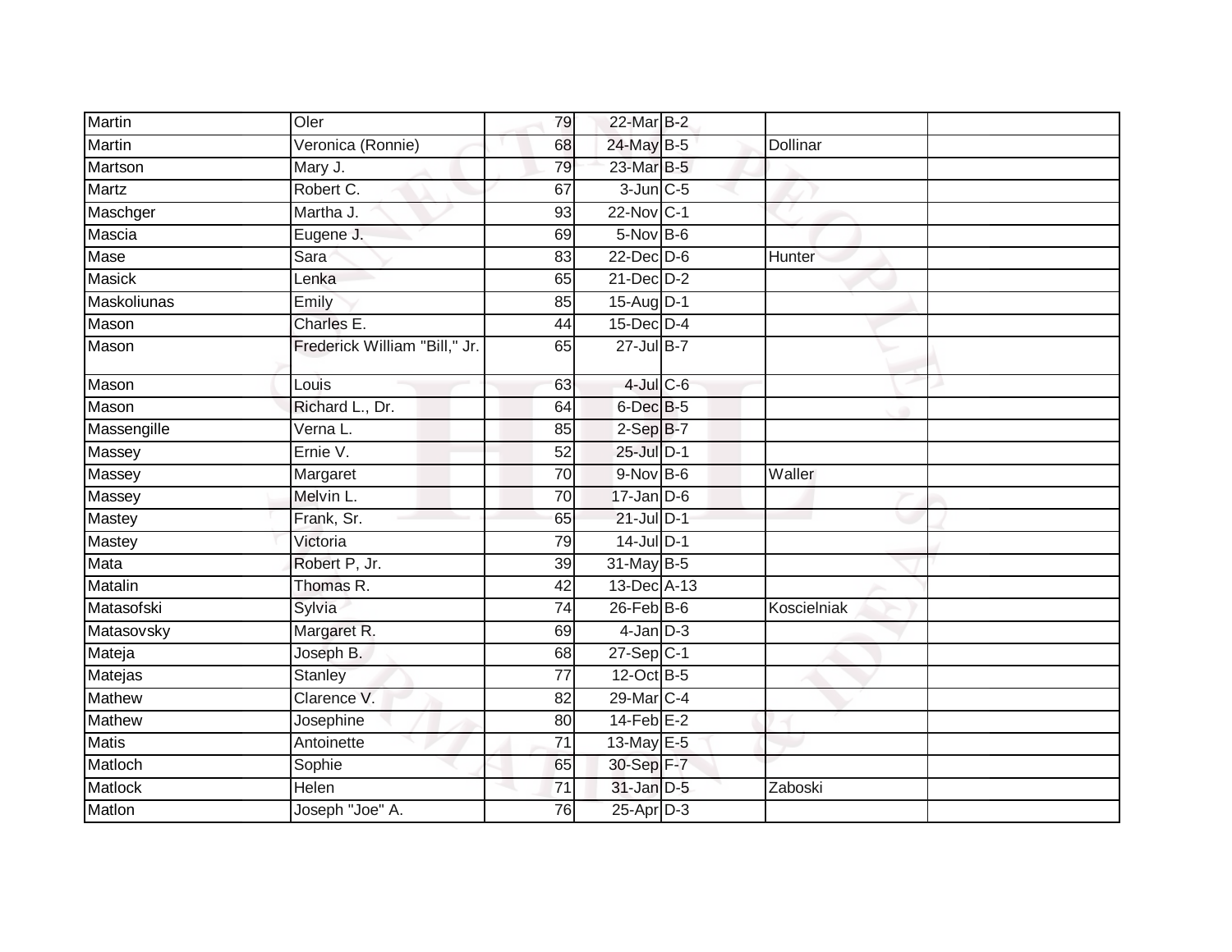| | | | | | | |
|---|---|---|---|---|---|---|
| Martin | Oler | 79 | 22-Mar | B-2 | | |
| Martin | Veronica (Ronnie) | 68 | 24-May | B-5 | Dollinar | |
| Martson | Mary J. | 79 | 23-Mar | B-5 | | |
| Martz | Robert C. | 67 | 3-Jun | C-5 | | |
| Maschger | Martha J. | 93 | 22-Nov | C-1 | | |
| Mascia | Eugene J. | 69 | 5-Nov | B-6 | | |
| Mase | Sara | 83 | 22-Dec | D-6 | Hunter | |
| Masick | Lenka | 65 | 21-Dec | D-2 | | |
| Maskoliunas | Emily | 85 | 15-Aug | D-1 | | |
| Mason | Charles E. | 44 | 15-Dec | D-4 | | |
| Mason | Frederick William "Bill," Jr. | 65 | 27-Jul | B-7 | | |
| Mason | Louis | 63 | 4-Jul | C-6 | | |
| Mason | Richard L., Dr. | 64 | 6-Dec | B-5 | | |
| Massengille | Verna L. | 85 | 2-Sep | B-7 | | |
| Massey | Ernie V. | 52 | 25-Jul | D-1 | | |
| Massey | Margaret | 70 | 9-Nov | B-6 | Waller | |
| Massey | Melvin L. | 70 | 17-Jan | D-6 | | |
| Mastey | Frank, Sr. | 65 | 21-Jul | D-1 | | |
| Mastey | Victoria | 79 | 14-Jul | D-1 | | |
| Mata | Robert P, Jr. | 39 | 31-May | B-5 | | |
| Matalin | Thomas R. | 42 | 13-Dec | A-13 | | |
| Matasofski | Sylvia | 74 | 26-Feb | B-6 | Koscielniak | |
| Matasovsky | Margaret R. | 69 | 4-Jan | D-3 | | |
| Mateja | Joseph B. | 68 | 27-Sep | C-1 | | |
| Matejas | Stanley | 77 | 12-Oct | B-5 | | |
| Mathew | Clarence V. | 82 | 29-Mar | C-4 | | |
| Mathew | Josephine | 80 | 14-Feb | E-2 | | |
| Matis | Antoinette | 71 | 13-May | E-5 | | |
| Matloch | Sophie | 65 | 30-Sep | F-7 | | |
| Matlock | Helen | 71 | 31-Jan | D-5 | Zaboski | |
| Matlon | Joseph "Joe" A. | 76 | 25-Apr | D-3 | | |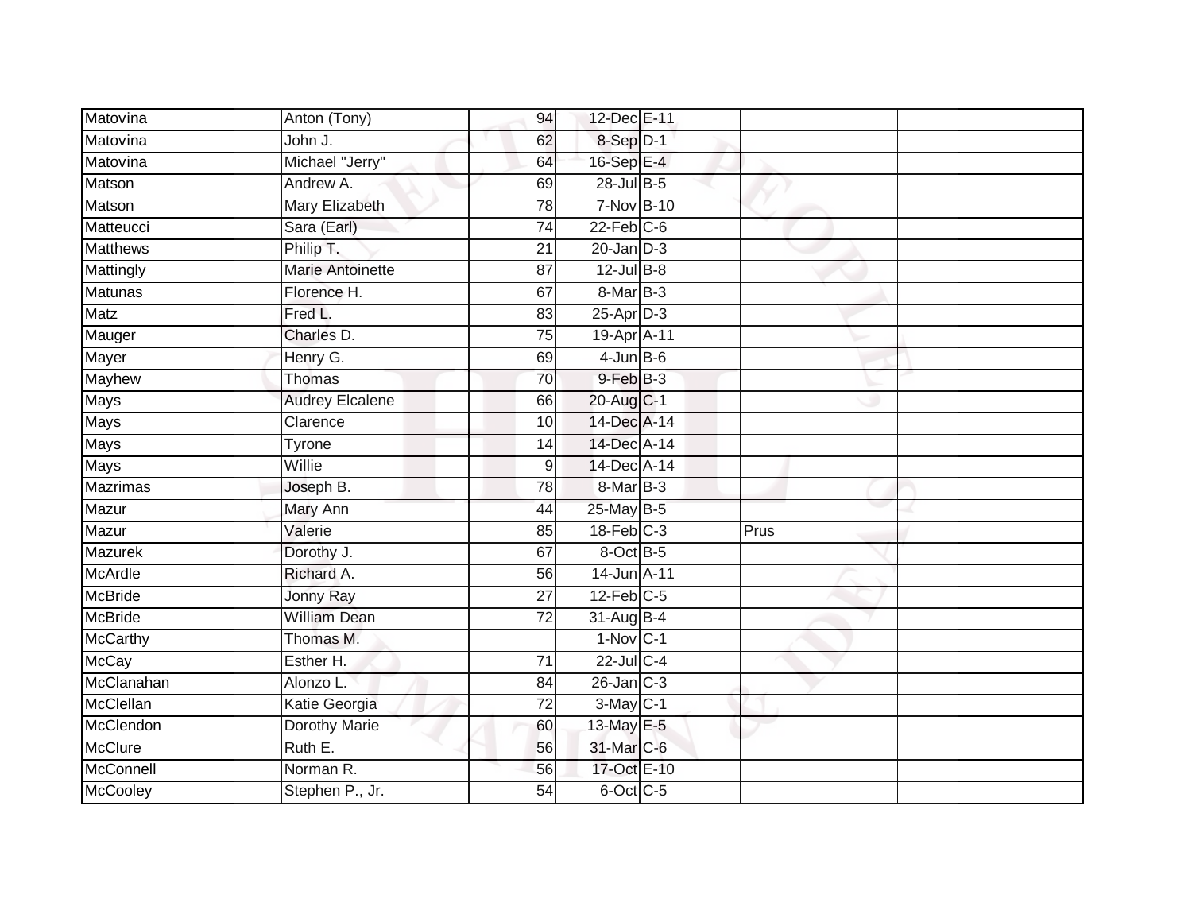| | | | | | | |
|---|---|---|---|---|---|---|
| Matovina | Anton (Tony) | 94 | 12-Dec | E-11 | | |
| Matovina | John J. | 62 | 8-Sep | D-1 | | |
| Matovina | Michael "Jerry" | 64 | 16-Sep | E-4 | | |
| Matson | Andrew A. | 69 | 28-Jul | B-5 | | |
| Matson | Mary Elizabeth | 78 | 7-Nov | B-10 | | |
| Matteucci | Sara (Earl) | 74 | 22-Feb | C-6 | | |
| Matthews | Philip T. | 21 | 20-Jan | D-3 | | |
| Mattingly | Marie Antoinette | 87 | 12-Jul | B-8 | | |
| Matunas | Florence H. | 67 | 8-Mar | B-3 | | |
| Matz | Fred L. | 83 | 25-Apr | D-3 | | |
| Mauger | Charles D. | 75 | 19-Apr | A-11 | | |
| Mayer | Henry G. | 69 | 4-Jun | B-6 | | |
| Mayhew | Thomas | 70 | 9-Feb | B-3 | | |
| Mays | Audrey Elcalene | 66 | 20-Aug | C-1 | | |
| Mays | Clarence | 10 | 14-Dec | A-14 | | |
| Mays | Tyrone | 14 | 14-Dec | A-14 | | |
| Mays | Willie | 9 | 14-Dec | A-14 | | |
| Mazrimas | Joseph B. | 78 | 8-Mar | B-3 | | |
| Mazur | Mary Ann | 44 | 25-May | B-5 | | |
| Mazur | Valerie | 85 | 18-Feb | C-3 | Prus | |
| Mazurek | Dorothy J. | 67 | 8-Oct | B-5 | | |
| McArdle | Richard A. | 56 | 14-Jun | A-11 | | |
| McBride | Jonny Ray | 27 | 12-Feb | C-5 | | |
| McBride | William Dean | 72 | 31-Aug | B-4 | | |
| McCarthy | Thomas M. | | 1-Nov | C-1 | | |
| McCay | Esther H. | 71 | 22-Jul | C-4 | | |
| McClanahan | Alonzo L. | 84 | 26-Jan | C-3 | | |
| McClellan | Katie Georgia | 72 | 3-May | C-1 | | |
| McClendon | Dorothy Marie | 60 | 13-May | E-5 | | |
| McClure | Ruth E. | 56 | 31-Mar | C-6 | | |
| McConnell | Norman R. | 56 | 17-Oct | E-10 | | |
| McCooley | Stephen P., Jr. | 54 | 6-Oct | C-5 | | |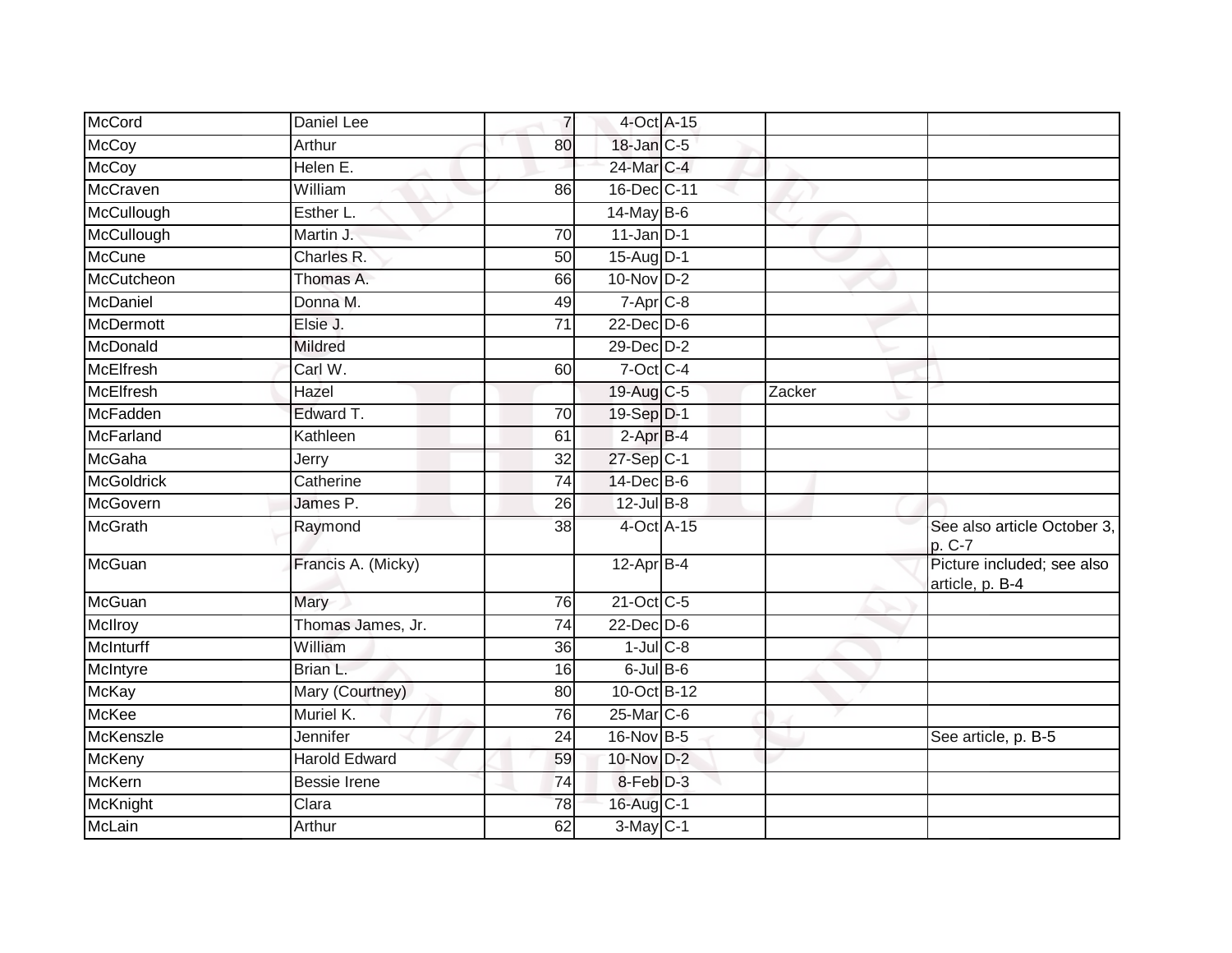| | | | | | | |
|---|---|---|---|---|---|---|
| McCord | Daniel Lee | 7 | 4-Oct | A-15 | | |
| McCoy | Arthur | 80 | 18-Jan | C-5 | | |
| McCoy | Helen E. | | 24-Mar | C-4 | | |
| McCraven | William | 86 | 16-Dec | C-11 | | |
| McCullough | Esther L. | | 14-May | B-6 | | |
| McCullough | Martin J. | 70 | 11-Jan | D-1 | | |
| McCune | Charles R. | 50 | 15-Aug | D-1 | | |
| McCutcheon | Thomas A. | 66 | 10-Nov | D-2 | | |
| McDaniel | Donna M. | 49 | 7-Apr | C-8 | | |
| McDermott | Elsie J. | 71 | 22-Dec | D-6 | | |
| McDonald | Mildred | | 29-Dec | D-2 | | |
| McElfresh | Carl W. | 60 | 7-Oct | C-4 | | |
| McElfresh | Hazel | | 19-Aug | C-5 | Zacker | |
| McFadden | Edward T. | 70 | 19-Sep | D-1 | | |
| McFarland | Kathleen | 61 | 2-Apr | B-4 | | |
| McGaha | Jerry | 32 | 27-Sep | C-1 | | |
| McGoldrick | Catherine | 74 | 14-Dec | B-6 | | |
| McGovern | James P. | 26 | 12-Jul | B-8 | | |
| McGrath | Raymond | 38 | 4-Oct | A-15 | | See also article October 3, p. C-7 |
| McGuan | Francis A. (Micky) | | 12-Apr | B-4 | | Picture included; see also article, p. B-4 |
| McGuan | Mary | 76 | 21-Oct | C-5 | | |
| McIlroy | Thomas James, Jr. | 74 | 22-Dec | D-6 | | |
| McInturff | William | 36 | 1-Jul | C-8 | | |
| McIntyre | Brian L. | 16 | 6-Jul | B-6 | | |
| McKay | Mary (Courtney) | 80 | 10-Oct | B-12 | | |
| McKee | Muriel K. | 76 | 25-Mar | C-6 | | |
| McKenszle | Jennifer | 24 | 16-Nov | B-5 | | See article, p. B-5 |
| McKeny | Harold Edward | 59 | 10-Nov | D-2 | | |
| McKern | Bessie Irene | 74 | 8-Feb | D-3 | | |
| McKnight | Clara | 78 | 16-Aug | C-1 | | |
| McLain | Arthur | 62 | 3-May | C-1 | | |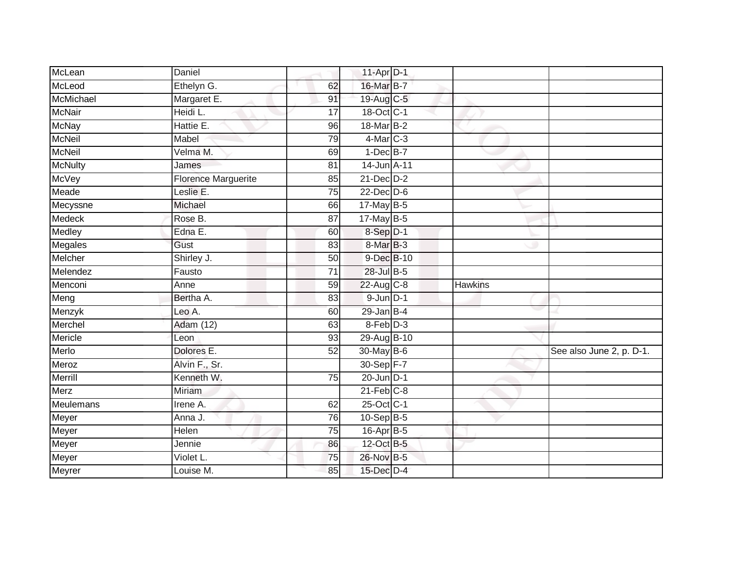| | | | | | | |
|---|---|---|---|---|---|---|
| McLean | Daniel | | 11-Apr | D-1 | | |
| McLeod | Ethelyn G. | 62 | 16-Mar | B-7 | | |
| McMichael | Margaret E. | 91 | 19-Aug | C-5 | | |
| McNair | Heidi L. | 17 | 18-Oct | C-1 | | |
| McNay | Hattie E. | 96 | 18-Mar | B-2 | | |
| McNeil | Mabel | 79 | 4-Mar | C-3 | | |
| McNeil | Velma M. | 69 | 1-Dec | B-7 | | |
| McNulty | James | 81 | 14-Jun | A-11 | | |
| McVey | Florence Marguerite | 85 | 21-Dec | D-2 | | |
| Meade | Leslie E. | 75 | 22-Dec | D-6 | | |
| Mecyssne | Michael | 66 | 17-May | B-5 | | |
| Medeck | Rose B. | 87 | 17-May | B-5 | | |
| Medley | Edna E. | 60 | 8-Sep | D-1 | | |
| Megales | Gust | 83 | 8-Mar | B-3 | | |
| Melcher | Shirley J. | 50 | 9-Dec | B-10 | | |
| Melendez | Fausto | 71 | 28-Jul | B-5 | | |
| Menconi | Anne | 59 | 22-Aug | C-8 | Hawkins | |
| Meng | Bertha A. | 83 | 9-Jun | D-1 | | |
| Menzyk | Leo A. | 60 | 29-Jan | B-4 | | |
| Merchel | Adam (12) | 63 | 8-Feb | D-3 | | |
| Mericle | Leon | 93 | 29-Aug | B-10 | | |
| Merlo | Dolores E. | 52 | 30-May | B-6 | | See also June 2, p. D-1. |
| Meroz | Alvin F., Sr. | | 30-Sep | F-7 | | |
| Merrill | Kenneth W. | 75 | 20-Jun | D-1 | | |
| Merz | Miriam | | 21-Feb | C-8 | | |
| Meulemans | Irene A. | 62 | 25-Oct | C-1 | | |
| Meyer | Anna J. | 76 | 10-Sep | B-5 | | |
| Meyer | Helen | 75 | 16-Apr | B-5 | | |
| Meyer | Jennie | 86 | 12-Oct | B-5 | | |
| Meyer | Violet L. | 75 | 26-Nov | B-5 | | |
| Meyrer | Louise M. | 85 | 15-Dec | D-4 | | |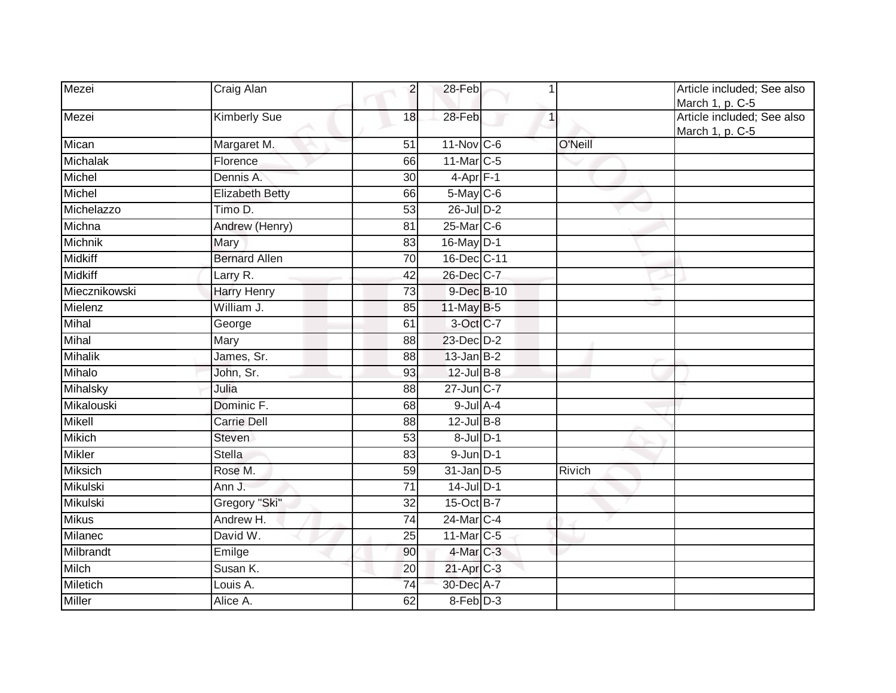| | | | | | | |
|---|---|---|---|---|---|---|
| Mezei | Craig Alan | 2 | 28-Feb | 1 | | Article included; See also March 1, p. C-5 |
| Mezei | Kimberly Sue | 18 | 28-Feb | 1 | | Article included; See also March 1, p. C-5 |
| Mican | Margaret M. | 51 | 11-Nov | C-6 | O'Neill | |
| Michalak | Florence | 66 | 11-Mar | C-5 | | |
| Michel | Dennis A. | 30 | 4-Apr | F-1 | | |
| Michel | Elizabeth Betty | 66 | 5-May | C-6 | | |
| Michelazzo | Timo D. | 53 | 26-Jul | D-2 | | |
| Michna | Andrew (Henry) | 81 | 25-Mar | C-6 | | |
| Michnik | Mary | 83 | 16-May | D-1 | | |
| Midkiff | Bernard Allen | 70 | 16-Dec | C-11 | | |
| Midkiff | Larry R. | 42 | 26-Dec | C-7 | | |
| Miecznikowski | Harry Henry | 73 | 9-Dec | B-10 | | |
| Mielenz | William J. | 85 | 11-May | B-5 | | |
| Mihal | George | 61 | 3-Oct | C-7 | | |
| Mihal | Mary | 88 | 23-Dec | D-2 | | |
| Mihalik | James, Sr. | 88 | 13-Jan | B-2 | | |
| Mihalo | John, Sr. | 93 | 12-Jul | B-8 | | |
| Mihalsky | Julia | 88 | 27-Jun | C-7 | | |
| Mikalouski | Dominic F. | 68 | 9-Jul | A-4 | | |
| Mikell | Carrie Dell | 88 | 12-Jul | B-8 | | |
| Mikich | Steven | 53 | 8-Jul | D-1 | | |
| Mikler | Stella | 83 | 9-Jun | D-1 | | |
| Miksich | Rose M. | 59 | 31-Jan | D-5 | Rivich | |
| Mikulski | Ann J. | 71 | 14-Jul | D-1 | | |
| Mikulski | Gregory "Ski" | 32 | 15-Oct | B-7 | | |
| Mikus | Andrew H. | 74 | 24-Mar | C-4 | | |
| Milanec | David W. | 25 | 11-Mar | C-5 | | |
| Milbrandt | Emilge | 90 | 4-Mar | C-3 | | |
| Milch | Susan K. | 20 | 21-Apr | C-3 | | |
| Miletich | Louis A. | 74 | 30-Dec | A-7 | | |
| Miller | Alice A. | 62 | 8-Feb | D-3 | | |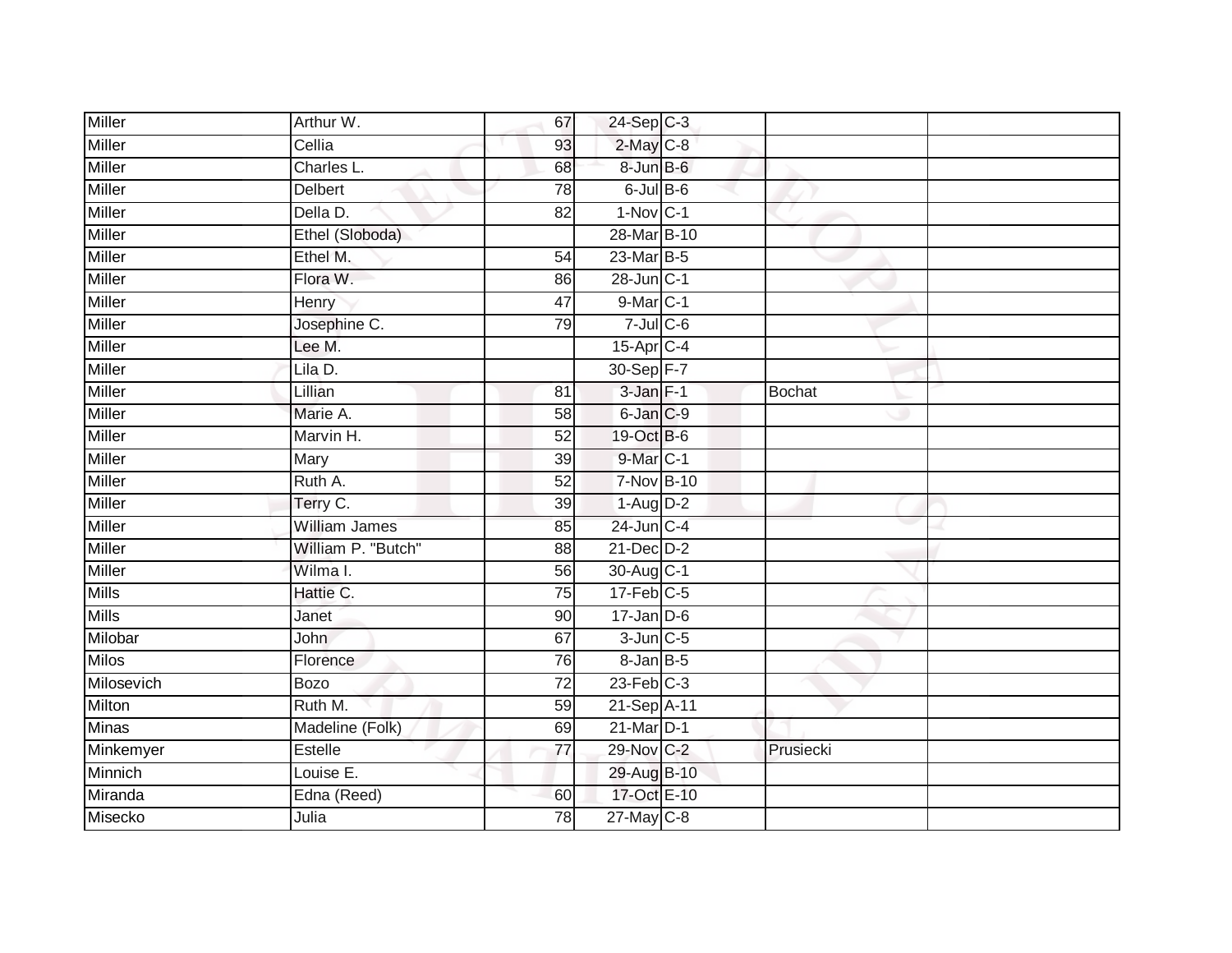| | | | | | | |
|---|---|---|---|---|---|---|
| Miller | Arthur W. | 67 | 24-Sep | C-3 | | |
| Miller | Cellia | 93 | 2-May | C-8 | | |
| Miller | Charles L. | 68 | 8-Jun | B-6 | | |
| Miller | Delbert | 78 | 6-Jul | B-6 | | |
| Miller | Della D. | 82 | 1-Nov | C-1 | | |
| Miller | Ethel (Sloboda) | | 28-Mar | B-10 | | |
| Miller | Ethel M. | 54 | 23-Mar | B-5 | | |
| Miller | Flora W. | 86 | 28-Jun | C-1 | | |
| Miller | Henry | 47 | 9-Mar | C-1 | | |
| Miller | Josephine C. | 79 | 7-Jul | C-6 | | |
| Miller | Lee M. | | 15-Apr | C-4 | | |
| Miller | Lila D. | | 30-Sep | F-7 | | |
| Miller | Lillian | 81 | 3-Jan | F-1 | Bochat | |
| Miller | Marie A. | 58 | 6-Jan | C-9 | | |
| Miller | Marvin H. | 52 | 19-Oct | B-6 | | |
| Miller | Mary | 39 | 9-Mar | C-1 | | |
| Miller | Ruth A. | 52 | 7-Nov | B-10 | | |
| Miller | Terry C. | 39 | 1-Aug | D-2 | | |
| Miller | William James | 85 | 24-Jun | C-4 | | |
| Miller | William P. "Butch" | 88 | 21-Dec | D-2 | | |
| Miller | Wilma I. | 56 | 30-Aug | C-1 | | |
| Mills | Hattie C. | 75 | 17-Feb | C-5 | | |
| Mills | Janet | 90 | 17-Jan | D-6 | | |
| Milobar | John | 67 | 3-Jun | C-5 | | |
| Milos | Florence | 76 | 8-Jan | B-5 | | |
| Milosevich | Bozo | 72 | 23-Feb | C-3 | | |
| Milton | Ruth M. | 59 | 21-Sep | A-11 | | |
| Minas | Madeline (Folk) | 69 | 21-Mar | D-1 | | |
| Minkemyer | Estelle | 77 | 29-Nov | C-2 | Prusiecki | |
| Minnich | Louise E. | | 29-Aug | B-10 | | |
| Miranda | Edna (Reed) | 60 | 17-Oct | E-10 | | |
| Misecko | Julia | 78 | 27-May | C-8 | | |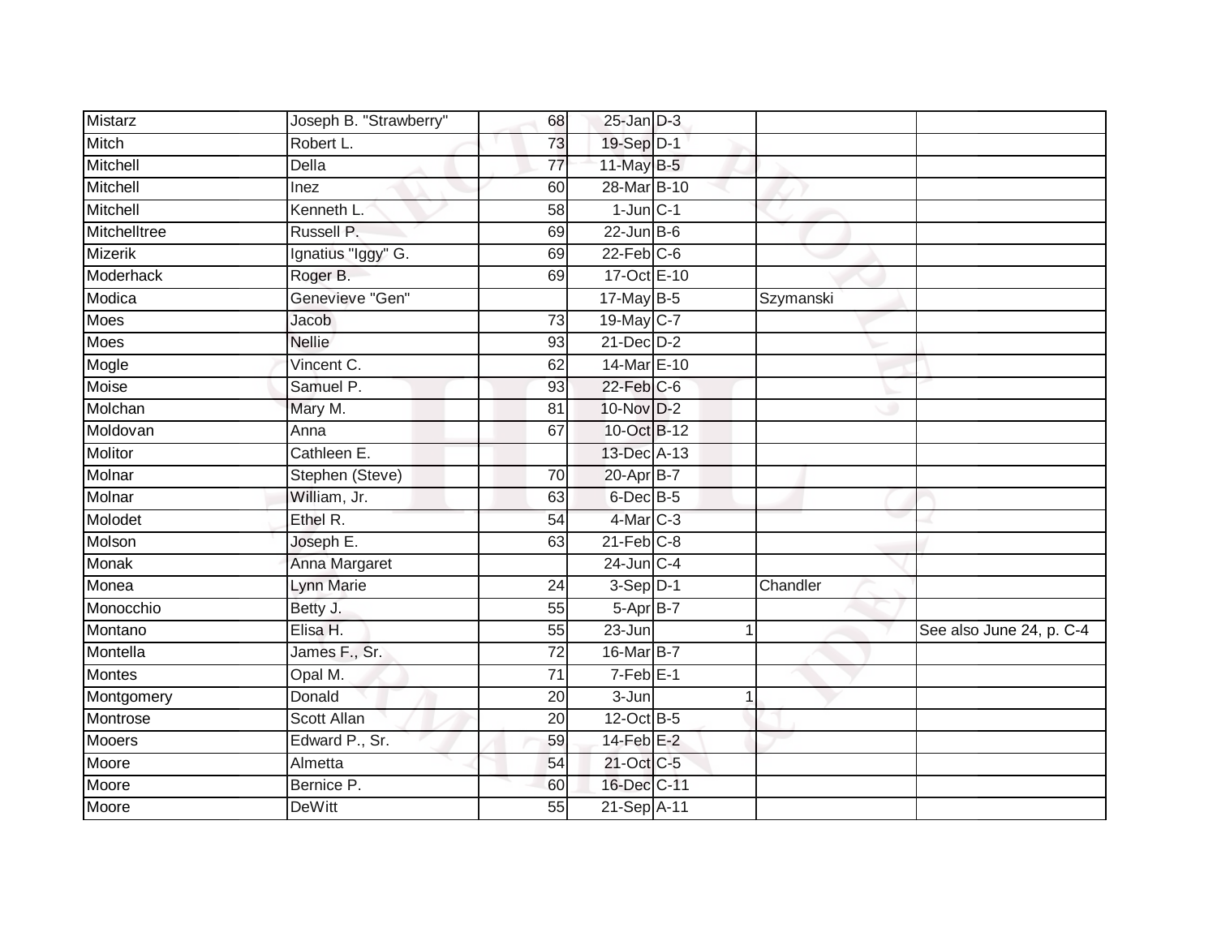| | | | | | | |
|---|---|---|---|---|---|---|
| Mistarz | Joseph B. "Strawberry" | 68 | 25-Jan | D-3 | | |
| Mitch | Robert L. | 73 | 19-Sep | D-1 | | |
| Mitchell | Della | 77 | 11-May | B-5 | | |
| Mitchell | Inez | 60 | 28-Mar | B-10 | | |
| Mitchell | Kenneth L. | 58 | 1-Jun | C-1 | | |
| Mitchelltree | Russell P. | 69 | 22-Jun | B-6 | | |
| Mizerik | Ignatius "Iggy" G. | 69 | 22-Feb | C-6 | | |
| Moderhack | Roger B. | 69 | 17-Oct | E-10 | | |
| Modica | Genevieve "Gen" | | 17-May | B-5 | Szymanski | |
| Moes | Jacob | 73 | 19-May | C-7 | | |
| Moes | Nellie | 93 | 21-Dec | D-2 | | |
| Mogle | Vincent C. | 62 | 14-Mar | E-10 | | |
| Moise | Samuel P. | 93 | 22-Feb | C-6 | | |
| Molchan | Mary M. | 81 | 10-Nov | D-2 | | |
| Moldovan | Anna | 67 | 10-Oct | B-12 | | |
| Molitor | Cathleen E. | | 13-Dec | A-13 | | |
| Molnar | Stephen (Steve) | 70 | 20-Apr | B-7 | | |
| Molnar | William, Jr. | 63 | 6-Dec | B-5 | | |
| Molodet | Ethel R. | 54 | 4-Mar | C-3 | | |
| Molson | Joseph E. | 63 | 21-Feb | C-8 | | |
| Monak | Anna Margaret | | 24-Jun | C-4 | | |
| Monea | Lynn Marie | 24 | 3-Sep | D-1 | Chandler | |
| Monocchio | Betty J. | 55 | 5-Apr | B-7 | | |
| Montano | Elisa H. | 55 | 23-Jun | 1 | | See also June 24, p. C-4 |
| Montella | James F., Sr. | 72 | 16-Mar | B-7 | | |
| Montes | Opal M. | 71 | 7-Feb | E-1 | | |
| Montgomery | Donald | 20 | 3-Jun | 1 | | |
| Montrose | Scott Allan | 20 | 12-Oct | B-5 | | |
| Mooers | Edward P., Sr. | 59 | 14-Feb | E-2 | | |
| Moore | Almetta | 54 | 21-Oct | C-5 | | |
| Moore | Bernice P. | 60 | 16-Dec | C-11 | | |
| Moore | DeWitt | 55 | 21-Sep | A-11 | | |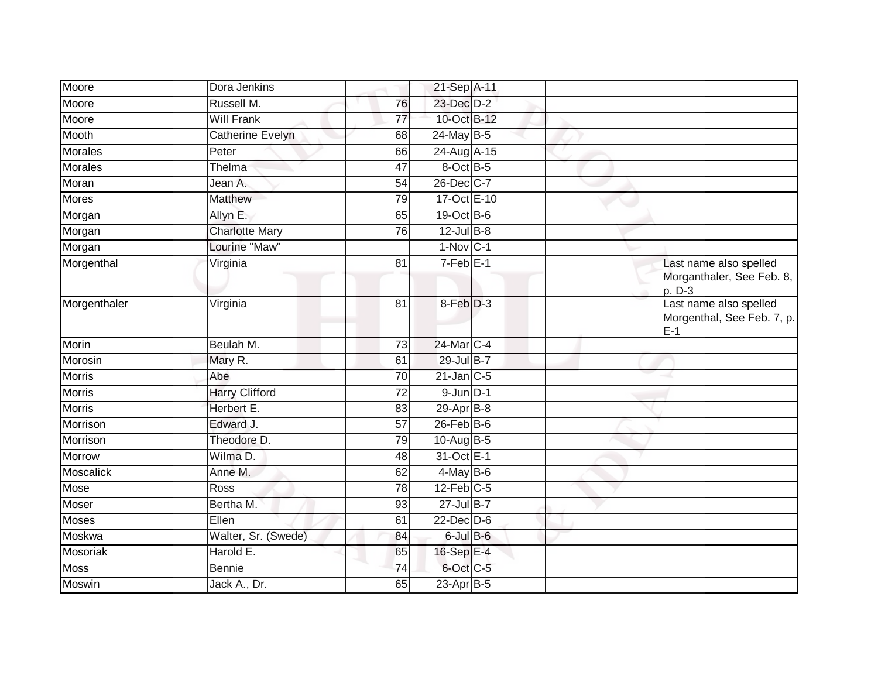| | | | | | | |
|---|---|---|---|---|---|---|
| Moore | Dora Jenkins | | 21-Sep | A-11 | | |
| Moore | Russell M. | 76 | 23-Dec | D-2 | | |
| Moore | Will Frank | 77 | 10-Oct | B-12 | | |
| Mooth | Catherine Evelyn | 68 | 24-May | B-5 | | |
| Morales | Peter | 66 | 24-Aug | A-15 | | |
| Morales | Thelma | 47 | 8-Oct | B-5 | | |
| Moran | Jean A. | 54 | 26-Dec | C-7 | | |
| Mores | Matthew | 79 | 17-Oct | E-10 | | |
| Morgan | Allyn E. | 65 | 19-Oct | B-6 | | |
| Morgan | Charlotte Mary | 76 | 12-Jul | B-8 | | |
| Morgan | Lourine "Maw" | | 1-Nov | C-1 | | |
| Morgenthal | Virginia | 81 | 7-Feb | E-1 | | Last name also spelled Morganthaler, See Feb. 8, p. D-3 |
| Morgenthaler | Virginia | 81 | 8-Feb | D-3 | | Last name also spelled Morgenthal, See Feb. 7, p. E-1 |
| Morin | Beulah M. | 73 | 24-Mar | C-4 | | |
| Morosin | Mary R. | 61 | 29-Jul | B-7 | | |
| Morris | Abe | 70 | 21-Jan | C-5 | | |
| Morris | Harry Clifford | 72 | 9-Jun | D-1 | | |
| Morris | Herbert E. | 83 | 29-Apr | B-8 | | |
| Morrison | Edward J. | 57 | 26-Feb | B-6 | | |
| Morrison | Theodore D. | 79 | 10-Aug | B-5 | | |
| Morrow | Wilma D. | 48 | 31-Oct | E-1 | | |
| Moscalick | Anne M. | 62 | 4-May | B-6 | | |
| Mose | Ross | 78 | 12-Feb | C-5 | | |
| Moser | Bertha M. | 93 | 27-Jul | B-7 | | |
| Moses | Ellen | 61 | 22-Dec | D-6 | | |
| Moskwa | Walter, Sr. (Swede) | 84 | 6-Jul | B-6 | | |
| Mosoriak | Harold E. | 65 | 16-Sep | E-4 | | |
| Moss | Bennie | 74 | 6-Oct | C-5 | | |
| Moswin | Jack A., Dr. | 65 | 23-Apr | B-5 | | |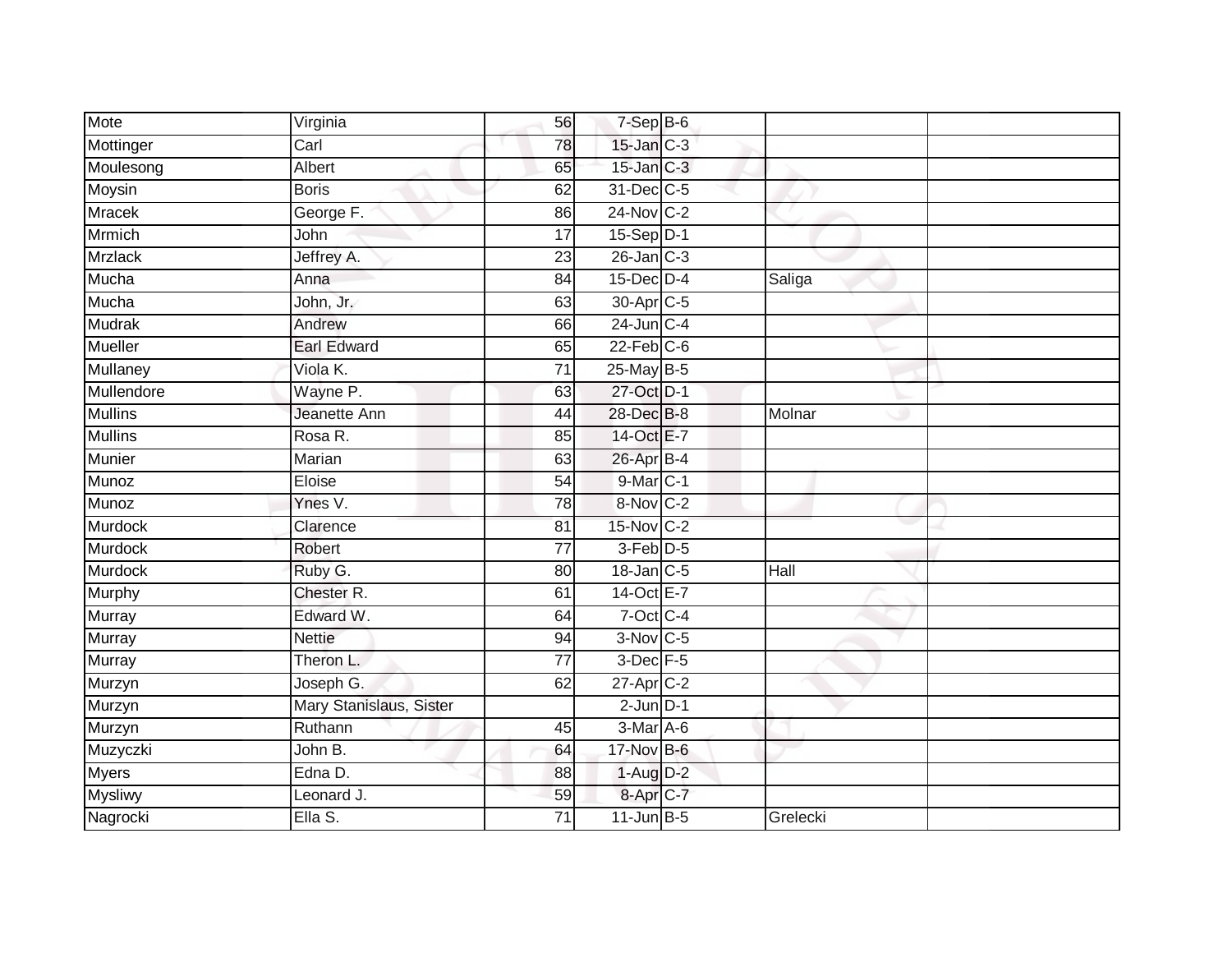| | | | | | | |
|---|---|---|---|---|---|---|
| Mote | Virginia | 56 | 7-Sep | B-6 | | |
| Mottinger | Carl | 78 | 15-Jan | C-3 | | |
| Moulesong | Albert | 65 | 15-Jan | C-3 | | |
| Moysin | Boris | 62 | 31-Dec | C-5 | | |
| Mracek | George F. | 86 | 24-Nov | C-2 | | |
| Mrmich | John | 17 | 15-Sep | D-1 | | |
| Mrzlack | Jeffrey A. | 23 | 26-Jan | C-3 | | |
| Mucha | Anna | 84 | 15-Dec | D-4 | Saliga | |
| Mucha | John, Jr. | 63 | 30-Apr | C-5 | | |
| Mudrak | Andrew | 66 | 24-Jun | C-4 | | |
| Mueller | Earl Edward | 65 | 22-Feb | C-6 | | |
| Mullaney | Viola K. | 71 | 25-May | B-5 | | |
| Mullendore | Wayne P. | 63 | 27-Oct | D-1 | | |
| Mullins | Jeanette Ann | 44 | 28-Dec | B-8 | Molnar | |
| Mullins | Rosa R. | 85 | 14-Oct | E-7 | | |
| Munier | Marian | 63 | 26-Apr | B-4 | | |
| Munoz | Eloise | 54 | 9-Mar | C-1 | | |
| Munoz | Ynes V. | 78 | 8-Nov | C-2 | | |
| Murdock | Clarence | 81 | 15-Nov | C-2 | | |
| Murdock | Robert | 77 | 3-Feb | D-5 | | |
| Murdock | Ruby G. | 80 | 18-Jan | C-5 | Hall | |
| Murphy | Chester R. | 61 | 14-Oct | E-7 | | |
| Murray | Edward W. | 64 | 7-Oct | C-4 | | |
| Murray | Nettie | 94 | 3-Nov | C-5 | | |
| Murray | Theron L. | 77 | 3-Dec | F-5 | | |
| Murzyn | Joseph G. | 62 | 27-Apr | C-2 | | |
| Murzyn | Mary Stanislaus, Sister | | 2-Jun | D-1 | | |
| Murzyn | Ruthann | 45 | 3-Mar | A-6 | | |
| Muzyczki | John B. | 64 | 17-Nov | B-6 | | |
| Myers | Edna D. | 88 | 1-Aug | D-2 | | |
| Mysliwy | Leonard J. | 59 | 8-Apr | C-7 | | |
| Nagrocki | Ella S. | 71 | 11-Jun | B-5 | Grelecki | |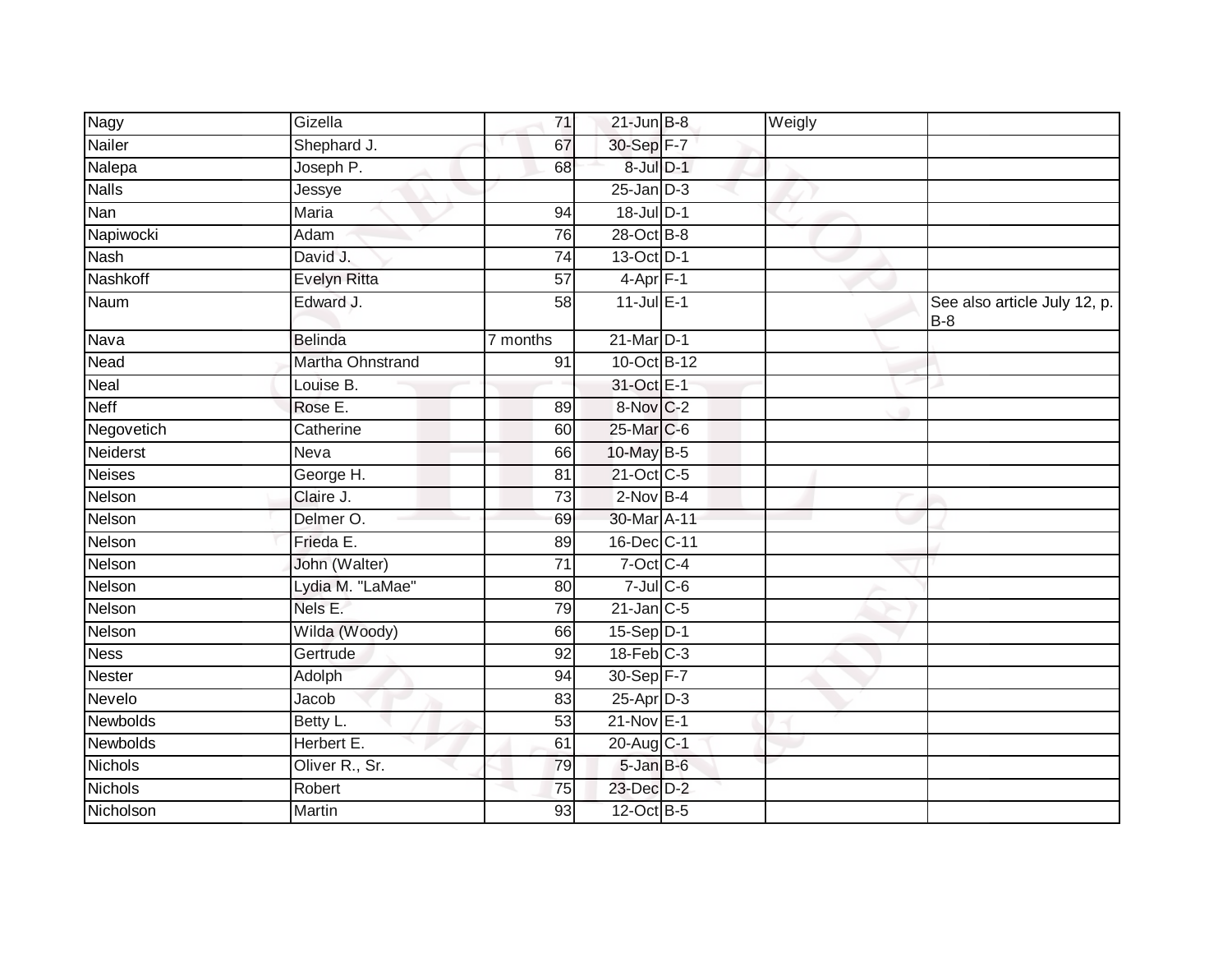| | | | | | | |
|---|---|---|---|---|---|---|
| Nagy | Gizella | 71 | 21-Jun | B-8 | Weigly | |
| Nailer | Shephard J. | 67 | 30-Sep | F-7 | | |
| Nalepa | Joseph P. | 68 | 8-Jul | D-1 | | |
| Nalls | Jessye | | 25-Jan | D-3 | | |
| Nan | Maria | 94 | 18-Jul | D-1 | | |
| Napiwocki | Adam | 76 | 28-Oct | B-8 | | |
| Nash | David J. | 74 | 13-Oct | D-1 | | |
| Nashkoff | Evelyn Ritta | 57 | 4-Apr | F-1 | | |
| Naum | Edward J. | 58 | 11-Jul | E-1 | | See also article July 12, p. B-8 |
| Nava | Belinda | 7 months | 21-Mar | D-1 | | |
| Nead | Martha Ohnstrand | 91 | 10-Oct | B-12 | | |
| Neal | Louise B. | | 31-Oct | E-1 | | |
| Neff | Rose E. | 89 | 8-Nov | C-2 | | |
| Negovetich | Catherine | 60 | 25-Mar | C-6 | | |
| Neiderst | Neva | 66 | 10-May | B-5 | | |
| Neises | George H. | 81 | 21-Oct | C-5 | | |
| Nelson | Claire J. | 73 | 2-Nov | B-4 | | |
| Nelson | Delmer O. | 69 | 30-Mar | A-11 | | |
| Nelson | Frieda E. | 89 | 16-Dec | C-11 | | |
| Nelson | John (Walter) | 71 | 7-Oct | C-4 | | |
| Nelson | Lydia M. "LaMae" | 80 | 7-Jul | C-6 | | |
| Nelson | Nels E. | 79 | 21-Jan | C-5 | | |
| Nelson | Wilda (Woody) | 66 | 15-Sep | D-1 | | |
| Ness | Gertrude | 92 | 18-Feb | C-3 | | |
| Nester | Adolph | 94 | 30-Sep | F-7 | | |
| Nevelo | Jacob | 83 | 25-Apr | D-3 | | |
| Newbolds | Betty L. | 53 | 21-Nov | E-1 | | |
| Newbolds | Herbert E. | 61 | 20-Aug | C-1 | | |
| Nichols | Oliver R., Sr. | 79 | 5-Jan | B-6 | | |
| Nichols | Robert | 75 | 23-Dec | D-2 | | |
| Nicholson | Martin | 93 | 12-Oct | B-5 | | |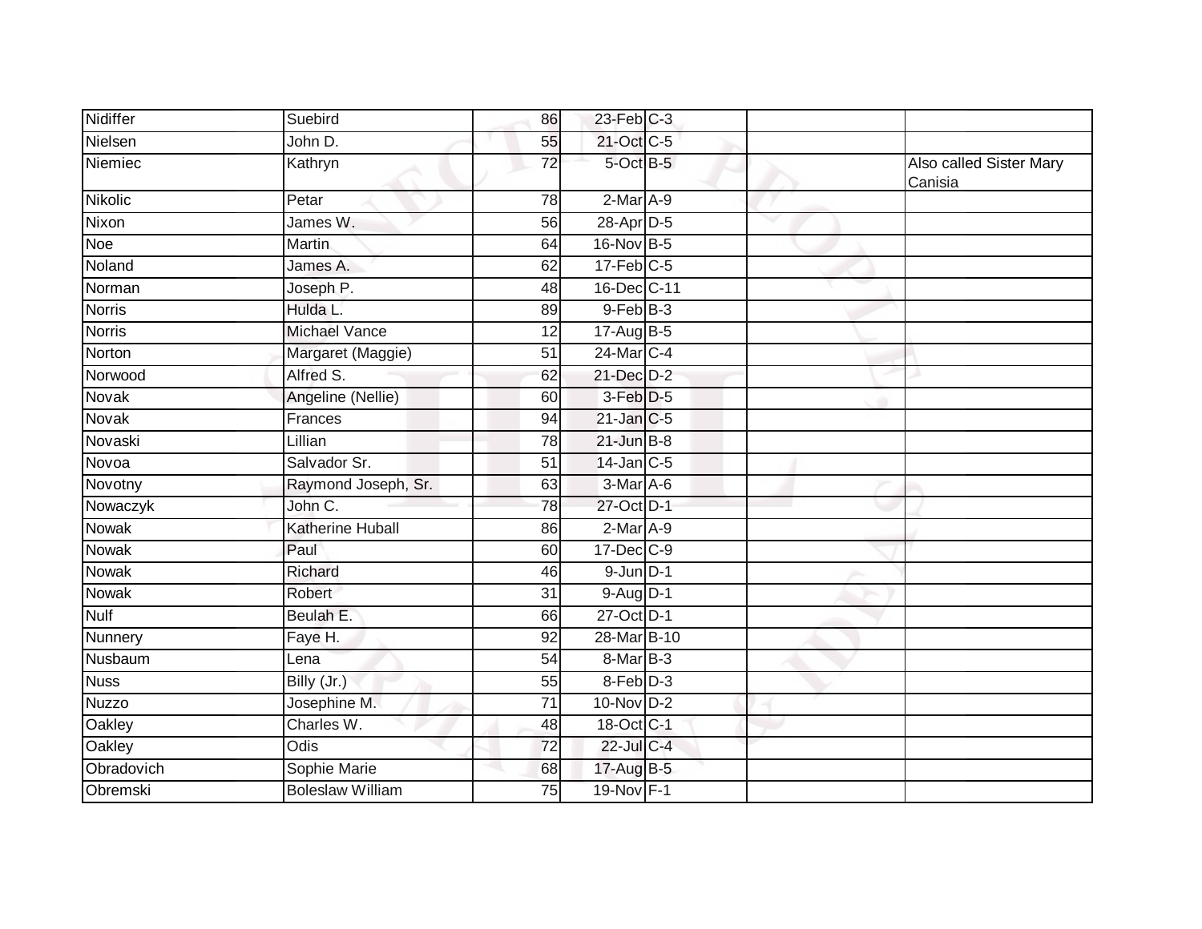| Nidiffer | Suebird | 86 | 23-Feb | C-3 | | |
|---|---|---|---|---|---|---|
| Nielsen | John D. | 55 | 21-Oct | C-5 | | |
| Niemiec | Kathryn | 72 | 5-Oct | B-5 | | Also called Sister Mary Canisia |
| Nikolic | Petar | 78 | 2-Mar | A-9 | | |
| Nixon | James W. | 56 | 28-Apr | D-5 | | |
| Noe | Martin | 64 | 16-Nov | B-5 | | |
| Noland | James A. | 62 | 17-Feb | C-5 | | |
| Norman | Joseph P. | 48 | 16-Dec | C-11 | | |
| Norris | Hulda L. | 89 | 9-Feb | B-3 | | |
| Norris | Michael Vance | 12 | 17-Aug | B-5 | | |
| Norton | Margaret (Maggie) | 51 | 24-Mar | C-4 | | |
| Norwood | Alfred S. | 62 | 21-Dec | D-2 | | |
| Novak | Angeline (Nellie) | 60 | 3-Feb | D-5 | | |
| Novak | Frances | 94 | 21-Jan | C-5 | | |
| Novaski | Lillian | 78 | 21-Jun | B-8 | | |
| Novoa | Salvador Sr. | 51 | 14-Jan | C-5 | | |
| Novotny | Raymond Joseph, Sr. | 63 | 3-Mar | A-6 | | |
| Nowaczyk | John C. | 78 | 27-Oct | D-1 | | |
| Nowak | Katherine Huball | 86 | 2-Mar | A-9 | | |
| Nowak | Paul | 60 | 17-Dec | C-9 | | |
| Nowak | Richard | 46 | 9-Jun | D-1 | | |
| Nowak | Robert | 31 | 9-Aug | D-1 | | |
| Nulf | Beulah E. | 66 | 27-Oct | D-1 | | |
| Nunnery | Faye H. | 92 | 28-Mar | B-10 | | |
| Nusbaum | Lena | 54 | 8-Mar | B-3 | | |
| Nuss | Billy (Jr.) | 55 | 8-Feb | D-3 | | |
| Nuzzo | Josephine M. | 71 | 10-Nov | D-2 | | |
| Oakley | Charles W. | 48 | 18-Oct | C-1 | | |
| Oakley | Odis | 72 | 22-Jul | C-4 | | |
| Obradovich | Sophie Marie | 68 | 17-Aug | B-5 | | |
| Obremski | Boleslaw William | 75 | 19-Nov | F-1 | | |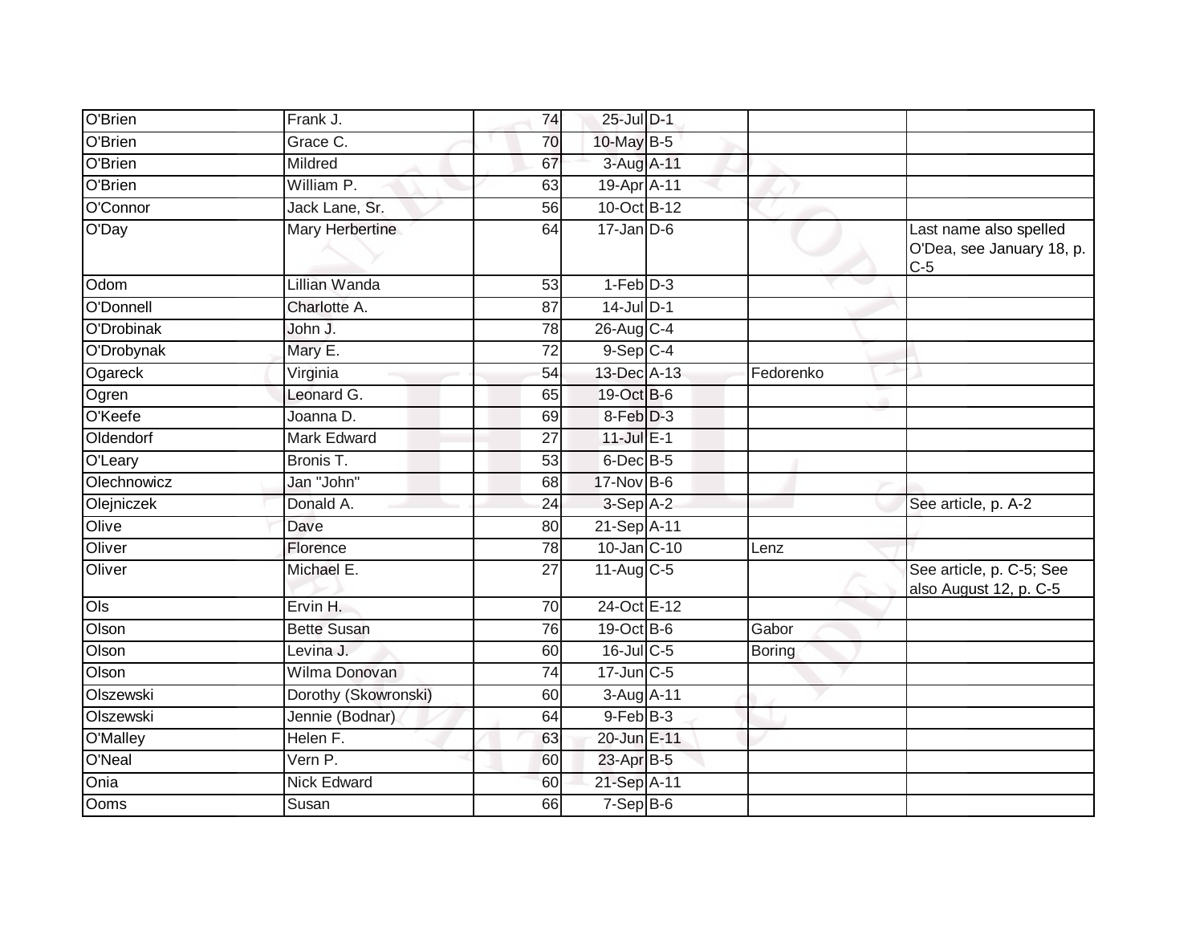| | | | | | | |
|---|---|---|---|---|---|---|
| O'Brien | Frank J. | 74 | 25-Jul | D-1 | | |
| O'Brien | Grace C. | 70 | 10-May | B-5 | | |
| O'Brien | Mildred | 67 | 3-Aug | A-11 | | |
| O'Brien | William P. | 63 | 19-Apr | A-11 | | |
| O'Connor | Jack Lane, Sr. | 56 | 10-Oct | B-12 | | |
| O'Day | Mary Herbertine | 64 | 17-Jan | D-6 | | Last name also spelled O'Dea, see January 18, p. C-5 |
| Odom | Lillian Wanda | 53 | 1-Feb | D-3 | | |
| O'Donnell | Charlotte A. | 87 | 14-Jul | D-1 | | |
| O'Drobinak | John J. | 78 | 26-Aug | C-4 | | |
| O'Drobynak | Mary E. | 72 | 9-Sep | C-4 | | |
| Ogareck | Virginia | 54 | 13-Dec | A-13 | Fedorenko | |
| Ogren | Leonard G. | 65 | 19-Oct | B-6 | | |
| O'Keefe | Joanna D. | 69 | 8-Feb | D-3 | | |
| Oldendorf | Mark Edward | 27 | 11-Jul | E-1 | | |
| O'Leary | Bronis T. | 53 | 6-Dec | B-5 | | |
| Olechnowicz | Jan "John" | 68 | 17-Nov | B-6 | | |
| Olejniczek | Donald A. | 24 | 3-Sep | A-2 | | See article, p. A-2 |
| Olive | Dave | 80 | 21-Sep | A-11 | | |
| Oliver | Florence | 78 | 10-Jan | C-10 | Lenz | |
| Oliver | Michael E. | 27 | 11-Aug | C-5 | | See article, p. C-5; See also August 12, p. C-5 |
| Ols | Ervin H. | 70 | 24-Oct | E-12 | | |
| Olson | Bette Susan | 76 | 19-Oct | B-6 | Gabor | |
| Olson | Levina J. | 60 | 16-Jul | C-5 | Boring | |
| Olson | Wilma Donovan | 74 | 17-Jun | C-5 | | |
| Olszewski | Dorothy (Skowronski) | 60 | 3-Aug | A-11 | | |
| Olszewski | Jennie (Bodnar) | 64 | 9-Feb | B-3 | | |
| O'Malley | Helen F. | 63 | 20-Jun | E-11 | | |
| O'Neal | Vern P. | 60 | 23-Apr | B-5 | | |
| Onia | Nick Edward | 60 | 21-Sep | A-11 | | |
| Ooms | Susan | 66 | 7-Sep | B-6 | | |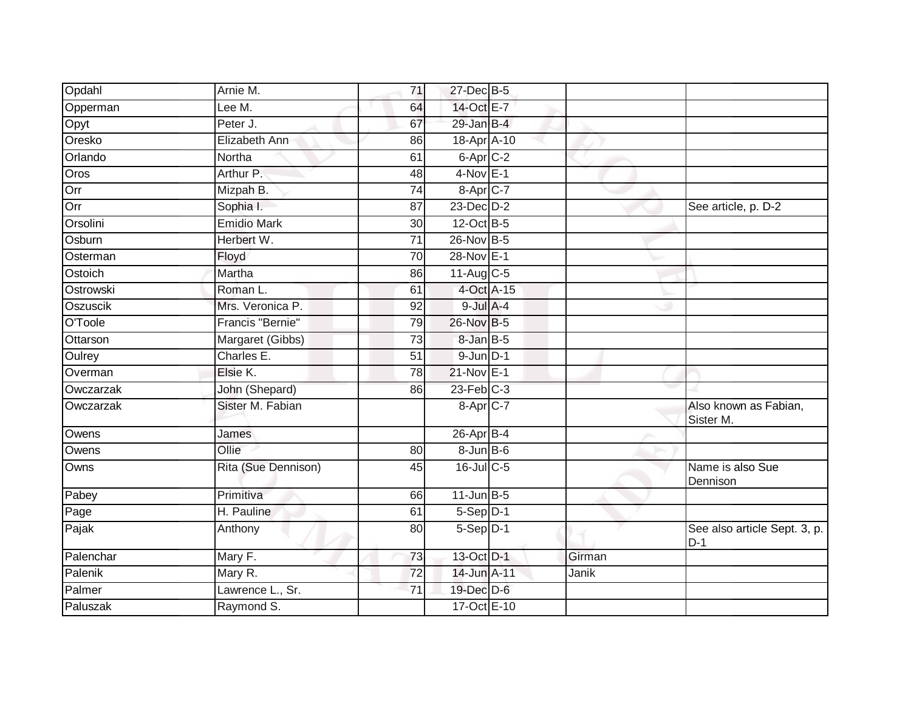| | | | | | | |
|---|---|---|---|---|---|---|
| Opdahl | Arnie M. | 71 | 27-Dec | B-5 | | |
| Opperman | Lee M. | 64 | 14-Oct | E-7 | | |
| Opyt | Peter J. | 67 | 29-Jan | B-4 | | |
| Oresko | Elizabeth Ann | 86 | 18-Apr | A-10 | | |
| Orlando | Northa | 61 | 6-Apr | C-2 | | |
| Oros | Arthur P. | 48 | 4-Nov | E-1 | | |
| Orr | Mizpah B. | 74 | 8-Apr | C-7 | | |
| Orr | Sophia I. | 87 | 23-Dec | D-2 | | See article, p. D-2 |
| Orsolini | Emidio Mark | 30 | 12-Oct | B-5 | | |
| Osburn | Herbert W. | 71 | 26-Nov | B-5 | | |
| Osterman | Floyd | 70 | 28-Nov | E-1 | | |
| Ostoich | Martha | 86 | 11-Aug | C-5 | | |
| Ostrowski | Roman L. | 61 | 4-Oct | A-15 | | |
| Oszuscik | Mrs. Veronica P. | 92 | 9-Jul | A-4 | | |
| O'Toole | Francis "Bernie" | 79 | 26-Nov | B-5 | | |
| Ottarson | Margaret (Gibbs) | 73 | 8-Jan | B-5 | | |
| Oulrey | Charles E. | 51 | 9-Jun | D-1 | | |
| Overman | Elsie K. | 78 | 21-Nov | E-1 | | |
| Owczarzak | John (Shepard) | 86 | 23-Feb | C-3 | | |
| Owczarzak | Sister M. Fabian | | 8-Apr | C-7 | | Also known as Fabian, Sister M. |
| Owens | James | | 26-Apr | B-4 | | |
| Owens | Ollie | 80 | 8-Jun | B-6 | | |
| Owns | Rita (Sue Dennison) | 45 | 16-Jul | C-5 | | Name is also Sue Dennison |
| Pabey | Primitiva | 66 | 11-Jun | B-5 | | |
| Page | H. Pauline | 61 | 5-Sep | D-1 | | |
| Pajak | Anthony | 80 | 5-Sep | D-1 | | See also article Sept. 3, p. D-1 |
| Palenchar | Mary F. | 73 | 13-Oct | D-1 | Girman | |
| Palenik | Mary R. | 72 | 14-Jun | A-11 | Janik | |
| Palmer | Lawrence L., Sr. | 71 | 19-Dec | D-6 | | |
| Paluszak | Raymond S. | | 17-Oct | E-10 | | |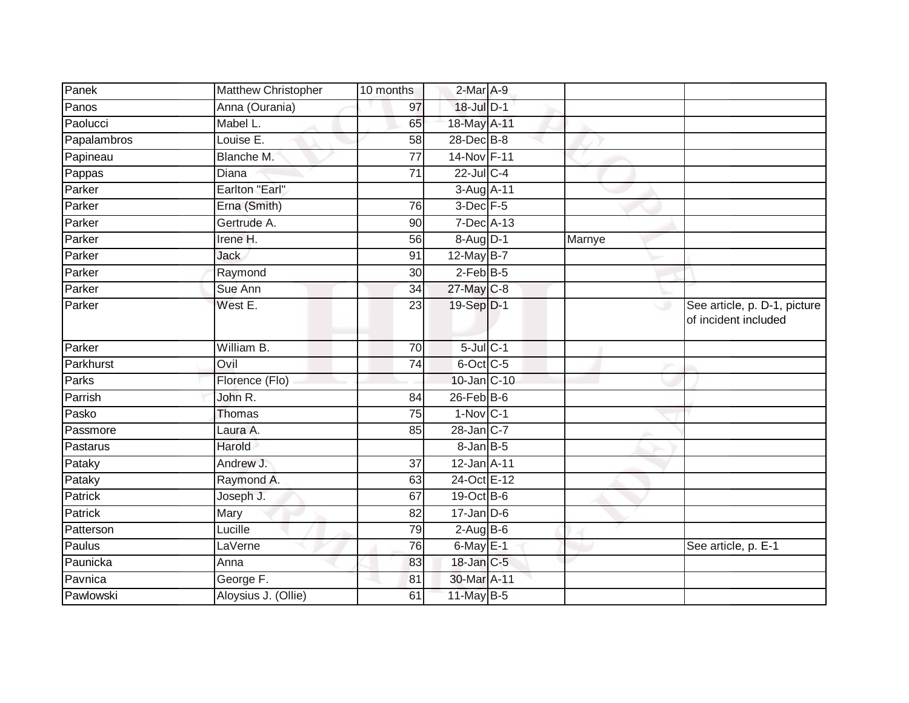| | | | | | | |
|---|---|---|---|---|---|---|
| Panek | Matthew Christopher | 10 months | 2-Mar | A-9 | | |
| Panos | Anna (Ourania) | 97 | 18-Jul | D-1 | | |
| Paolucci | Mabel L. | 65 | 18-May | A-11 | | |
| Papalambros | Louise E. | 58 | 28-Dec | B-8 | | |
| Papineau | Blanche M. | 77 | 14-Nov | F-11 | | |
| Pappas | Diana | 71 | 22-Jul | C-4 | | |
| Parker | Earlton "Earl" | | 3-Aug | A-11 | | |
| Parker | Erna (Smith) | 76 | 3-Dec | F-5 | | |
| Parker | Gertrude A. | 90 | 7-Dec | A-13 | | |
| Parker | Irene H. | 56 | 8-Aug | D-1 | Marnye | |
| Parker | Jack | 91 | 12-May | B-7 | | |
| Parker | Raymond | 30 | 2-Feb | B-5 | | |
| Parker | Sue Ann | 34 | 27-May | C-8 | | |
| Parker | West E. | 23 | 19-Sep | D-1 | | See article, p. D-1, picture of incident included |
| Parker | William B. | 70 | 5-Jul | C-1 | | |
| Parkhurst | Ovil | 74 | 6-Oct | C-5 | | |
| Parks | Florence (Flo) | | 10-Jan | C-10 | | |
| Parrish | John R. | 84 | 26-Feb | B-6 | | |
| Pasko | Thomas | 75 | 1-Nov | C-1 | | |
| Passmore | Laura A. | 85 | 28-Jan | C-7 | | |
| Pastarus | Harold | | 8-Jan | B-5 | | |
| Pataky | Andrew J. | 37 | 12-Jan | A-11 | | |
| Pataky | Raymond A. | 63 | 24-Oct | E-12 | | |
| Patrick | Joseph J. | 67 | 19-Oct | B-6 | | |
| Patrick | Mary | 82 | 17-Jan | D-6 | | |
| Patterson | Lucille | 79 | 2-Aug | B-6 | | |
| Paulus | LaVerne | 76 | 6-May | E-1 | | See article, p. E-1 |
| Paunicka | Anna | 83 | 18-Jan | C-5 | | |
| Pavnica | George F. | 81 | 30-Mar | A-11 | | |
| Pawlowski | Aloysius J. (Ollie) | 61 | 11-May | B-5 | | |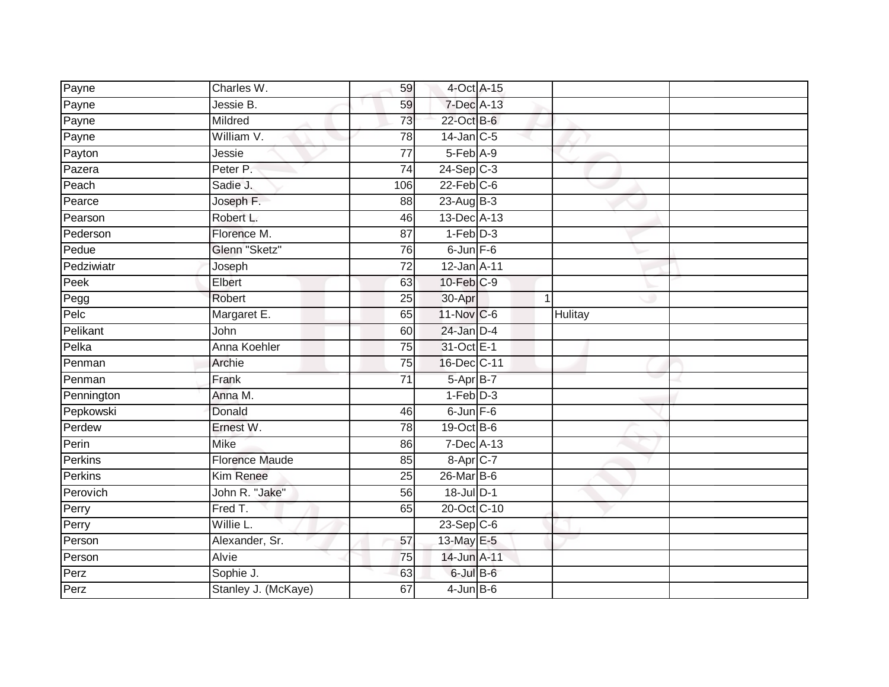| | | | | | | |
|---|---|---|---|---|---|---|
| Payne | Charles W. | 59 | 4-Oct | A-15 | | |
| Payne | Jessie B. | 59 | 7-Dec | A-13 | | |
| Payne | Mildred | 73 | 22-Oct | B-6 | | |
| Payne | William V. | 78 | 14-Jan | C-5 | | |
| Payton | Jessie | 77 | 5-Feb | A-9 | | |
| Pazera | Peter P. | 74 | 24-Sep | C-3 | | |
| Peach | Sadie J. | 106 | 22-Feb | C-6 | | |
| Pearce | Joseph F. | 88 | 23-Aug | B-3 | | |
| Pearson | Robert L. | 46 | 13-Dec | A-13 | | |
| Pederson | Florence M. | 87 | 1-Feb | D-3 | | |
| Pedue | Glenn "Sketz" | 76 | 6-Jun | F-6 | | |
| Pedziwiatr | Joseph | 72 | 12-Jan | A-11 | | |
| Peek | Elbert | 63 | 10-Feb | C-9 | | |
| Pegg | Robert | 25 | 30-Apr | 1 | | |
| Pelc | Margaret E. | 65 | 11-Nov | C-6 | Hulitay | |
| Pelikant | John | 60 | 24-Jan | D-4 | | |
| Pelka | Anna Koehler | 75 | 31-Oct | E-1 | | |
| Penman | Archie | 75 | 16-Dec | C-11 | | |
| Penman | Frank | 71 | 5-Apr | B-7 | | |
| Pennington | Anna M. | | 1-Feb | D-3 | | |
| Pepkowski | Donald | 46 | 6-Jun | F-6 | | |
| Perdew | Ernest W. | 78 | 19-Oct | B-6 | | |
| Perin | Mike | 86 | 7-Dec | A-13 | | |
| Perkins | Florence Maude | 85 | 8-Apr | C-7 | | |
| Perkins | Kim Renee | 25 | 26-Mar | B-6 | | |
| Perovich | John R. "Jake" | 56 | 18-Jul | D-1 | | |
| Perry | Fred T. | 65 | 20-Oct | C-10 | | |
| Perry | Willie L. | | 23-Sep | C-6 | | |
| Person | Alexander, Sr. | 57 | 13-May | E-5 | | |
| Person | Alvie | 75 | 14-Jun | A-11 | | |
| Perz | Sophie J. | 63 | 6-Jul | B-6 | | |
| Perz | Stanley J. (McKaye) | 67 | 4-Jun | B-6 | | |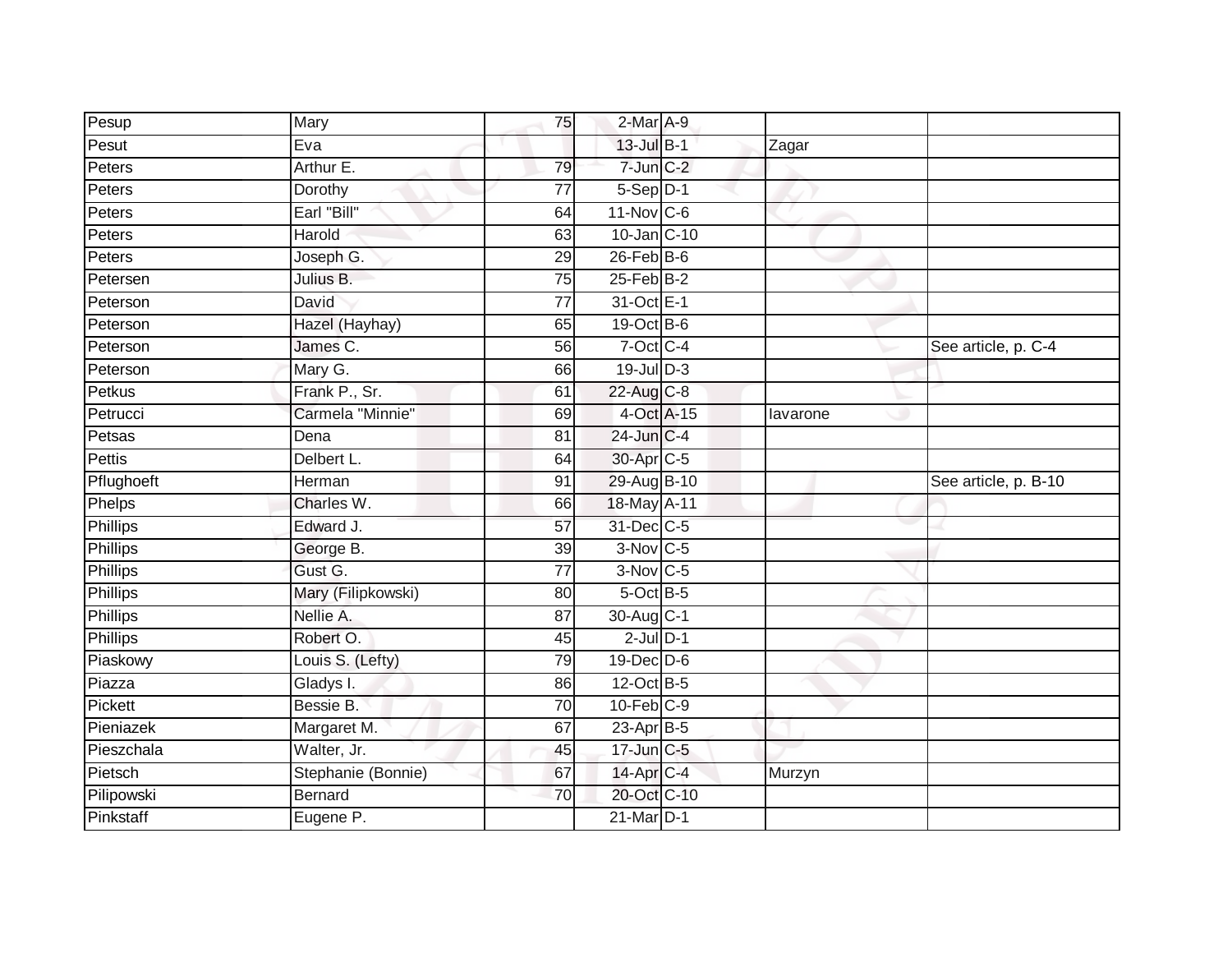| Pesup | Mary | 75 | 2-Mar | A-9 | | |
|---|---|---|---|---|---|---|
| Pesut | Eva | | 13-Jul | B-1 | Zagar | |
| Peters | Arthur E. | 79 | 7-Jun | C-2 | | |
| Peters | Dorothy | 77 | 5-Sep | D-1 | | |
| Peters | Earl "Bill" | 64 | 11-Nov | C-6 | | |
| Peters | Harold | 63 | 10-Jan | C-10 | | |
| Peters | Joseph G. | 29 | 26-Feb | B-6 | | |
| Petersen | Julius B. | 75 | 25-Feb | B-2 | | |
| Peterson | David | 77 | 31-Oct | E-1 | | |
| Peterson | Hazel (Hayhay) | 65 | 19-Oct | B-6 | | |
| Peterson | James C. | 56 | 7-Oct | C-4 | | See article, p. C-4 |
| Peterson | Mary G. | 66 | 19-Jul | D-3 | | |
| Petkus | Frank P., Sr. | 61 | 22-Aug | C-8 | | |
| Petrucci | Carmela "Minnie" | 69 | 4-Oct | A-15 | Iavarone | |
| Petsas | Dena | 81 | 24-Jun | C-4 | | |
| Pettis | Delbert L. | 64 | 30-Apr | C-5 | | |
| Pflughoeft | Herman | 91 | 29-Aug | B-10 | | See article, p. B-10 |
| Phelps | Charles W. | 66 | 18-May | A-11 | | |
| Phillips | Edward J. | 57 | 31-Dec | C-5 | | |
| Phillips | George B. | 39 | 3-Nov | C-5 | | |
| Phillips | Gust G. | 77 | 3-Nov | C-5 | | |
| Phillips | Mary (Filipkowski) | 80 | 5-Oct | B-5 | | |
| Phillips | Nellie A. | 87 | 30-Aug | C-1 | | |
| Phillips | Robert O. | 45 | 2-Jul | D-1 | | |
| Piaskowy | Louis S. (Lefty) | 79 | 19-Dec | D-6 | | |
| Piazza | Gladys I. | 86 | 12-Oct | B-5 | | |
| Pickett | Bessie B. | 70 | 10-Feb | C-9 | | |
| Pieniazek | Margaret M. | 67 | 23-Apr | B-5 | | |
| Pieszchala | Walter, Jr. | 45 | 17-Jun | C-5 | | |
| Pietsch | Stephanie (Bonnie) | 67 | 14-Apr | C-4 | Murzyn | |
| Pilipowski | Bernard | 70 | 20-Oct | C-10 | | |
| Pinkstaff | Eugene P. | | 21-Mar | D-1 | | |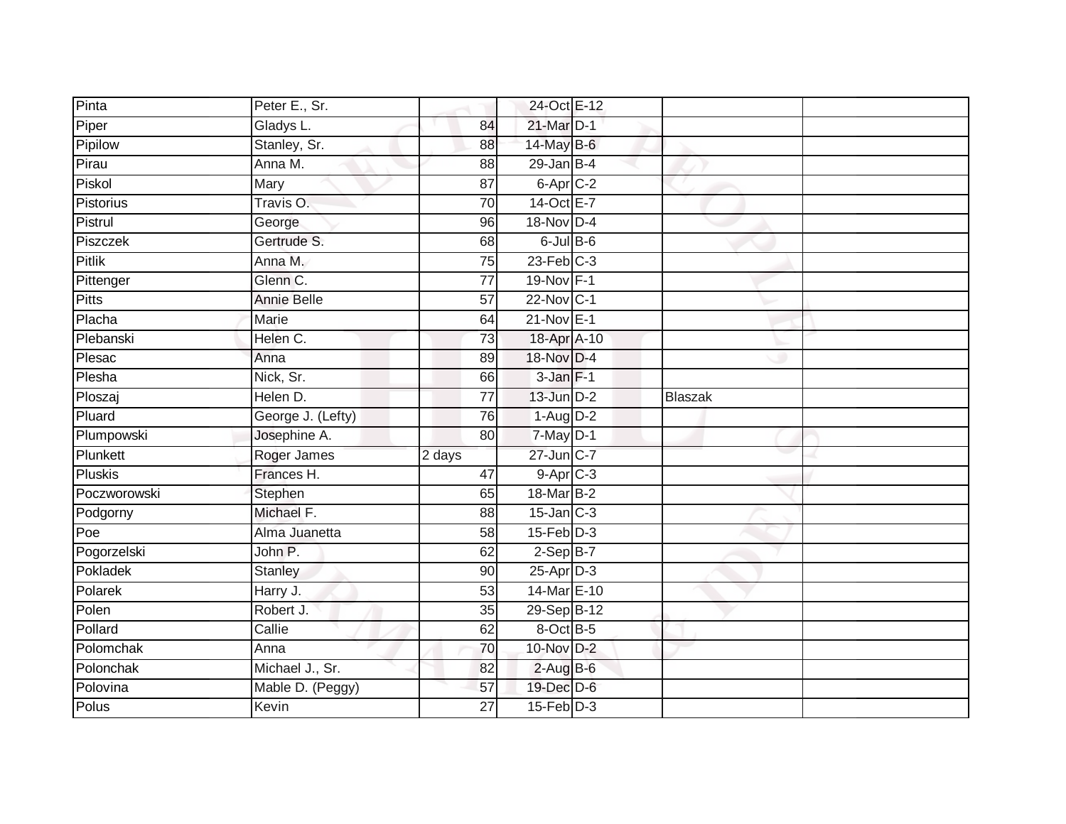| Pinta | Peter E., Sr. | | 24-Oct | E-12 | | |
|---|---|---|---|---|---|---|
| Piper | Gladys L. | 84 | 21-Mar | D-1 | | |
| Pipilow | Stanley, Sr. | 88 | 14-May | B-6 | | |
| Pirau | Anna M. | 88 | 29-Jan | B-4 | | |
| Piskol | Mary | 87 | 6-Apr | C-2 | | |
| Pistorius | Travis O. | 70 | 14-Oct | E-7 | | |
| Pistrul | George | 96 | 18-Nov | D-4 | | |
| Piszczek | Gertrude S. | 68 | 6-Jul | B-6 | | |
| Pitlik | Anna M. | 75 | 23-Feb | C-3 | | |
| Pittenger | Glenn C. | 77 | 19-Nov | F-1 | | |
| Pitts | Annie Belle | 57 | 22-Nov | C-1 | | |
| Placha | Marie | 64 | 21-Nov | E-1 | | |
| Plebanski | Helen C. | 73 | 18-Apr | A-10 | | |
| Plesac | Anna | 89 | 18-Nov | D-4 | | |
| Plesha | Nick, Sr. | 66 | 3-Jan | F-1 | | |
| Ploszaj | Helen D. | 77 | 13-Jun | D-2 | Blaszak | |
| Pluard | George J. (Lefty) | 76 | 1-Aug | D-2 | | |
| Plumpowski | Josephine A. | 80 | 7-May | D-1 | | |
| Plunkett | Roger James | 2 days | 27-Jun | C-7 | | |
| Pluskis | Frances H. | 47 | 9-Apr | C-3 | | |
| Poczworowski | Stephen | 65 | 18-Mar | B-2 | | |
| Podgorny | Michael F. | 88 | 15-Jan | C-3 | | |
| Poe | Alma Juanetta | 58 | 15-Feb | D-3 | | |
| Pogorzelski | John P. | 62 | 2-Sep | B-7 | | |
| Pokladek | Stanley | 90 | 25-Apr | D-3 | | |
| Polarek | Harry J. | 53 | 14-Mar | E-10 | | |
| Polen | Robert J. | 35 | 29-Sep | B-12 | | |
| Pollard | Callie | 62 | 8-Oct | B-5 | | |
| Polomchak | Anna | 70 | 10-Nov | D-2 | | |
| Polonchak | Michael J., Sr. | 82 | 2-Aug | B-6 | | |
| Polovina | Mable D. (Peggy) | 57 | 19-Dec | D-6 | | |
| Polus | Kevin | 27 | 15-Feb | D-3 | | |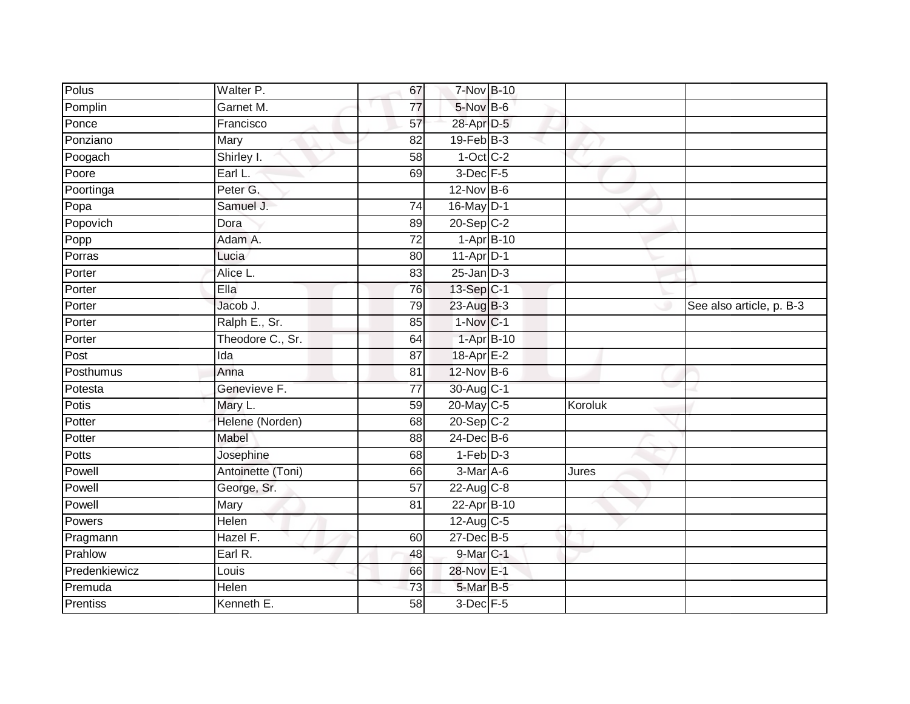| | | | | | | |
|---|---|---|---|---|---|---|
| Polus | Walter P. | 67 | 7-Nov | B-10 | | |
| Pomplin | Garnet M. | 77 | 5-Nov | B-6 | | |
| Ponce | Francisco | 57 | 28-Apr | D-5 | | |
| Ponziano | Mary | 82 | 19-Feb | B-3 | | |
| Poogach | Shirley I. | 58 | 1-Oct | C-2 | | |
| Poore | Earl L. | 69 | 3-Dec | F-5 | | |
| Poortinga | Peter G. | | 12-Nov | B-6 | | |
| Popa | Samuel J. | 74 | 16-May | D-1 | | |
| Popovich | Dora | 89 | 20-Sep | C-2 | | |
| Popp | Adam A. | 72 | 1-Apr | B-10 | | |
| Porras | Lucia | 80 | 11-Apr | D-1 | | |
| Porter | Alice L. | 83 | 25-Jan | D-3 | | |
| Porter | Ella | 76 | 13-Sep | C-1 | | |
| Porter | Jacob J. | 79 | 23-Aug | B-3 | | See also article, p. B-3 |
| Porter | Ralph E., Sr. | 85 | 1-Nov | C-1 | | |
| Porter | Theodore C., Sr. | 64 | 1-Apr | B-10 | | |
| Post | Ida | 87 | 18-Apr | E-2 | | |
| Posthumus | Anna | 81 | 12-Nov | B-6 | | |
| Potesta | Genevieve F. | 77 | 30-Aug | C-1 | | |
| Potis | Mary L. | 59 | 20-May | C-5 | Koroluk | |
| Potter | Helene (Norden) | 68 | 20-Sep | C-2 | | |
| Potter | Mabel | 88 | 24-Dec | B-6 | | |
| Potts | Josephine | 68 | 1-Feb | D-3 | | |
| Powell | Antoinette (Toni) | 66 | 3-Mar | A-6 | Jures | |
| Powell | George, Sr. | 57 | 22-Aug | C-8 | | |
| Powell | Mary | 81 | 22-Apr | B-10 | | |
| Powers | Helen | | 12-Aug | C-5 | | |
| Pragmann | Hazel F. | 60 | 27-Dec | B-5 | | |
| Prahlow | Earl R. | 48 | 9-Mar | C-1 | | |
| Predenkiewicz | Louis | 66 | 28-Nov | E-1 | | |
| Premuda | Helen | 73 | 5-Mar | B-5 | | |
| Prentiss | Kenneth E. | 58 | 3-Dec | F-5 | | |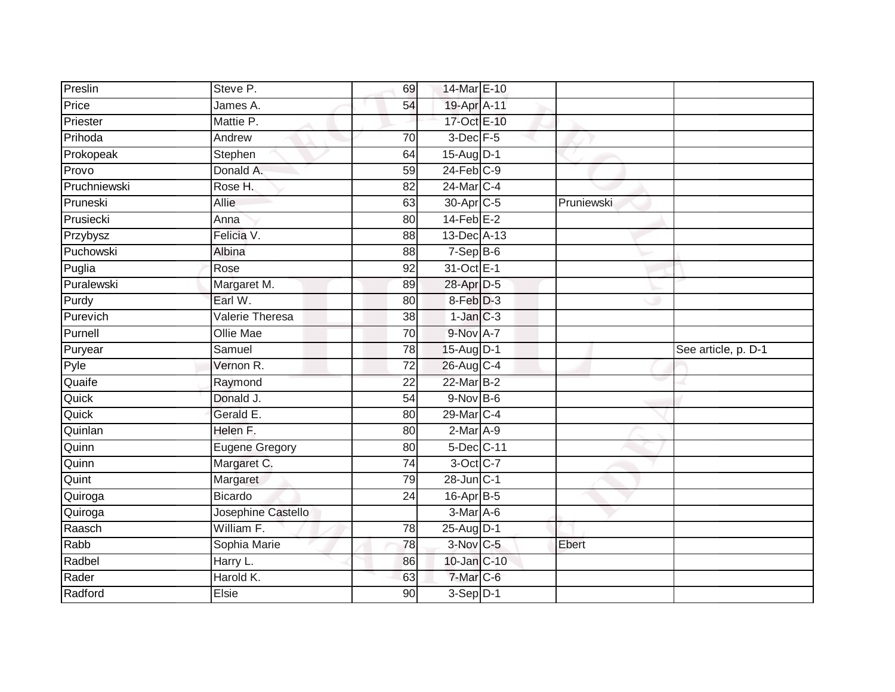| | | | | | | |
|---|---|---|---|---|---|---|
| Preslin | Steve P. | 69 | 14-Mar | E-10 | | |
| Price | James A. | 54 | 19-Apr | A-11 | | |
| Priester | Mattie P. | | 17-Oct | E-10 | | |
| Prihoda | Andrew | 70 | 3-Dec | F-5 | | |
| Prokopeak | Stephen | 64 | 15-Aug | D-1 | | |
| Provo | Donald A. | 59 | 24-Feb | C-9 | | |
| Pruchniewski | Rose H. | 82 | 24-Mar | C-4 | | |
| Pruneski | Allie | 63 | 30-Apr | C-5 | Pruniewski | |
| Prusiecki | Anna | 80 | 14-Feb | E-2 | | |
| Przybysz | Felicia V. | 88 | 13-Dec | A-13 | | |
| Puchowski | Albina | 88 | 7-Sep | B-6 | | |
| Puglia | Rose | 92 | 31-Oct | E-1 | | |
| Puralewski | Margaret M. | 89 | 28-Apr | D-5 | | |
| Purdy | Earl W. | 80 | 8-Feb | D-3 | | |
| Purevich | Valerie Theresa | 38 | 1-Jan | C-3 | | |
| Purnell | Ollie Mae | 70 | 9-Nov | A-7 | | |
| Puryear | Samuel | 78 | 15-Aug | D-1 | | See article, p. D-1 |
| Pyle | Vernon R. | 72 | 26-Aug | C-4 | | |
| Quaife | Raymond | 22 | 22-Mar | B-2 | | |
| Quick | Donald J. | 54 | 9-Nov | B-6 | | |
| Quick | Gerald E. | 80 | 29-Mar | C-4 | | |
| Quinlan | Helen F. | 80 | 2-Mar | A-9 | | |
| Quinn | Eugene Gregory | 80 | 5-Dec | C-11 | | |
| Quinn | Margaret C. | 74 | 3-Oct | C-7 | | |
| Quint | Margaret | 79 | 28-Jun | C-1 | | |
| Quiroga | Bicardo | 24 | 16-Apr | B-5 | | |
| Quiroga | Josephine Castello | | 3-Mar | A-6 | | |
| Raasch | William F. | 78 | 25-Aug | D-1 | | |
| Rabb | Sophia Marie | 78 | 3-Nov | C-5 | Ebert | |
| Radbel | Harry L. | 86 | 10-Jan | C-10 | | |
| Rader | Harold K. | 63 | 7-Mar | C-6 | | |
| Radford | Elsie | 90 | 3-Sep | D-1 | | |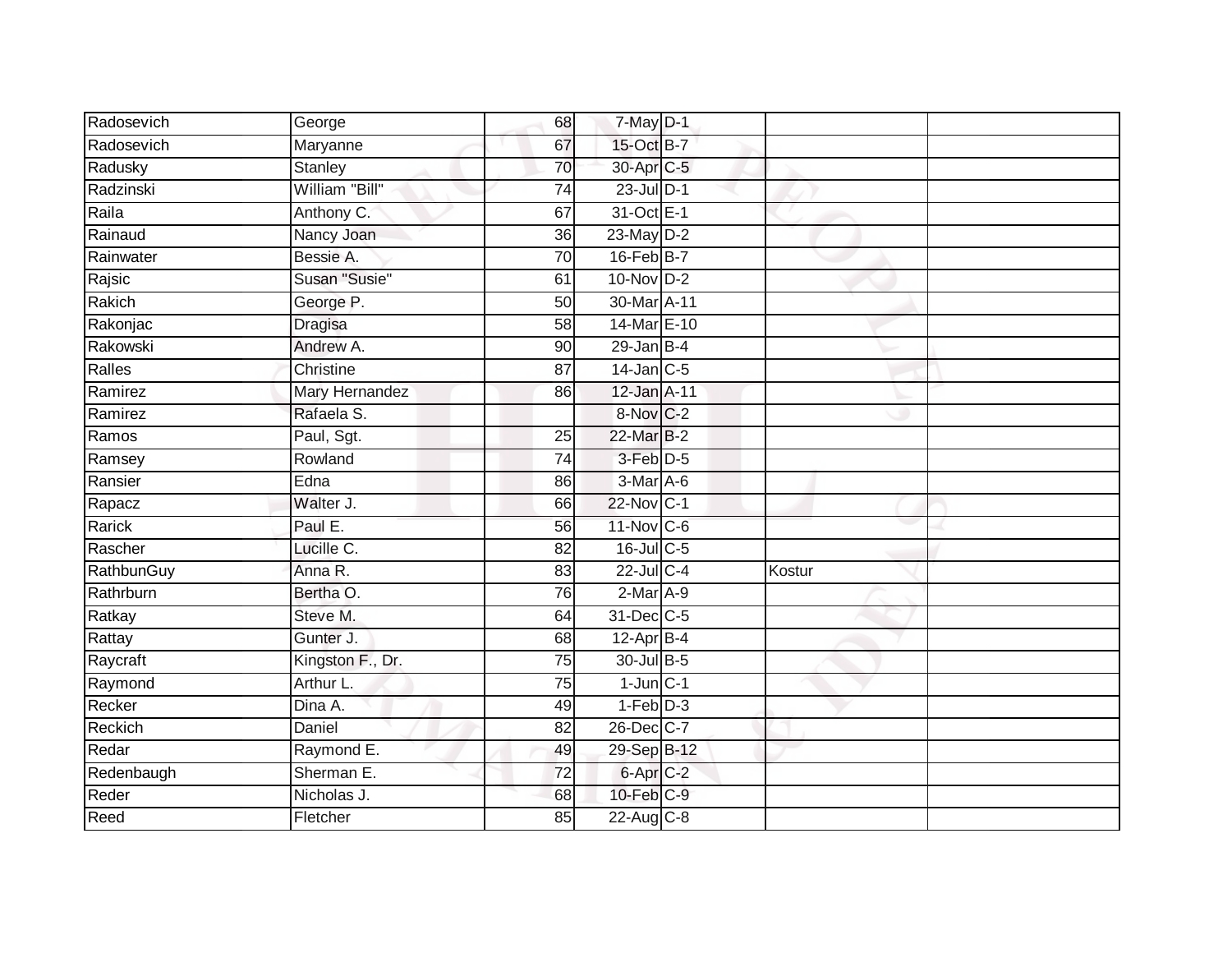| | | | | | | |
|---|---|---|---|---|---|---|
| Radosevich | George | 68 | 7-May | D-1 | | |
| Radosevich | Maryanne | 67 | 15-Oct | B-7 | | |
| Radusky | Stanley | 70 | 30-Apr | C-5 | | |
| Radzinski | William "Bill" | 74 | 23-Jul | D-1 | | |
| Raila | Anthony C. | 67 | 31-Oct | E-1 | | |
| Rainaud | Nancy Joan | 36 | 23-May | D-2 | | |
| Rainwater | Bessie A. | 70 | 16-Feb | B-7 | | |
| Rajsic | Susan "Susie" | 61 | 10-Nov | D-2 | | |
| Rakich | George P. | 50 | 30-Mar | A-11 | | |
| Rakonjac | Dragisa | 58 | 14-Mar | E-10 | | |
| Rakowski | Andrew A. | 90 | 29-Jan | B-4 | | |
| Ralles | Christine | 87 | 14-Jan | C-5 | | |
| Ramirez | Mary Hernandez | 86 | 12-Jan | A-11 | | |
| Ramirez | Rafaela S. | | 8-Nov | C-2 | | |
| Ramos | Paul, Sgt. | 25 | 22-Mar | B-2 | | |
| Ramsey | Rowland | 74 | 3-Feb | D-5 | | |
| Ransier | Edna | 86 | 3-Mar | A-6 | | |
| Rapacz | Walter J. | 66 | 22-Nov | C-1 | | |
| Rarick | Paul E. | 56 | 11-Nov | C-6 | | |
| Rascher | Lucille C. | 82 | 16-Jul | C-5 | | |
| RathbunGuy | Anna R. | 83 | 22-Jul | C-4 | Kostur | |
| Rathrburn | Bertha O. | 76 | 2-Mar | A-9 | | |
| Ratkay | Steve M. | 64 | 31-Dec | C-5 | | |
| Rattay | Gunter J. | 68 | 12-Apr | B-4 | | |
| Raycraft | Kingston F., Dr. | 75 | 30-Jul | B-5 | | |
| Raymond | Arthur L. | 75 | 1-Jun | C-1 | | |
| Recker | Dina A. | 49 | 1-Feb | D-3 | | |
| Reckich | Daniel | 82 | 26-Dec | C-7 | | |
| Redar | Raymond E. | 49 | 29-Sep | B-12 | | |
| Redenbaugh | Sherman E. | 72 | 6-Apr | C-2 | | |
| Reder | Nicholas J. | 68 | 10-Feb | C-9 | | |
| Reed | Fletcher | 85 | 22-Aug | C-8 | | |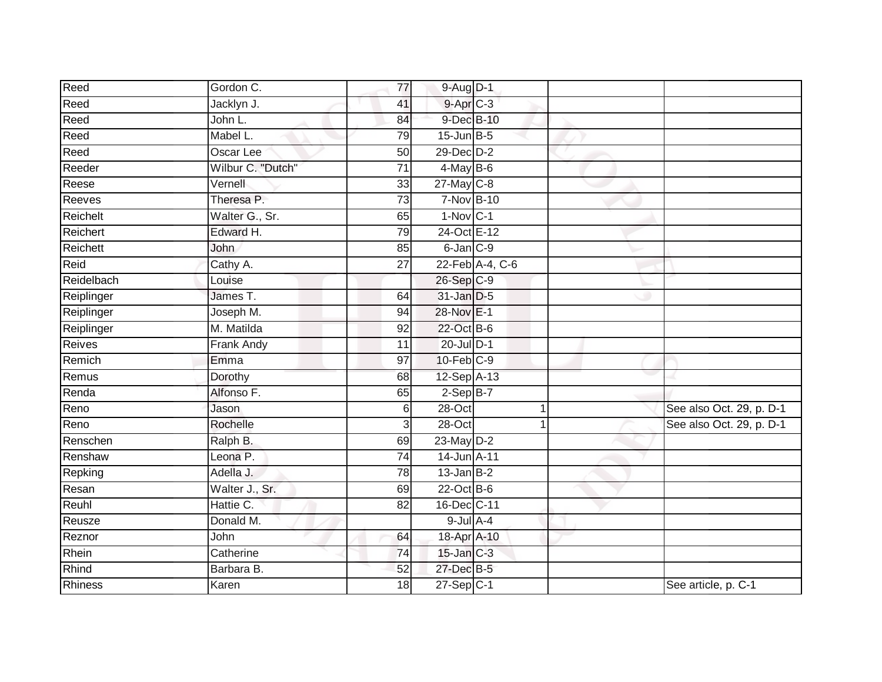| | | | | | | |
|---|---|---|---|---|---|---|
| Reed | Gordon C. | 77 | 9-Aug | D-1 | | |
| Reed | Jacklyn J. | 41 | 9-Apr | C-3 | | |
| Reed | John L. | 84 | 9-Dec | B-10 | | |
| Reed | Mabel L. | 79 | 15-Jun | B-5 | | |
| Reed | Oscar Lee | 50 | 29-Dec | D-2 | | |
| Reeder | Wilbur C. "Dutch" | 71 | 4-May | B-6 | | |
| Reese | Vernell | 33 | 27-May | C-8 | | |
| Reeves | Theresa P. | 73 | 7-Nov | B-10 | | |
| Reichelt | Walter G., Sr. | 65 | 1-Nov | C-1 | | |
| Reichert | Edward H. | 79 | 24-Oct | E-12 | | |
| Reichett | John | 85 | 6-Jan | C-9 | | |
| Reid | Cathy A. | 27 | 22-Feb | A-4, C-6 | | |
| Reidelbach | Louise | | 26-Sep | C-9 | | |
| Reiplinger | James T. | 64 | 31-Jan | D-5 | | |
| Reiplinger | Joseph M. | 94 | 28-Nov | E-1 | | |
| Reiplinger | M. Matilda | 92 | 22-Oct | B-6 | | |
| Reives | Frank Andy | 11 | 20-Jul | D-1 | | |
| Remich | Emma | 97 | 10-Feb | C-9 | | |
| Remus | Dorothy | 68 | 12-Sep | A-13 | | |
| Renda | Alfonso F. | 65 | 2-Sep | B-7 | | |
| Reno | Jason | 6 | 28-Oct | 1 | | See also Oct. 29, p. D-1 |
| Reno | Rochelle | 3 | 28-Oct | 1 | | See also Oct. 29, p. D-1 |
| Renschen | Ralph B. | 69 | 23-May | D-2 | | |
| Renshaw | Leona P. | 74 | 14-Jun | A-11 | | |
| Repking | Adella J. | 78 | 13-Jan | B-2 | | |
| Resan | Walter J., Sr. | 69 | 22-Oct | B-6 | | |
| Reuhl | Hattie C. | 82 | 16-Dec | C-11 | | |
| Reusze | Donald M. | | 9-Jul | A-4 | | |
| Reznor | John | 64 | 18-Apr | A-10 | | |
| Rhein | Catherine | 74 | 15-Jan | C-3 | | |
| Rhind | Barbara B. | 52 | 27-Dec | B-5 | | |
| Rhiness | Karen | 18 | 27-Sep | C-1 | | See article, p. C-1 |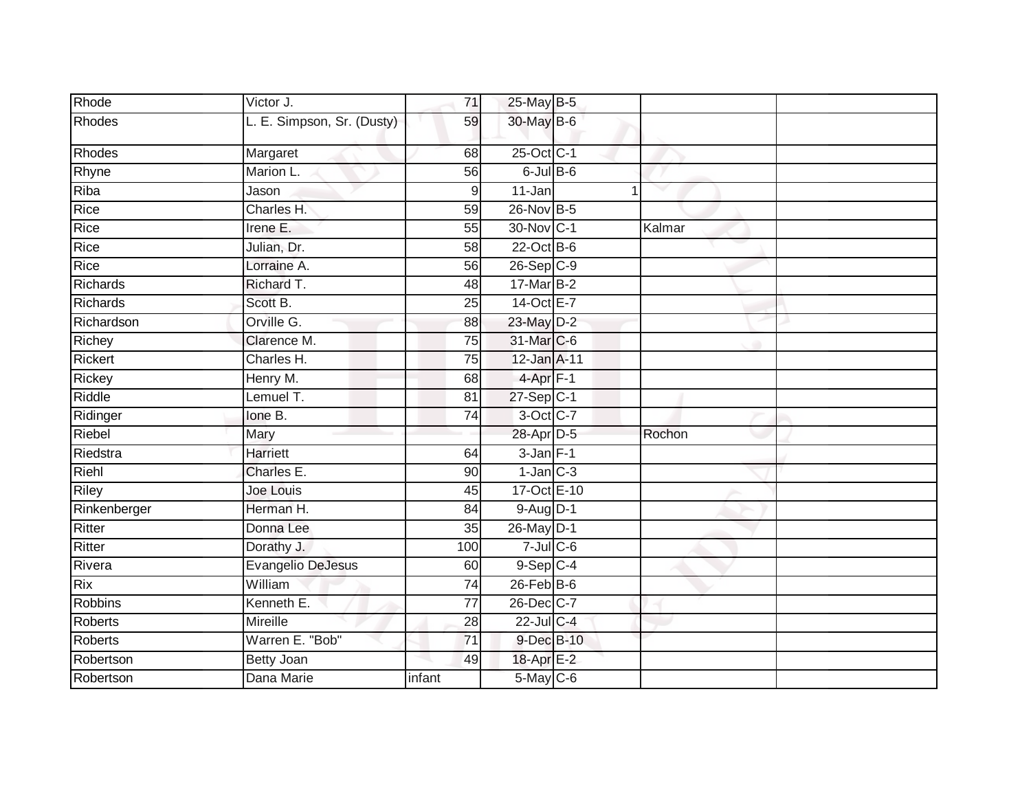| | | | | | | |
|---|---|---|---|---|---|---|
| Rhode | Victor J. | 71 | 25-May | B-5 | | |
| Rhodes | L. E. Simpson, Sr. (Dusty) | 59 | 30-May | B-6 | | |
| Rhodes | Margaret | 68 | 25-Oct | C-1 | | |
| Rhyne | Marion L. | 56 | 6-Jul | B-6 | | |
| Riba | Jason | 9 | 11-Jan | 1 | | |
| Rice | Charles H. | 59 | 26-Nov | B-5 | | |
| Rice | Irene E. | 55 | 30-Nov | C-1 | Kalmar | |
| Rice | Julian, Dr. | 58 | 22-Oct | B-6 | | |
| Rice | Lorraine A. | 56 | 26-Sep | C-9 | | |
| Richards | Richard T. | 48 | 17-Mar | B-2 | | |
| Richards | Scott B. | 25 | 14-Oct | E-7 | | |
| Richardson | Orville G. | 88 | 23-May | D-2 | | |
| Richey | Clarence M. | 75 | 31-Mar | C-6 | | |
| Rickert | Charles H. | 75 | 12-Jan | A-11 | | |
| Rickey | Henry M. | 68 | 4-Apr | F-1 | | |
| Riddle | Lemuel T. | 81 | 27-Sep | C-1 | | |
| Ridinger | Ione B. | 74 | 3-Oct | C-7 | | |
| Riebel | Mary | | 28-Apr | D-5 | Rochon | |
| Riedstra | Harriett | 64 | 3-Jan | F-1 | | |
| Riehl | Charles E. | 90 | 1-Jan | C-3 | | |
| Riley | Joe Louis | 45 | 17-Oct | E-10 | | |
| Rinkenberger | Herman H. | 84 | 9-Aug | D-1 | | |
| Ritter | Donna Lee | 35 | 26-May | D-1 | | |
| Ritter | Dorathy J. | 100 | 7-Jul | C-6 | | |
| Rivera | Evangelio DeJesus | 60 | 9-Sep | C-4 | | |
| Rix | William | 74 | 26-Feb | B-6 | | |
| Robbins | Kenneth E. | 77 | 26-Dec | C-7 | | |
| Roberts | Mireille | 28 | 22-Jul | C-4 | | |
| Roberts | Warren E. "Bob" | 71 | 9-Dec | B-10 | | |
| Robertson | Betty Joan | 49 | 18-Apr | E-2 | | |
| Robertson | Dana Marie | infant | 5-May | C-6 | | |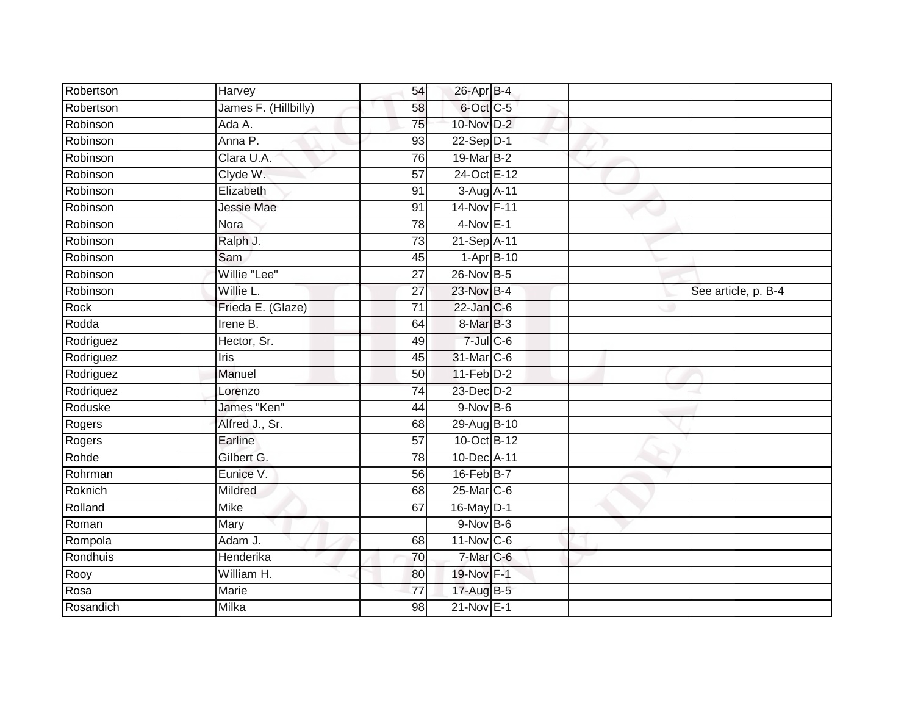| | | | | | | |
|---|---|---|---|---|---|---|
| Robertson | Harvey | 54 | 26-Apr | B-4 | | |
| Robertson | James F. (Hillbilly) | 58 | 6-Oct | C-5 | | |
| Robinson | Ada A. | 75 | 10-Nov | D-2 | | |
| Robinson | Anna P. | 93 | 22-Sep | D-1 | | |
| Robinson | Clara U.A. | 76 | 19-Mar | B-2 | | |
| Robinson | Clyde W. | 57 | 24-Oct | E-12 | | |
| Robinson | Elizabeth | 91 | 3-Aug | A-11 | | |
| Robinson | Jessie Mae | 91 | 14-Nov | F-11 | | |
| Robinson | Nora | 78 | 4-Nov | E-1 | | |
| Robinson | Ralph J. | 73 | 21-Sep | A-11 | | |
| Robinson | Sam | 45 | 1-Apr | B-10 | | |
| Robinson | Willie "Lee" | 27 | 26-Nov | B-5 | | |
| Robinson | Willie L. | 27 | 23-Nov | B-4 | | See article, p. B-4 |
| Rock | Frieda E. (Glaze) | 71 | 22-Jan | C-6 | | |
| Rodda | Irene B. | 64 | 8-Mar | B-3 | | |
| Rodriguez | Hector, Sr. | 49 | 7-Jul | C-6 | | |
| Rodriguez | Iris | 45 | 31-Mar | C-6 | | |
| Rodriguez | Manuel | 50 | 11-Feb | D-2 | | |
| Rodriquez | Lorenzo | 74 | 23-Dec | D-2 | | |
| Roduske | James "Ken" | 44 | 9-Nov | B-6 | | |
| Rogers | Alfred J., Sr. | 68 | 29-Aug | B-10 | | |
| Rogers | Earline | 57 | 10-Oct | B-12 | | |
| Rohde | Gilbert G. | 78 | 10-Dec | A-11 | | |
| Rohrman | Eunice V. | 56 | 16-Feb | B-7 | | |
| Roknich | Mildred | 68 | 25-Mar | C-6 | | |
| Rolland | Mike | 67 | 16-May | D-1 | | |
| Roman | Mary | | 9-Nov | B-6 | | |
| Rompola | Adam J. | 68 | 11-Nov | C-6 | | |
| Rondhuis | Henderika | 70 | 7-Mar | C-6 | | |
| Rooy | William H. | 80 | 19-Nov | F-1 | | |
| Rosa | Marie | 77 | 17-Aug | B-5 | | |
| Rosandich | Milka | 98 | 21-Nov | E-1 | | |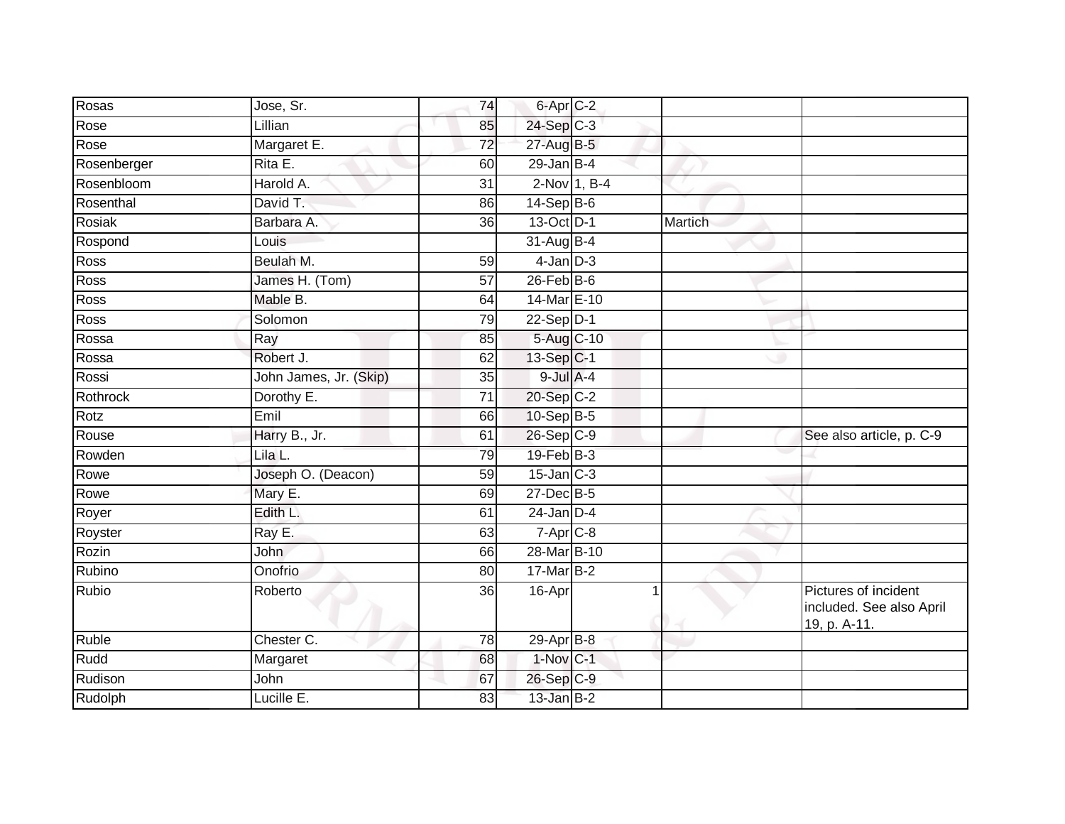| | | | | | | |
|---|---|---|---|---|---|---|
| Rosas | Jose, Sr. | 74 | 6-Apr | C-2 | | |
| Rose | Lillian | 85 | 24-Sep | C-3 | | |
| Rose | Margaret E. | 72 | 27-Aug | B-5 | | |
| Rosenberger | Rita E. | 60 | 29-Jan | B-4 | | |
| Rosenbloom | Harold A. | 31 | 2-Nov | 1, B-4 | | |
| Rosenthal | David T. | 86 | 14-Sep | B-6 | | |
| Rosiak | Barbara A. | 36 | 13-Oct | D-1 | Martich | |
| Rospond | Louis | | 31-Aug | B-4 | | |
| Ross | Beulah M. | 59 | 4-Jan | D-3 | | |
| Ross | James H. (Tom) | 57 | 26-Feb | B-6 | | |
| Ross | Mable B. | 64 | 14-Mar | E-10 | | |
| Ross | Solomon | 79 | 22-Sep | D-1 | | |
| Rossa | Ray | 85 | 5-Aug | C-10 | | |
| Rossa | Robert J. | 62 | 13-Sep | C-1 | | |
| Rossi | John James, Jr. (Skip) | 35 | 9-Jul | A-4 | | |
| Rothrock | Dorothy E. | 71 | 20-Sep | C-2 | | |
| Rotz | Emil | 66 | 10-Sep | B-5 | | |
| Rouse | Harry B., Jr. | 61 | 26-Sep | C-9 | | See also article, p. C-9 |
| Rowden | Lila L. | 79 | 19-Feb | B-3 | | |
| Rowe | Joseph O. (Deacon) | 59 | 15-Jan | C-3 | | |
| Rowe | Mary E. | 69 | 27-Dec | B-5 | | |
| Royer | Edith L. | 61 | 24-Jan | D-4 | | |
| Royster | Ray E. | 63 | 7-Apr | C-8 | | |
| Rozin | John | 66 | 28-Mar | B-10 | | |
| Rubino | Onofrio | 80 | 17-Mar | B-2 | | |
| Rubio | Roberto | 36 | 16-Apr | 1 | | Pictures of incident included. See also April 19, p. A-11. |
| Ruble | Chester C. | 78 | 29-Apr | B-8 | | |
| Rudd | Margaret | 68 | 1-Nov | C-1 | | |
| Rudison | John | 67 | 26-Sep | C-9 | | |
| Rudolph | Lucille E. | 83 | 13-Jan | B-2 | | |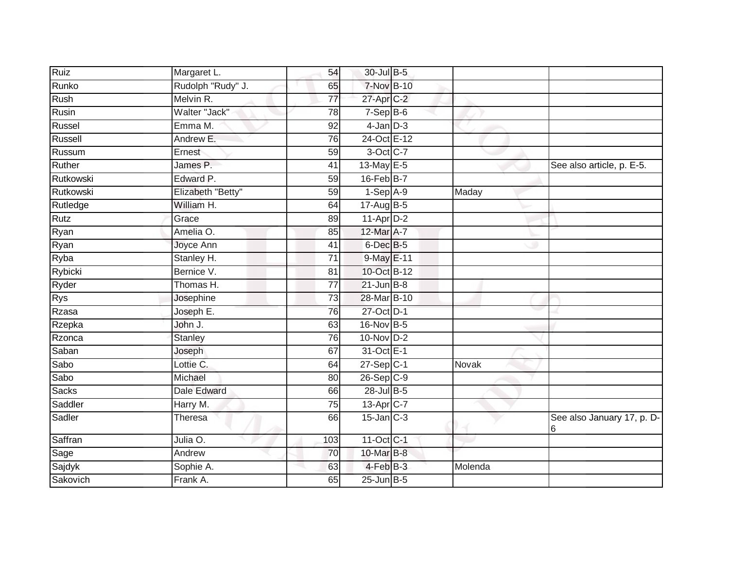| | | | | | | |
|---|---|---|---|---|---|---|
| Ruiz | Margaret L. | 54 | 30-Jul | B-5 | | |
| Runko | Rudolph "Rudy" J. | 65 | 7-Nov | B-10 | | |
| Rush | Melvin R. | 77 | 27-Apr | C-2 | | |
| Rusin | Walter "Jack" | 78 | 7-Sep | B-6 | | |
| Russel | Emma M. | 92 | 4-Jan | D-3 | | |
| Russell | Andrew E. | 76 | 24-Oct | E-12 | | |
| Russum | Ernest | 59 | 3-Oct | C-7 | | |
| Ruther | James P. | 41 | 13-May | E-5 | | See also article, p. E-5. |
| Rutkowski | Edward P. | 59 | 16-Feb | B-7 | | |
| Rutkowski | Elizabeth "Betty" | 59 | 1-Sep | A-9 | Maday | |
| Rutledge | William H. | 64 | 17-Aug | B-5 | | |
| Rutz | Grace | 89 | 11-Apr | D-2 | | |
| Ryan | Amelia O. | 85 | 12-Mar | A-7 | | |
| Ryan | Joyce Ann | 41 | 6-Dec | B-5 | | |
| Ryba | Stanley H. | 71 | 9-May | E-11 | | |
| Rybicki | Bernice V. | 81 | 10-Oct | B-12 | | |
| Ryder | Thomas H. | 77 | 21-Jun | B-8 | | |
| Rys | Josephine | 73 | 28-Mar | B-10 | | |
| Rzasa | Joseph E. | 76 | 27-Oct | D-1 | | |
| Rzepka | John J. | 63 | 16-Nov | B-5 | | |
| Rzonca | Stanley | 76 | 10-Nov | D-2 | | |
| Saban | Joseph | 67 | 31-Oct | E-1 | | |
| Sabo | Lottie C. | 64 | 27-Sep | C-1 | Novak | |
| Sabo | Michael | 80 | 26-Sep | C-9 | | |
| Sacks | Dale Edward | 66 | 28-Jul | B-5 | | |
| Saddler | Harry M. | 75 | 13-Apr | C-7 | | |
| Sadler | Theresa | 66 | 15-Jan | C-3 | | See also January 17, p. D-6 |
| Saffran | Julia O. | 103 | 11-Oct | C-1 | | |
| Sage | Andrew | 70 | 10-Mar | B-8 | | |
| Sajdyk | Sophie A. | 63 | 4-Feb | B-3 | Molenda | |
| Sakovich | Frank A. | 65 | 25-Jun | B-5 | | |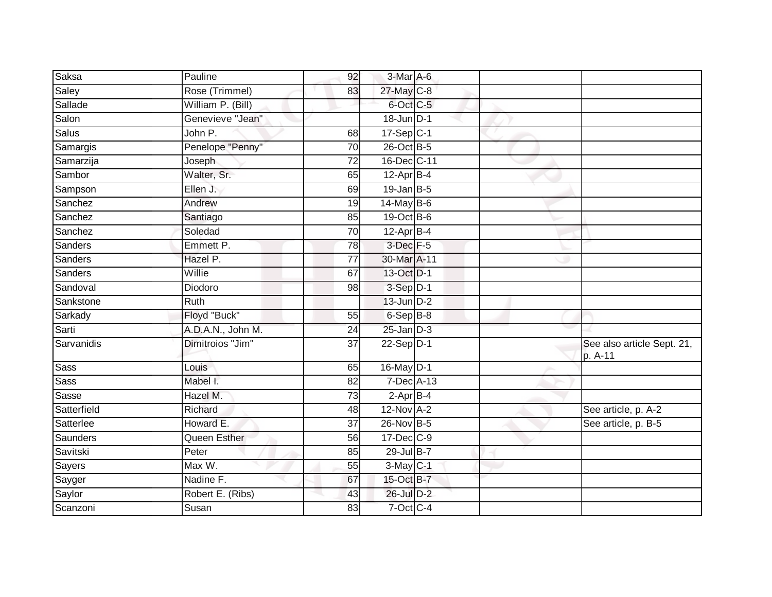| | | | | | | |
|---|---|---|---|---|---|---|
| Saksa | Pauline | 92 | 3-Mar | A-6 | | |
| Saley | Rose (Trimmel) | 83 | 27-May | C-8 | | |
| Sallade | William P. (Bill) | | 6-Oct | C-5 | | |
| Salon | Genevieve "Jean" | | 18-Jun | D-1 | | |
| Salus | John P. | 68 | 17-Sep | C-1 | | |
| Samargis | Penelope "Penny" | 70 | 26-Oct | B-5 | | |
| Samarzija | Joseph | 72 | 16-Dec | C-11 | | |
| Sambor | Walter, Sr. | 65 | 12-Apr | B-4 | | |
| Sampson | Ellen J. | 69 | 19-Jan | B-5 | | |
| Sanchez | Andrew | 19 | 14-May | B-6 | | |
| Sanchez | Santiago | 85 | 19-Oct | B-6 | | |
| Sanchez | Soledad | 70 | 12-Apr | B-4 | | |
| Sanders | Emmett P. | 78 | 3-Dec | F-5 | | |
| Sanders | Hazel P. | 77 | 30-Mar | A-11 | | |
| Sanders | Willie | 67 | 13-Oct | D-1 | | |
| Sandoval | Diodoro | 98 | 3-Sep | D-1 | | |
| Sankstone | Ruth | | 13-Jun | D-2 | | |
| Sarkady | Floyd "Buck" | 55 | 6-Sep | B-8 | | |
| Sarti | A.D.A.N., John M. | 24 | 25-Jan | D-3 | | |
| Sarvanidis | Dimitroios "Jim" | 37 | 22-Sep | D-1 | | See also article Sept. 21, p. A-11 |
| Sass | Louis | 65 | 16-May | D-1 | | |
| Sass | Mabel I. | 82 | 7-Dec | A-13 | | |
| Sasse | Hazel M. | 73 | 2-Apr | B-4 | | |
| Satterfield | Richard | 48 | 12-Nov | A-2 | | See article, p. A-2 |
| Satterlee | Howard E. | 37 | 26-Nov | B-5 | | See article, p. B-5 |
| Saunders | Queen Esther | 56 | 17-Dec | C-9 | | |
| Savitski | Peter | 85 | 29-Jul | B-7 | | |
| Sayers | Max W. | 55 | 3-May | C-1 | | |
| Sayger | Nadine F. | 67 | 15-Oct | B-7 | | |
| Saylor | Robert E. (Ribs) | 43 | 26-Jul | D-2 | | |
| Scanzoni | Susan | 83 | 7-Oct | C-4 | | |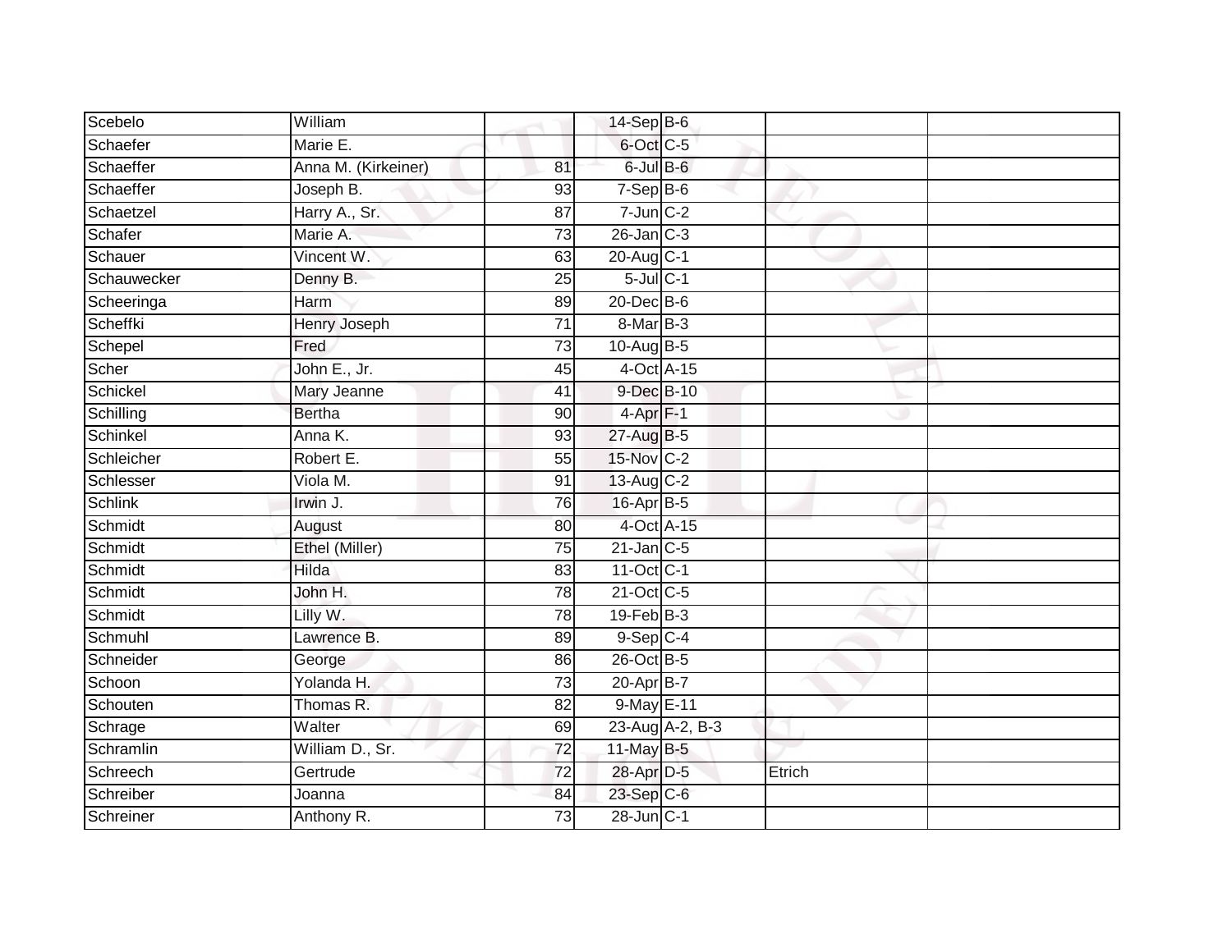| | | | | | | |
|---|---|---|---|---|---|---|
| Scebelo | William | | 14-Sep | B-6 | | |
| Schaefer | Marie E. | | 6-Oct | C-5 | | |
| Schaeffer | Anna M. (Kirkeiner) | 81 | 6-Jul | B-6 | | |
| Schaeffer | Joseph B. | 93 | 7-Sep | B-6 | | |
| Schaetzel | Harry A., Sr. | 87 | 7-Jun | C-2 | | |
| Schafer | Marie A. | 73 | 26-Jan | C-3 | | |
| Schauer | Vincent W. | 63 | 20-Aug | C-1 | | |
| Schauwecker | Denny B. | 25 | 5-Jul | C-1 | | |
| Scheeringa | Harm | 89 | 20-Dec | B-6 | | |
| Scheffki | Henry Joseph | 71 | 8-Mar | B-3 | | |
| Schepel | Fred | 73 | 10-Aug | B-5 | | |
| Scher | John E., Jr. | 45 | 4-Oct | A-15 | | |
| Schickel | Mary Jeanne | 41 | 9-Dec | B-10 | | |
| Schilling | Bertha | 90 | 4-Apr | F-1 | | |
| Schinkel | Anna K. | 93 | 27-Aug | B-5 | | |
| Schleicher | Robert E. | 55 | 15-Nov | C-2 | | |
| Schlesser | Viola M. | 91 | 13-Aug | C-2 | | |
| Schlink | Irwin J. | 76 | 16-Apr | B-5 | | |
| Schmidt | August | 80 | 4-Oct | A-15 | | |
| Schmidt | Ethel (Miller) | 75 | 21-Jan | C-5 | | |
| Schmidt | Hilda | 83 | 11-Oct | C-1 | | |
| Schmidt | John H. | 78 | 21-Oct | C-5 | | |
| Schmidt | Lilly W. | 78 | 19-Feb | B-3 | | |
| Schmuhl | Lawrence B. | 89 | 9-Sep | C-4 | | |
| Schneider | George | 86 | 26-Oct | B-5 | | |
| Schoon | Yolanda H. | 73 | 20-Apr | B-7 | | |
| Schouten | Thomas R. | 82 | 9-May | E-11 | | |
| Schrage | Walter | 69 | 23-Aug | A-2, B-3 | | |
| Schramlin | William D., Sr. | 72 | 11-May | B-5 | | |
| Schreech | Gertrude | 72 | 28-Apr | D-5 | Etrich | |
| Schreiber | Joanna | 84 | 23-Sep | C-6 | | |
| Schreiner | Anthony R. | 73 | 28-Jun | C-1 | | |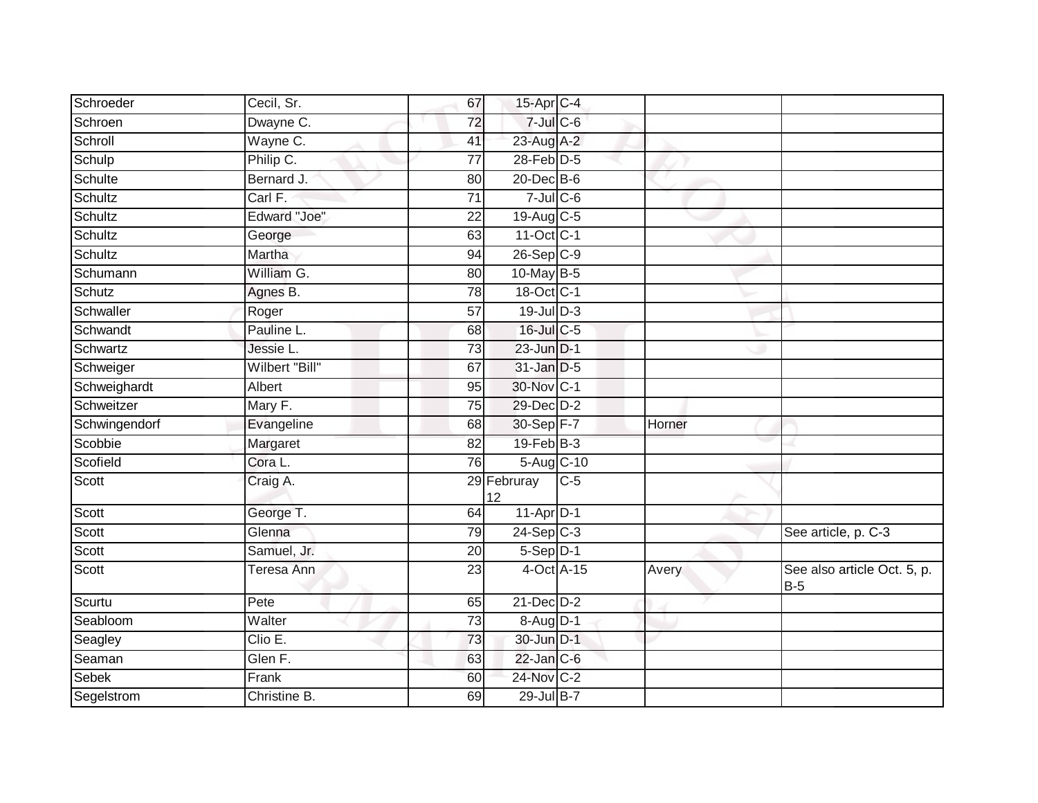| | | | | | | |
|---|---|---|---|---|---|---|
| Schroeder | Cecil, Sr. | 67 | 15-Apr | C-4 | | |
| Schroen | Dwayne C. | 72 | 7-Jul | C-6 | | |
| Schroll | Wayne C. | 41 | 23-Aug | A-2 | | |
| Schulp | Philip C. | 77 | 28-Feb | D-5 | | |
| Schulte | Bernard J. | 80 | 20-Dec | B-6 | | |
| Schultz | Carl F. | 71 | 7-Jul | C-6 | | |
| Schultz | Edward "Joe" | 22 | 19-Aug | C-5 | | |
| Schultz | George | 63 | 11-Oct | C-1 | | |
| Schultz | Martha | 94 | 26-Sep | C-9 | | |
| Schumann | William G. | 80 | 10-May | B-5 | | |
| Schutz | Agnes B. | 78 | 18-Oct | C-1 | | |
| Schwaller | Roger | 57 | 19-Jul | D-3 | | |
| Schwandt | Pauline L. | 68 | 16-Jul | C-5 | | |
| Schwartz | Jessie L. | 73 | 23-Jun | D-1 | | |
| Schweiger | Wilbert "Bill" | 67 | 31-Jan | D-5 | | |
| Schweighardt | Albert | 95 | 30-Nov | C-1 | | |
| Schweitzer | Mary F. | 75 | 29-Dec | D-2 | | |
| Schwingendorf | Evangeline | 68 | 30-Sep | F-7 | Horner | |
| Scobbie | Margaret | 82 | 19-Feb | B-3 | | |
| Scofield | Cora L. | 76 | 5-Aug | C-10 | | |
| Scott | Craig A. | 29 | Februray 12 | C-5 | | |
| Scott | George T. | 64 | 11-Apr | D-1 | | |
| Scott | Glenna | 79 | 24-Sep | C-3 | | See article, p. C-3 |
| Scott | Samuel, Jr. | 20 | 5-Sep | D-1 | | |
| Scott | Teresa Ann | 23 | 4-Oct | A-15 | Avery | See also article Oct. 5, p. B-5 |
| Scurtu | Pete | 65 | 21-Dec | D-2 | | |
| Seabloom | Walter | 73 | 8-Aug | D-1 | | |
| Seagley | Clio E. | 73 | 30-Jun | D-1 | | |
| Seaman | Glen F. | 63 | 22-Jan | C-6 | | |
| Sebek | Frank | 60 | 24-Nov | C-2 | | |
| Segelstrom | Christine B. | 69 | 29-Jul | B-7 | | |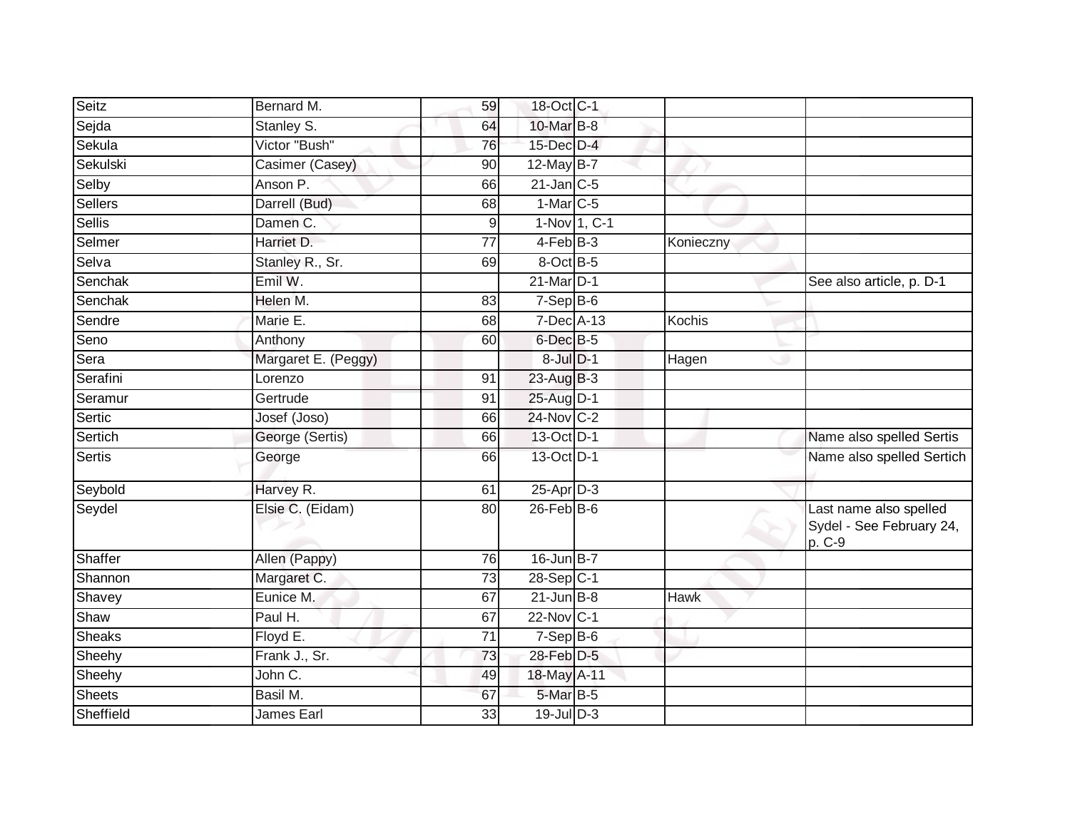| Seitz | Bernard M. | 59 | 18-Oct | C-1 | | |
|---|---|---|---|---|---|---|
| Sejda | Stanley S. | 64 | 10-Mar | B-8 | | |
| Sekula | Victor "Bush" | 76 | 15-Dec | D-4 | | |
| Sekulski | Casimer (Casey) | 90 | 12-May | B-7 | | |
| Selby | Anson P. | 66 | 21-Jan | C-5 | | |
| Sellers | Darrell (Bud) | 68 | 1-Mar | C-5 | | |
| Sellis | Damen C. | 9 | 1-Nov | 1, C-1 | | |
| Selmer | Harriet D. | 77 | 4-Feb | B-3 | Konieczny | |
| Selva | Stanley R., Sr. | 69 | 8-Oct | B-5 | | |
| Senchak | Emil W. | | 21-Mar | D-1 | | See also article, p. D-1 |
| Senchak | Helen M. | 83 | 7-Sep | B-6 | | |
| Sendre | Marie E. | 68 | 7-Dec | A-13 | Kochis | |
| Seno | Anthony | 60 | 6-Dec | B-5 | | |
| Sera | Margaret E. (Peggy) | | 8-Jul | D-1 | Hagen | |
| Serafini | Lorenzo | 91 | 23-Aug | B-3 | | |
| Seramur | Gertrude | 91 | 25-Aug | D-1 | | |
| Sertic | Josef (Joso) | 66 | 24-Nov | C-2 | | |
| Sertich | George (Sertis) | 66 | 13-Oct | D-1 | | Name also spelled Sertis |
| Sertis | George | 66 | 13-Oct | D-1 | | Name also spelled Sertich |
| Seybold | Harvey R. | 61 | 25-Apr | D-3 | | |
| Seydel | Elsie C. (Eidam) | 80 | 26-Feb | B-6 | | Last name also spelled Sydel - See February 24, p. C-9 |
| Shaffer | Allen (Pappy) | 76 | 16-Jun | B-7 | | |
| Shannon | Margaret C. | 73 | 28-Sep | C-1 | | |
| Shavey | Eunice M. | 67 | 21-Jun | B-8 | Hawk | |
| Shaw | Paul H. | 67 | 22-Nov | C-1 | | |
| Sheaks | Floyd E. | 71 | 7-Sep | B-6 | | |
| Sheehy | Frank J., Sr. | 73 | 28-Feb | D-5 | | |
| Sheehy | John C. | 49 | 18-May | A-11 | | |
| Sheets | Basil M. | 67 | 5-Mar | B-5 | | |
| Sheffield | James Earl | 33 | 19-Jul | D-3 | | |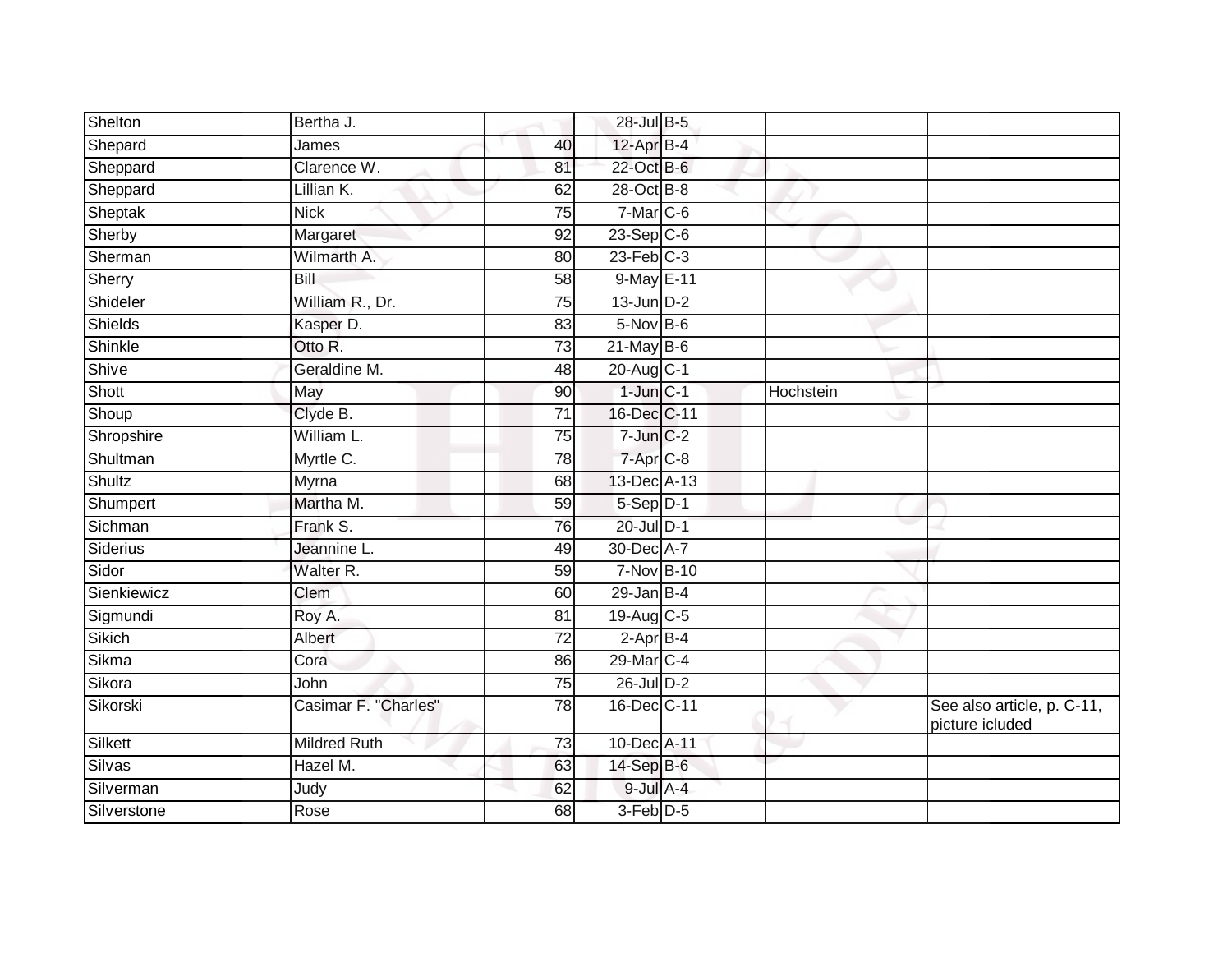| | | | | | | |
|---|---|---|---|---|---|---|
| Shelton | Bertha J. | | 28-Jul | B-5 | | |
| Shepard | James | 40 | 12-Apr | B-4 | | |
| Sheppard | Clarence W. | 81 | 22-Oct | B-6 | | |
| Sheppard | Lillian K. | 62 | 28-Oct | B-8 | | |
| Sheptak | Nick | 75 | 7-Mar | C-6 | | |
| Sherby | Margaret | 92 | 23-Sep | C-6 | | |
| Sherman | Wilmarth A. | 80 | 23-Feb | C-3 | | |
| Sherry | Bill | 58 | 9-May | E-11 | | |
| Shideler | William R., Dr. | 75 | 13-Jun | D-2 | | |
| Shields | Kasper D. | 83 | 5-Nov | B-6 | | |
| Shinkle | Otto R. | 73 | 21-May | B-6 | | |
| Shive | Geraldine M. | 48 | 20-Aug | C-1 | | |
| Shott | May | 90 | 1-Jun | C-1 | Hochstein | |
| Shoup | Clyde B. | 71 | 16-Dec | C-11 | | |
| Shropshire | William L. | 75 | 7-Jun | C-2 | | |
| Shultman | Myrtle C. | 78 | 7-Apr | C-8 | | |
| Shultz | Myrna | 68 | 13-Dec | A-13 | | |
| Shumpert | Martha M. | 59 | 5-Sep | D-1 | | |
| Sichman | Frank S. | 76 | 20-Jul | D-1 | | |
| Siderius | Jeannine L. | 49 | 30-Dec | A-7 | | |
| Sidor | Walter R. | 59 | 7-Nov | B-10 | | |
| Sienkiewicz | Clem | 60 | 29-Jan | B-4 | | |
| Sigmundi | Roy A. | 81 | 19-Aug | C-5 | | |
| Sikich | Albert | 72 | 2-Apr | B-4 | | |
| Sikma | Cora | 86 | 29-Mar | C-4 | | |
| Sikora | John | 75 | 26-Jul | D-2 | | |
| Sikorski | Casimar F. "Charles" | 78 | 16-Dec | C-11 | | See also article, p. C-11, picture icluded |
| Silkett | Mildred Ruth | 73 | 10-Dec | A-11 | | |
| Silvas | Hazel M. | 63 | 14-Sep | B-6 | | |
| Silverman | Judy | 62 | 9-Jul | A-4 | | |
| Silverstone | Rose | 68 | 3-Feb | D-5 | | |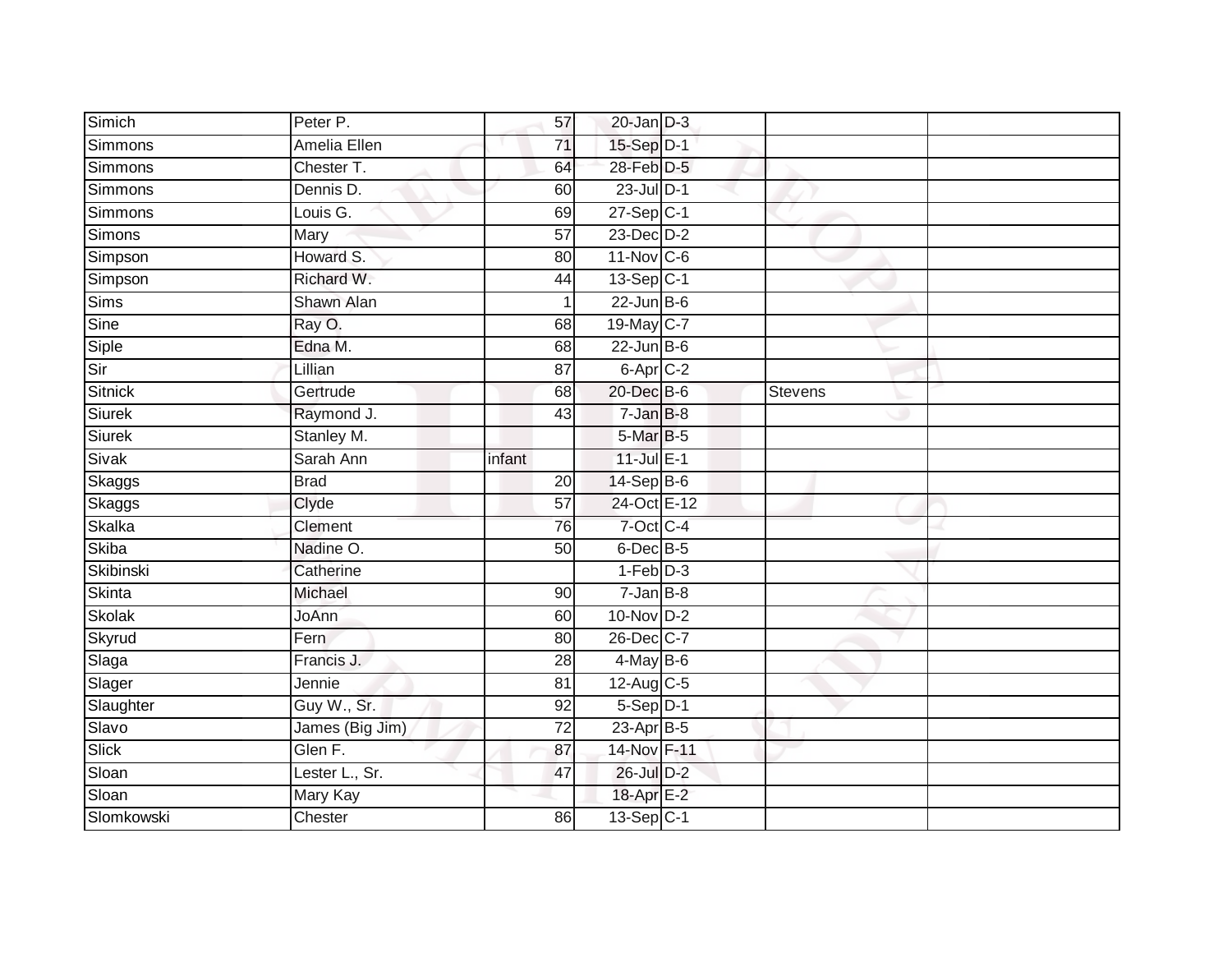| | | | | | | |
|---|---|---|---|---|---|---|
| Simich | Peter P. | 57 | 20-Jan | D-3 | | |
| Simmons | Amelia Ellen | 71 | 15-Sep | D-1 | | |
| Simmons | Chester T. | 64 | 28-Feb | D-5 | | |
| Simmons | Dennis D. | 60 | 23-Jul | D-1 | | |
| Simmons | Louis G. | 69 | 27-Sep | C-1 | | |
| Simons | Mary | 57 | 23-Dec | D-2 | | |
| Simpson | Howard S. | 80 | 11-Nov | C-6 | | |
| Simpson | Richard W. | 44 | 13-Sep | C-1 | | |
| Sims | Shawn Alan | 1 | 22-Jun | B-6 | | |
| Sine | Ray O. | 68 | 19-May | C-7 | | |
| Siple | Edna M. | 68 | 22-Jun | B-6 | | |
| Sir | Lillian | 87 | 6-Apr | C-2 | | |
| Sitnick | Gertrude | 68 | 20-Dec | B-6 | Stevens | |
| Siurek | Raymond J. | 43 | 7-Jan | B-8 | | |
| Siurek | Stanley M. | | 5-Mar | B-5 | | |
| Sivak | Sarah Ann | infant | 11-Jul | E-1 | | |
| Skaggs | Brad | 20 | 14-Sep | B-6 | | |
| Skaggs | Clyde | 57 | 24-Oct | E-12 | | |
| Skalka | Clement | 76 | 7-Oct | C-4 | | |
| Skiba | Nadine O. | 50 | 6-Dec | B-5 | | |
| Skibinski | Catherine | | 1-Feb | D-3 | | |
| Skinta | Michael | 90 | 7-Jan | B-8 | | |
| Skolak | JoAnn | 60 | 10-Nov | D-2 | | |
| Skyrud | Fern | 80 | 26-Dec | C-7 | | |
| Slaga | Francis J. | 28 | 4-May | B-6 | | |
| Slager | Jennie | 81 | 12-Aug | C-5 | | |
| Slaughter | Guy W., Sr. | 92 | 5-Sep | D-1 | | |
| Slavo | James (Big Jim) | 72 | 23-Apr | B-5 | | |
| Slick | Glen F. | 87 | 14-Nov | F-11 | | |
| Sloan | Lester L., Sr. | 47 | 26-Jul | D-2 | | |
| Sloan | Mary Kay | | 18-Apr | E-2 | | |
| Slomkowski | Chester | 86 | 13-Sep | C-1 | | |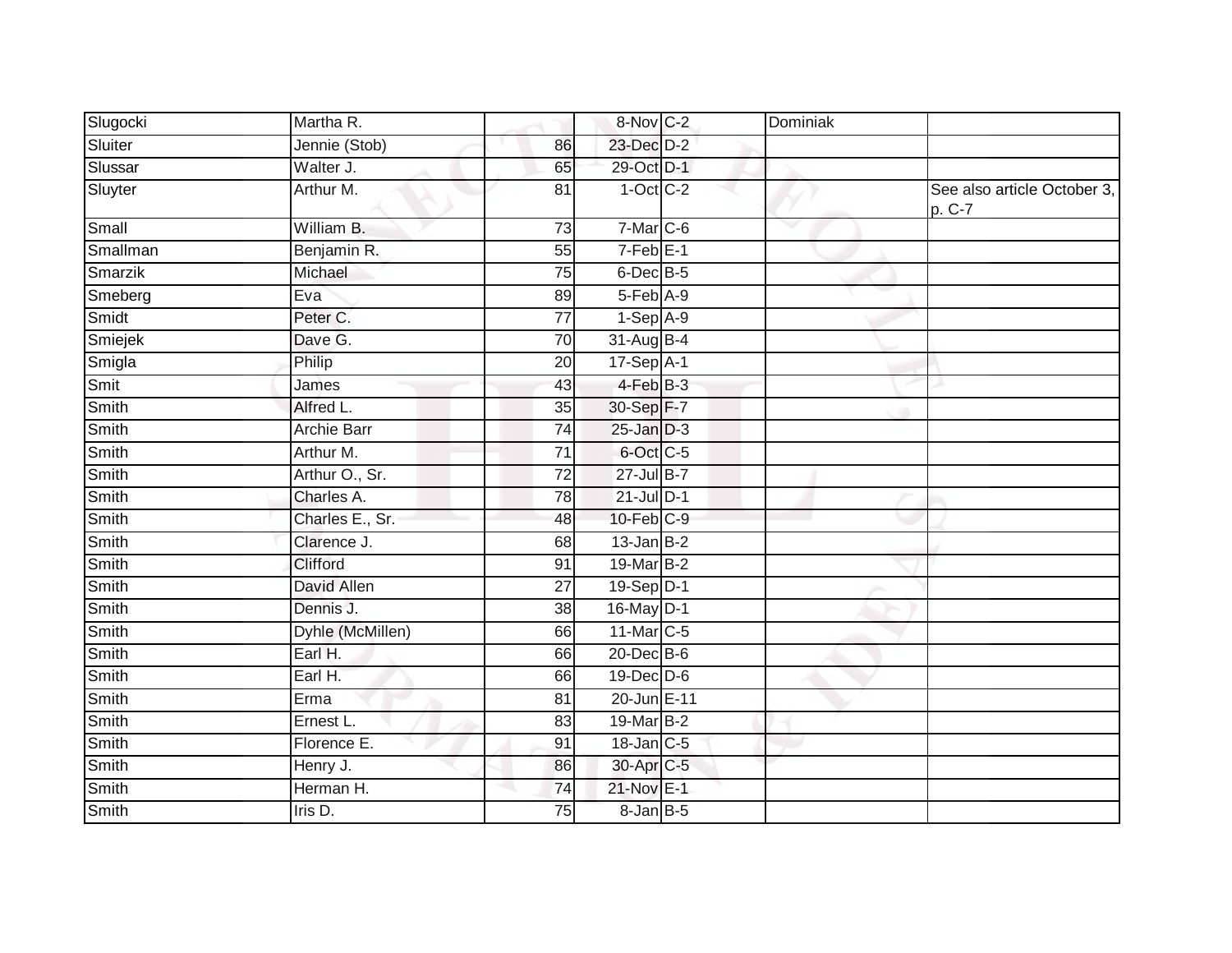| | | | | | | |
|---|---|---|---|---|---|---|
| Slugocki | Martha R. | | 8-Nov | C-2 | Dominiak | |
| Sluiter | Jennie (Stob) | 86 | 23-Dec | D-2 | | |
| Slussar | Walter J. | 65 | 29-Oct | D-1 | | |
| Sluyter | Arthur M. | 81 | 1-Oct | C-2 | | See also article October 3, p. C-7 |
| Small | William B. | 73 | 7-Mar | C-6 | | |
| Smallman | Benjamin R. | 55 | 7-Feb | E-1 | | |
| Smarzik | Michael | 75 | 6-Dec | B-5 | | |
| Smeberg | Eva | 89 | 5-Feb | A-9 | | |
| Smidt | Peter C. | 77 | 1-Sep | A-9 | | |
| Smiejek | Dave G. | 70 | 31-Aug | B-4 | | |
| Smigla | Philip | 20 | 17-Sep | A-1 | | |
| Smit | James | 43 | 4-Feb | B-3 | | |
| Smith | Alfred L. | 35 | 30-Sep | F-7 | | |
| Smith | Archie Barr | 74 | 25-Jan | D-3 | | |
| Smith | Arthur M. | 71 | 6-Oct | C-5 | | |
| Smith | Arthur O., Sr. | 72 | 27-Jul | B-7 | | |
| Smith | Charles A. | 78 | 21-Jul | D-1 | | |
| Smith | Charles E., Sr. | 48 | 10-Feb | C-9 | | |
| Smith | Clarence J. | 68 | 13-Jan | B-2 | | |
| Smith | Clifford | 91 | 19-Mar | B-2 | | |
| Smith | David Allen | 27 | 19-Sep | D-1 | | |
| Smith | Dennis J. | 38 | 16-May | D-1 | | |
| Smith | Dyhle (McMillen) | 66 | 11-Mar | C-5 | | |
| Smith | Earl H. | 66 | 20-Dec | B-6 | | |
| Smith | Earl H. | 66 | 19-Dec | D-6 | | |
| Smith | Erma | 81 | 20-Jun | E-11 | | |
| Smith | Ernest L. | 83 | 19-Mar | B-2 | | |
| Smith | Florence E. | 91 | 18-Jan | C-5 | | |
| Smith | Henry J. | 86 | 30-Apr | C-5 | | |
| Smith | Herman H. | 74 | 21-Nov | E-1 | | |
| Smith | Iris D. | 75 | 8-Jan | B-5 | | |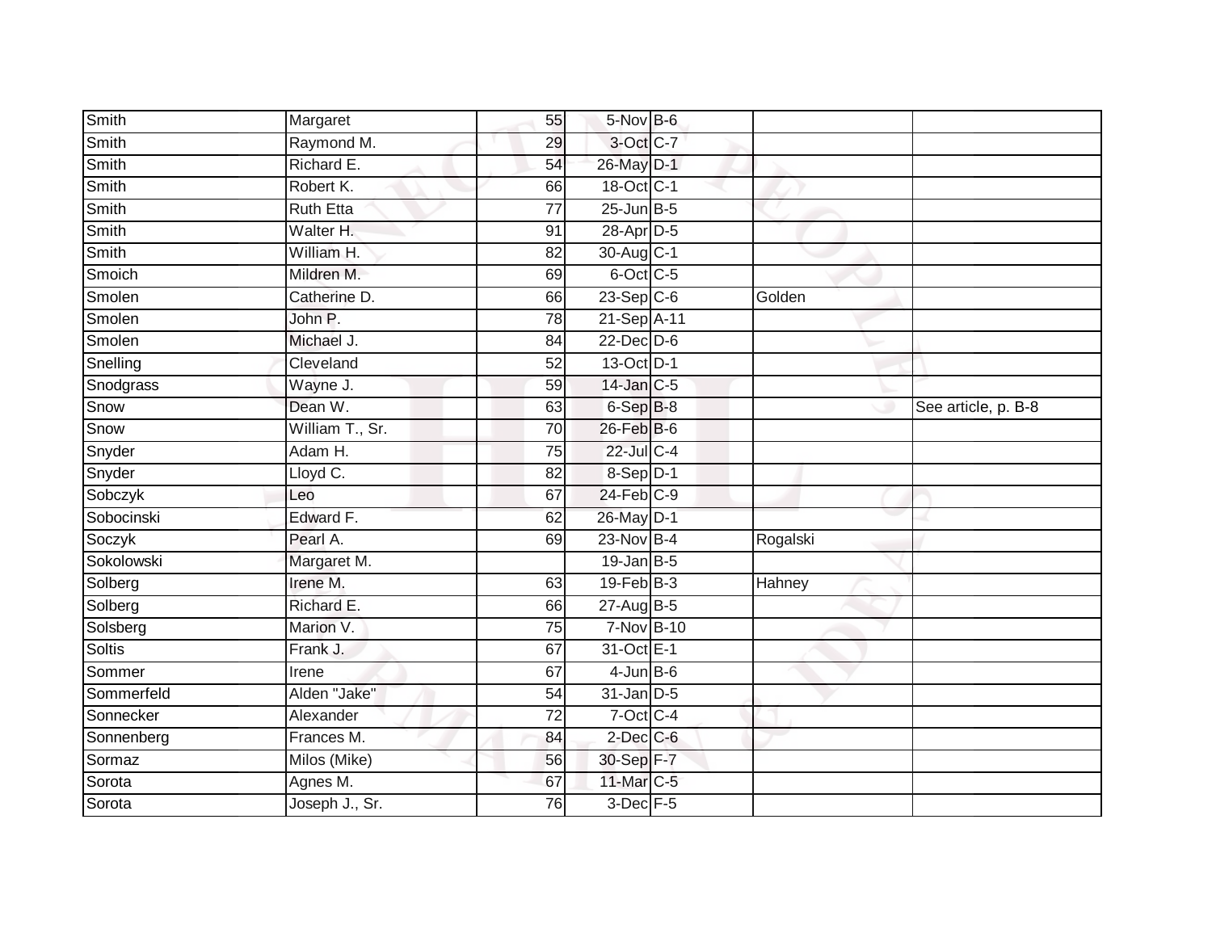| Smith | Margaret | 55 | 5-Nov | B-6 | | |
|---|---|---|---|---|---|---|
| Smith | Raymond M. | 29 | 3-Oct | C-7 | | |
| Smith | Richard E. | 54 | 26-May | D-1 | | |
| Smith | Robert K. | 66 | 18-Oct | C-1 | | |
| Smith | Ruth Etta | 77 | 25-Jun | B-5 | | |
| Smith | Walter H. | 91 | 28-Apr | D-5 | | |
| Smith | William H. | 82 | 30-Aug | C-1 | | |
| Smoich | Mildren M. | 69 | 6-Oct | C-5 | | |
| Smolen | Catherine D. | 66 | 23-Sep | C-6 | Golden | |
| Smolen | John P. | 78 | 21-Sep | A-11 | | |
| Smolen | Michael J. | 84 | 22-Dec | D-6 | | |
| Snelling | Cleveland | 52 | 13-Oct | D-1 | | |
| Snodgrass | Wayne J. | 59 | 14-Jan | C-5 | | |
| Snow | Dean W. | 63 | 6-Sep | B-8 | | See article, p. B-8 |
| Snow | William T., Sr. | 70 | 26-Feb | B-6 | | |
| Snyder | Adam H. | 75 | 22-Jul | C-4 | | |
| Snyder | Lloyd C. | 82 | 8-Sep | D-1 | | |
| Sobczyk | Leo | 67 | 24-Feb | C-9 | | |
| Sobocinski | Edward F. | 62 | 26-May | D-1 | | |
| Soczyk | Pearl A. | 69 | 23-Nov | B-4 | Rogalski | |
| Sokolowski | Margaret M. | | 19-Jan | B-5 | | |
| Solberg | Irene M. | 63 | 19-Feb | B-3 | Hahney | |
| Solberg | Richard E. | 66 | 27-Aug | B-5 | | |
| Solsberg | Marion V. | 75 | 7-Nov | B-10 | | |
| Soltis | Frank J. | 67 | 31-Oct | E-1 | | |
| Sommer | Irene | 67 | 4-Jun | B-6 | | |
| Sommerfeld | Alden "Jake" | 54 | 31-Jan | D-5 | | |
| Sonnecker | Alexander | 72 | 7-Oct | C-4 | | |
| Sonnenberg | Frances M. | 84 | 2-Dec | C-6 | | |
| Sormaz | Milos (Mike) | 56 | 30-Sep | F-7 | | |
| Sorota | Agnes M. | 67 | 11-Mar | C-5 | | |
| Sorota | Joseph J., Sr. | 76 | 3-Dec | F-5 | | |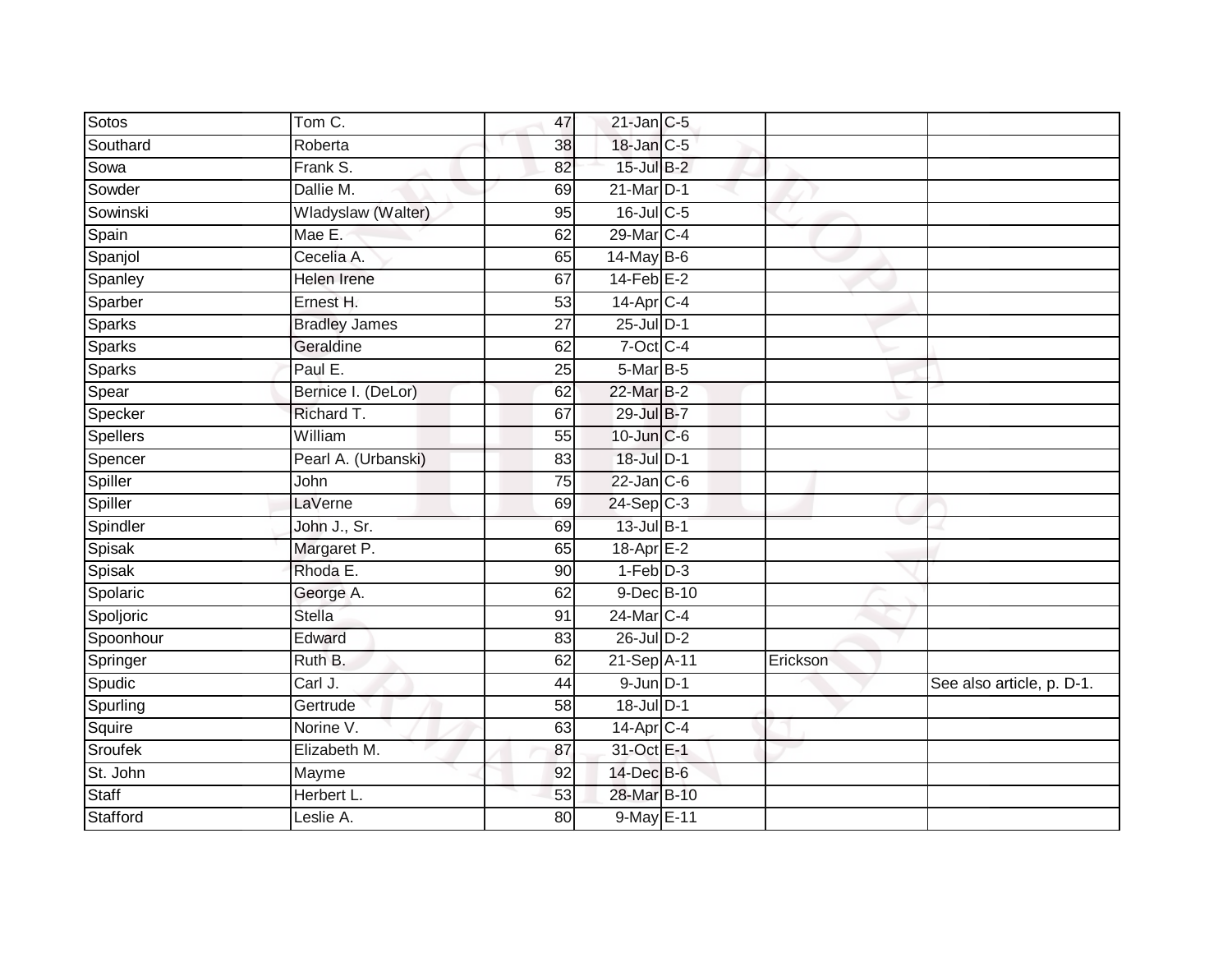| | | | | | | |
|---|---|---|---|---|---|---|
| Sotos | Tom C. | 47 | 21-Jan | C-5 | | |
| Southard | Roberta | 38 | 18-Jan | C-5 | | |
| Sowa | Frank S. | 82 | 15-Jul | B-2 | | |
| Sowder | Dallie M. | 69 | 21-Mar | D-1 | | |
| Sowinski | Wladyslaw (Walter) | 95 | 16-Jul | C-5 | | |
| Spain | Mae E. | 62 | 29-Mar | C-4 | | |
| Spanjol | Cecelia A. | 65 | 14-May | B-6 | | |
| Spanley | Helen Irene | 67 | 14-Feb | E-2 | | |
| Sparber | Ernest H. | 53 | 14-Apr | C-4 | | |
| Sparks | Bradley James | 27 | 25-Jul | D-1 | | |
| Sparks | Geraldine | 62 | 7-Oct | C-4 | | |
| Sparks | Paul E. | 25 | 5-Mar | B-5 | | |
| Spear | Bernice I. (DeLor) | 62 | 22-Mar | B-2 | | |
| Specker | Richard T. | 67 | 29-Jul | B-7 | | |
| Spellers | William | 55 | 10-Jun | C-6 | | |
| Spencer | Pearl A. (Urbanski) | 83 | 18-Jul | D-1 | | |
| Spiller | John | 75 | 22-Jan | C-6 | | |
| Spiller | LaVerne | 69 | 24-Sep | C-3 | | |
| Spindler | John J., Sr. | 69 | 13-Jul | B-1 | | |
| Spisak | Margaret P. | 65 | 18-Apr | E-2 | | |
| Spisak | Rhoda E. | 90 | 1-Feb | D-3 | | |
| Spolaric | George A. | 62 | 9-Dec | B-10 | | |
| Spoljoric | Stella | 91 | 24-Mar | C-4 | | |
| Spoonhour | Edward | 83 | 26-Jul | D-2 | | |
| Springer | Ruth B. | 62 | 21-Sep | A-11 | Erickson | |
| Spudic | Carl J. | 44 | 9-Jun | D-1 | | See also article, p. D-1. |
| Spurling | Gertrude | 58 | 18-Jul | D-1 | | |
| Squire | Norine V. | 63 | 14-Apr | C-4 | | |
| Sroufek | Elizabeth M. | 87 | 31-Oct | E-1 | | |
| St. John | Mayme | 92 | 14-Dec | B-6 | | |
| Staff | Herbert L. | 53 | 28-Mar | B-10 | | |
| Stafford | Leslie A. | 80 | 9-May | E-11 | | |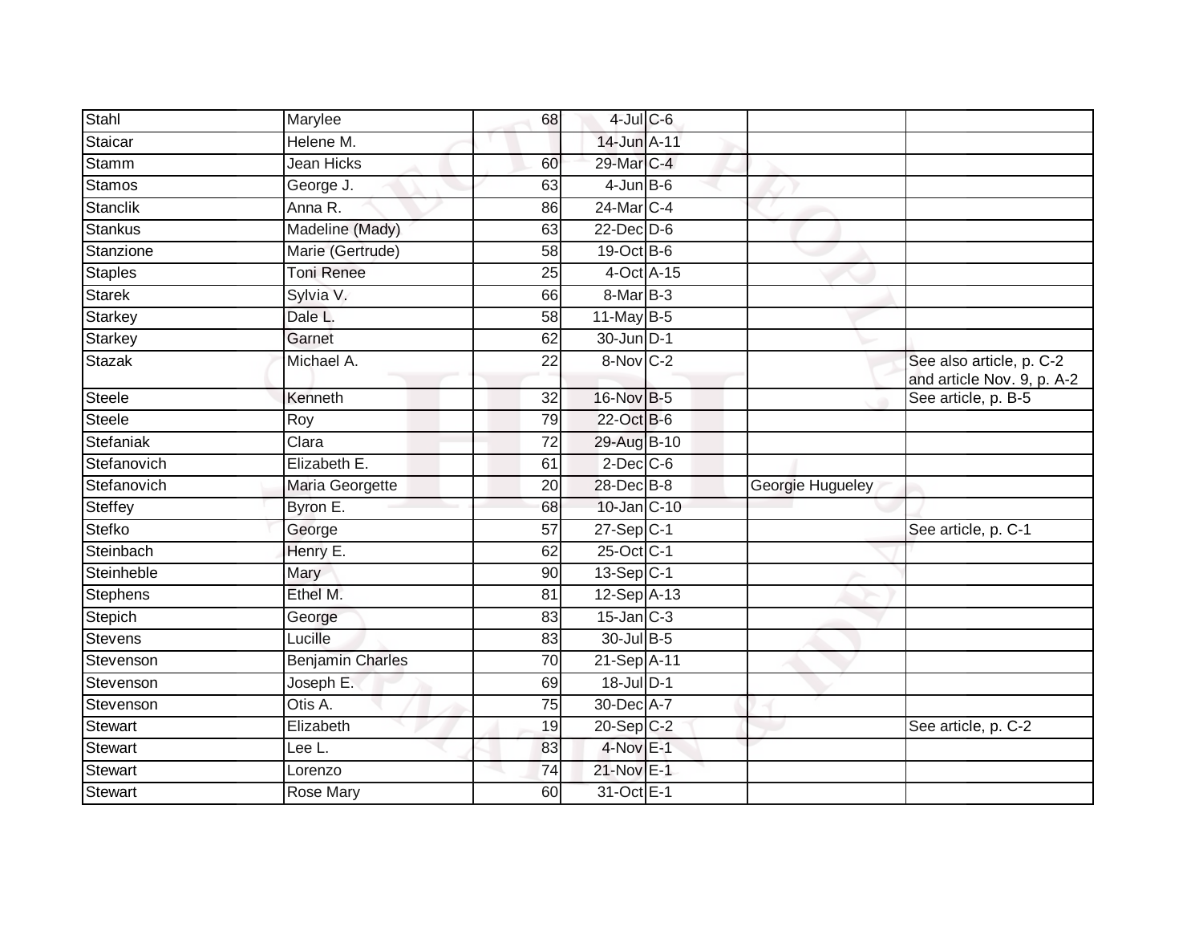| | | | | | | |
|---|---|---|---|---|---|---|
| Stahl | Marylee | 68 | 4-Jul | C-6 | | |
| Staicar | Helene M. | | 14-Jun | A-11 | | |
| Stamm | Jean Hicks | 60 | 29-Mar | C-4 | | |
| Stamos | George J. | 63 | 4-Jun | B-6 | | |
| Stanclik | Anna R. | 86 | 24-Mar | C-4 | | |
| Stankus | Madeline (Mady) | 63 | 22-Dec | D-6 | | |
| Stanzione | Marie (Gertrude) | 58 | 19-Oct | B-6 | | |
| Staples | Toni Renee | 25 | 4-Oct | A-15 | | |
| Starek | Sylvia V. | 66 | 8-Mar | B-3 | | |
| Starkey | Dale L. | 58 | 11-May | B-5 | | |
| Starkey | Garnet | 62 | 30-Jun | D-1 | | |
| Stazak | Michael A. | 22 | 8-Nov | C-2 | | See also article, p. C-2 and article Nov. 9, p. A-2 |
| Steele | Kenneth | 32 | 16-Nov | B-5 | | See article, p. B-5 |
| Steele | Roy | 79 | 22-Oct | B-6 | | |
| Stefaniak | Clara | 72 | 29-Aug | B-10 | | |
| Stefanovich | Elizabeth E. | 61 | 2-Dec | C-6 | | |
| Stefanovich | Maria Georgette | 20 | 28-Dec | B-8 | Georgie Hugueley | |
| Steffey | Byron E. | 68 | 10-Jan | C-10 | | |
| Stefko | George | 57 | 27-Sep | C-1 | | See article, p. C-1 |
| Steinbach | Henry E. | 62 | 25-Oct | C-1 | | |
| Steinheble | Mary | 90 | 13-Sep | C-1 | | |
| Stephens | Ethel M. | 81 | 12-Sep | A-13 | | |
| Stepich | George | 83 | 15-Jan | C-3 | | |
| Stevens | Lucille | 83 | 30-Jul | B-5 | | |
| Stevenson | Benjamin Charles | 70 | 21-Sep | A-11 | | |
| Stevenson | Joseph E. | 69 | 18-Jul | D-1 | | |
| Stevenson | Otis A. | 75 | 30-Dec | A-7 | | |
| Stewart | Elizabeth | 19 | 20-Sep | C-2 | | See article, p. C-2 |
| Stewart | Lee L. | 83 | 4-Nov | E-1 | | |
| Stewart | Lorenzo | 74 | 21-Nov | E-1 | | |
| Stewart | Rose Mary | 60 | 31-Oct | E-1 | | |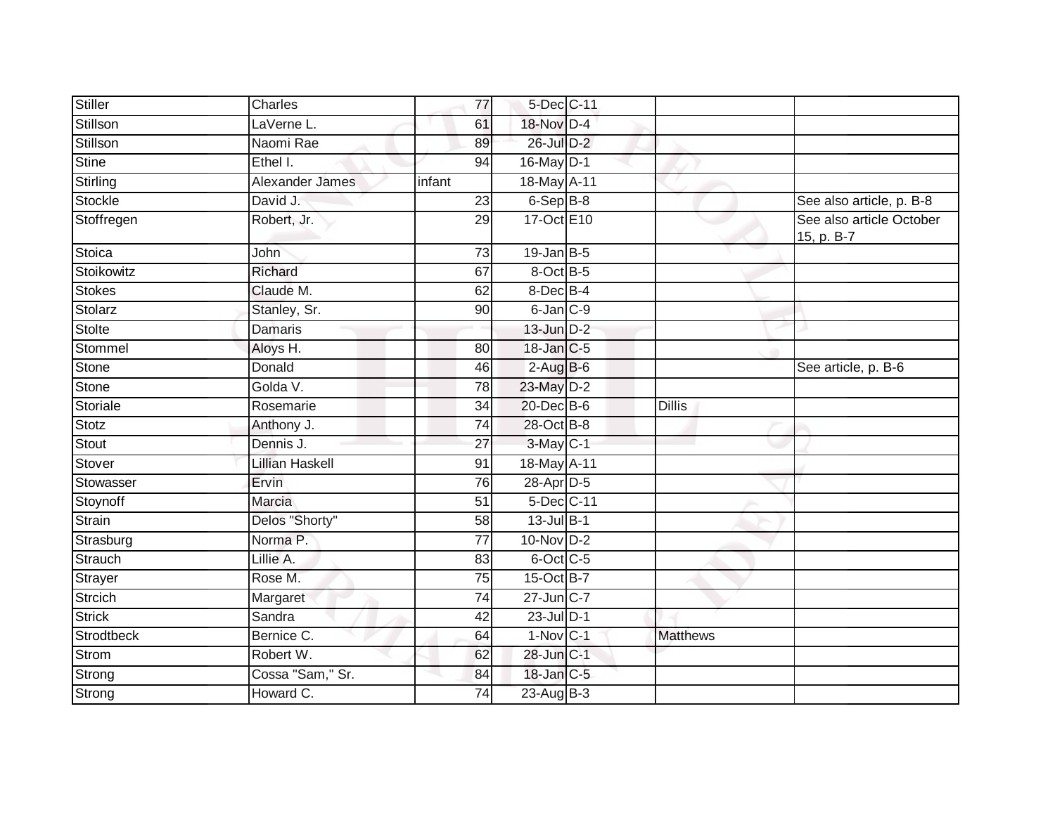| | | | | | | |
|---|---|---|---|---|---|---|
| Stiller | Charles | 77 | 5-Dec | C-11 | | |
| Stillson | LaVerne L. | 61 | 18-Nov | D-4 | | |
| Stillson | Naomi Rae | 89 | 26-Jul | D-2 | | |
| Stine | Ethel I. | 94 | 16-May | D-1 | | |
| Stirling | Alexander James | infant | 18-May | A-11 | | |
| Stockle | David J. | 23 | 6-Sep | B-8 | | See also article, p. B-8 |
| Stoffregen | Robert, Jr. | 29 | 17-Oct | E10 | | See also article October 15, p. B-7 |
| Stoica | John | 73 | 19-Jan | B-5 | | |
| Stoikowitz | Richard | 67 | 8-Oct | B-5 | | |
| Stokes | Claude M. | 62 | 8-Dec | B-4 | | |
| Stolarz | Stanley, Sr. | 90 | 6-Jan | C-9 | | |
| Stolte | Damaris | | 13-Jun | D-2 | | |
| Stommel | Aloys H. | 80 | 18-Jan | C-5 | | |
| Stone | Donald | 46 | 2-Aug | B-6 | | See article, p. B-6 |
| Stone | Golda V. | 78 | 23-May | D-2 | | |
| Storiale | Rosemarie | 34 | 20-Dec | B-6 | Dillis | |
| Stotz | Anthony J. | 74 | 28-Oct | B-8 | | |
| Stout | Dennis J. | 27 | 3-May | C-1 | | |
| Stover | Lillian Haskell | 91 | 18-May | A-11 | | |
| Stowasser | Ervin | 76 | 28-Apr | D-5 | | |
| Stoynoff | Marcia | 51 | 5-Dec | C-11 | | |
| Strain | Delos "Shorty" | 58 | 13-Jul | B-1 | | |
| Strasburg | Norma P. | 77 | 10-Nov | D-2 | | |
| Strauch | Lillie A. | 83 | 6-Oct | C-5 | | |
| Strayer | Rose M. | 75 | 15-Oct | B-7 | | |
| Strcich | Margaret | 74 | 27-Jun | C-7 | | |
| Strick | Sandra | 42 | 23-Jul | D-1 | | |
| Strodtbeck | Bernice C. | 64 | 1-Nov | C-1 | Matthews | |
| Strom | Robert W. | 62 | 28-Jun | C-1 | | |
| Strong | Cossa "Sam," Sr. | 84 | 18-Jan | C-5 | | |
| Strong | Howard C. | 74 | 23-Aug | B-3 | | |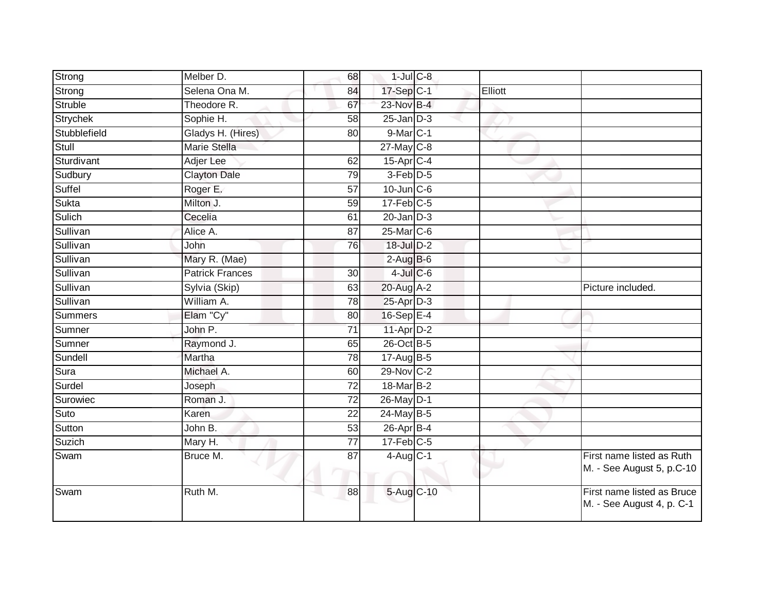| | | | | | | |
|---|---|---|---|---|---|---|
| Strong | Melber D. | 68 | 1-Jul | C-8 | | |
| Strong | Selena Ona M. | 84 | 17-Sep | C-1 | Elliott | |
| Struble | Theodore R. | 67 | 23-Nov | B-4 | | |
| Strychek | Sophie H. | 58 | 25-Jan | D-3 | | |
| Stubblefield | Gladys H. (Hires) | 80 | 9-Mar | C-1 | | |
| Stull | Marie Stella | | 27-May | C-8 | | |
| Sturdivant | Adjer Lee | 62 | 15-Apr | C-4 | | |
| Sudbury | Clayton Dale | 79 | 3-Feb | D-5 | | |
| Suffel | Roger E. | 57 | 10-Jun | C-6 | | |
| Sukta | Milton J. | 59 | 17-Feb | C-5 | | |
| Sulich | Cecelia | 61 | 20-Jan | D-3 | | |
| Sullivan | Alice A. | 87 | 25-Mar | C-6 | | |
| Sullivan | John | 76 | 18-Jul | D-2 | | |
| Sullivan | Mary R. (Mae) | | 2-Aug | B-6 | | |
| Sullivan | Patrick Frances | 30 | 4-Jul | C-6 | | |
| Sullivan | Sylvia (Skip) | 63 | 20-Aug | A-2 | | Picture included. |
| Sullivan | William A. | 78 | 25-Apr | D-3 | | |
| Summers | Elam "Cy" | 80 | 16-Sep | E-4 | | |
| Sumner | John P. | 71 | 11-Apr | D-2 | | |
| Sumner | Raymond J. | 65 | 26-Oct | B-5 | | |
| Sundell | Martha | 78 | 17-Aug | B-5 | | |
| Sura | Michael A. | 60 | 29-Nov | C-2 | | |
| Surdel | Joseph | 72 | 18-Mar | B-2 | | |
| Surowiec | Roman J. | 72 | 26-May | D-1 | | |
| Suto | Karen | 22 | 24-May | B-5 | | |
| Sutton | John B. | 53 | 26-Apr | B-4 | | |
| Suzich | Mary H. | 77 | 17-Feb | C-5 | | |
| Swam | Bruce M. | 87 | 4-Aug | C-1 | | First name listed as Ruth M. - See August 5, p.C-10 |
| Swam | Ruth M. | 88 | 5-Aug | C-10 | | First name listed as Bruce M. - See August 4, p. C-1 |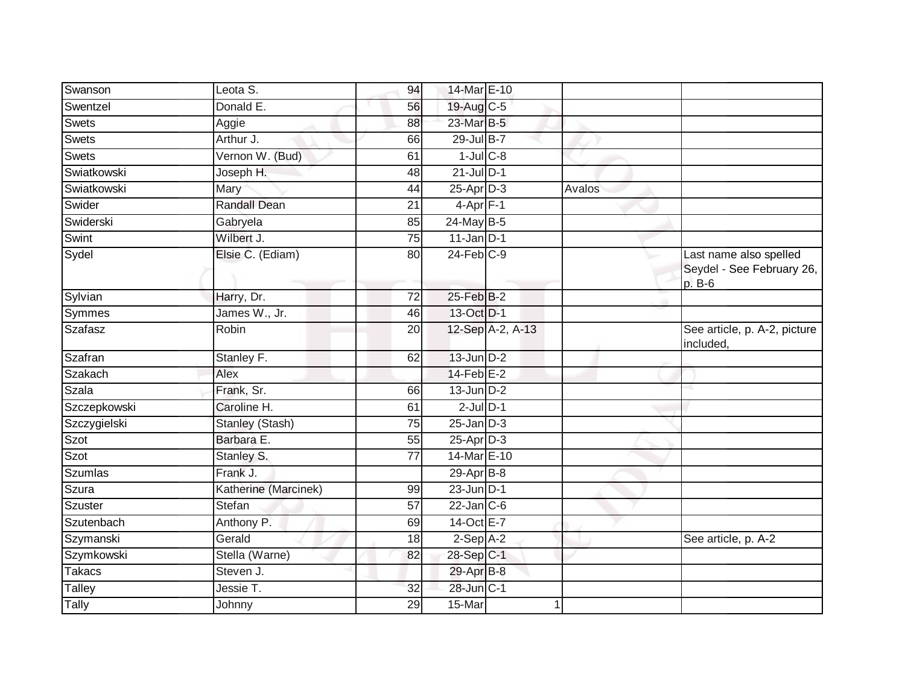| Swanson | Leota S. | 94 | 14-Mar | E-10 | | |
|---|---|---|---|---|---|---|
| Swentzel | Donald E. | 56 | 19-Aug | C-5 | | |
| Swets | Aggie | 88 | 23-Mar | B-5 | | |
| Swets | Arthur J. | 66 | 29-Jul | B-7 | | |
| Swets | Vernon W. (Bud) | 61 | 1-Jul | C-8 | | |
| Swiatkowski | Joseph H. | 48 | 21-Jul | D-1 | | |
| Swiatkowski | Mary | 44 | 25-Apr | D-3 | Avalos | |
| Swider | Randall Dean | 21 | 4-Apr | F-1 | | |
| Swiderski | Gabryela | 85 | 24-May | B-5 | | |
| Swint | Wilbert J. | 75 | 11-Jan | D-1 | | |
| Sydel | Elsie C. (Ediam) | 80 | 24-Feb | C-9 | | Last name also spelled Seydel - See February 26, p. B-6 |
| Sylvian | Harry, Dr. | 72 | 25-Feb | B-2 | | |
| Symmes | James W., Jr. | 46 | 13-Oct | D-1 | | |
| Szafasz | Robin | 20 | 12-Sep | A-2, A-13 | | See article, p. A-2, picture included, |
| Szafran | Stanley F. | 62 | 13-Jun | D-2 | | |
| Szakach | Alex | | 14-Feb | E-2 | | |
| Szala | Frank, Sr. | 66 | 13-Jun | D-2 | | |
| Szczepkowski | Caroline H. | 61 | 2-Jul | D-1 | | |
| Szczygielski | Stanley (Stash) | 75 | 25-Jan | D-3 | | |
| Szot | Barbara E. | 55 | 25-Apr | D-3 | | |
| Szot | Stanley S. | 77 | 14-Mar | E-10 | | |
| Szumlas | Frank J. | | 29-Apr | B-8 | | |
| Szura | Katherine (Marcinek) | 99 | 23-Jun | D-1 | | |
| Szuster | Stefan | 57 | 22-Jan | C-6 | | |
| Szutenbach | Anthony P. | 69 | 14-Oct | E-7 | | |
| Szymanski | Gerald | 18 | 2-Sep | A-2 | | See article, p. A-2 |
| Szymkowski | Stella (Warne) | 82 | 28-Sep | C-1 | | |
| Takacs | Steven J. | | 29-Apr | B-8 | | |
| Talley | Jessie T. | 32 | 28-Jun | C-1 | | |
| Tally | Johnny | 29 | 15-Mar | 1 | | |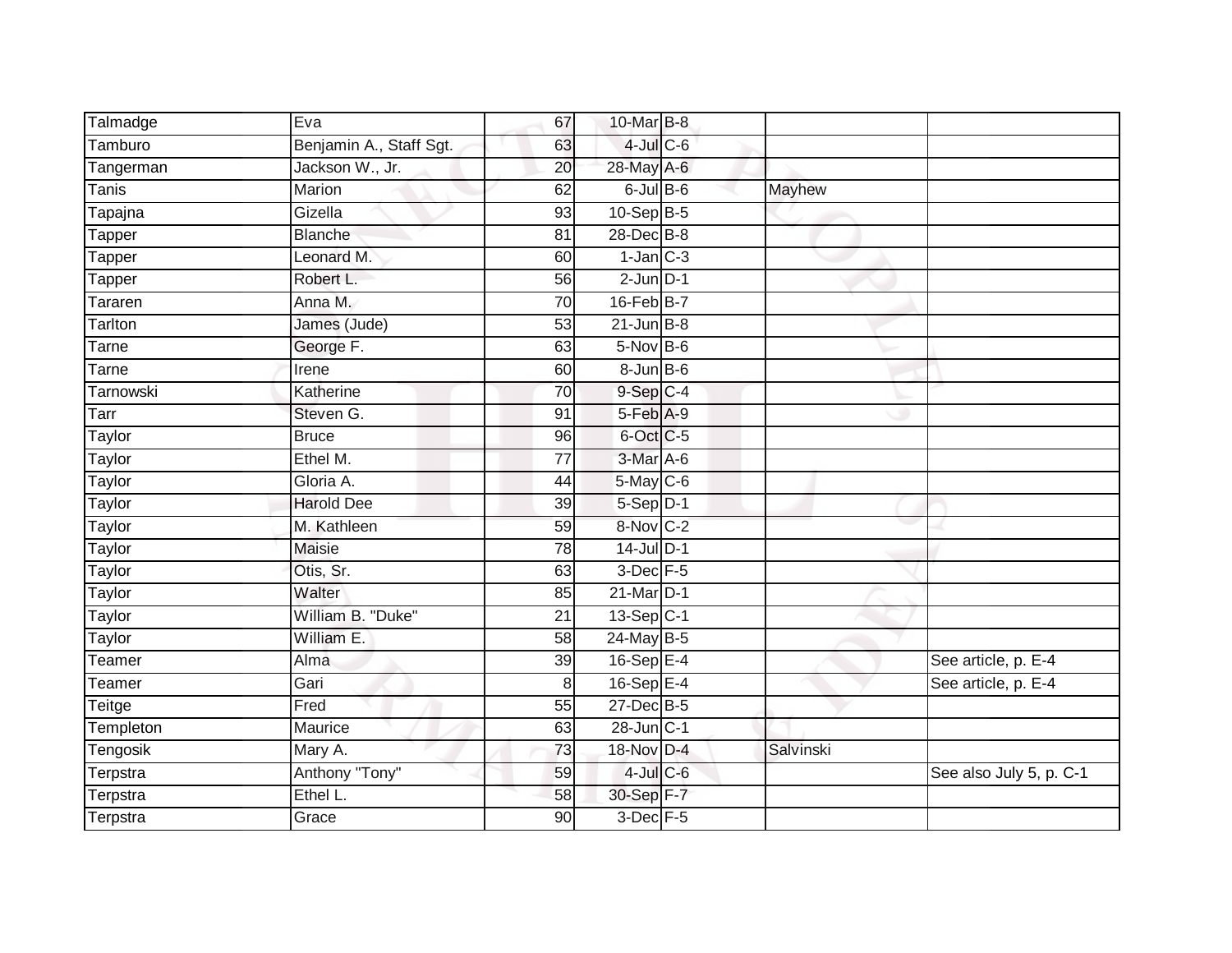| | | | | | | |
|---|---|---|---|---|---|---|
| Talmadge | Eva | 67 | 10-Mar | B-8 | | |
| Tamburo | Benjamin A., Staff Sgt. | 63 | 4-Jul | C-6 | | |
| Tangerman | Jackson W., Jr. | 20 | 28-May | A-6 | | |
| Tanis | Marion | 62 | 6-Jul | B-6 | Mayhew | |
| Tapajna | Gizella | 93 | 10-Sep | B-5 | | |
| Tapper | Blanche | 81 | 28-Dec | B-8 | | |
| Tapper | Leonard M. | 60 | 1-Jan | C-3 | | |
| Tapper | Robert L. | 56 | 2-Jun | D-1 | | |
| Tararen | Anna M. | 70 | 16-Feb | B-7 | | |
| Tarlton | James (Jude) | 53 | 21-Jun | B-8 | | |
| Tarne | George F. | 63 | 5-Nov | B-6 | | |
| Tarne | Irene | 60 | 8-Jun | B-6 | | |
| Tarnowski | Katherine | 70 | 9-Sep | C-4 | | |
| Tarr | Steven G. | 91 | 5-Feb | A-9 | | |
| Taylor | Bruce | 96 | 6-Oct | C-5 | | |
| Taylor | Ethel M. | 77 | 3-Mar | A-6 | | |
| Taylor | Gloria A. | 44 | 5-May | C-6 | | |
| Taylor | Harold Dee | 39 | 5-Sep | D-1 | | |
| Taylor | M. Kathleen | 59 | 8-Nov | C-2 | | |
| Taylor | Maisie | 78 | 14-Jul | D-1 | | |
| Taylor | Otis, Sr. | 63 | 3-Dec | F-5 | | |
| Taylor | Walter | 85 | 21-Mar | D-1 | | |
| Taylor | William B. "Duke" | 21 | 13-Sep | C-1 | | |
| Taylor | William E. | 58 | 24-May | B-5 | | |
| Teamer | Alma | 39 | 16-Sep | E-4 | | See article, p. E-4 |
| Teamer | Gari | 8 | 16-Sep | E-4 | | See article, p. E-4 |
| Teitge | Fred | 55 | 27-Dec | B-5 | | |
| Templeton | Maurice | 63 | 28-Jun | C-1 | | |
| Tengosik | Mary A. | 73 | 18-Nov | D-4 | Salvinski | |
| Terpstra | Anthony "Tony" | 59 | 4-Jul | C-6 | | See also July 5, p. C-1 |
| Terpstra | Ethel L. | 58 | 30-Sep | F-7 | | |
| Terpstra | Grace | 90 | 3-Dec | F-5 | | |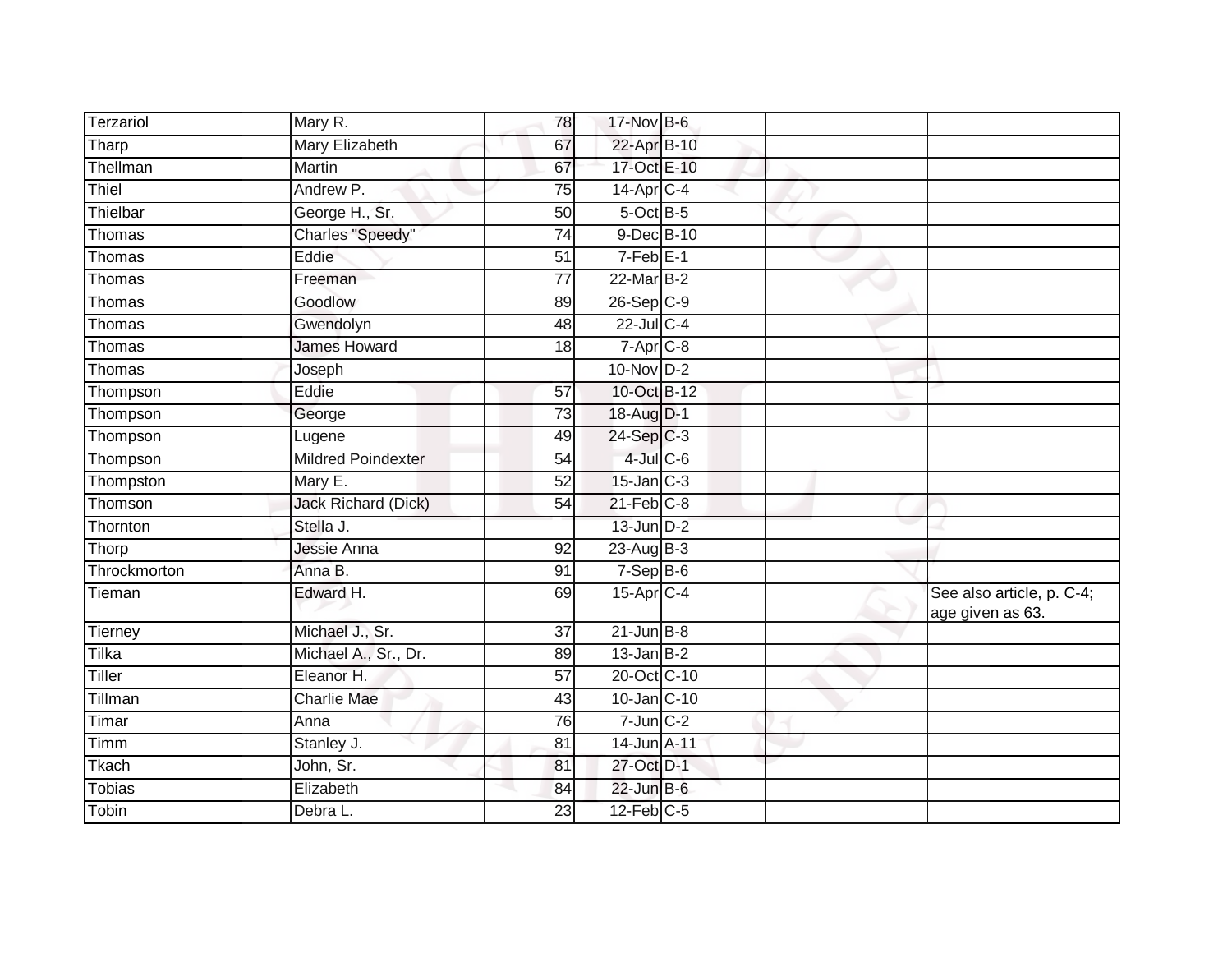| Terzariol | Mary R. | 78 | 17-Nov | B-6 | | |
|---|---|---|---|---|---|---|
| Tharp | Mary Elizabeth | 67 | 22-Apr | B-10 | | |
| Thellman | Martin | 67 | 17-Oct | E-10 | | |
| Thiel | Andrew P. | 75 | 14-Apr | C-4 | | |
| Thielbar | George H., Sr. | 50 | 5-Oct | B-5 | | |
| Thomas | Charles "Speedy" | 74 | 9-Dec | B-10 | | |
| Thomas | Eddie | 51 | 7-Feb | E-1 | | |
| Thomas | Freeman | 77 | 22-Mar | B-2 | | |
| Thomas | Goodlow | 89 | 26-Sep | C-9 | | |
| Thomas | Gwendolyn | 48 | 22-Jul | C-4 | | |
| Thomas | James Howard | 18 | 7-Apr | C-8 | | |
| Thomas | Joseph | | 10-Nov | D-2 | | |
| Thompson | Eddie | 57 | 10-Oct | B-12 | | |
| Thompson | George | 73 | 18-Aug | D-1 | | |
| Thompson | Lugene | 49 | 24-Sep | C-3 | | |
| Thompson | Mildred Poindexter | 54 | 4-Jul | C-6 | | |
| Thompston | Mary E. | 52 | 15-Jan | C-3 | | |
| Thomson | Jack Richard (Dick) | 54 | 21-Feb | C-8 | | |
| Thornton | Stella J. | | 13-Jun | D-2 | | |
| Thorp | Jessie Anna | 92 | 23-Aug | B-3 | | |
| Throckmorton | Anna B. | 91 | 7-Sep | B-6 | | |
| Tieman | Edward H. | 69 | 15-Apr | C-4 | | See also article, p. C-4; age given as 63. |
| Tierney | Michael J., Sr. | 37 | 21-Jun | B-8 | | |
| Tilka | Michael A., Sr., Dr. | 89 | 13-Jan | B-2 | | |
| Tiller | Eleanor H. | 57 | 20-Oct | C-10 | | |
| Tillman | Charlie Mae | 43 | 10-Jan | C-10 | | |
| Timar | Anna | 76 | 7-Jun | C-2 | | |
| Timm | Stanley J. | 81 | 14-Jun | A-11 | | |
| Tkach | John, Sr. | 81 | 27-Oct | D-1 | | |
| Tobias | Elizabeth | 84 | 22-Jun | B-6 | | |
| Tobin | Debra L. | 23 | 12-Feb | C-5 | | |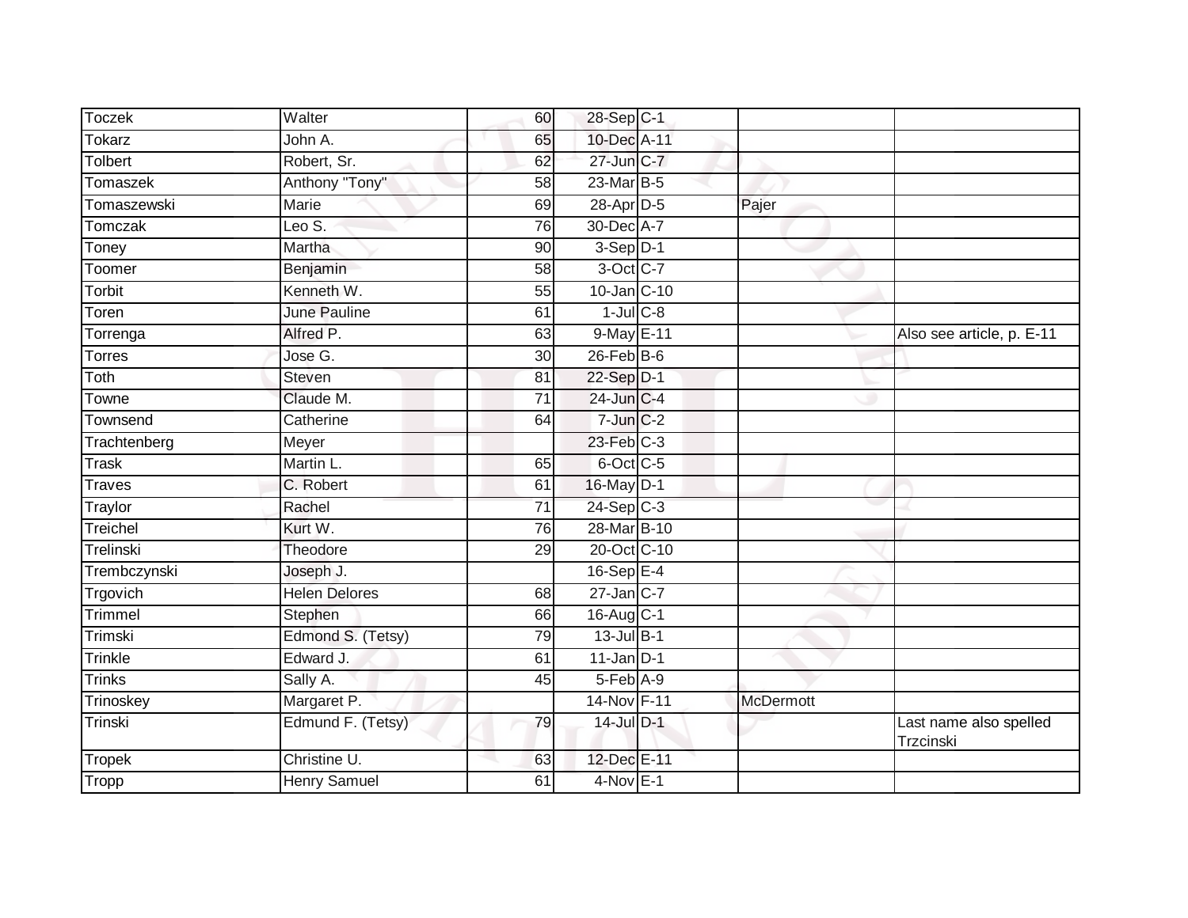| | | | | | | |
|---|---|---|---|---|---|---|
| Toczek | Walter | 60 | 28-Sep | C-1 | | |
| Tokarz | John A. | 65 | 10-Dec | A-11 | | |
| Tolbert | Robert, Sr. | 62 | 27-Jun | C-7 | | |
| Tomaszek | Anthony "Tony" | 58 | 23-Mar | B-5 | | |
| Tomaszewski | Marie | 69 | 28-Apr | D-5 | Pajer | |
| Tomczak | Leo S. | 76 | 30-Dec | A-7 | | |
| Toney | Martha | 90 | 3-Sep | D-1 | | |
| Toomer | Benjamin | 58 | 3-Oct | C-7 | | |
| Torbit | Kenneth W. | 55 | 10-Jan | C-10 | | |
| Toren | June Pauline | 61 | 1-Jul | C-8 | | |
| Torrenga | Alfred P. | 63 | 9-May | E-11 | | Also see article, p. E-11 |
| Torres | Jose G. | 30 | 26-Feb | B-6 | | |
| Toth | Steven | 81 | 22-Sep | D-1 | | |
| Towne | Claude M. | 71 | 24-Jun | C-4 | | |
| Townsend | Catherine | 64 | 7-Jun | C-2 | | |
| Trachtenberg | Meyer | | 23-Feb | C-3 | | |
| Trask | Martin L. | 65 | 6-Oct | C-5 | | |
| Traves | C. Robert | 61 | 16-May | D-1 | | |
| Traylor | Rachel | 71 | 24-Sep | C-3 | | |
| Treichel | Kurt W. | 76 | 28-Mar | B-10 | | |
| Trelinski | Theodore | 29 | 20-Oct | C-10 | | |
| Trembczynski | Joseph J. | | 16-Sep | E-4 | | |
| Trgovich | Helen Delores | 68 | 27-Jan | C-7 | | |
| Trimmel | Stephen | 66 | 16-Aug | C-1 | | |
| Trimski | Edmond S. (Tetsy) | 79 | 13-Jul | B-1 | | |
| Trinkle | Edward J. | 61 | 11-Jan | D-1 | | |
| Trinks | Sally A. | 45 | 5-Feb | A-9 | | |
| Trinoskey | Margaret P. | | 14-Nov | F-11 | McDermott | |
| Trinski | Edmund F. (Tetsy) | 79 | 14-Jul | D-1 | | Last name also spelled Trzcinski |
| Tropek | Christine U. | 63 | 12-Dec | E-11 | | |
| Tropp | Henry Samuel | 61 | 4-Nov | E-1 | | |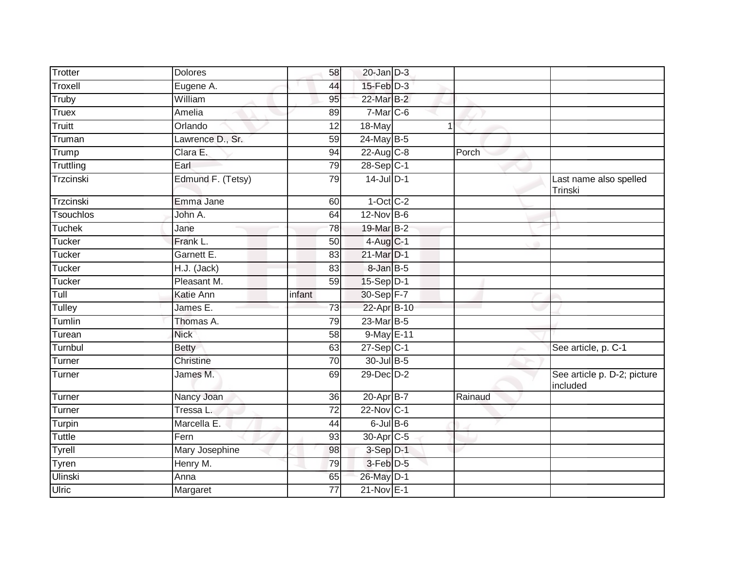| | | | | | | |
|---|---|---|---|---|---|---|
| Trotter | Dolores | 58 | 20-Jan | D-3 | | |
| Troxell | Eugene A. | 44 | 15-Feb | D-3 | | |
| Truby | William | 95 | 22-Mar | B-2 | | |
| Truex | Amelia | 89 | 7-Mar | C-6 | | |
| Truitt | Orlando | 12 | 18-May | 1 | | |
| Truman | Lawrence D., Sr. | 59 | 24-May | B-5 | | |
| Trump | Clara E. | 94 | 22-Aug | C-8 | Porch | |
| Truttling | Earl | 79 | 28-Sep | C-1 | | |
| Trzcinski | Edmund F. (Tetsy) | 79 | 14-Jul | D-1 | | Last name also spelled Trinski |
| Trzcinski | Emma Jane | 60 | 1-Oct | C-2 | | |
| Tsouchlos | John A. | 64 | 12-Nov | B-6 | | |
| Tuchek | Jane | 78 | 19-Mar | B-2 | | |
| Tucker | Frank L. | 50 | 4-Aug | C-1 | | |
| Tucker | Garnett E. | 83 | 21-Mar | D-1 | | |
| Tucker | H.J. (Jack) | 83 | 8-Jan | B-5 | | |
| Tucker | Pleasant M. | 59 | 15-Sep | D-1 | | |
| Tull | Katie Ann | infant | 30-Sep | F-7 | | |
| Tulley | James E. | 73 | 22-Apr | B-10 | | |
| Tumlin | Thomas A. | 79 | 23-Mar | B-5 | | |
| Turean | Nick | 58 | 9-May | E-11 | | |
| Turnbul | Betty | 63 | 27-Sep | C-1 | | See article, p. C-1 |
| Turner | Christine | 70 | 30-Jul | B-5 | | |
| Turner | James M. | 69 | 29-Dec | D-2 | | See article p. D-2; picture included |
| Turner | Nancy Joan | 36 | 20-Apr | B-7 | Rainaud | |
| Turner | Tressa L. | 72 | 22-Nov | C-1 | | |
| Turpin | Marcella E. | 44 | 6-Jul | B-6 | | |
| Tuttle | Fern | 93 | 30-Apr | C-5 | | |
| Tyrell | Mary Josephine | 98 | 3-Sep | D-1 | | |
| Tyren | Henry M. | 79 | 3-Feb | D-5 | | |
| Ulinski | Anna | 65 | 26-May | D-1 | | |
| Ulric | Margaret | 77 | 21-Nov | E-1 | | |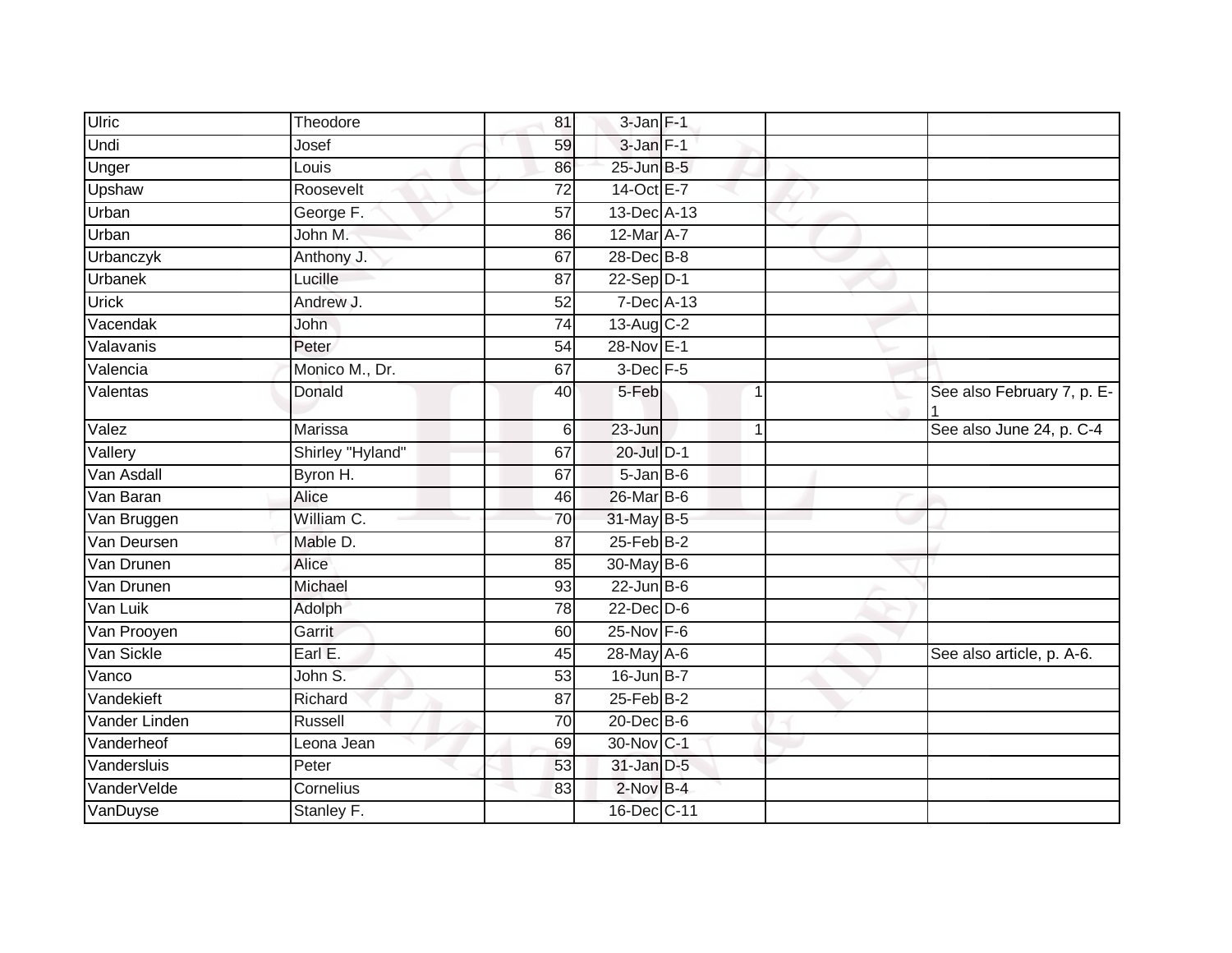| Ulric | Theodore | 81 | 3-Jan | F-1 | | | |
|---|---|---|---|---|---|---|---|
| Undi | Josef | 59 | 3-Jan | F-1 | | | |
| Unger | Louis | 86 | 25-Jun | B-5 | | | |
| Upshaw | Roosevelt | 72 | 14-Oct | E-7 | | | |
| Urban | George F. | 57 | 13-Dec | A-13 | | | |
| Urban | John M. | 86 | 12-Mar | A-7 | | | |
| Urbanczyk | Anthony J. | 67 | 28-Dec | B-8 | | | |
| Urbanek | Lucille | 87 | 22-Sep | D-1 | | | |
| Urick | Andrew J. | 52 | 7-Dec | A-13 | | | |
| Vacendak | John | 74 | 13-Aug | C-2 | | | |
| Valavanis | Peter | 54 | 28-Nov | E-1 | | | |
| Valencia | Monico M., Dr. | 67 | 3-Dec | F-5 | | | |
| Valentas | Donald | 40 | 5-Feb | | 1 | | See also February 7, p. E-1 |
| Valez | Marissa | 6 | 23-Jun | | 1 | | See also June 24, p. C-4 |
| Vallery | Shirley "Hyland" | 67 | 20-Jul | D-1 | | | |
| Van Asdall | Byron H. | 67 | 5-Jan | B-6 | | | |
| Van Baran | Alice | 46 | 26-Mar | B-6 | | | |
| Van Bruggen | William C. | 70 | 31-May | B-5 | | | |
| Van Deursen | Mable D. | 87 | 25-Feb | B-2 | | | |
| Van Drunen | Alice | 85 | 30-May | B-6 | | | |
| Van Drunen | Michael | 93 | 22-Jun | B-6 | | | |
| Van Luik | Adolph | 78 | 22-Dec | D-6 | | | |
| Van Prooyen | Garrit | 60 | 25-Nov | F-6 | | | |
| Van Sickle | Earl E. | 45 | 28-May | A-6 | | | See also article, p. A-6. |
| Vanco | John S. | 53 | 16-Jun | B-7 | | | |
| Vandekieft | Richard | 87 | 25-Feb | B-2 | | | |
| Vander Linden | Russell | 70 | 20-Dec | B-6 | | | |
| Vanderheof | Leona Jean | 69 | 30-Nov | C-1 | | | |
| Vandersluis | Peter | 53 | 31-Jan | D-5 | | | |
| VanderVelde | Cornelius | 83 | 2-Nov | B-4 | | | |
| VanDuyse | Stanley F. | | 16-Dec | C-11 | | | |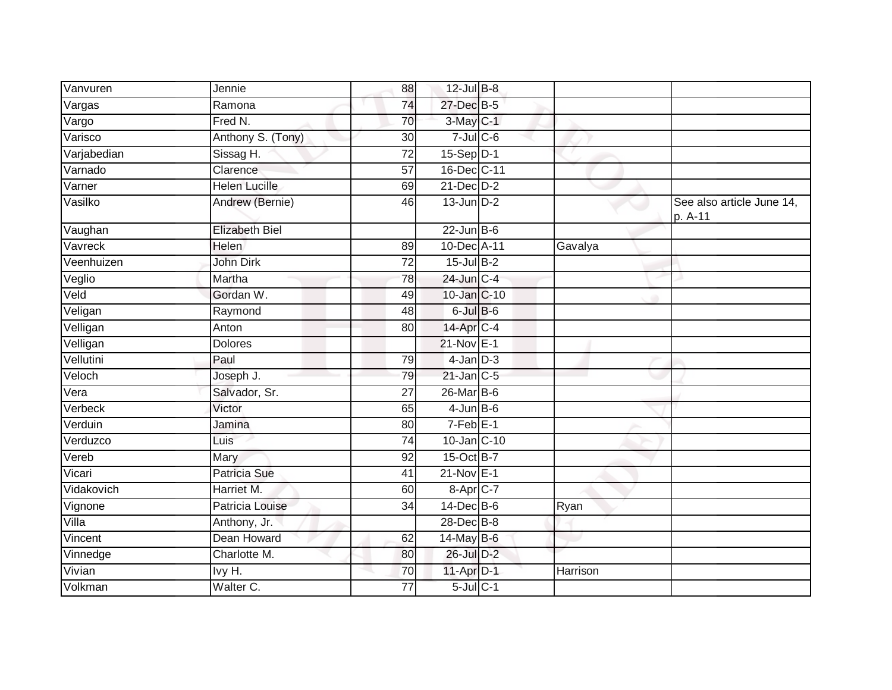| | | | | | | |
|---|---|---|---|---|---|---|
| Vanvuren | Jennie | 88 | 12-Jul | B-8 | | |
| Vargas | Ramona | 74 | 27-Dec | B-5 | | |
| Vargo | Fred N. | 70 | 3-May | C-1 | | |
| Varisco | Anthony S. (Tony) | 30 | 7-Jul | C-6 | | |
| Varjabedian | Sissag H. | 72 | 15-Sep | D-1 | | |
| Varnado | Clarence | 57 | 16-Dec | C-11 | | |
| Varner | Helen Lucille | 69 | 21-Dec | D-2 | | |
| Vasilko | Andrew (Bernie) | 46 | 13-Jun | D-2 | | See also article June 14, p. A-11 |
| Vaughan | Elizabeth Biel | | 22-Jun | B-6 | | |
| Vavreck | Helen | 89 | 10-Dec | A-11 | Gavalya | |
| Veenhuizen | John Dirk | 72 | 15-Jul | B-2 | | |
| Veglio | Martha | 78 | 24-Jun | C-4 | | |
| Veld | Gordan W. | 49 | 10-Jan | C-10 | | |
| Veligan | Raymond | 48 | 6-Jul | B-6 | | |
| Velligan | Anton | 80 | 14-Apr | C-4 | | |
| Velligan | Dolores | | 21-Nov | E-1 | | |
| Vellutini | Paul | 79 | 4-Jan | D-3 | | |
| Veloch | Joseph J. | 79 | 21-Jan | C-5 | | |
| Vera | Salvador, Sr. | 27 | 26-Mar | B-6 | | |
| Verbeck | Victor | 65 | 4-Jun | B-6 | | |
| Verduin | Jamina | 80 | 7-Feb | E-1 | | |
| Verduzco | Luis | 74 | 10-Jan | C-10 | | |
| Vereb | Mary | 92 | 15-Oct | B-7 | | |
| Vicari | Patricia Sue | 41 | 21-Nov | E-1 | | |
| Vidakovich | Harriet M. | 60 | 8-Apr | C-7 | | |
| Vignone | Patricia Louise | 34 | 14-Dec | B-6 | Ryan | |
| Villa | Anthony, Jr. | | 28-Dec | B-8 | | |
| Vincent | Dean Howard | 62 | 14-May | B-6 | | |
| Vinnedge | Charlotte M. | 80 | 26-Jul | D-2 | | |
| Vivian | Ivy H. | 70 | 11-Apr | D-1 | Harrison | |
| Volkman | Walter C. | 77 | 5-Jul | C-1 | | |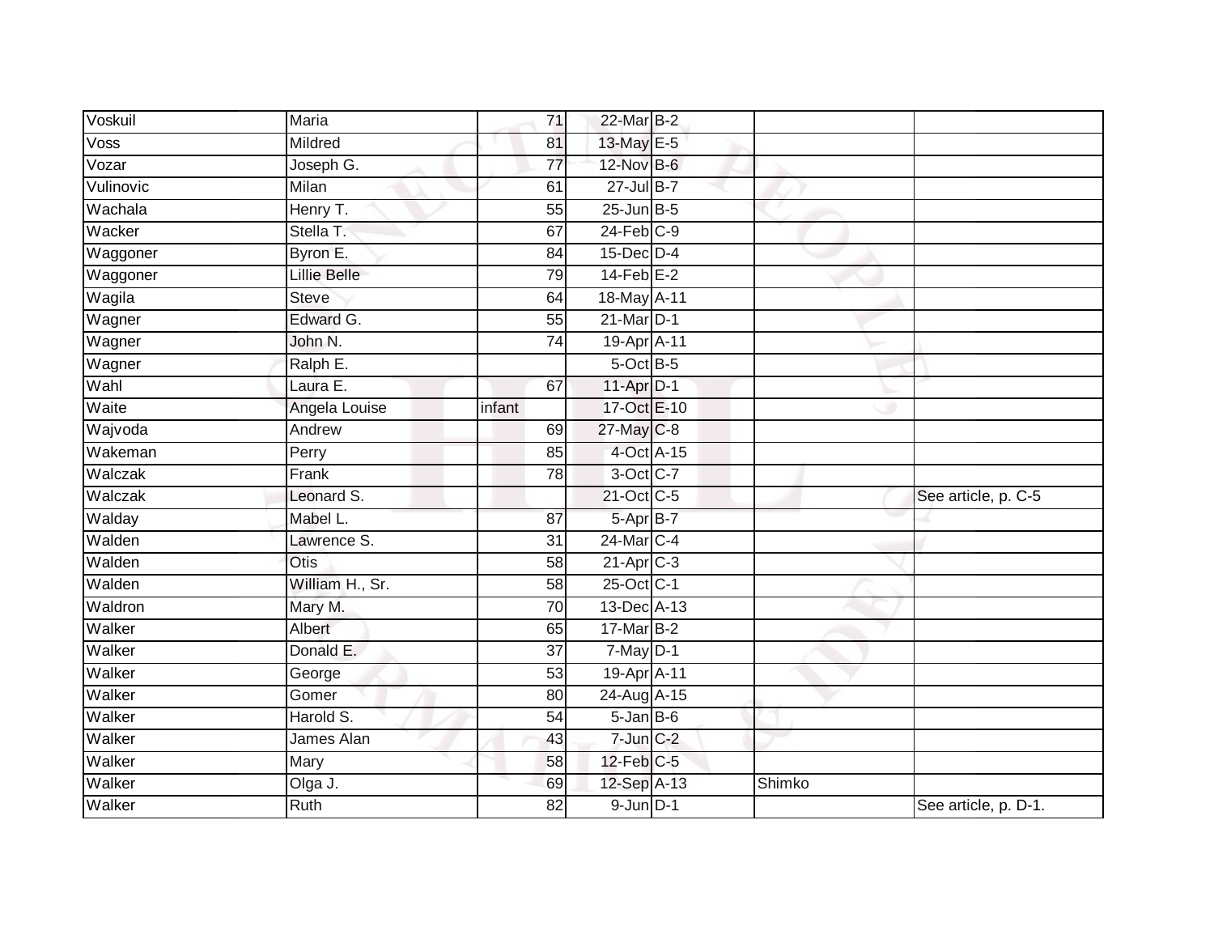| Voskuil | Maria | 71 | 22-Mar | B-2 | | |
|---|---|---|---|---|---|---|
| Voss | Mildred | 81 | 13-May | E-5 | | |
| Vozar | Joseph G. | 77 | 12-Nov | B-6 | | |
| Vulinovic | Milan | 61 | 27-Jul | B-7 | | |
| Wachala | Henry T. | 55 | 25-Jun | B-5 | | |
| Wacker | Stella T. | 67 | 24-Feb | C-9 | | |
| Waggoner | Byron E. | 84 | 15-Dec | D-4 | | |
| Waggoner | Lillie Belle | 79 | 14-Feb | E-2 | | |
| Wagila | Steve | 64 | 18-May | A-11 | | |
| Wagner | Edward G. | 55 | 21-Mar | D-1 | | |
| Wagner | John N. | 74 | 19-Apr | A-11 | | |
| Wagner | Ralph E. | | 5-Oct | B-5 | | |
| Wahl | Laura E. | 67 | 11-Apr | D-1 | | |
| Waite | Angela Louise | infant | 17-Oct | E-10 | | |
| Wajvoda | Andrew | 69 | 27-May | C-8 | | |
| Wakeman | Perry | 85 | 4-Oct | A-15 | | |
| Walczak | Frank | 78 | 3-Oct | C-7 | | |
| Walczak | Leonard S. | | 21-Oct | C-5 | | See article, p. C-5 |
| Walday | Mabel L. | 87 | 5-Apr | B-7 | | |
| Walden | Lawrence S. | 31 | 24-Mar | C-4 | | |
| Walden | Otis | 58 | 21-Apr | C-3 | | |
| Walden | William H., Sr. | 58 | 25-Oct | C-1 | | |
| Waldron | Mary M. | 70 | 13-Dec | A-13 | | |
| Walker | Albert | 65 | 17-Mar | B-2 | | |
| Walker | Donald E. | 37 | 7-May | D-1 | | |
| Walker | George | 53 | 19-Apr | A-11 | | |
| Walker | Gomer | 80 | 24-Aug | A-15 | | |
| Walker | Harold S. | 54 | 5-Jan | B-6 | | |
| Walker | James Alan | 43 | 7-Jun | C-2 | | |
| Walker | Mary | 58 | 12-Feb | C-5 | | |
| Walker | Olga J. | 69 | 12-Sep | A-13 | Shimko | |
| Walker | Ruth | 82 | 9-Jun | D-1 | | See article, p. D-1. |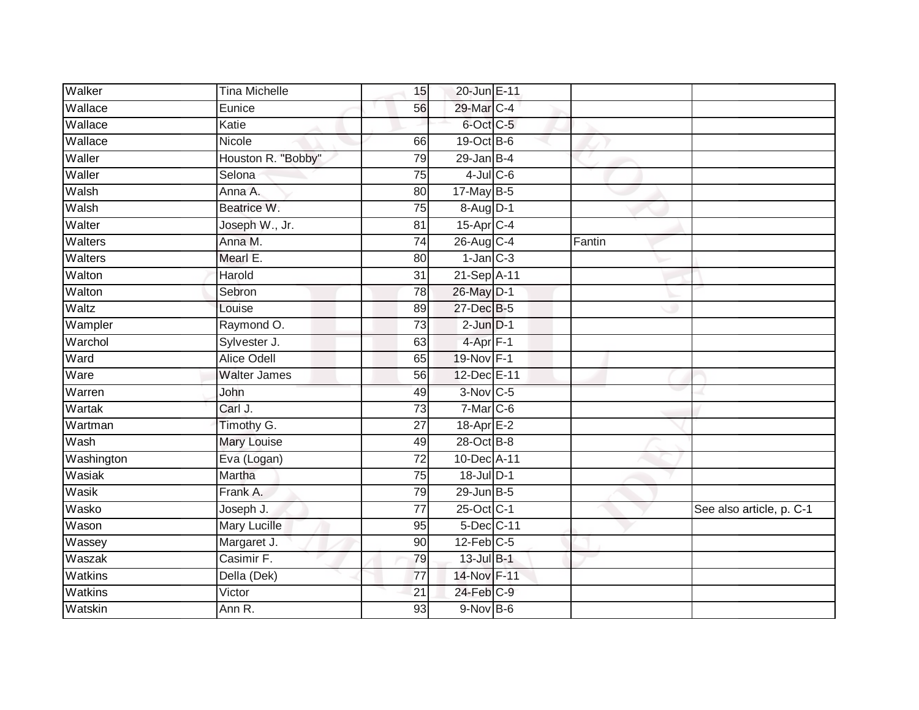| Walker | Tina Michelle | 15 | 20-Jun | E-11 | | |
|---|---|---|---|---|---|---|
| Wallace | Eunice | 56 | 29-Mar | C-4 | | |
| Wallace | Katie | | 6-Oct | C-5 | | |
| Wallace | Nicole | 66 | 19-Oct | B-6 | | |
| Waller | Houston R. "Bobby" | 79 | 29-Jan | B-4 | | |
| Waller | Selona | 75 | 4-Jul | C-6 | | |
| Walsh | Anna A. | 80 | 17-May | B-5 | | |
| Walsh | Beatrice W. | 75 | 8-Aug | D-1 | | |
| Walter | Joseph W., Jr. | 81 | 15-Apr | C-4 | | |
| Walters | Anna M. | 74 | 26-Aug | C-4 | Fantin | |
| Walters | Mearl E. | 80 | 1-Jan | C-3 | | |
| Walton | Harold | 31 | 21-Sep | A-11 | | |
| Walton | Sebron | 78 | 26-May | D-1 | | |
| Waltz | Louise | 89 | 27-Dec | B-5 | | |
| Wampler | Raymond O. | 73 | 2-Jun | D-1 | | |
| Warchol | Sylvester J. | 63 | 4-Apr | F-1 | | |
| Ward | Alice Odell | 65 | 19-Nov | F-1 | | |
| Ware | Walter James | 56 | 12-Dec | E-11 | | |
| Warren | John | 49 | 3-Nov | C-5 | | |
| Wartak | Carl J. | 73 | 7-Mar | C-6 | | |
| Wartman | Timothy G. | 27 | 18-Apr | E-2 | | |
| Wash | Mary Louise | 49 | 28-Oct | B-8 | | |
| Washington | Eva (Logan) | 72 | 10-Dec | A-11 | | |
| Wasiak | Martha | 75 | 18-Jul | D-1 | | |
| Wasik | Frank A. | 79 | 29-Jun | B-5 | | |
| Wasko | Joseph J. | 77 | 25-Oct | C-1 | | See also article, p. C-1 |
| Wason | Mary Lucille | 95 | 5-Dec | C-11 | | |
| Wassey | Margaret J. | 90 | 12-Feb | C-5 | | |
| Waszak | Casimir F. | 79 | 13-Jul | B-1 | | |
| Watkins | Della (Dek) | 77 | 14-Nov | F-11 | | |
| Watkins | Victor | 21 | 24-Feb | C-9 | | |
| Watskin | Ann R. | 93 | 9-Nov | B-6 | | |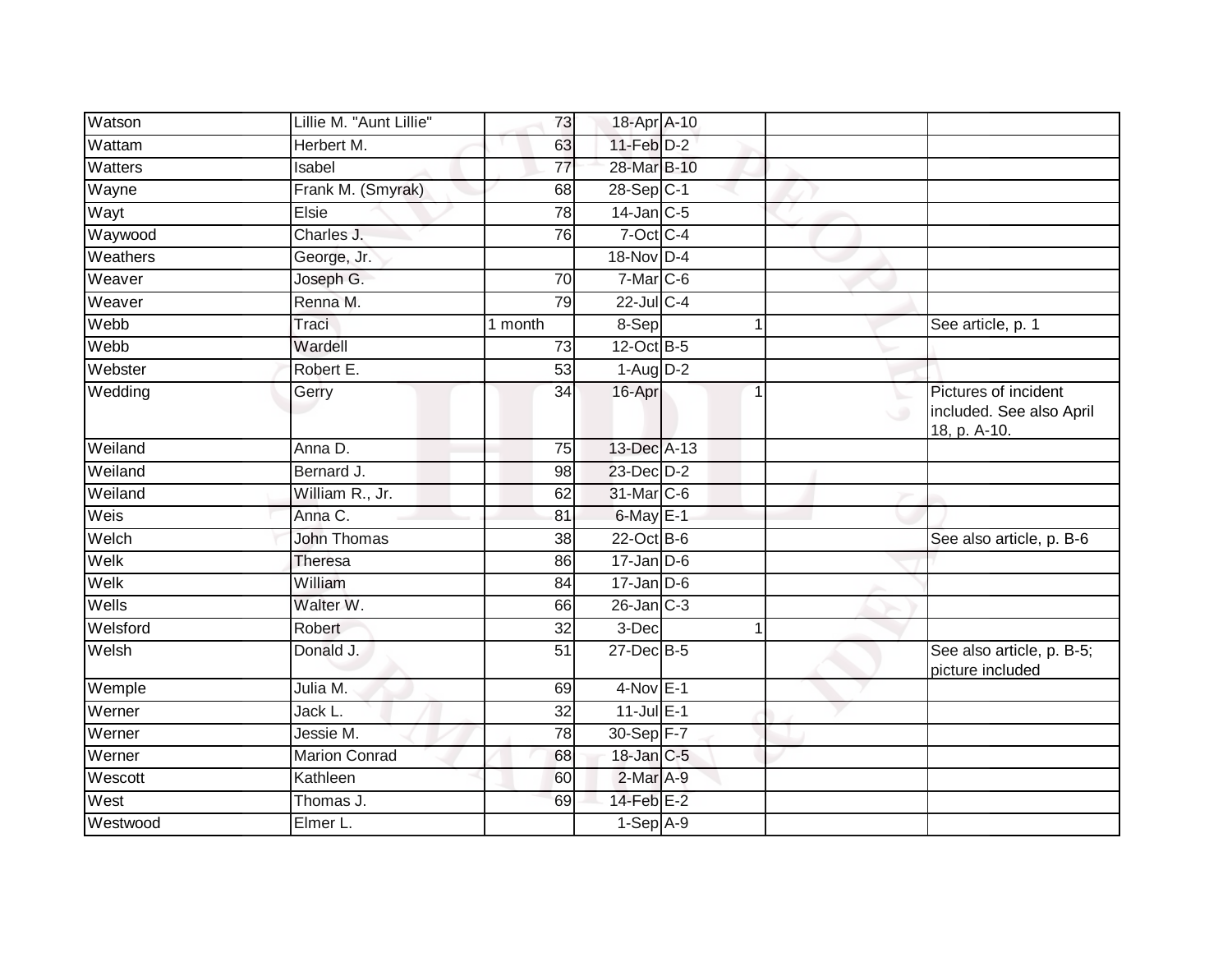| | | | | | | | |
|---|---|---|---|---|---|---|---|
| Watson | Lillie M. "Aunt Lillie" | 73 | 18-Apr | A-10 | | | |
| Wattam | Herbert M. | 63 | 11-Feb | D-2 | | | |
| Watters | Isabel | 77 | 28-Mar | B-10 | | | |
| Wayne | Frank M. (Smyrak) | 68 | 28-Sep | C-1 | | | |
| Wayt | Elsie | 78 | 14-Jan | C-5 | | | |
| Waywood | Charles J. | 76 | 7-Oct | C-4 | | | |
| Weathers | George, Jr. | | 18-Nov | D-4 | | | |
| Weaver | Joseph G. | 70 | 7-Mar | C-6 | | | |
| Weaver | Renna M. | 79 | 22-Jul | C-4 | | | |
| Webb | Traci | 1 month | 8-Sep | | 1 | | See article, p. 1 |
| Webb | Wardell | 73 | 12-Oct | B-5 | | | |
| Webster | Robert E. | 53 | 1-Aug | D-2 | | | |
| Wedding | Gerry | 34 | 16-Apr | | 1 | | Pictures of incident included. See also April 18, p. A-10. |
| Weiland | Anna D. | 75 | 13-Dec | A-13 | | | |
| Weiland | Bernard J. | 98 | 23-Dec | D-2 | | | |
| Weiland | William R., Jr. | 62 | 31-Mar | C-6 | | | |
| Weis | Anna C. | 81 | 6-May | E-1 | | | |
| Welch | John Thomas | 38 | 22-Oct | B-6 | | | See also article, p. B-6 |
| Welk | Theresa | 86 | 17-Jan | D-6 | | | |
| Welk | William | 84 | 17-Jan | D-6 | | | |
| Wells | Walter W. | 66 | 26-Jan | C-3 | | | |
| Welsford | Robert | 32 | 3-Dec | | 1 | | |
| Welsh | Donald J. | 51 | 27-Dec | B-5 | | | See also article, p. B-5; picture included |
| Wemple | Julia M. | 69 | 4-Nov | E-1 | | | |
| Werner | Jack L. | 32 | 11-Jul | E-1 | | | |
| Werner | Jessie M. | 78 | 30-Sep | F-7 | | | |
| Werner | Marion Conrad | 68 | 18-Jan | C-5 | | | |
| Wescott | Kathleen | 60 | 2-Mar | A-9 | | | |
| West | Thomas J. | 69 | 14-Feb | E-2 | | | |
| Westwood | Elmer L. | | 1-Sep | A-9 | | | |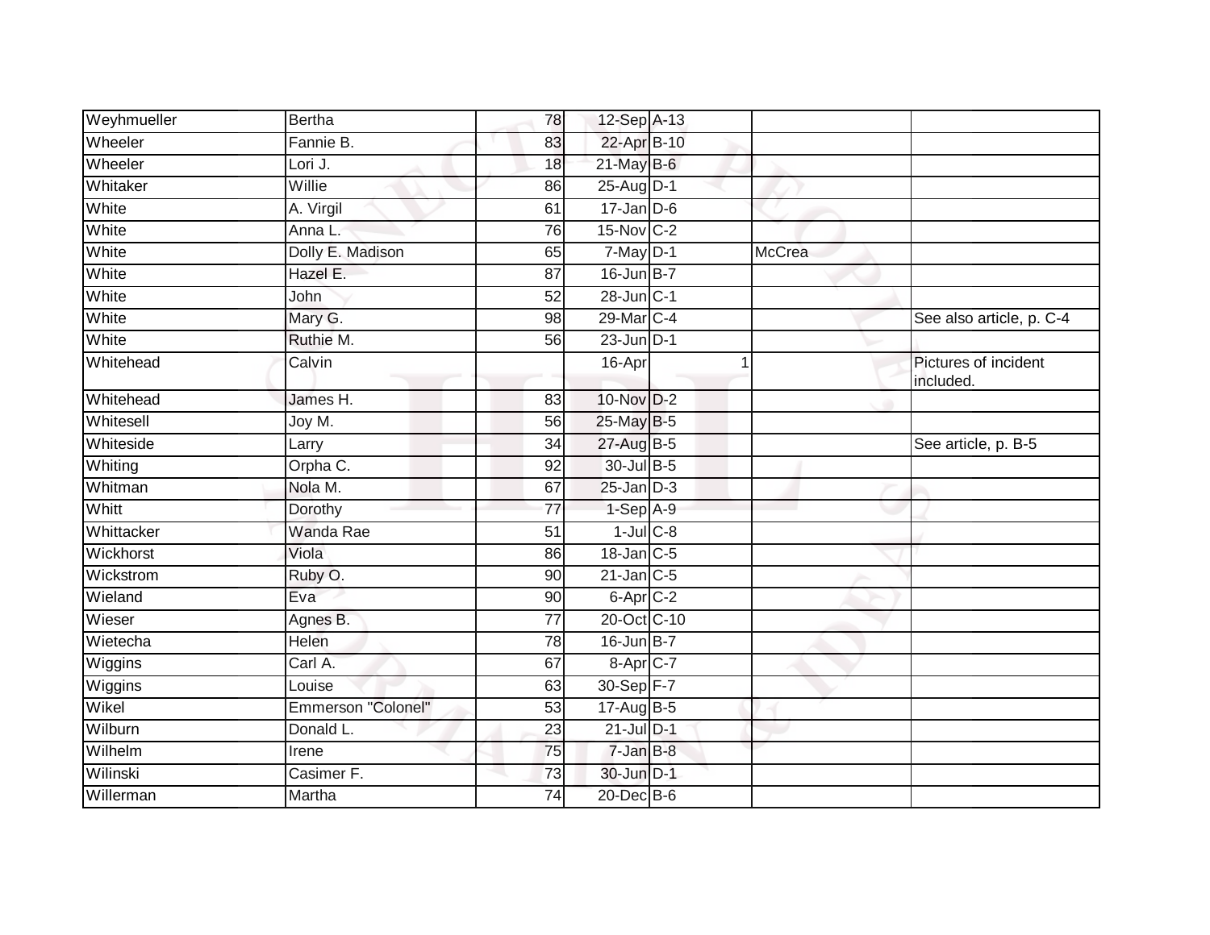| | | | | | | |
|---|---|---|---|---|---|---|
| Weyhmueller | Bertha | 78 | 12-Sep | A-13 | | |
| Wheeler | Fannie B. | 83 | 22-Apr | B-10 | | |
| Wheeler | Lori J. | 18 | 21-May | B-6 | | |
| Whitaker | Willie | 86 | 25-Aug | D-1 | | |
| White | A. Virgil | 61 | 17-Jan | D-6 | | |
| White | Anna L. | 76 | 15-Nov | C-2 | | |
| White | Dolly E. Madison | 65 | 7-May | D-1 | McCrea | |
| White | Hazel E. | 87 | 16-Jun | B-7 | | |
| White | John | 52 | 28-Jun | C-1 | | |
| White | Mary G. | 98 | 29-Mar | C-4 | | See also article, p. C-4 |
| White | Ruthie M. | 56 | 23-Jun | D-1 | | |
| Whitehead | Calvin | | 16-Apr | 1 | | Pictures of incident included. |
| Whitehead | James H. | 83 | 10-Nov | D-2 | | |
| Whitesell | Joy M. | 56 | 25-May | B-5 | | |
| Whiteside | Larry | 34 | 27-Aug | B-5 | | See article, p. B-5 |
| Whiting | Orpha C. | 92 | 30-Jul | B-5 | | |
| Whitman | Nola M. | 67 | 25-Jan | D-3 | | |
| Whitt | Dorothy | 77 | 1-Sep | A-9 | | |
| Whittacker | Wanda Rae | 51 | 1-Jul | C-8 | | |
| Wickhorst | Viola | 86 | 18-Jan | C-5 | | |
| Wickstrom | Ruby O. | 90 | 21-Jan | C-5 | | |
| Wieland | Eva | 90 | 6-Apr | C-2 | | |
| Wieser | Agnes B. | 77 | 20-Oct | C-10 | | |
| Wietecha | Helen | 78 | 16-Jun | B-7 | | |
| Wiggins | Carl A. | 67 | 8-Apr | C-7 | | |
| Wiggins | Louise | 63 | 30-Sep | F-7 | | |
| Wikel | Emmerson "Colonel" | 53 | 17-Aug | B-5 | | |
| Wilburn | Donald L. | 23 | 21-Jul | D-1 | | |
| Wilhelm | Irene | 75 | 7-Jan | B-8 | | |
| Wilinski | Casimer F. | 73 | 30-Jun | D-1 | | |
| Willerman | Martha | 74 | 20-Dec | B-6 | | |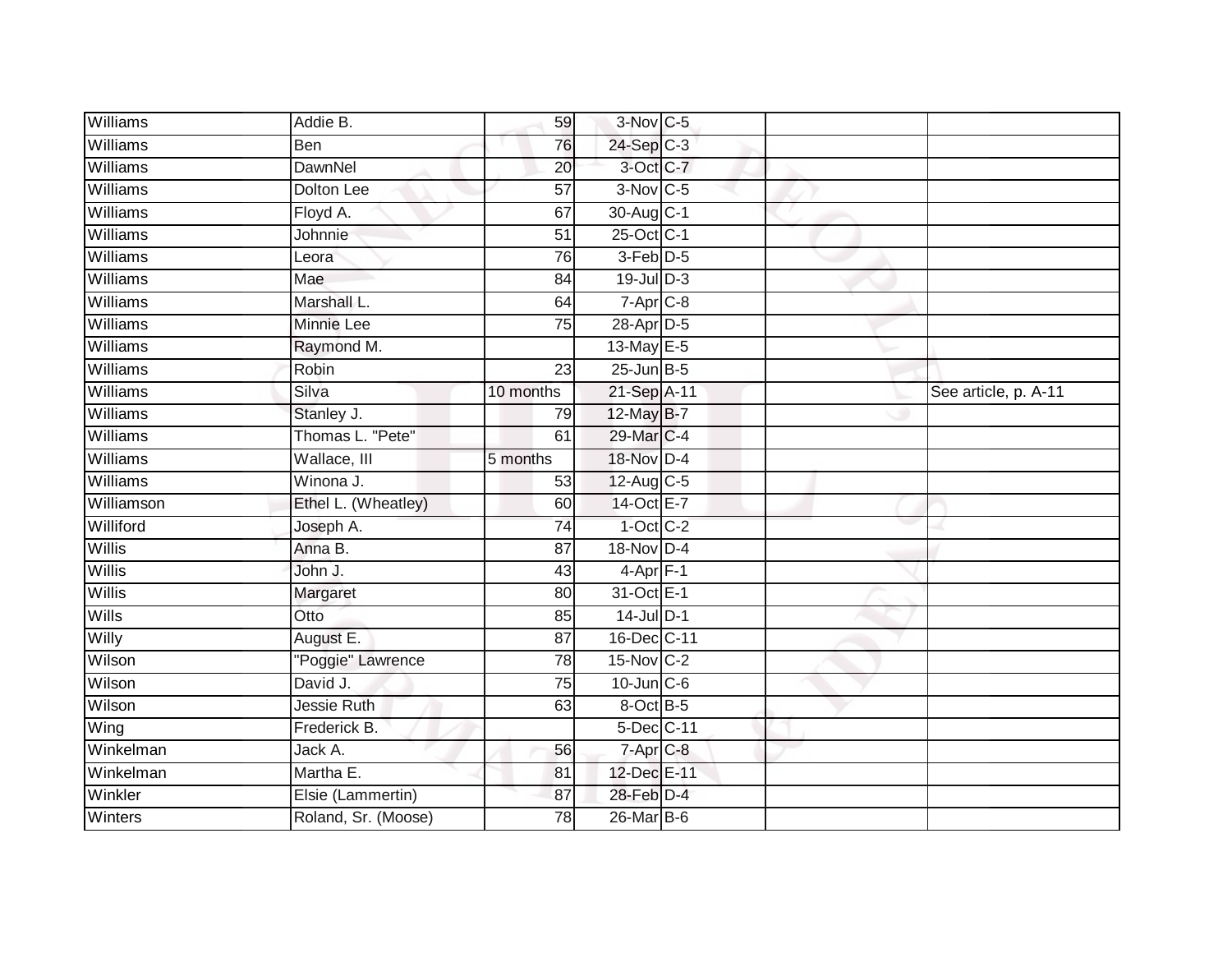| | | | | | | |
|---|---|---|---|---|---|---|
| Williams | Addie B. | 59 | 3-Nov | C-5 | | |
| Williams | Ben | 76 | 24-Sep | C-3 | | |
| Williams | DawnNel | 20 | 3-Oct | C-7 | | |
| Williams | Dolton Lee | 57 | 3-Nov | C-5 | | |
| Williams | Floyd A. | 67 | 30-Aug | C-1 | | |
| Williams | Johnnie | 51 | 25-Oct | C-1 | | |
| Williams | Leora | 76 | 3-Feb | D-5 | | |
| Williams | Mae | 84 | 19-Jul | D-3 | | |
| Williams | Marshall L. | 64 | 7-Apr | C-8 | | |
| Williams | Minnie Lee | 75 | 28-Apr | D-5 | | |
| Williams | Raymond M. | | 13-May | E-5 | | |
| Williams | Robin | 23 | 25-Jun | B-5 | | |
| Williams | Silva | 10 months | 21-Sep | A-11 | | See article, p. A-11 |
| Williams | Stanley J. | 79 | 12-May | B-7 | | |
| Williams | Thomas L. "Pete" | 61 | 29-Mar | C-4 | | |
| Williams | Wallace, III | 5 months | 18-Nov | D-4 | | |
| Williams | Winona J. | 53 | 12-Aug | C-5 | | |
| Williamson | Ethel L. (Wheatley) | 60 | 14-Oct | E-7 | | |
| Williford | Joseph A. | 74 | 1-Oct | C-2 | | |
| Willis | Anna B. | 87 | 18-Nov | D-4 | | |
| Willis | John J. | 43 | 4-Apr | F-1 | | |
| Willis | Margaret | 80 | 31-Oct | E-1 | | |
| Wills | Otto | 85 | 14-Jul | D-1 | | |
| Willy | August E. | 87 | 16-Dec | C-11 | | |
| Wilson | "Poggie" Lawrence | 78 | 15-Nov | C-2 | | |
| Wilson | David J. | 75 | 10-Jun | C-6 | | |
| Wilson | Jessie Ruth | 63 | 8-Oct | B-5 | | |
| Wing | Frederick B. | | 5-Dec | C-11 | | |
| Winkelman | Jack A. | 56 | 7-Apr | C-8 | | |
| Winkelman | Martha E. | 81 | 12-Dec | E-11 | | |
| Winkler | Elsie (Lammertin) | 87 | 28-Feb | D-4 | | |
| Winters | Roland, Sr. (Moose) | 78 | 26-Mar | B-6 | | |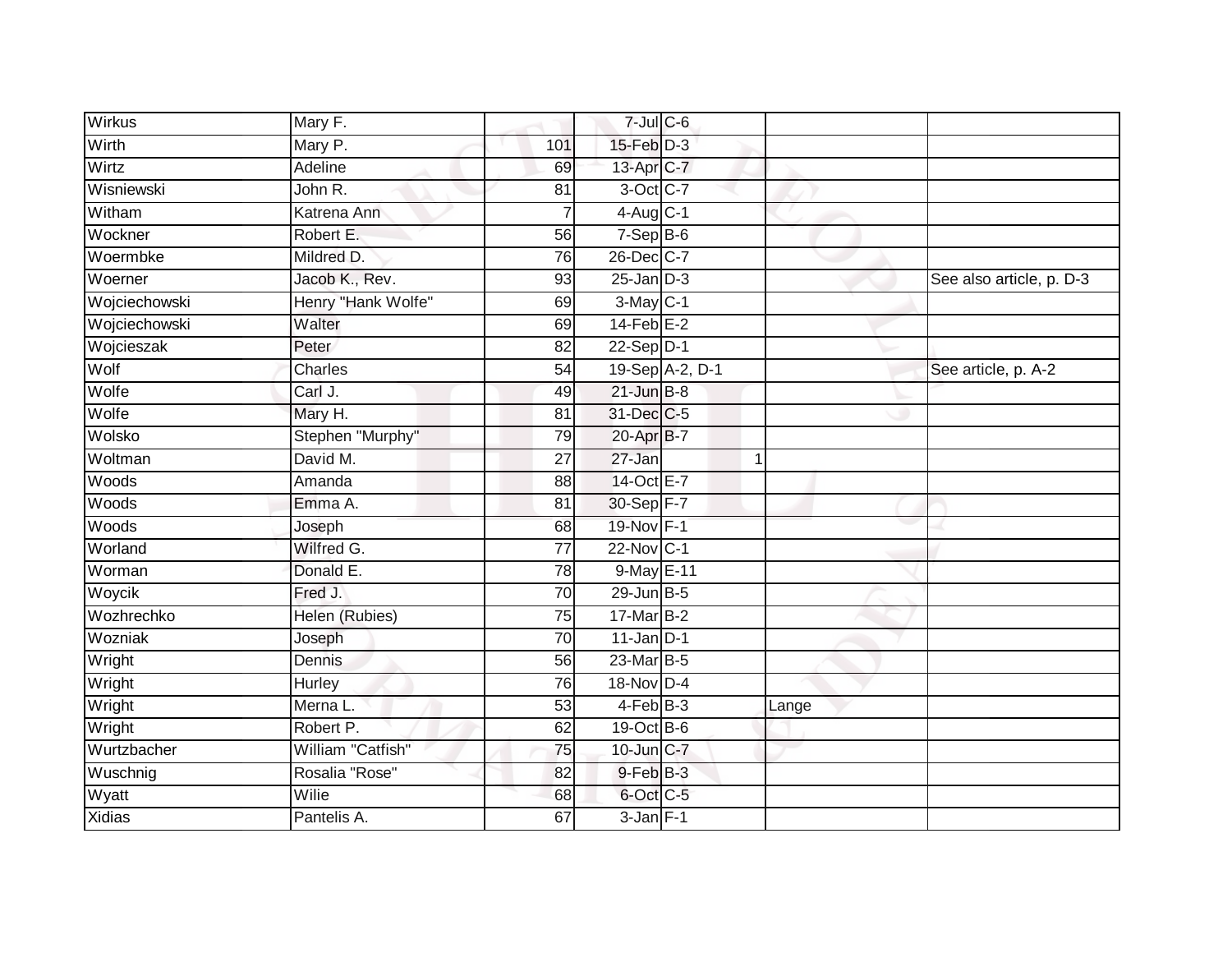| Wirkus | Mary F. | | 7-Jul | C-6 | | | |
|---|---|---|---|---|---|---|---|
| Wirth | Mary P. | 101 | 15-Feb | D-3 | | | |
| Wirtz | Adeline | 69 | 13-Apr | C-7 | | | |
| Wisniewski | John R. | 81 | 3-Oct | C-7 | | | |
| Witham | Katrena Ann | 7 | 4-Aug | C-1 | | | |
| Wockner | Robert E. | 56 | 7-Sep | B-6 | | | |
| Woermbke | Mildred D. | 76 | 26-Dec | C-7 | | | |
| Woerner | Jacob K., Rev. | 93 | 25-Jan | D-3 | | | See also article, p. D-3 |
| Wojciechowski | Henry "Hank Wolfe" | 69 | 3-May | C-1 | | | |
| Wojciechowski | Walter | 69 | 14-Feb | E-2 | | | |
| Wojcieszak | Peter | 82 | 22-Sep | D-1 | | | |
| Wolf | Charles | 54 | 19-Sep | A-2, D-1 | | | See article, p. A-2 |
| Wolfe | Carl J. | 49 | 21-Jun | B-8 | | | |
| Wolfe | Mary H. | 81 | 31-Dec | C-5 | | | |
| Wolsko | Stephen "Murphy" | 79 | 20-Apr | B-7 | | | |
| Woltman | David M. | 27 | 27-Jan | | 1 | | |
| Woods | Amanda | 88 | 14-Oct | E-7 | | | |
| Woods | Emma A. | 81 | 30-Sep | F-7 | | | |
| Woods | Joseph | 68 | 19-Nov | F-1 | | | |
| Worland | Wilfred G. | 77 | 22-Nov | C-1 | | | |
| Worman | Donald E. | 78 | 9-May | E-11 | | | |
| Woycik | Fred J. | 70 | 29-Jun | B-5 | | | |
| Wozhrechko | Helen (Rubies) | 75 | 17-Mar | B-2 | | | |
| Wozniak | Joseph | 70 | 11-Jan | D-1 | | | |
| Wright | Dennis | 56 | 23-Mar | B-5 | | | |
| Wright | Hurley | 76 | 18-Nov | D-4 | | | |
| Wright | Merna L. | 53 | 4-Feb | B-3 | | Lange | |
| Wright | Robert P. | 62 | 19-Oct | B-6 | | | |
| Wurtzbacher | William "Catfish" | 75 | 10-Jun | C-7 | | | |
| Wuschnig | Rosalia "Rose" | 82 | 9-Feb | B-3 | | | |
| Wyatt | Wilie | 68 | 6-Oct | C-5 | | | |
| Xidias | Pantelis A. | 67 | 3-Jan | F-1 | | | |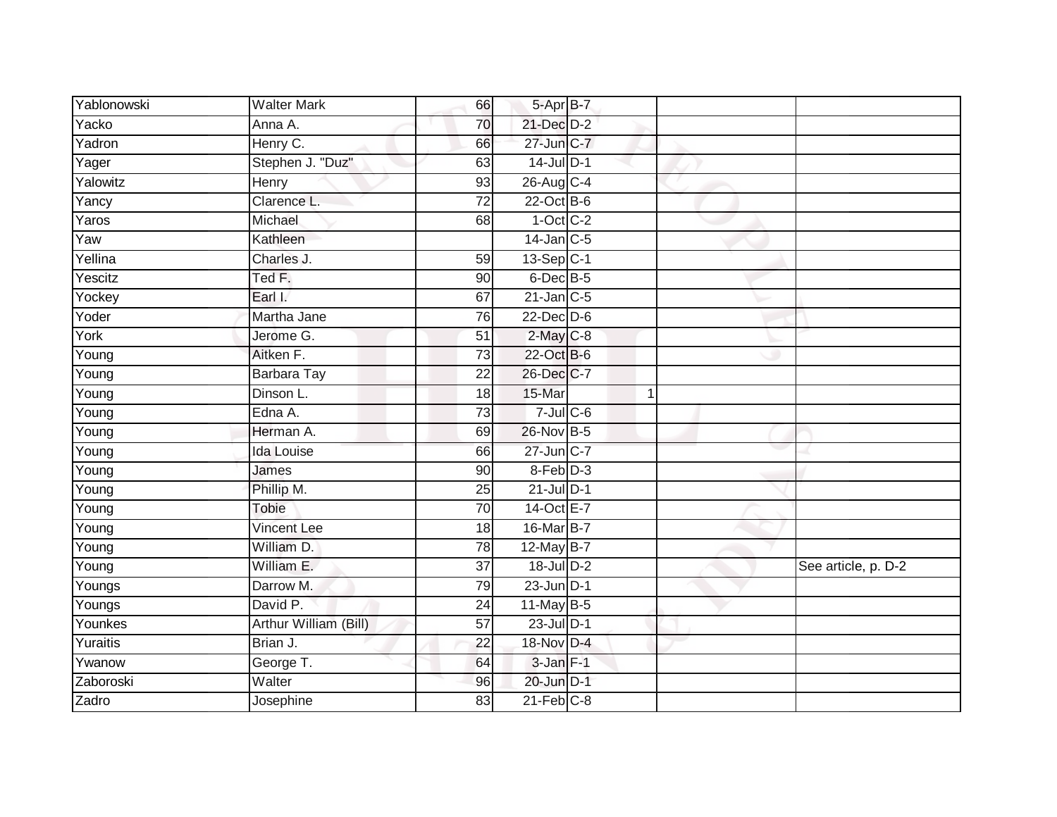| Yablonowski | Walter Mark | 66 | 5-Apr | B-7 | | |
|---|---|---|---|---|---|---|
| Yacko | Anna A. | 70 | 21-Dec | D-2 | | |
| Yadron | Henry C. | 66 | 27-Jun | C-7 | | |
| Yager | Stephen J. "Duz" | 63 | 14-Jul | D-1 | | |
| Yalowitz | Henry | 93 | 26-Aug | C-4 | | |
| Yancy | Clarence L. | 72 | 22-Oct | B-6 | | |
| Yaros | Michael | 68 | 1-Oct | C-2 | | |
| Yaw | Kathleen | | 14-Jan | C-5 | | |
| Yellina | Charles J. | 59 | 13-Sep | C-1 | | |
| Yescitz | Ted F. | 90 | 6-Dec | B-5 | | |
| Yockey | Earl I. | 67 | 21-Jan | C-5 | | |
| Yoder | Martha Jane | 76 | 22-Dec | D-6 | | |
| York | Jerome G. | 51 | 2-May | C-8 | | |
| Young | Aitken F. | 73 | 22-Oct | B-6 | | |
| Young | Barbara Tay | 22 | 26-Dec | C-7 | | |
| Young | Dinson L. | 18 | 15-Mar | 1 | | |
| Young | Edna A. | 73 | 7-Jul | C-6 | | |
| Young | Herman A. | 69 | 26-Nov | B-5 | | |
| Young | Ida Louise | 66 | 27-Jun | C-7 | | |
| Young | James | 90 | 8-Feb | D-3 | | |
| Young | Phillip M. | 25 | 21-Jul | D-1 | | |
| Young | Tobie | 70 | 14-Oct | E-7 | | |
| Young | Vincent Lee | 18 | 16-Mar | B-7 | | |
| Young | William D. | 78 | 12-May | B-7 | | |
| Young | William E. | 37 | 18-Jul | D-2 | | See article, p. D-2 |
| Youngs | Darrow M. | 79 | 23-Jun | D-1 | | |
| Youngs | David P. | 24 | 11-May | B-5 | | |
| Younkes | Arthur William (Bill) | 57 | 23-Jul | D-1 | | |
| Yuraitis | Brian J. | 22 | 18-Nov | D-4 | | |
| Ywanow | George T. | 64 | 3-Jan | F-1 | | |
| Zaboroski | Walter | 96 | 20-Jun | D-1 | | |
| Zadro | Josephine | 83 | 21-Feb | C-8 | | |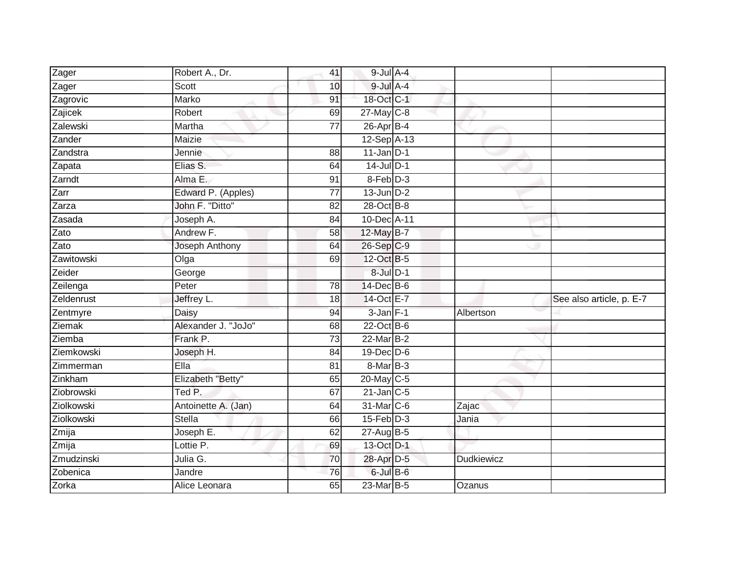| | | | | | | |
|---|---|---|---|---|---|---|
| Zager | Robert A., Dr. | 41 | 9-Jul | A-4 | | |
| Zager | Scott | 10 | 9-Jul | A-4 | | |
| Zagrovic | Marko | 91 | 18-Oct | C-1 | | |
| Zajicek | Robert | 69 | 27-May | C-8 | | |
| Zalewski | Martha | 77 | 26-Apr | B-4 | | |
| Zander | Maizie | | 12-Sep | A-13 | | |
| Zandstra | Jennie | 88 | 11-Jan | D-1 | | |
| Zapata | Elias S. | 64 | 14-Jul | D-1 | | |
| Zarndt | Alma E. | 91 | 8-Feb | D-3 | | |
| Zarr | Edward P. (Apples) | 77 | 13-Jun | D-2 | | |
| Zarza | John F. "Ditto" | 82 | 28-Oct | B-8 | | |
| Zasada | Joseph A. | 84 | 10-Dec | A-11 | | |
| Zato | Andrew F. | 58 | 12-May | B-7 | | |
| Zato | Joseph Anthony | 64 | 26-Sep | C-9 | | |
| Zawitowski | Olga | 69 | 12-Oct | B-5 | | |
| Zeider | George | | 8-Jul | D-1 | | |
| Zeilenga | Peter | 78 | 14-Dec | B-6 | | |
| Zeldenrust | Jeffrey L. | 18 | 14-Oct | E-7 | | See also article, p. E-7 |
| Zentmyre | Daisy | 94 | 3-Jan | F-1 | Albertson | |
| Ziemak | Alexander J. "JoJo" | 68 | 22-Oct | B-6 | | |
| Ziemba | Frank P. | 73 | 22-Mar | B-2 | | |
| Ziemkowski | Joseph H. | 84 | 19-Dec | D-6 | | |
| Zimmerman | Ella | 81 | 8-Mar | B-3 | | |
| Zinkham | Elizabeth "Betty" | 65 | 20-May | C-5 | | |
| Ziobrowski | Ted P. | 67 | 21-Jan | C-5 | | |
| Ziolkowski | Antoinette A. (Jan) | 64 | 31-Mar | C-6 | Zajac | |
| Ziolkowski | Stella | 66 | 15-Feb | D-3 | Jania | |
| Zmija | Joseph E. | 62 | 27-Aug | B-5 | | |
| Zmija | Lottie P. | 69 | 13-Oct | D-1 | | |
| Zmudzinski | Julia G. | 70 | 28-Apr | D-5 | Dudkiewicz | |
| Zobenica | Jandre | 76 | 6-Jul | B-6 | | |
| Zorka | Alice Leonara | 65 | 23-Mar | B-5 | Ozanus | |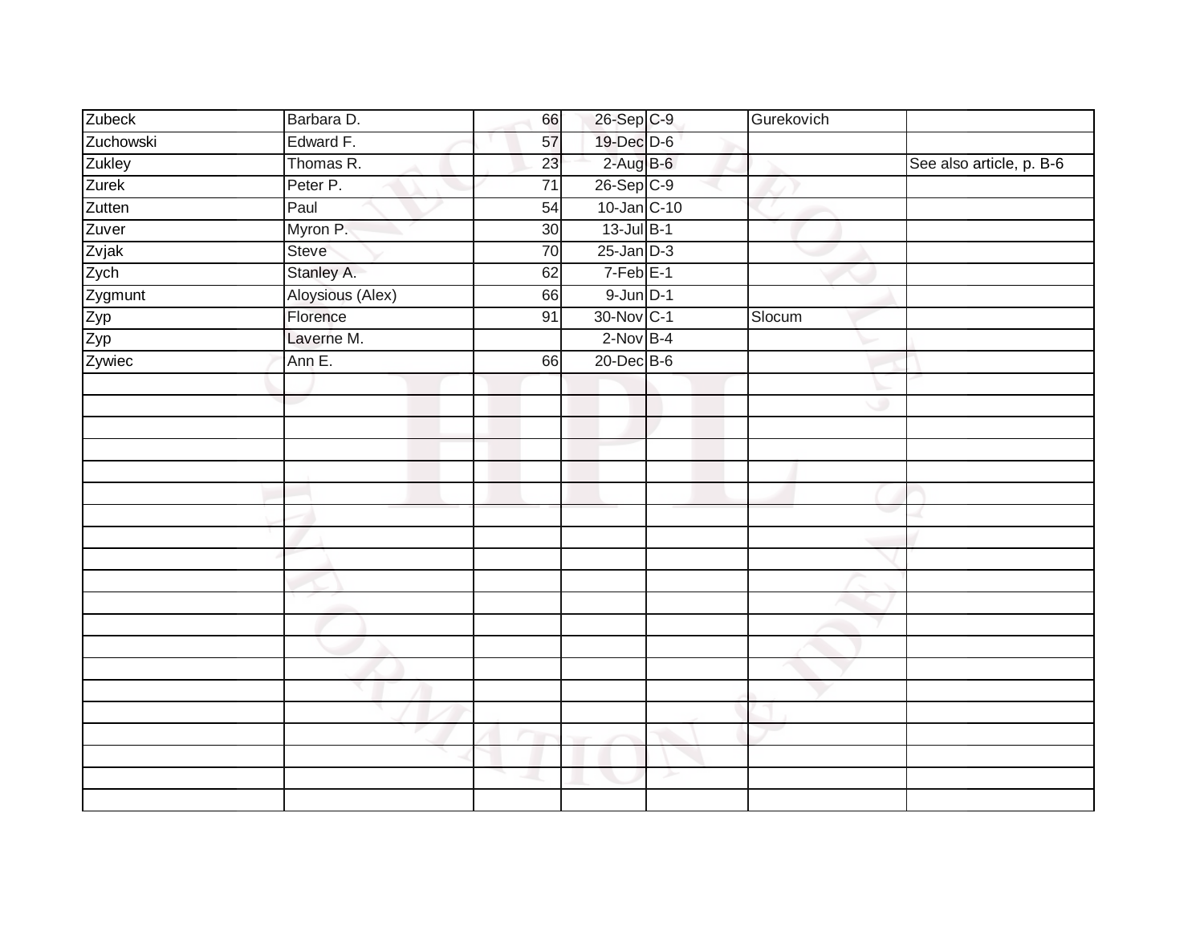| | | | | | | |
|---|---|---|---|---|---|---|
| Zubeck | Barbara D. | 66 | 26-Sep | C-9 | Gurekovich | |
| Zuchowski | Edward F. | 57 | 19-Dec | D-6 | | |
| Zukley | Thomas R. | 23 | 2-Aug | B-6 | | See also article, p. B-6 |
| Zurek | Peter P. | 71 | 26-Sep | C-9 | | |
| Zutten | Paul | 54 | 10-Jan | C-10 | | |
| Zuver | Myron P. | 30 | 13-Jul | B-1 | | |
| Zvjak | Steve | 70 | 25-Jan | D-3 | | |
| Zych | Stanley A. | 62 | 7-Feb | E-1 | | |
| Zygmunt | Aloysious (Alex) | 66 | 9-Jun | D-1 | | |
| Zyp | Florence | 91 | 30-Nov | C-1 | Slocum | |
| Zyp | Laverne M. | | 2-Nov | B-4 | | |
| Zywiec | Ann E. | 66 | 20-Dec | B-6 | | |